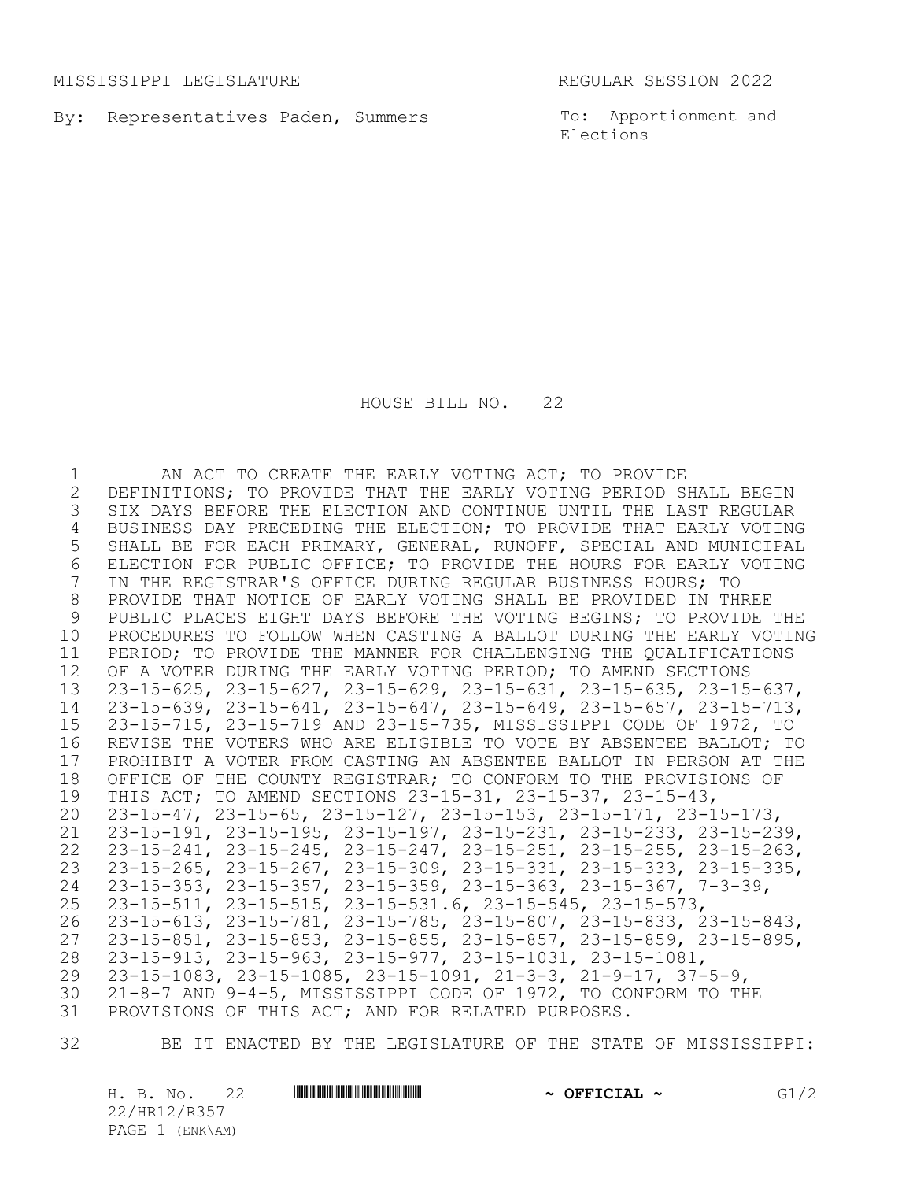MISSISSIPPI LEGISLATURE REGULAR SESSION 2022

By: Representatives Paden, Summers

To: Apportionment and Elections

# HOUSE BILL NO. 22

AN ACT TO CREATE THE EARLY VOTING ACT; TO PROVIDE DEFINITIONS; TO PROVIDE THAT THE EARLY VOTING PERIOD SHALL BEGIN SIX DAYS BEFORE THE ELECTION AND CONTINUE UNTIL THE LAST REGULAR BUSINESS DAY PRECEDING THE ELECTION; TO PROVIDE THAT EARLY VOTING SHALL BE FOR EACH PRIMARY, GENERAL, RUNOFF, SPECIAL AND MUNICIPAL ELECTION FOR PUBLIC OFFICE; TO PROVIDE THE HOURS FOR EARLY VOTING IN THE REGISTRAR'S OFFICE DURING REGULAR BUSINESS HOURS; TO PROVIDE THAT NOTICE OF EARLY VOTING SHALL BE PROVIDED IN THREE PUBLIC PLACES EIGHT DAYS BEFORE THE VOTING BEGINS; TO PROVIDE THE PROCEDURES TO FOLLOW WHEN CASTING A BALLOT DURING THE EARLY VOTING PERIOD; TO PROVIDE THE MANNER FOR CHALLENGING THE QUALIFICATIONS OF A VOTER DURING THE EARLY VOTING PERIOD; TO AMEND SECTIONS 23-15-625, 23-15-627, 23-15-629, 23-15-631, 23-15-635, 23-15-637, 23-15-639, 23-15-641, 23-15-647, 23-15-649, 23-15-657, 23-15-713, 23-15-715, 23-15-719 AND 23-15-735, MISSISSIPPI CODE OF 1972, TO REVISE THE VOTERS WHO ARE ELIGIBLE TO VOTE BY ABSENTEE BALLOT; TO PROHIBIT A VOTER FROM CASTING AN ABSENTEE BALLOT IN PERSON AT THE OFFICE OF THE COUNTY REGISTRAR; TO CONFORM TO THE PROVISIONS OF THIS ACT; TO AMEND SECTIONS 23-15-31, 23-15-37, 23-15-43, 23-15-47, 23-15-65, 23-15-127, 23-15-153, 23-15-171, 23-15-173, 23-15-191, 23-15-195, 23-15-197, 23-15-231, 23-15-233, 23-15-239, 23-15-241, 23-15-245, 23-15-247, 23-15-251, 23-15-255, 23-15-263, 23-15-265, 23-15-267, 23-15-309, 23-15-331, 23-15-333, 23-15-335, 23-15-353, 23-15-357, 23-15-359, 23-15-363, 23-15-367, 7-3-39, 23-15-511, 23-15-515, 23-15-531.6, 23-15-545, 23-15-573, 23-15-613, 23-15-781, 23-15-785, 23-15-807, 23-15-833, 23-15-843, 23-15-851, 23-15-853, 23-15-855, 23-15-857, 23-15-859, 23-15-895, 23-15-913, 23-15-963, 23-15-977, 23-15-1031, 23-15-1081, 23-15-1083, 23-15-1085, 23-15-1091, 21-3-3, 21-9-17, 37-5-9, 21-8-7 AND 9-4-5, MISSISSIPPI CODE OF 1972, TO CONFORM TO THE PROVISIONS OF THIS ACT; AND FOR RELATED PURPOSES.

BE IT ENACTED BY THE LEGISLATURE OF THE STATE OF MISSISSIPPI: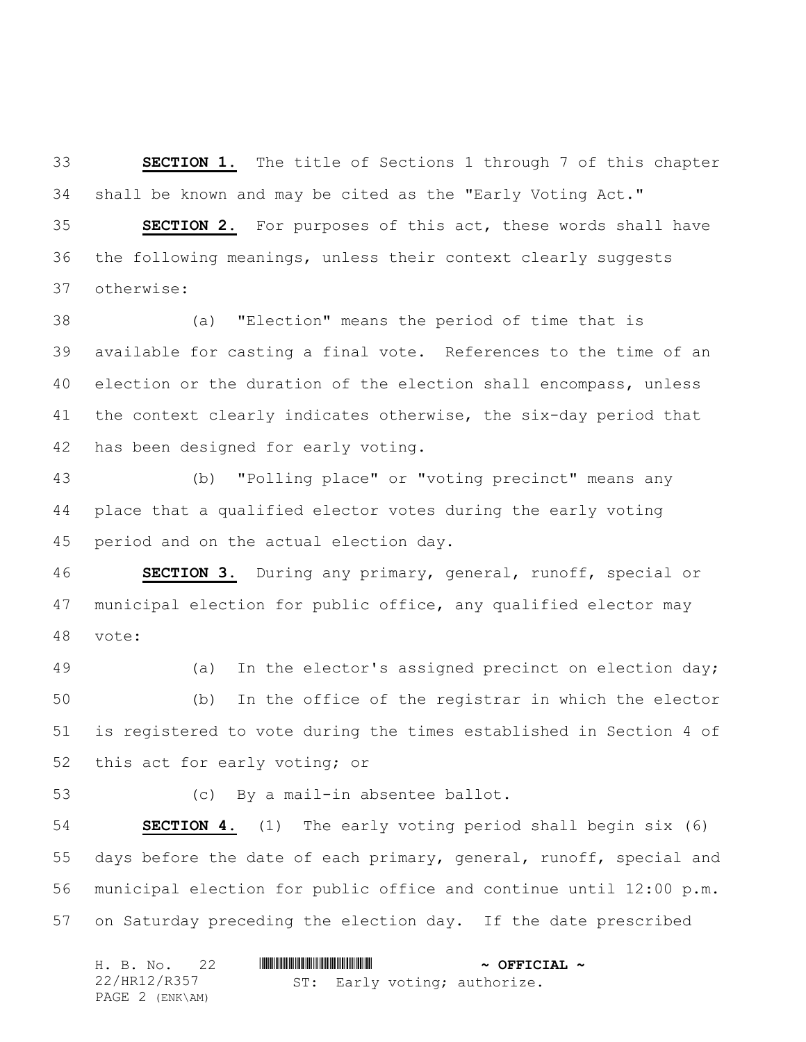**SECTION 1.** The title of Sections 1 through 7 of this chapter shall be known and may be cited as the "Early Voting Act."

**SECTION 2.** For purposes of this act, these words shall have the following meanings, unless their context clearly suggests otherwise:

(a) "Election" means the period of time that is available for casting a final vote. References to the time of an election or the duration of the election shall encompass, unless the context clearly indicates otherwise, the six-day period that has been designed for early voting.

(b) "Polling place" or "voting precinct" means any place that a qualified elector votes during the early voting period and on the actual election day.

**SECTION 3.** During any primary, general, runoff, special or municipal election for public office, any qualified elector may vote:

(a) In the elector's assigned precinct on election day;

(b) In the office of the registrar in which the elector is registered to vote during the times established in Section 4 of this act for early voting; or

(c) By a mail-in absentee ballot.

**SECTION 4.** (1) The early voting period shall begin six (6) days before the date of each primary, general, runoff, special and municipal election for public office and continue until 12:00 p.m. on Saturday preceding the election day. If the date prescribed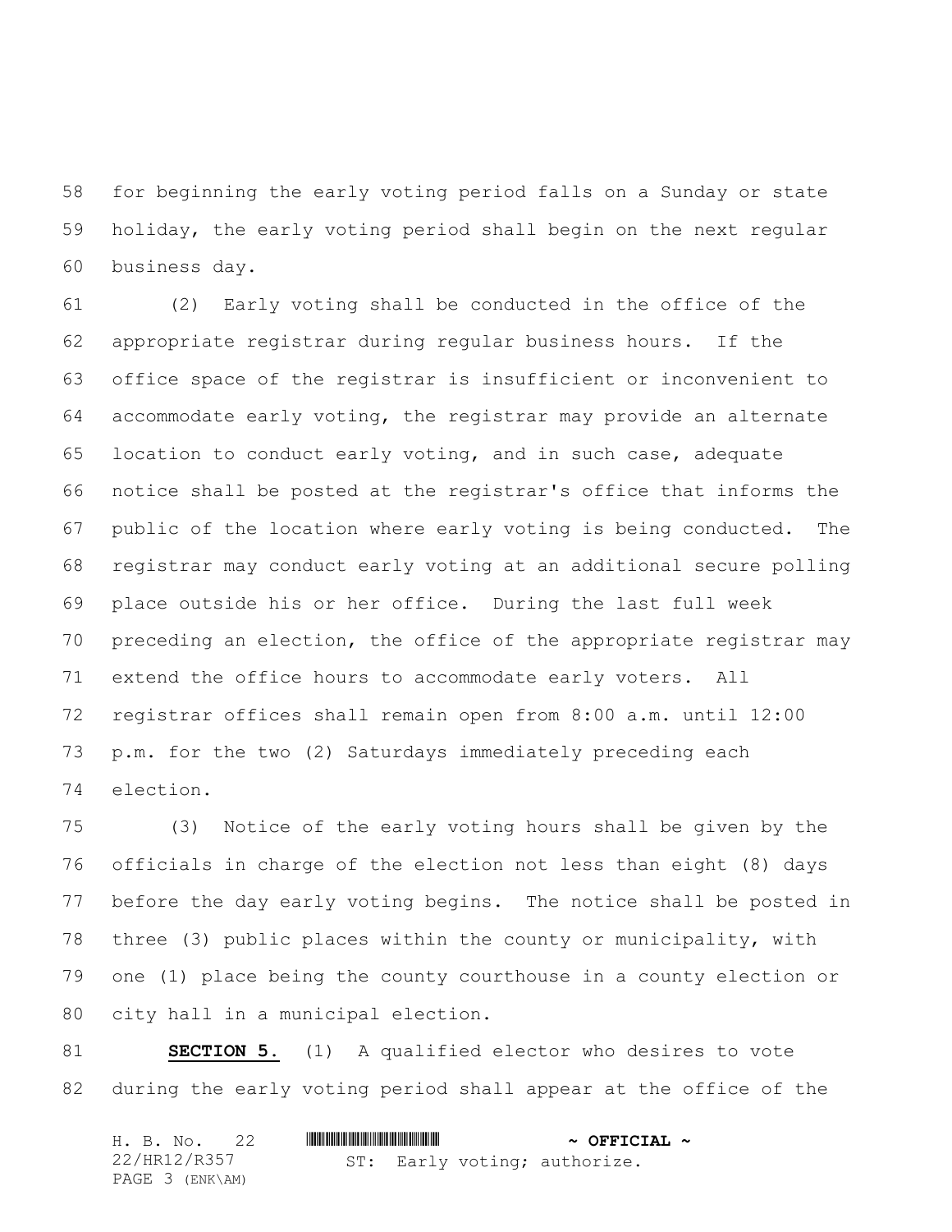for beginning the early voting period falls on a Sunday or state holiday, the early voting period shall begin on the next regular business day.

(2) Early voting shall be conducted in the office of the appropriate registrar during regular business hours. If the office space of the registrar is insufficient or inconvenient to accommodate early voting, the registrar may provide an alternate location to conduct early voting, and in such case, adequate notice shall be posted at the registrar's office that informs the public of the location where early voting is being conducted. The registrar may conduct early voting at an additional secure polling place outside his or her office. During the last full week preceding an election, the office of the appropriate registrar may extend the office hours to accommodate early voters. All registrar offices shall remain open from 8:00 a.m. until 12:00 p.m. for the two (2) Saturdays immediately preceding each election.

(3) Notice of the early voting hours shall be given by the officials in charge of the election not less than eight (8) days before the day early voting begins. The notice shall be posted in three (3) public places within the county or municipality, with one (1) place being the county courthouse in a county election or city hall in a municipal election.

**SECTION 5.** (1) A qualified elector who desires to vote during the early voting period shall appear at the office of the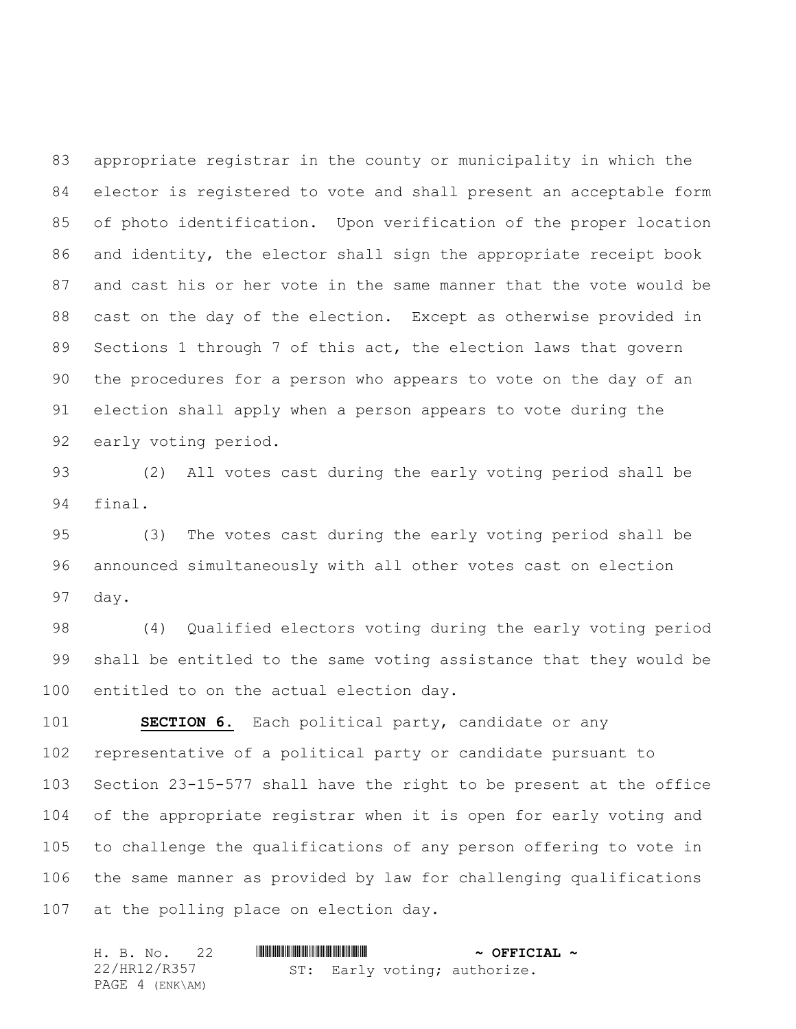appropriate registrar in the county or municipality in which the elector is registered to vote and shall present an acceptable form of photo identification. Upon verification of the proper location and identity, the elector shall sign the appropriate receipt book and cast his or her vote in the same manner that the vote would be cast on the day of the election. Except as otherwise provided in Sections 1 through 7 of this act, the election laws that govern the procedures for a person who appears to vote on the day of an election shall apply when a person appears to vote during the early voting period.

(2) All votes cast during the early voting period shall be final.

(3) The votes cast during the early voting period shall be announced simultaneously with all other votes cast on election day.

(4) Qualified electors voting during the early voting period shall be entitled to the same voting assistance that they would be entitled to on the actual election day.

**SECTION 6.** Each political party, candidate or any representative of a political party or candidate pursuant to Section 23-15-577 shall have the right to be present at the office of the appropriate registrar when it is open for early voting and to challenge the qualifications of any person offering to vote in the same manner as provided by law for challenging qualifications at the polling place on election day.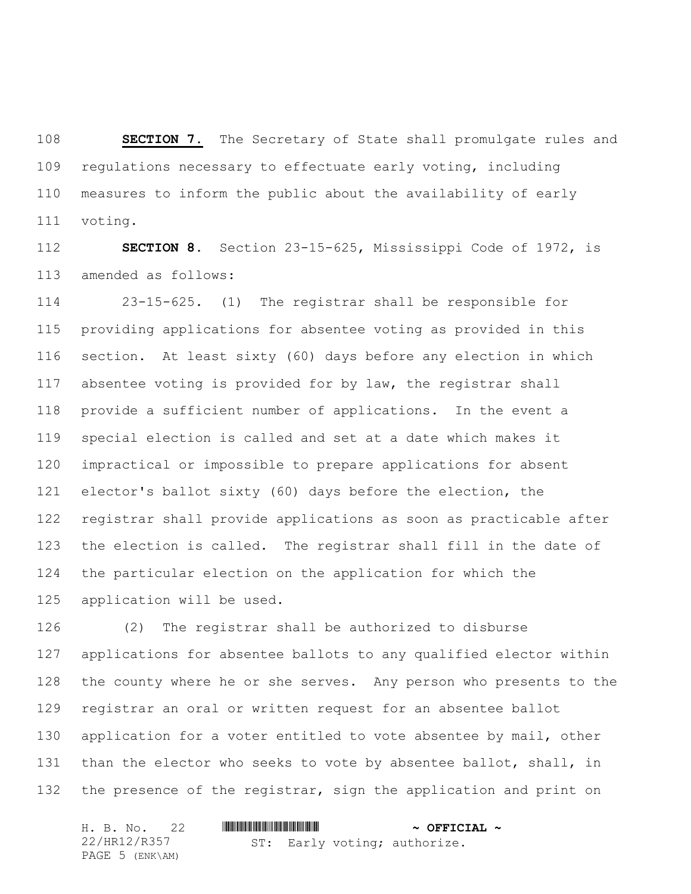**SECTION 7.** The Secretary of State shall promulgate rules and regulations necessary to effectuate early voting, including measures to inform the public about the availability of early voting.

**SECTION 8.** Section 23-15-625, Mississippi Code of 1972, is amended as follows:

23-15-625. (1) The registrar shall be responsible for providing applications for absentee voting as provided in this section. At least sixty (60) days before any election in which absentee voting is provided for by law, the registrar shall provide a sufficient number of applications. In the event a special election is called and set at a date which makes it impractical or impossible to prepare applications for absent elector's ballot sixty (60) days before the election, the registrar shall provide applications as soon as practicable after the election is called. The registrar shall fill in the date of the particular election on the application for which the application will be used.

(2) The registrar shall be authorized to disburse applications for absentee ballots to any qualified elector within the county where he or she serves. Any person who presents to the registrar an oral or written request for an absentee ballot application for a voter entitled to vote absentee by mail, other than the elector who seeks to vote by absentee ballot, shall, in the presence of the registrar, sign the application and print on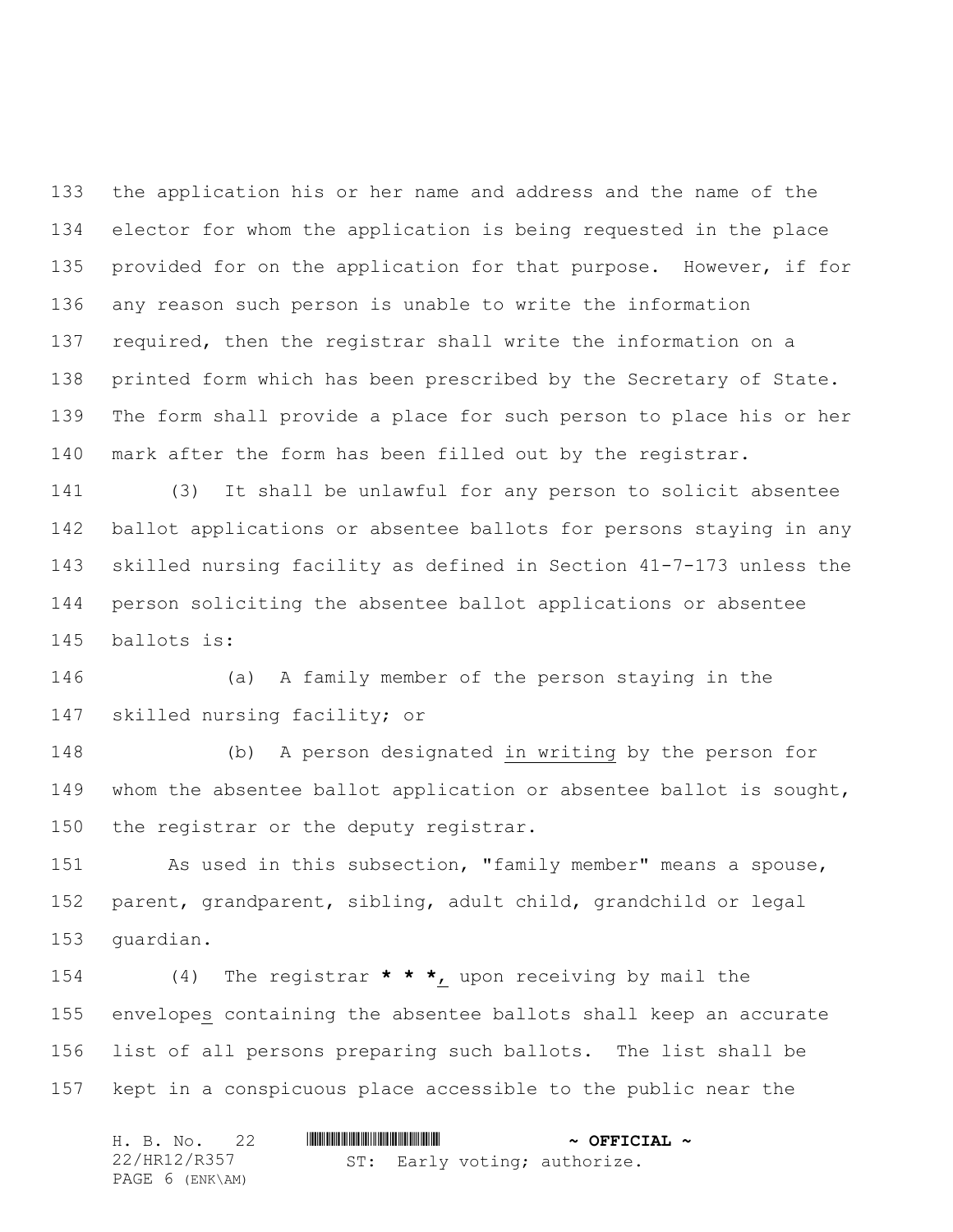the application his or her name and address and the name of the elector for whom the application is being requested in the place provided for on the application for that purpose. However, if for any reason such person is unable to write the information required, then the registrar shall write the information on a printed form which has been prescribed by the Secretary of State. The form shall provide a place for such person to place his or her mark after the form has been filled out by the registrar.

(3) It shall be unlawful for any person to solicit absentee ballot applications or absentee ballots for persons staying in any skilled nursing facility as defined in Section 41-7-173 unless the person soliciting the absentee ballot applications or absentee ballots is:

(a) A family member of the person staying in the skilled nursing facility; or

(b) A person designated <u>in writing</u> by the person for whom the absentee ballot application or absentee ballot is sought, the registrar or the deputy registrar.

As used in this subsection, "family member" means a spouse, parent, grandparent, sibling, adult child, grandchild or legal guardian.

(4) The registrar **\* \* \***<u>,</u> upon receiving by mail the envelope<u>s</u> containing the absentee ballots shall keep an accurate list of all persons preparing such ballots. The list shall be kept in a conspicuous place accessible to the public near the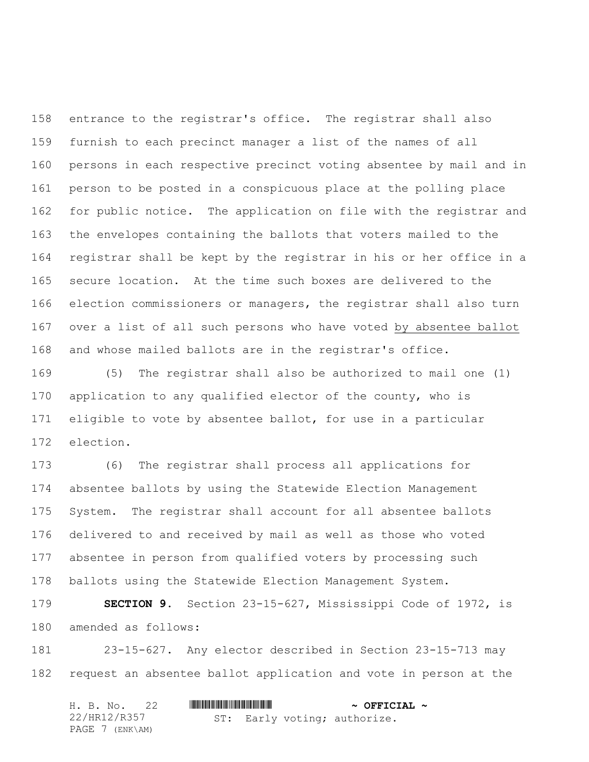entrance to the registrar's office. The registrar shall also furnish to each precinct manager a list of the names of all persons in each respective precinct voting absentee by mail and in person to be posted in a conspicuous place at the polling place for public notice. The application on file with the registrar and the envelopes containing the ballots that voters mailed to the registrar shall be kept by the registrar in his or her office in a secure location. At the time such boxes are delivered to the election commissioners or managers, the registrar shall also turn over a list of all such persons who have voted by absentee ballot and whose mailed ballots are in the registrar's office.

(5) The registrar shall also be authorized to mail one (1) application to any qualified elector of the county, who is eligible to vote by absentee ballot, for use in a particular election.

(6) The registrar shall process all applications for absentee ballots by using the Statewide Election Management System. The registrar shall account for all absentee ballots delivered to and received by mail as well as those who voted absentee in person from qualified voters by processing such ballots using the Statewide Election Management System.

**SECTION 9.** Section 23-15-627, Mississippi Code of 1972, is amended as follows:

23-15-627. Any elector described in Section 23-15-713 may request an absentee ballot application and vote in person at the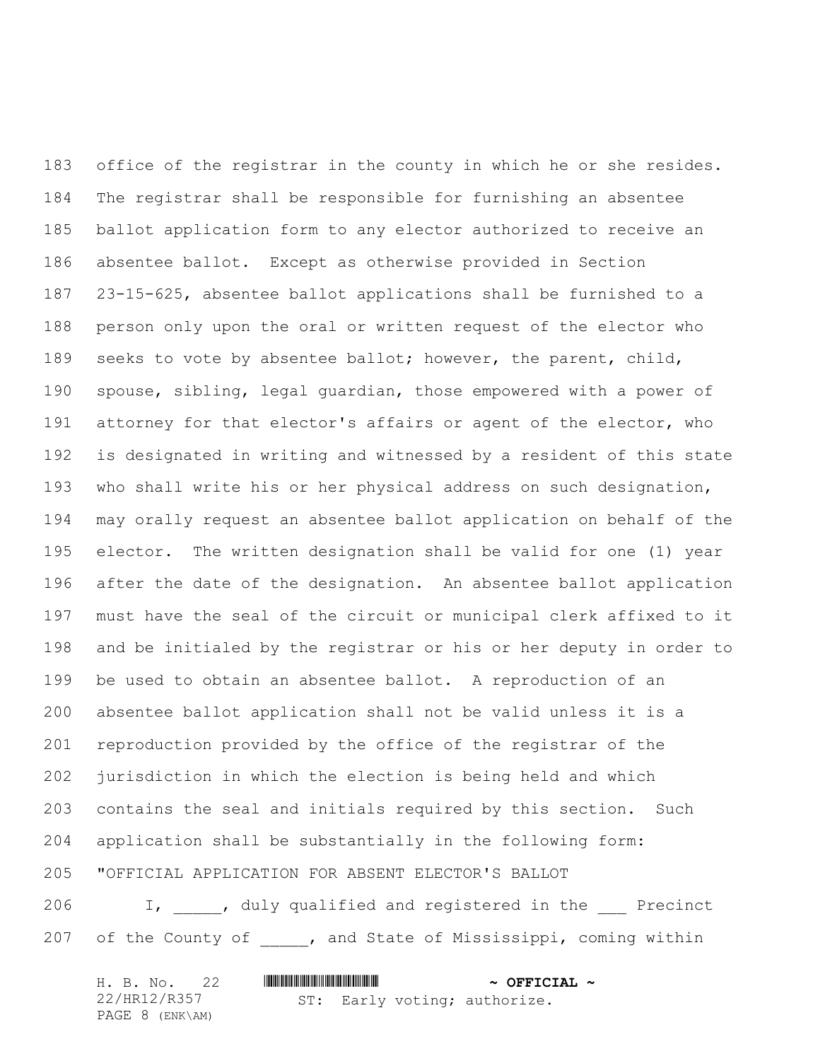office of the registrar in the county in which he or she resides. The registrar shall be responsible for furnishing an absentee ballot application form to any elector authorized to receive an absentee ballot. Except as otherwise provided in Section 23-15-625, absentee ballot applications shall be furnished to a person only upon the oral or written request of the elector who seeks to vote by absentee ballot; however, the parent, child, spouse, sibling, legal guardian, those empowered with a power of attorney for that elector's affairs or agent of the elector, who is designated in writing and witnessed by a resident of this state who shall write his or her physical address on such designation, may orally request an absentee ballot application on behalf of the elector. The written designation shall be valid for one (1) year after the date of the designation. An absentee ballot application must have the seal of the circuit or municipal clerk affixed to it and be initialed by the registrar or his or her deputy in order to be used to obtain an absentee ballot. A reproduction of an absentee ballot application shall not be valid unless it is a reproduction provided by the office of the registrar of the jurisdiction in which the election is being held and which contains the seal and initials required by this section. Such application shall be substantially in the following form:

"OFFICIAL APPLICATION FOR ABSENT ELECTOR'S BALLOT

I, _____, duly qualified and registered in the ___ Precinct of the County of _____, and State of Mississippi, coming within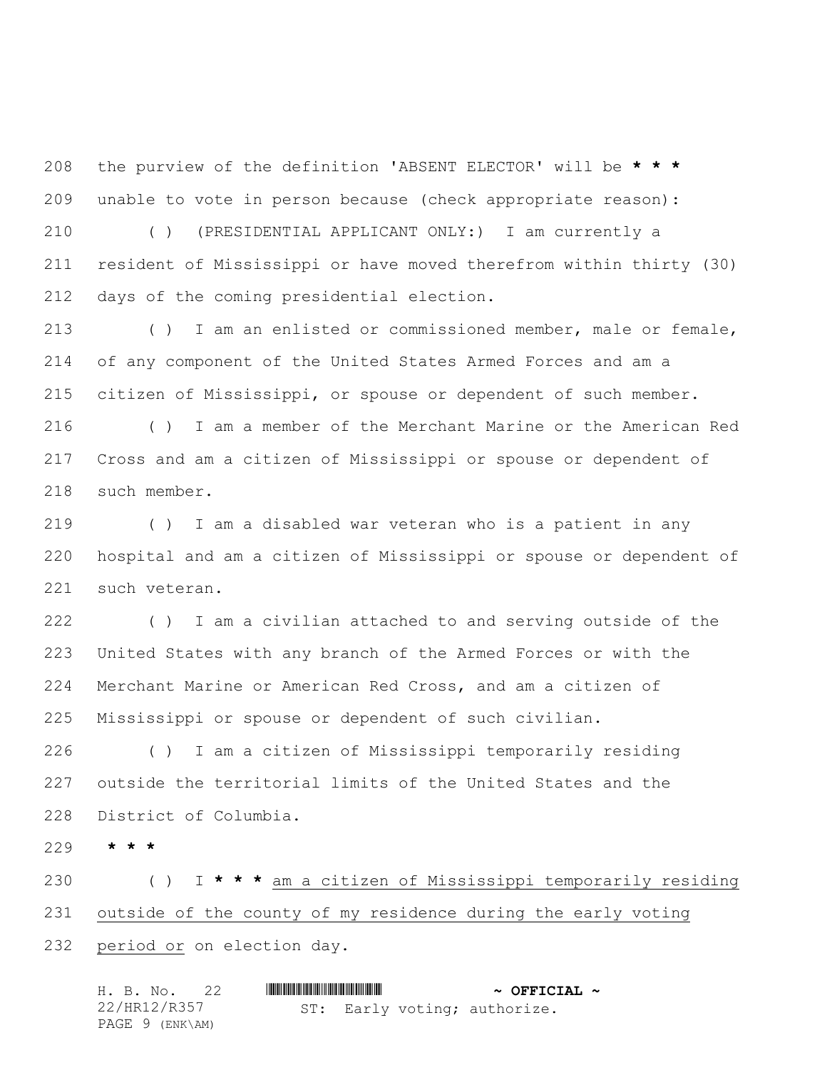208 the purview of the definition 'ABSENT ELECTOR' will be **\* \* \***
209 unable to vote in person because (check appropriate reason):

210 ( ) (PRESIDENTIAL APPLICANT ONLY:) I am currently a
211 resident of Mississippi or have moved therefrom within thirty (30)
212 days of the coming presidential election.

213 ( ) I am an enlisted or commissioned member, male or female,
214 of any component of the United States Armed Forces and am a
215 citizen of Mississippi, or spouse or dependent of such member.

216 ( ) I am a member of the Merchant Marine or the American Red
217 Cross and am a citizen of Mississippi or spouse or dependent of
218 such member.

219 ( ) I am a disabled war veteran who is a patient in any
220 hospital and am a citizen of Mississippi or spouse or dependent of
221 such veteran.

222 ( ) I am a civilian attached to and serving outside of the
223 United States with any branch of the Armed Forces or with the
224 Merchant Marine or American Red Cross, and am a citizen of
225 Mississippi or spouse or dependent of such civilian.

226 ( ) I am a citizen of Mississippi temporarily residing
227 outside the territorial limits of the United States and the
228 District of Columbia.

229 **\* \* \***

230 ( ) I **\* \* \*** <u>am a citizen of Mississippi temporarily residing</u>
231 <u>outside of the county of my residence during the early voting</u>
232 <u>period or</u> on election day.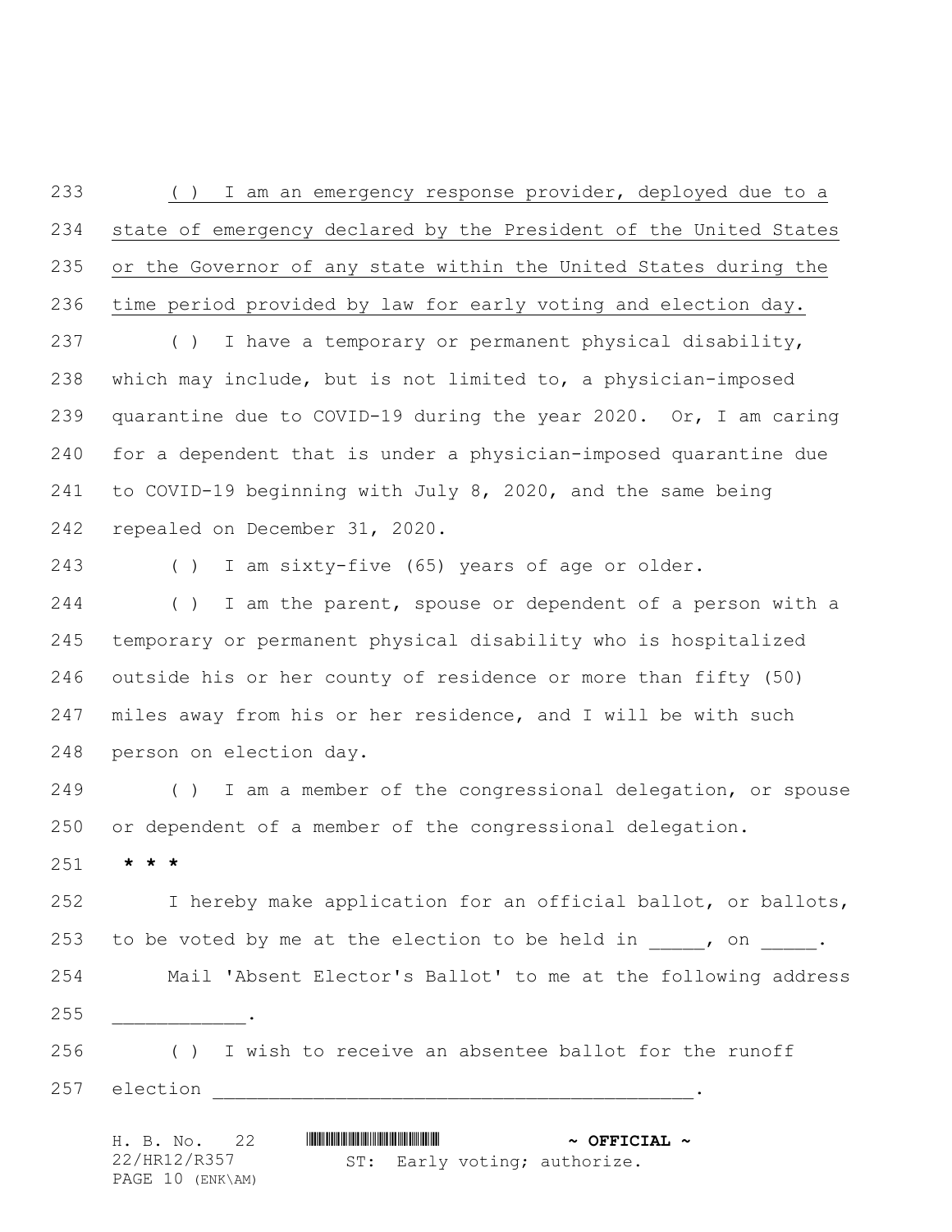( ) I am an emergency response provider, deployed due to a state of emergency declared by the President of the United States or the Governor of any state within the United States during the time period provided by law for early voting and election day.

( ) I have a temporary or permanent physical disability, which may include, but is not limited to, a physician-imposed quarantine due to COVID-19 during the year 2020. Or, I am caring for a dependent that is under a physician-imposed quarantine due to COVID-19 beginning with July 8, 2020, and the same being repealed on December 31, 2020.

( ) I am sixty-five (65) years of age or older.

( ) I am the parent, spouse or dependent of a person with a temporary or permanent physical disability who is hospitalized outside his or her county of residence or more than fifty (50) miles away from his or her residence, and I will be with such person on election day.

( ) I am a member of the congressional delegation, or spouse or dependent of a member of the congressional delegation.

**\* \* \***

I hereby make application for an official ballot, or ballots, to be voted by me at the election to be held in _____, on _____.

Mail 'Absent Elector's Ballot' to me at the following address ____________.

( ) I wish to receive an absentee ballot for the runoff election ____________________________________________.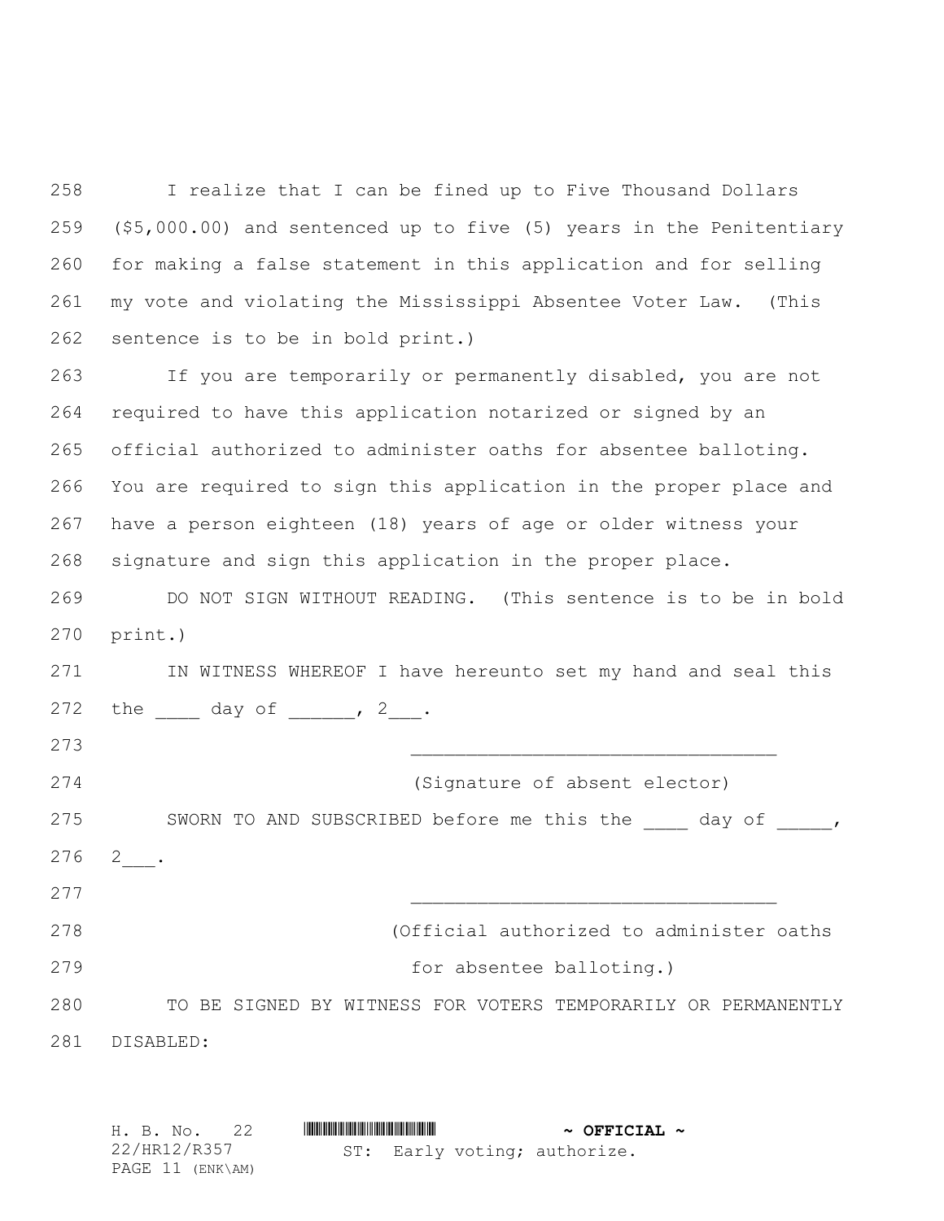I realize that I can be fined up to Five Thousand Dollars ($5,000.00) and sentenced up to five (5) years in the Penitentiary for making a false statement in this application and for selling my vote and violating the Mississippi Absentee Voter Law. (This sentence is to be in bold print.)

If you are temporarily or permanently disabled, you are not required to have this application notarized or signed by an official authorized to administer oaths for absentee balloting. You are required to sign this application in the proper place and have a person eighteen (18) years of age or older witness your signature and sign this application in the proper place.

DO NOT SIGN WITHOUT READING. (This sentence is to be in bold print.)

IN WITNESS WHEREOF I have hereunto set my hand and seal this the ____ day of ______, 2___.

_________________________________

(Signature of absent elector)

SWORN TO AND SUBSCRIBED before me this the ____ day of _____, 2___.

_________________________________

(Official authorized to administer oaths for absentee balloting.)

TO BE SIGNED BY WITNESS FOR VOTERS TEMPORARILY OR PERMANENTLY DISABLED: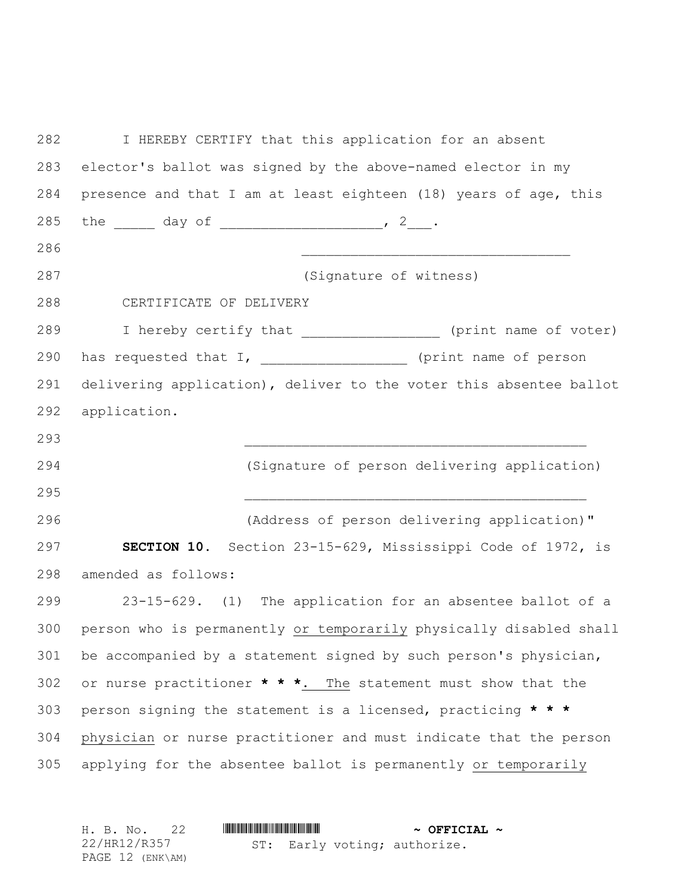I HEREBY CERTIFY that this application for an absent elector's ballot was signed by the above-named elector in my presence and that I am at least eighteen (18) years of age, this the _____ day of ___________________, 2___.

________________________________

(Signature of witness)

CERTIFICATE OF DELIVERY

I hereby certify that ________________ (print name of voter) has requested that I, _________________ (print name of person delivering application), deliver to the voter this absentee ballot application.

__________________________________________

(Signature of person delivering application)

__________________________________________

(Address of person delivering application)"

**SECTION 10.** Section 23-15-629, Mississippi Code of 1972, is amended as follows:

23-15-629. (1) The application for an absentee ballot of a person who is permanently or temporarily physically disabled shall be accompanied by a statement signed by such person's physician, or nurse practitioner **\* \* \***. The statement must show that the person signing the statement is a licensed, practicing **\* \* \*** physician or nurse practitioner and must indicate that the person applying for the absentee ballot is permanently or temporarily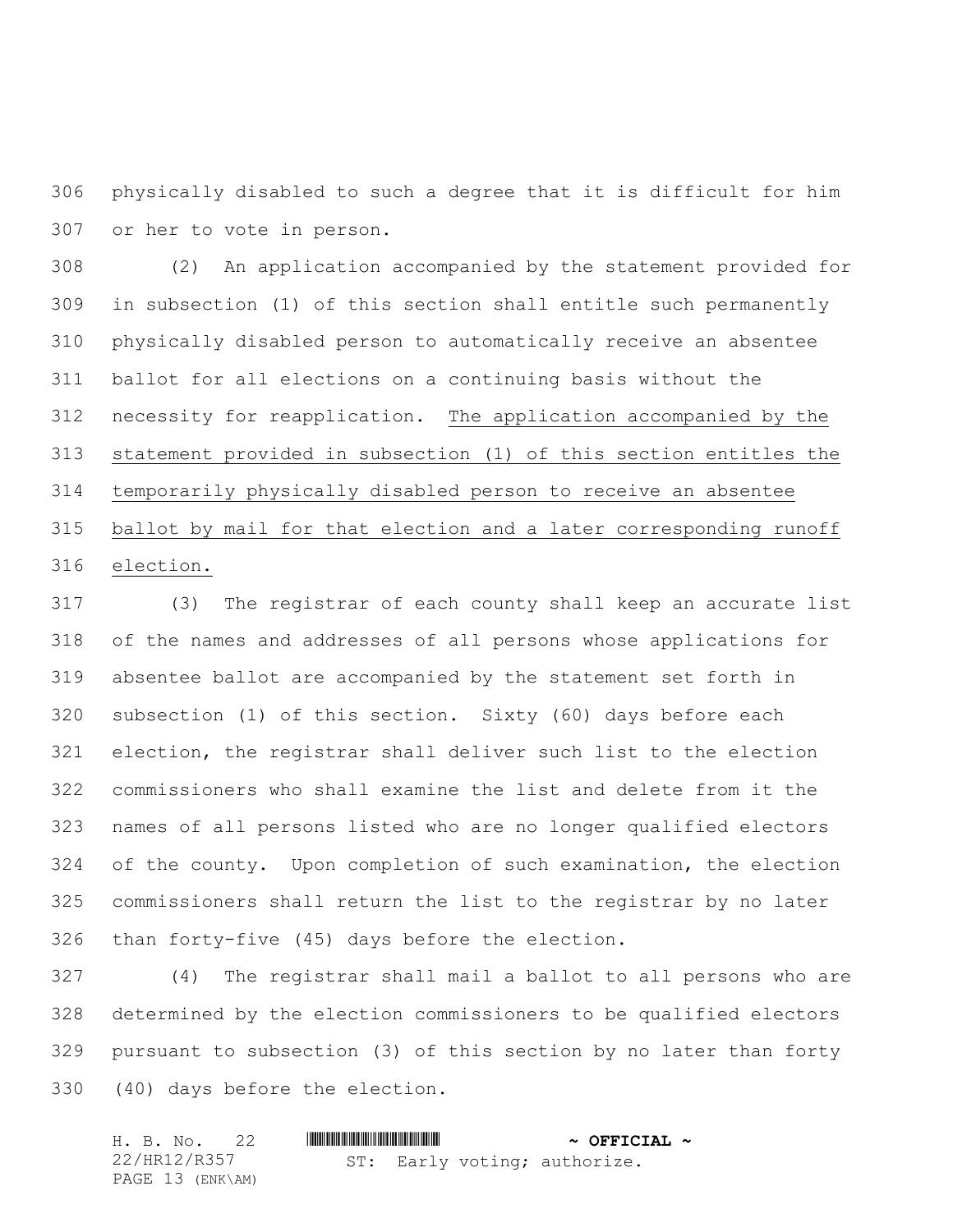physically disabled to such a degree that it is difficult for him or her to vote in person.

(2) An application accompanied by the statement provided for in subsection (1) of this section shall entitle such permanently physically disabled person to automatically receive an absentee ballot for all elections on a continuing basis without the necessity for reapplication. <u>The application accompanied by the statement provided in subsection (1) of this section entitles the temporarily physically disabled person to receive an absentee ballot by mail for that election and a later corresponding runoff election.</u>

(3) The registrar of each county shall keep an accurate list of the names and addresses of all persons whose applications for absentee ballot are accompanied by the statement set forth in subsection (1) of this section. Sixty (60) days before each election, the registrar shall deliver such list to the election commissioners who shall examine the list and delete from it the names of all persons listed who are no longer qualified electors of the county. Upon completion of such examination, the election commissioners shall return the list to the registrar by no later than forty-five (45) days before the election.

(4) The registrar shall mail a ballot to all persons who are determined by the election commissioners to be qualified electors pursuant to subsection (3) of this section by no later than forty (40) days before the election.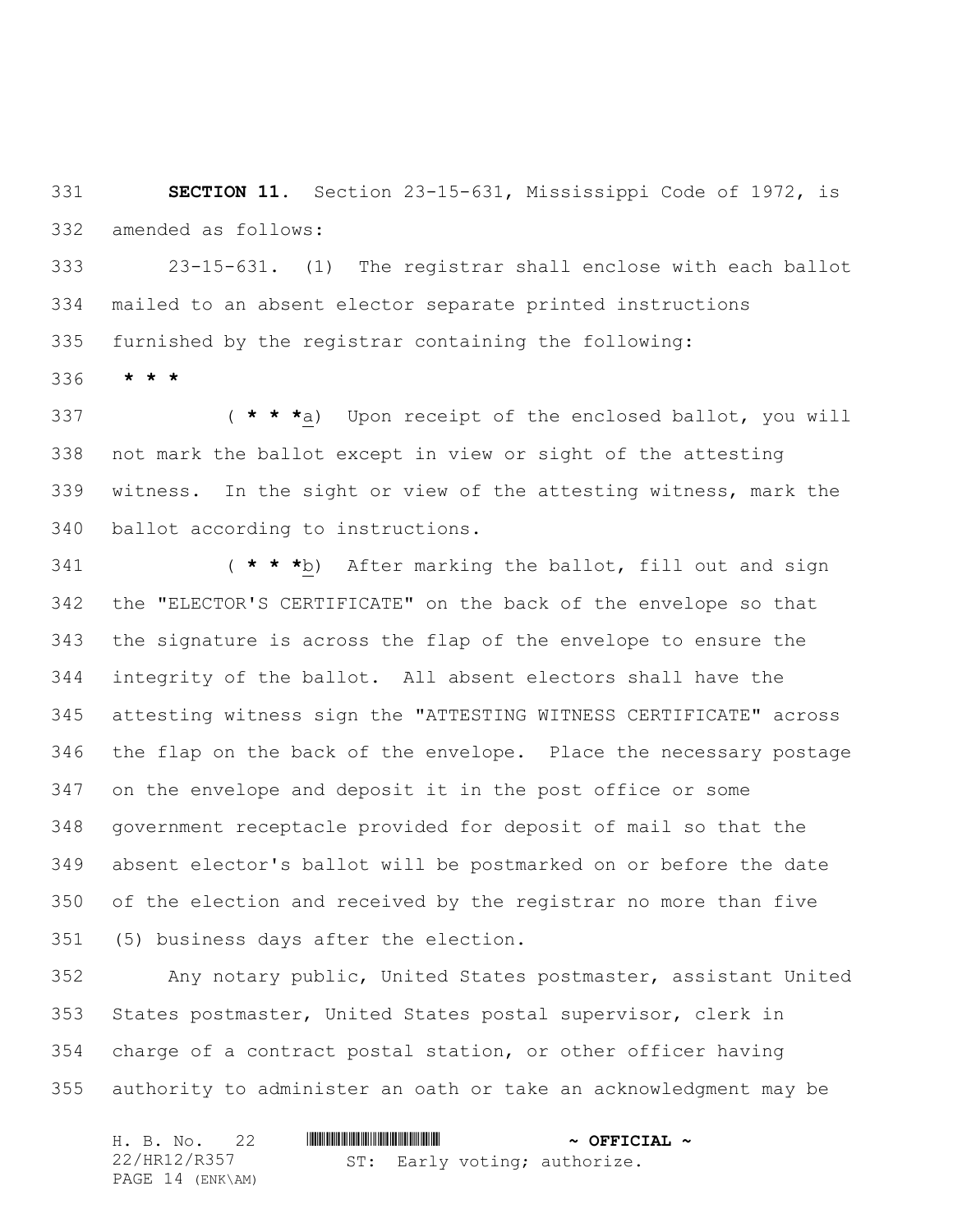**SECTION 11.** Section 23-15-631, Mississippi Code of 1972, is amended as follows:

23-15-631. (1) The registrar shall enclose with each ballot mailed to an absent elector separate printed instructions furnished by the registrar containing the following:

**\* \* \***

( **\* \* \***a) Upon receipt of the enclosed ballot, you will not mark the ballot except in view or sight of the attesting witness. In the sight or view of the attesting witness, mark the ballot according to instructions.

( **\* \* \***b) After marking the ballot, fill out and sign the "ELECTOR'S CERTIFICATE" on the back of the envelope so that the signature is across the flap of the envelope to ensure the integrity of the ballot. All absent electors shall have the attesting witness sign the "ATTESTING WITNESS CERTIFICATE" across the flap on the back of the envelope. Place the necessary postage on the envelope and deposit it in the post office or some government receptacle provided for deposit of mail so that the absent elector's ballot will be postmarked on or before the date of the election and received by the registrar no more than five (5) business days after the election.

Any notary public, United States postmaster, assistant United States postmaster, United States postal supervisor, clerk in charge of a contract postal station, or other officer having authority to administer an oath or take an acknowledgment may be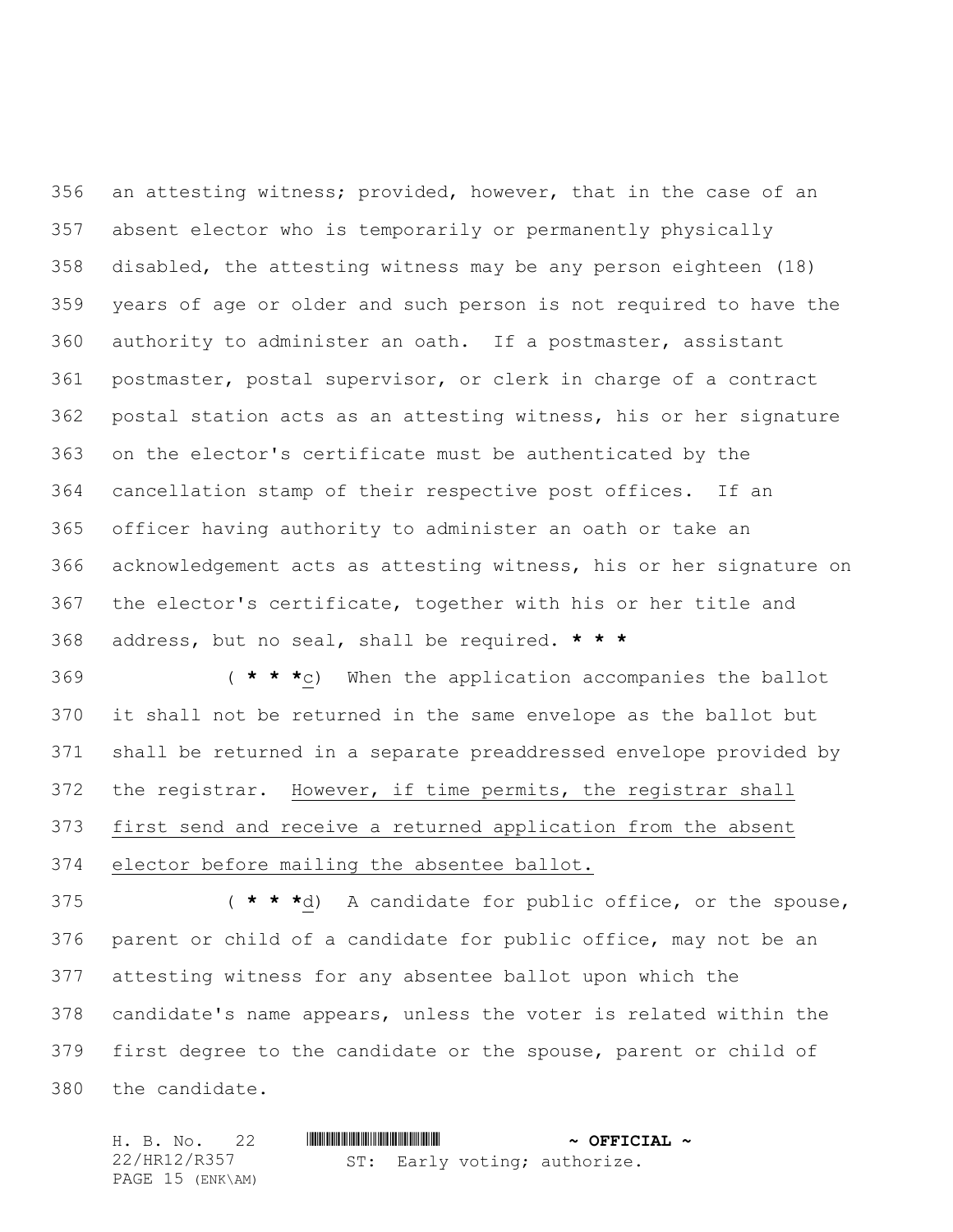an attesting witness; provided, however, that in the case of an absent elector who is temporarily or permanently physically disabled, the attesting witness may be any person eighteen (18) years of age or older and such person is not required to have the authority to administer an oath. If a postmaster, assistant postmaster, postal supervisor, or clerk in charge of a contract postal station acts as an attesting witness, his or her signature on the elector's certificate must be authenticated by the cancellation stamp of their respective post offices. If an officer having authority to administer an oath or take an acknowledgement acts as attesting witness, his or her signature on the elector's certificate, together with his or her title and address, but no seal, shall be required. **\* \* \***

( **\* \* \***c) When the application accompanies the ballot it shall not be returned in the same envelope as the ballot but shall be returned in a separate preaddressed envelope provided by the registrar. <u>However, if time permits, the registrar shall first send and receive a returned application from the absent elector before mailing the absentee ballot.</u>

( **\* \* \***d) A candidate for public office, or the spouse, parent or child of a candidate for public office, may not be an attesting witness for any absentee ballot upon which the candidate's name appears, unless the voter is related within the first degree to the candidate or the spouse, parent or child of the candidate.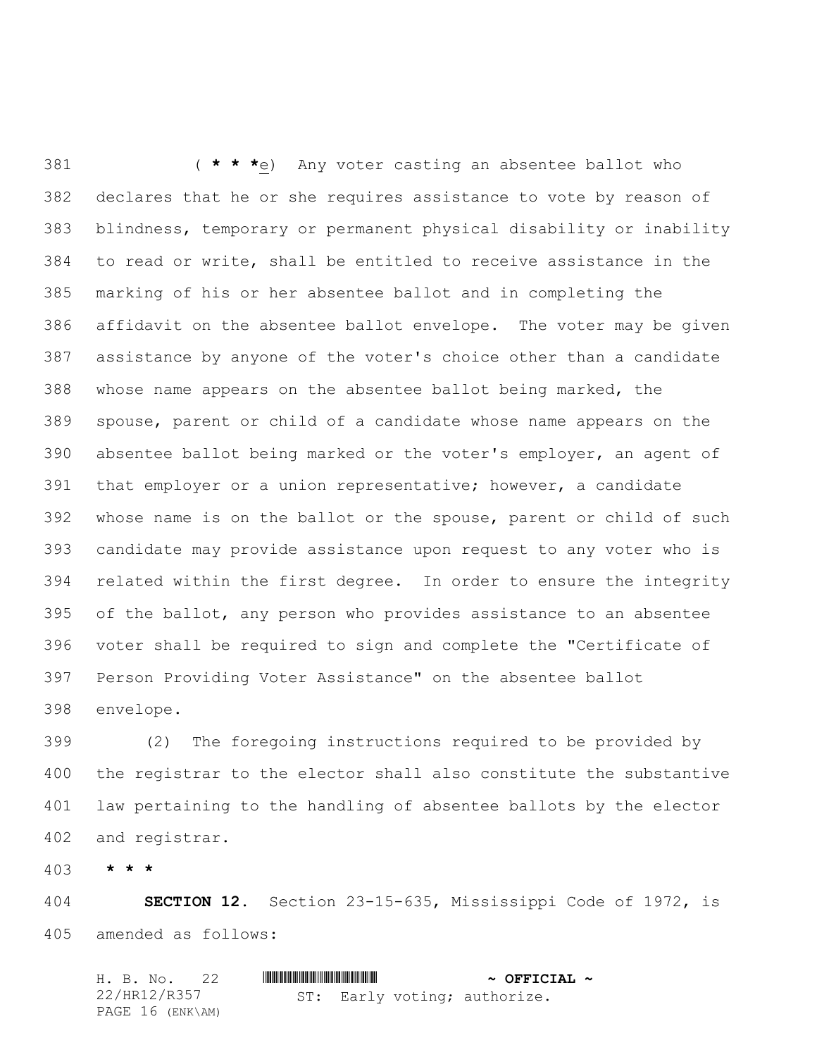(* * *e) Any voter casting an absentee ballot who declares that he or she requires assistance to vote by reason of blindness, temporary or permanent physical disability or inability to read or write, shall be entitled to receive assistance in the marking of his or her absentee ballot and in completing the affidavit on the absentee ballot envelope. The voter may be given assistance by anyone of the voter's choice other than a candidate whose name appears on the absentee ballot being marked, the spouse, parent or child of a candidate whose name appears on the absentee ballot being marked or the voter's employer, an agent of that employer or a union representative; however, a candidate whose name is on the ballot or the spouse, parent or child of such candidate may provide assistance upon request to any voter who is related within the first degree. In order to ensure the integrity of the ballot, any person who provides assistance to an absentee voter shall be required to sign and complete the "Certificate of Person Providing Voter Assistance" on the absentee ballot envelope.

(2) The foregoing instructions required to be provided by the registrar to the elector shall also constitute the substantive law pertaining to the handling of absentee ballots by the elector and registrar.

**\* \* \***

**SECTION 12.** Section 23-15-635, Mississippi Code of 1972, is amended as follows: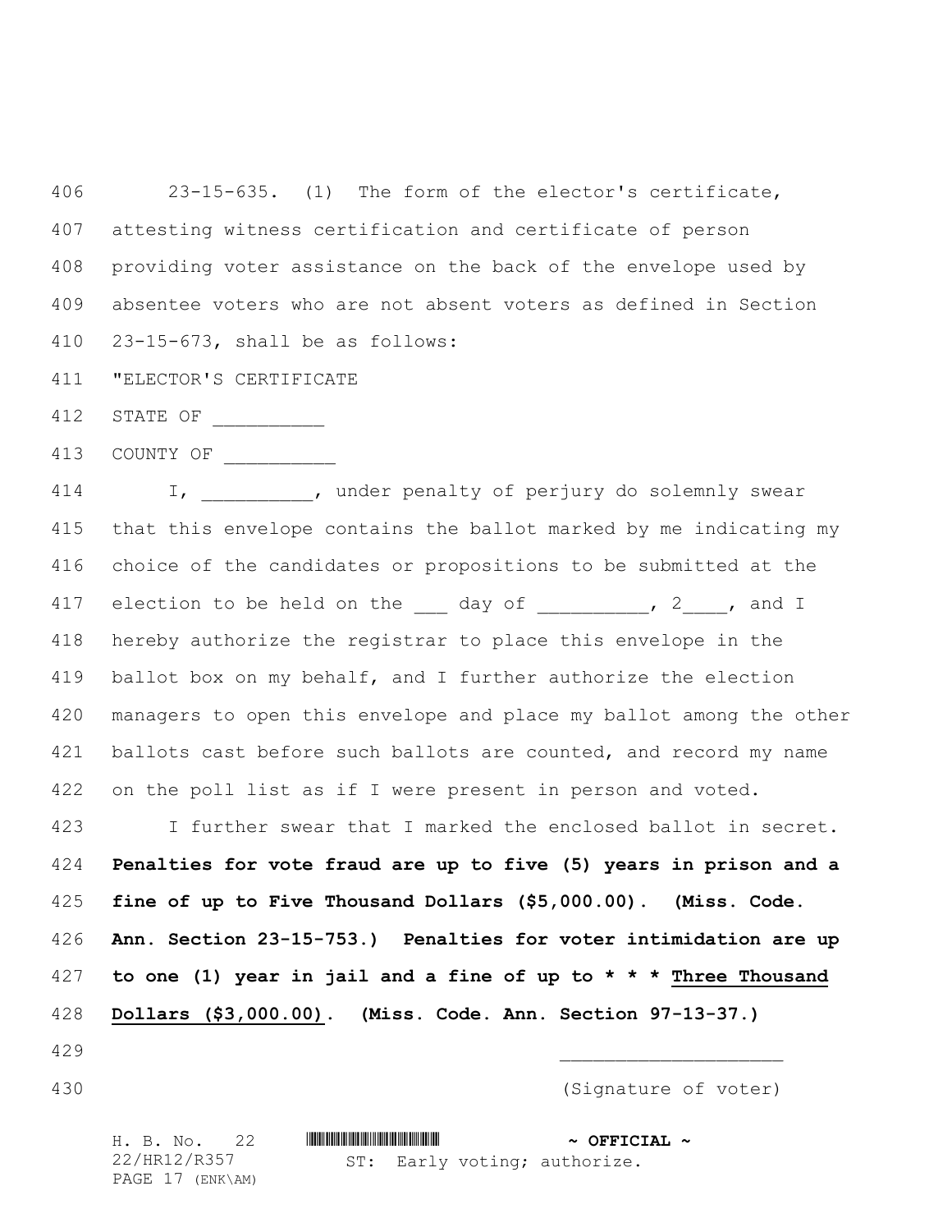23-15-635. (1) The form of the elector's certificate, attesting witness certification and certificate of person providing voter assistance on the back of the envelope used by absentee voters who are not absent voters as defined in Section 23-15-673, shall be as follows:

"ELECTOR'S CERTIFICATE

STATE OF __________

COUNTY OF __________

I, __________, under penalty of perjury do solemnly swear that this envelope contains the ballot marked by me indicating my choice of the candidates or propositions to be submitted at the election to be held on the ___ day of __________, 2____, and I hereby authorize the registrar to place this envelope in the ballot box on my behalf, and I further authorize the election managers to open this envelope and place my ballot among the other ballots cast before such ballots are counted, and record my name on the poll list as if I were present in person and voted.

I further swear that I marked the enclosed ballot in secret. **Penalties for vote fraud are up to five (5) years in prison and a fine of up to Five Thousand Dollars ($5,000.00). (Miss. Code. Ann. Section 23-15-753.) Penalties for voter intimidation are up to one (1) year in jail and a fine of up to * * * <u>Three Thousand Dollars ($3,000.00)</u>. (Miss. Code. Ann. Section 97-13-37.)**

____________________

(Signature of voter)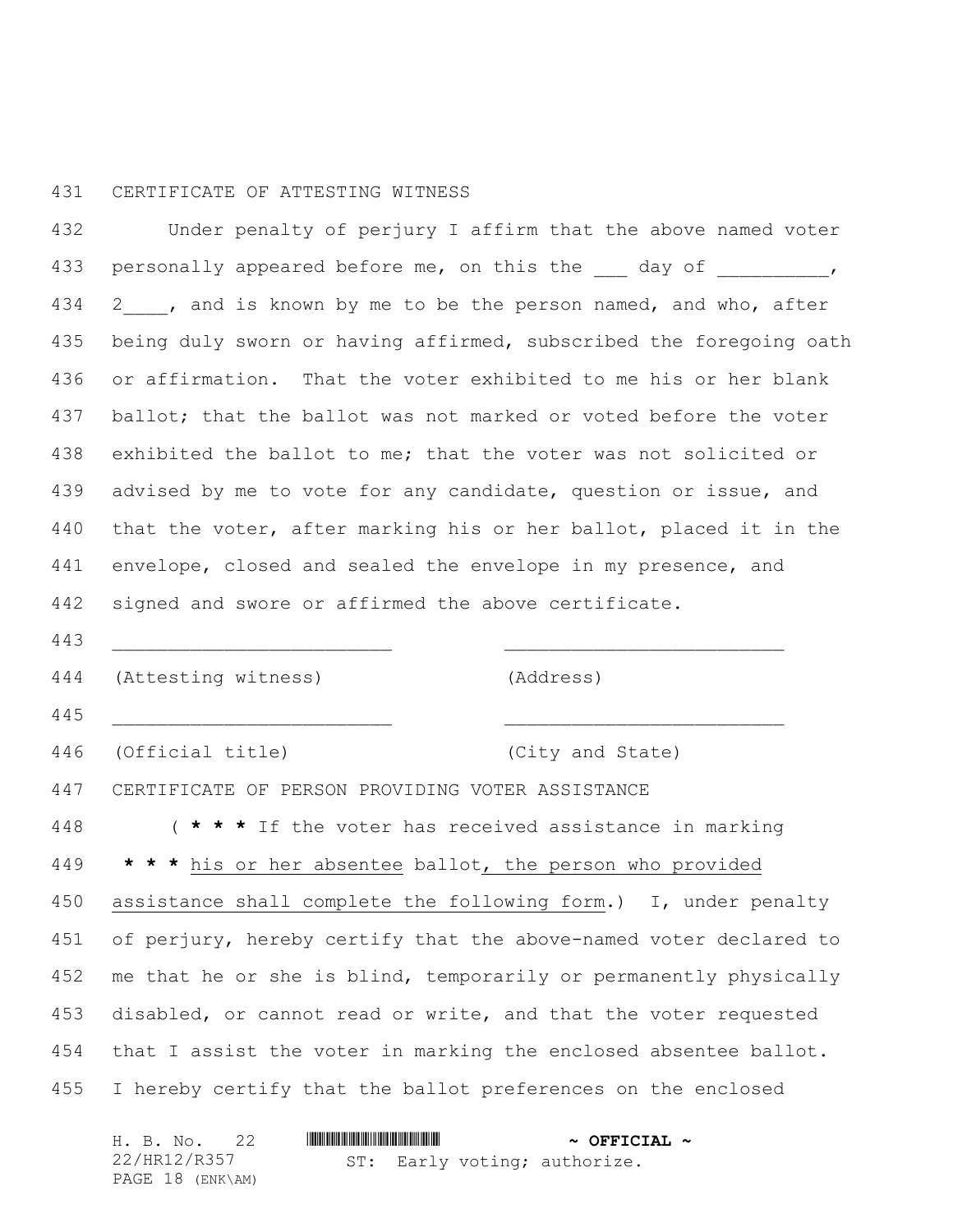CERTIFICATE OF ATTESTING WITNESS

Under penalty of perjury I affirm that the above named voter personally appeared before me, on this the ___ day of __________, 2____, and is known by me to be the person named, and who, after being duly sworn or having affirmed, subscribed the foregoing oath or affirmation. That the voter exhibited to me his or her blank ballot; that the ballot was not marked or voted before the voter exhibited the ballot to me; that the voter was not solicited or advised by me to vote for any candidate, question or issue, and that the voter, after marking his or her ballot, placed it in the envelope, closed and sealed the envelope in my presence, and signed and swore or affirmed the above certificate.

_________________________ _________________________

(Attesting witness) (Address)

_________________________ _________________________

(Official title) (City and State)

CERTIFICATE OF PERSON PROVIDING VOTER ASSISTANCE

( **\* \* \*** If the voter has received assistance in marking **\* \* \*** his or her absentee ballot, the person who provided assistance shall complete the following form.) I, under penalty of perjury, hereby certify that the above-named voter declared to me that he or she is blind, temporarily or permanently physically disabled, or cannot read or write, and that the voter requested that I assist the voter in marking the enclosed absentee ballot. I hereby certify that the ballot preferences on the enclosed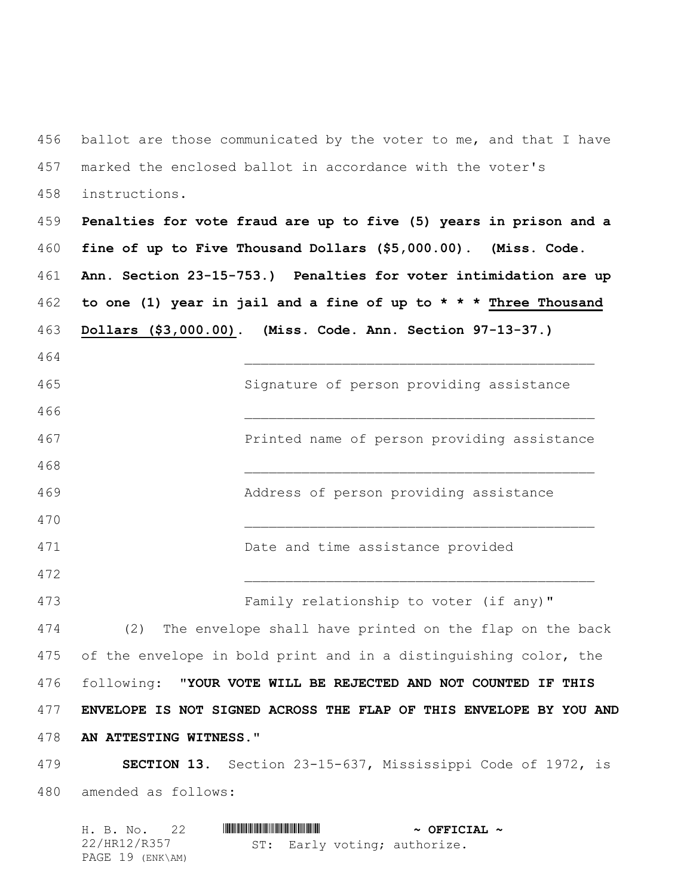ballot are those communicated by the voter to me, and that I have marked the enclosed ballot in accordance with the voter's instructions.

**Penalties for vote fraud are up to five (5) years in prison and a fine of up to Five Thousand Dollars ($5,000.00). (Miss. Code. Ann. Section 23-15-753.) Penalties for voter intimidation are up to one (1) year in jail and a fine of up to * * * Three Thousand Dollars ($3,000.00). (Miss. Code. Ann. Section 97-13-37.)**

____________________________________________

Signature of person providing assistance

____________________________________________

Printed name of person providing assistance

____________________________________________

Address of person providing assistance

____________________________________________

Date and time assistance provided

____________________________________________

Family relationship to voter (if any)"

(2) The envelope shall have printed on the flap on the back of the envelope in bold print and in a distinguishing color, the following: **"YOUR VOTE WILL BE REJECTED AND NOT COUNTED IF THIS ENVELOPE IS NOT SIGNED ACROSS THE FLAP OF THIS ENVELOPE BY YOU AND AN ATTESTING WITNESS."**

**SECTION 13.** Section 23-15-637, Mississippi Code of 1972, is amended as follows: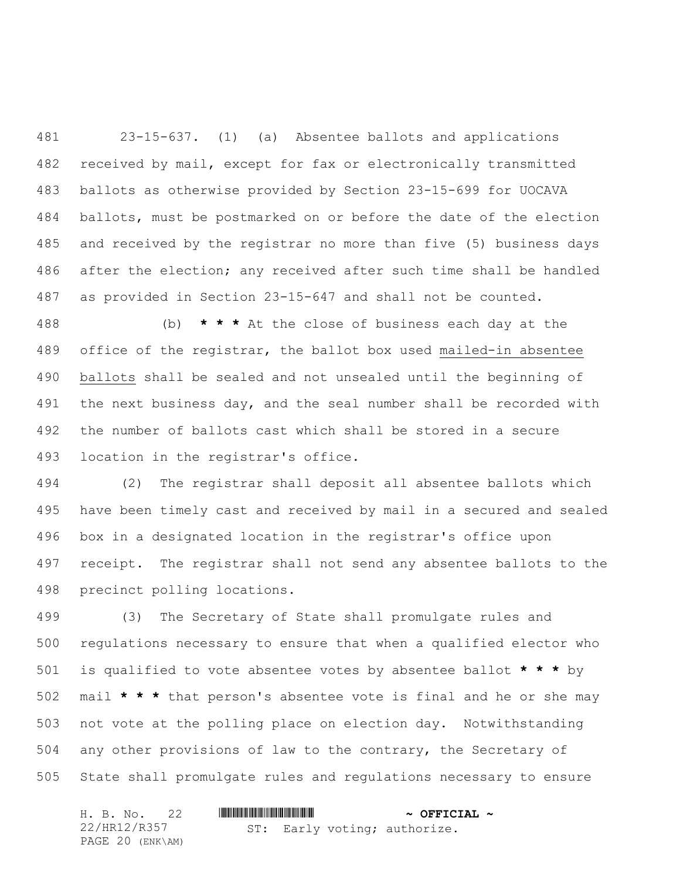23-15-637. (1) (a) Absentee ballots and applications received by mail, except for fax or electronically transmitted ballots as otherwise provided by Section 23-15-699 for UOCAVA ballots, must be postmarked on or before the date of the election and received by the registrar no more than five (5) business days after the election; any received after such time shall be handled as provided in Section 23-15-647 and shall not be counted.

(b) **\* \* \*** At the close of business each day at the office of the registrar, the ballot box used <u>mailed-in absentee ballots</u> shall be sealed and not unsealed until the beginning of the next business day, and the seal number shall be recorded with the number of ballots cast which shall be stored in a secure location in the registrar's office.

(2) The registrar shall deposit all absentee ballots which have been timely cast and received by mail in a secured and sealed box in a designated location in the registrar's office upon receipt. The registrar shall not send any absentee ballots to the precinct polling locations.

(3) The Secretary of State shall promulgate rules and regulations necessary to ensure that when a qualified elector who is qualified to vote absentee votes by absentee ballot **\* \* \*** by mail **\* \* \*** that person's absentee vote is final and he or she may not vote at the polling place on election day. Notwithstanding any other provisions of law to the contrary, the Secretary of State shall promulgate rules and regulations necessary to ensure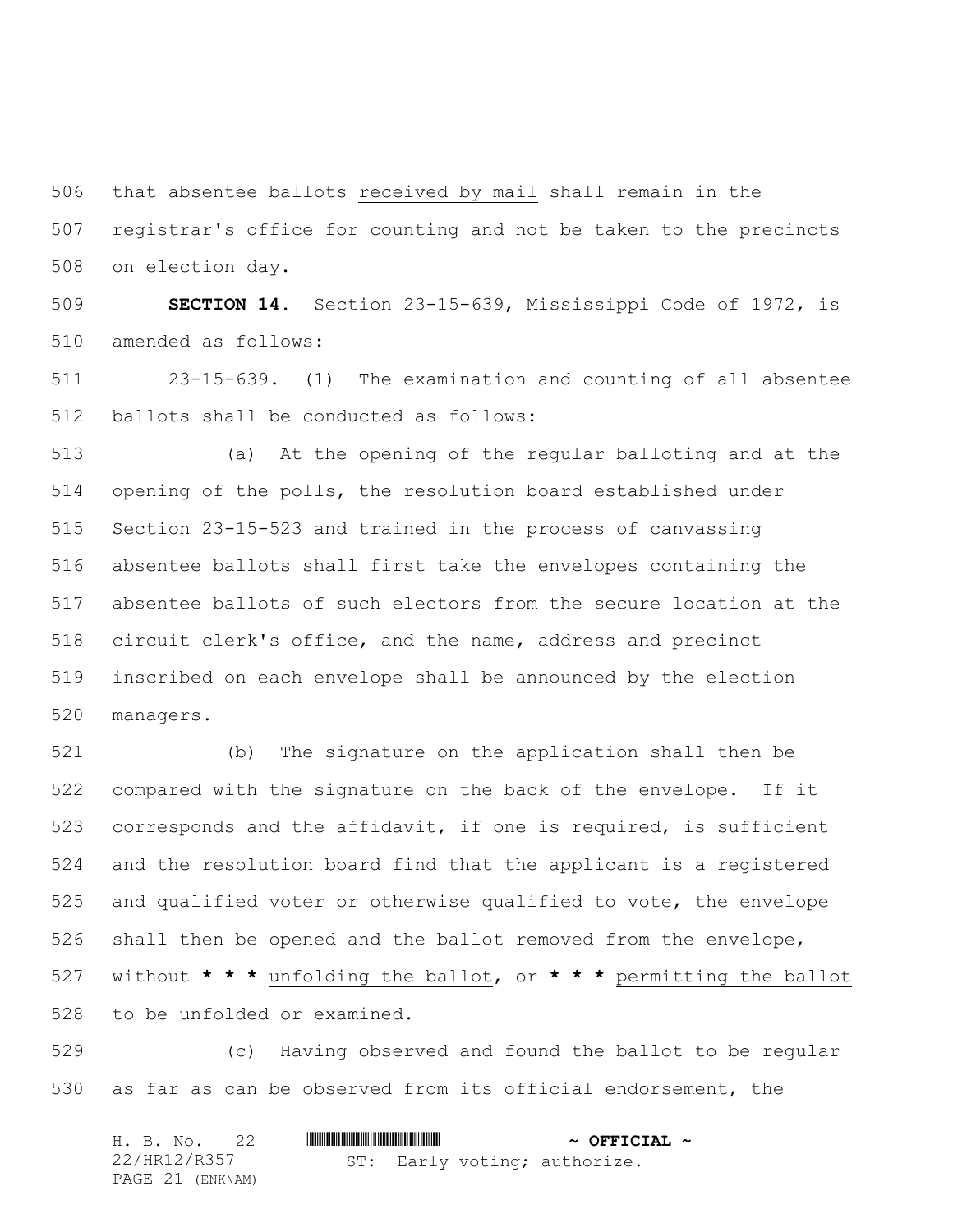that absentee ballots <u>received by mail</u> shall remain in the registrar's office for counting and not be taken to the precincts on election day.

**SECTION 14.** Section 23-15-639, Mississippi Code of 1972, is amended as follows:

23-15-639. (1) The examination and counting of all absentee ballots shall be conducted as follows:

(a) At the opening of the regular balloting and at the opening of the polls, the resolution board established under Section 23-15-523 and trained in the process of canvassing absentee ballots shall first take the envelopes containing the absentee ballots of such electors from the secure location at the circuit clerk's office, and the name, address and precinct inscribed on each envelope shall be announced by the election managers.

(b) The signature on the application shall then be compared with the signature on the back of the envelope. If it corresponds and the affidavit, if one is required, is sufficient and the resolution board find that the applicant is a registered and qualified voter or otherwise qualified to vote, the envelope shall then be opened and the ballot removed from the envelope, without *** <u>unfolding the ballot</u>, or *** <u>permitting the ballot</u> to be unfolded or examined.

(c) Having observed and found the ballot to be regular as far as can be observed from its official endorsement, the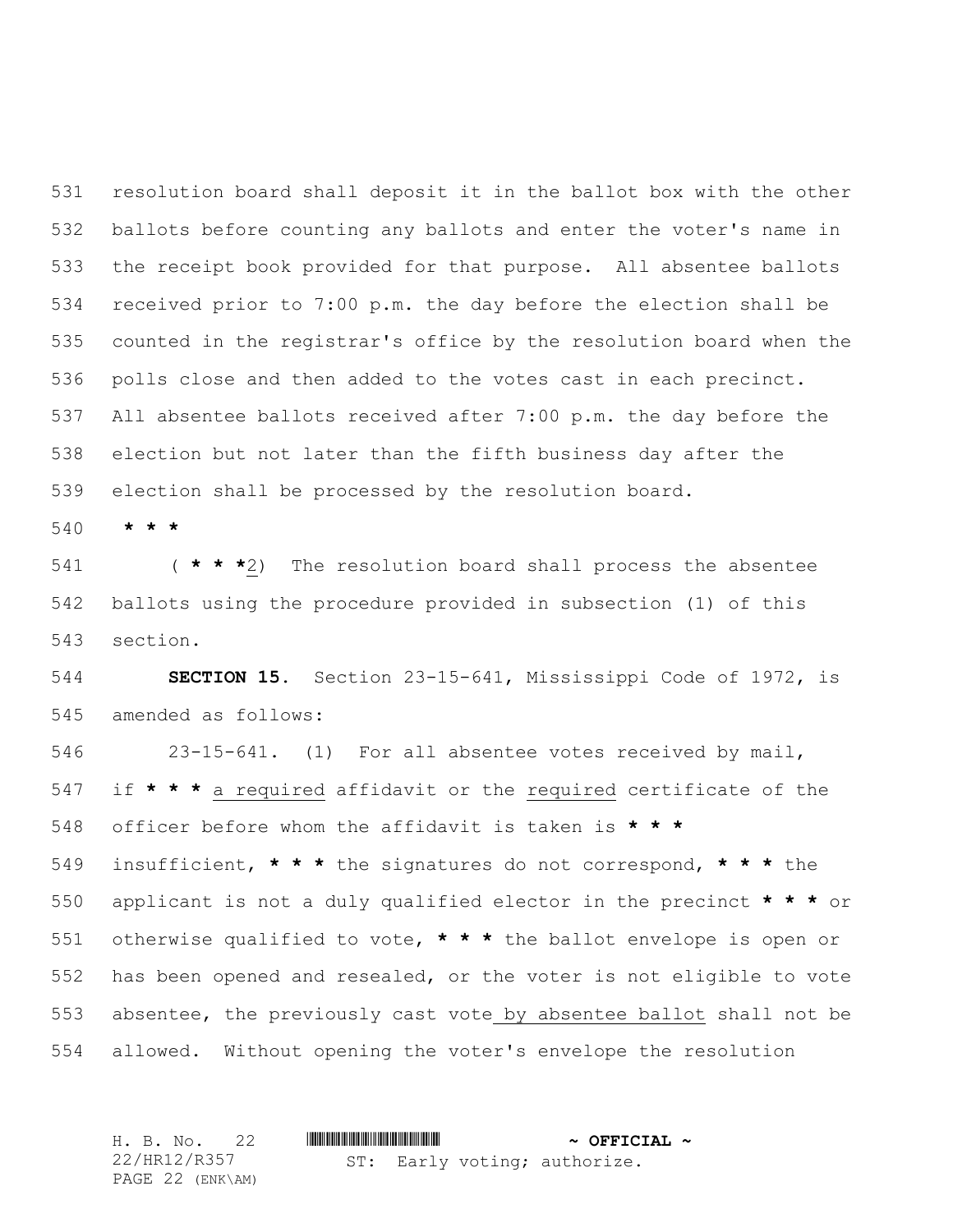resolution board shall deposit it in the ballot box with the other ballots before counting any ballots and enter the voter's name in the receipt book provided for that purpose. All absentee ballots received prior to 7:00 p.m. the day before the election shall be counted in the registrar's office by the resolution board when the polls close and then added to the votes cast in each precinct. All absentee ballots received after 7:00 p.m. the day before the election but not later than the fifth business day after the election shall be processed by the resolution board.

**\* \* \***

( **\* \* \***2) The resolution board shall process the absentee ballots using the procedure provided in subsection (1) of this section.

**SECTION 15.** Section 23-15-641, Mississippi Code of 1972, is amended as follows:

23-15-641. (1) For all absentee votes received by mail, if **\* \* \*** a required affidavit or the required certificate of the officer before whom the affidavit is taken is **\* \* \*** insufficient, **\* \* \*** the signatures do not correspond, **\* \* \*** the applicant is not a duly qualified elector in the precinct **\* \* \*** or otherwise qualified to vote, **\* \* \*** the ballot envelope is open or has been opened and resealed, or the voter is not eligible to vote absentee, the previously cast vote by absentee ballot shall not be allowed. Without opening the voter's envelope the resolution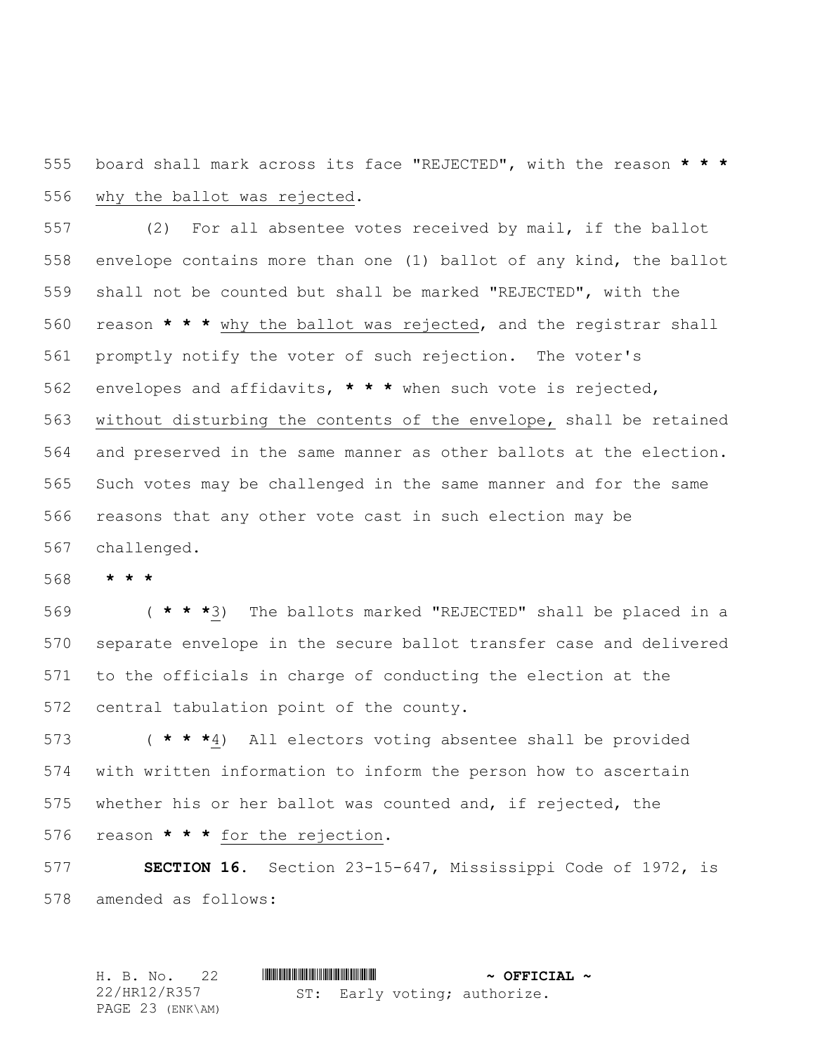board shall mark across its face "REJECTED", with the reason * * * why the ballot was rejected.

(2) For all absentee votes received by mail, if the ballot envelope contains more than one (1) ballot of any kind, the ballot shall not be counted but shall be marked "REJECTED", with the reason * * * why the ballot was rejected, and the registrar shall promptly notify the voter of such rejection. The voter's envelopes and affidavits, * * * when such vote is rejected, without disturbing the contents of the envelope, shall be retained and preserved in the same manner as other ballots at the election. Such votes may be challenged in the same manner and for the same reasons that any other vote cast in such election may be challenged.

* * *

( * * *3) The ballots marked "REJECTED" shall be placed in a separate envelope in the secure ballot transfer case and delivered to the officials in charge of conducting the election at the central tabulation point of the county.

( * * *4) All electors voting absentee shall be provided with written information to inform the person how to ascertain whether his or her ballot was counted and, if rejected, the reason * * * for the rejection.

**SECTION 16.** Section 23-15-647, Mississippi Code of 1972, is amended as follows: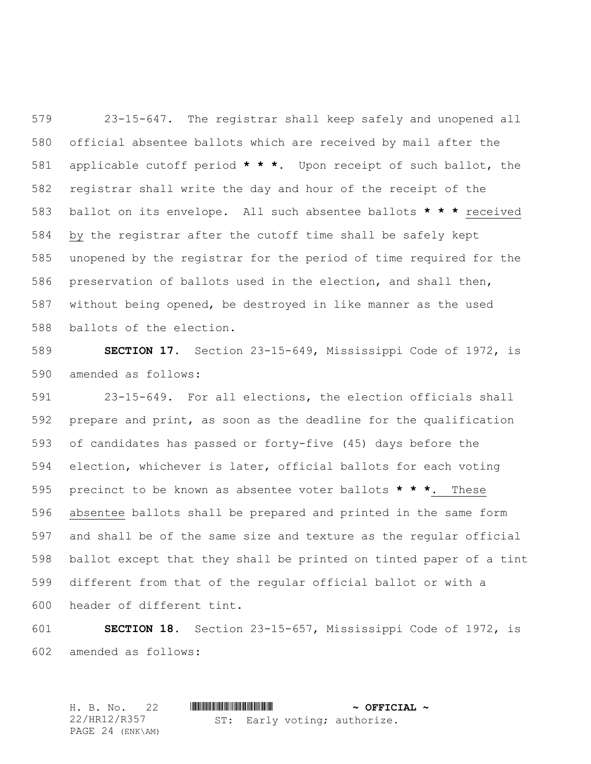23-15-647. The registrar shall keep safely and unopened all official absentee ballots which are received by mail after the applicable cutoff period **\* \* \***. Upon receipt of such ballot, the registrar shall write the day and hour of the receipt of the ballot on its envelope. All such absentee ballots **\* \* \*** <u>received by</u> the registrar after the cutoff time shall be safely kept unopened by the registrar for the period of time required for the preservation of ballots used in the election, and shall then, without being opened, be destroyed in like manner as the used ballots of the election.

**SECTION 17.** Section 23-15-649, Mississippi Code of 1972, is amended as follows:

23-15-649. For all elections, the election officials shall prepare and print, as soon as the deadline for the qualification of candidates has passed or forty-five (45) days before the election, whichever is later, official ballots for each voting precinct to be known as absentee voter ballots **\* \* \***<u>. These absentee</u> ballots shall be prepared and printed in the same form and shall be of the same size and texture as the regular official ballot except that they shall be printed on tinted paper of a tint different from that of the regular official ballot or with a header of different tint.

**SECTION 18.** Section 23-15-657, Mississippi Code of 1972, is amended as follows: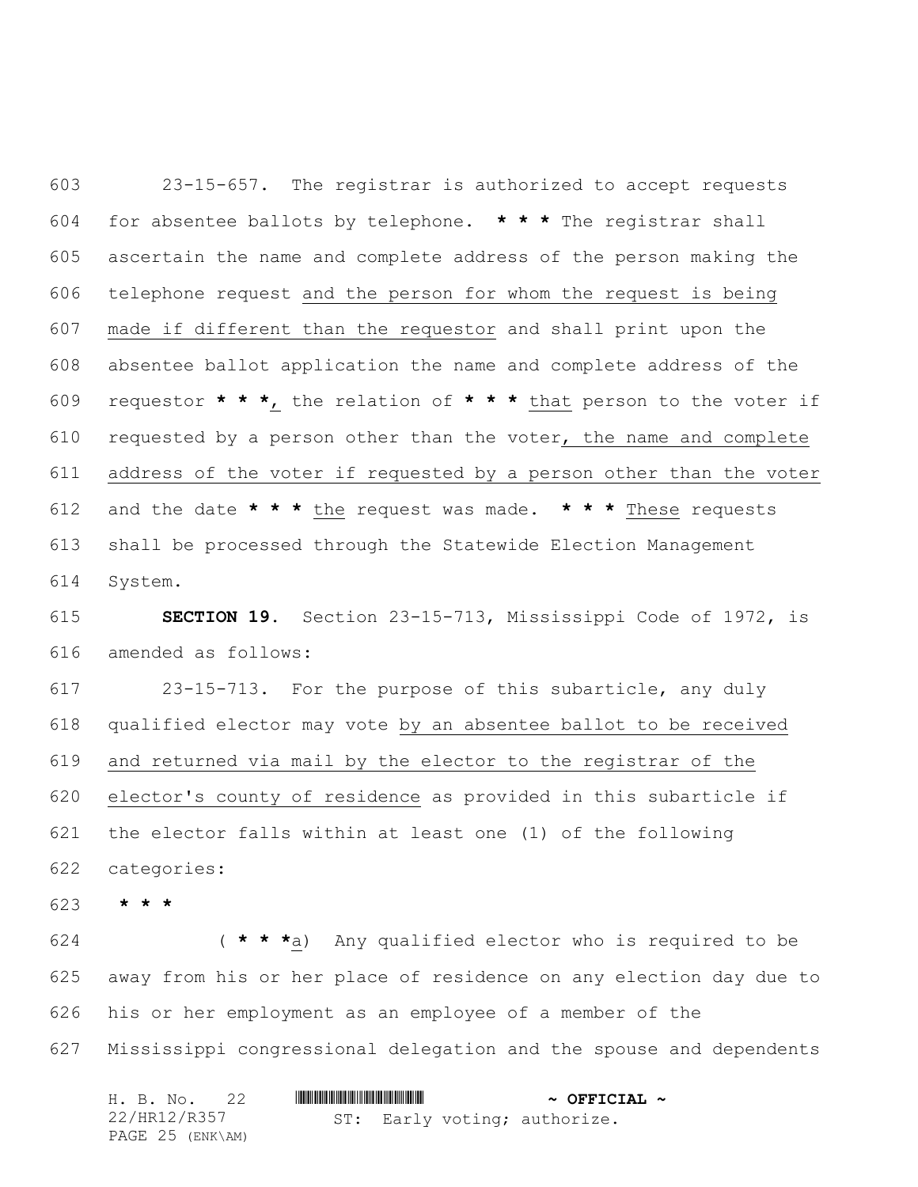23-15-657. The registrar is authorized to accept requests for absentee ballots by telephone. **\* \* \*** The registrar shall ascertain the name and complete address of the person making the telephone request <u>and the person for whom the request is being made if different than the requestor</u> and shall print upon the absentee ballot application the name and complete address of the requestor **\* \* \***<u>,</u> the relation of **\* \* \*** <u>that</u> person to the voter if requested by a person other than the voter<u>, the name and complete address of the voter if requested by a person other than the voter</u> and the date **\* \* \*** <u>the</u> request was made. **\* \* \*** <u>These</u> requests shall be processed through the Statewide Election Management System.

**SECTION 19.** Section 23-15-713, Mississippi Code of 1972, is amended as follows:

23-15-713. For the purpose of this subarticle, any duly qualified elector may vote <u>by an absentee ballot to be received and returned via mail by the elector to the registrar of the elector's county of residence</u> as provided in this subarticle if the elector falls within at least one (1) of the following categories:

**\* \* \***

( **\* \* \***<u>a</u>) Any qualified elector who is required to be away from his or her place of residence on any election day due to his or her employment as an employee of a member of the Mississippi congressional delegation and the spouse and dependents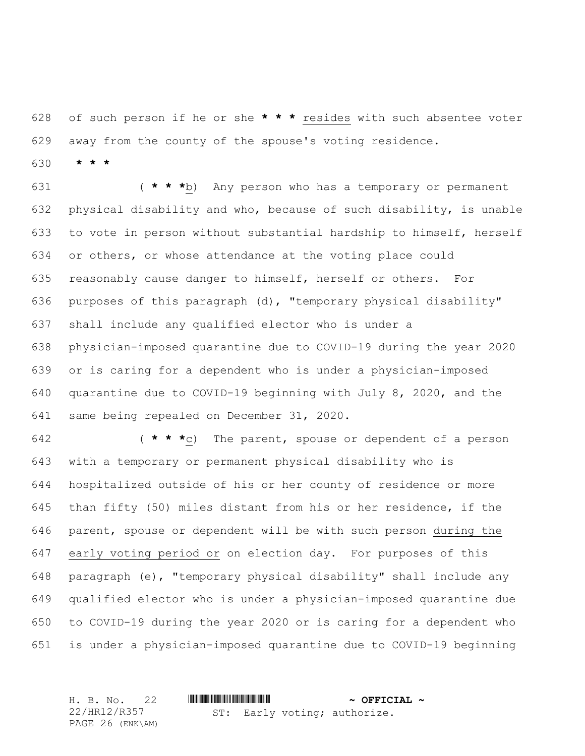of such person if he or she * * * resides with such absentee voter away from the county of the spouse's voting residence.

* * *

( * * *b) Any person who has a temporary or permanent physical disability and who, because of such disability, is unable to vote in person without substantial hardship to himself, herself or others, or whose attendance at the voting place could reasonably cause danger to himself, herself or others. For purposes of this paragraph (d), "temporary physical disability" shall include any qualified elector who is under a physician-imposed quarantine due to COVID-19 during the year 2020 or is caring for a dependent who is under a physician-imposed quarantine due to COVID-19 beginning with July 8, 2020, and the same being repealed on December 31, 2020.

( * * *c) The parent, spouse or dependent of a person with a temporary or permanent physical disability who is hospitalized outside of his or her county of residence or more than fifty (50) miles distant from his or her residence, if the parent, spouse or dependent will be with such person during the early voting period or on election day. For purposes of this paragraph (e), "temporary physical disability" shall include any qualified elector who is under a physician-imposed quarantine due to COVID-19 during the year 2020 or is caring for a dependent who is under a physician-imposed quarantine due to COVID-19 beginning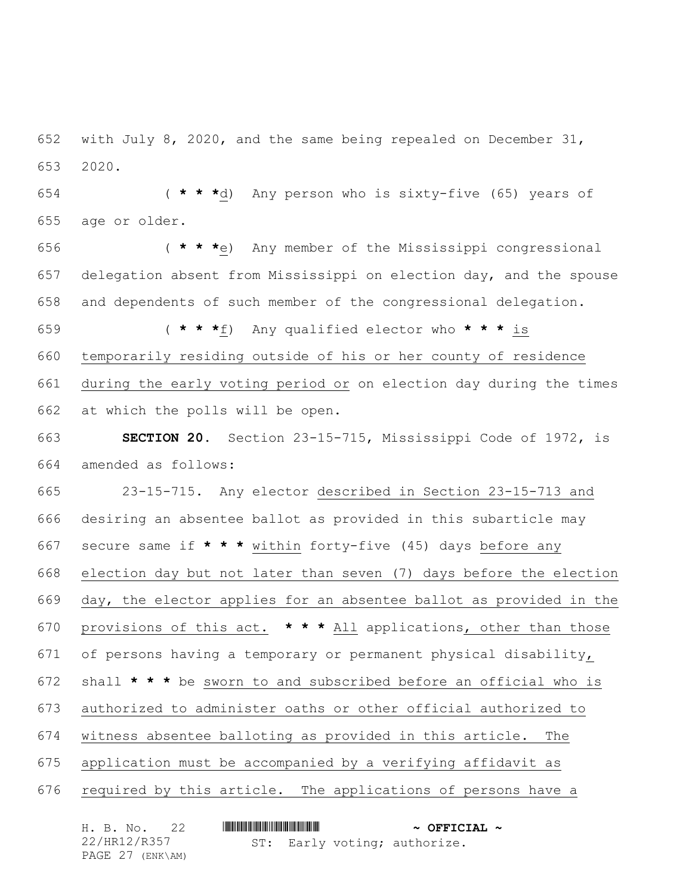with July 8, 2020, and the same being repealed on December 31, 2020.

( * * *d) Any person who is sixty-five (65) years of age or older.

( * * *e) Any member of the Mississippi congressional delegation absent from Mississippi on election day, and the spouse and dependents of such member of the congressional delegation.

( * * *f) Any qualified elector who * * * is temporarily residing outside of his or her county of residence during the early voting period or on election day during the times at which the polls will be open.

**SECTION 20.** Section 23-15-715, Mississippi Code of 1972, is amended as follows:

23-15-715. Any elector described in Section 23-15-713 and desiring an absentee ballot as provided in this subarticle may secure same if * * * within forty-five (45) days before any election day but not later than seven (7) days before the election day, the elector applies for an absentee ballot as provided in the provisions of this act. * * * All applications, other than those of persons having a temporary or permanent physical disability, shall * * * be sworn to and subscribed before an official who is authorized to administer oaths or other official authorized to witness absentee balloting as provided in this article. The application must be accompanied by a verifying affidavit as required by this article. The applications of persons have a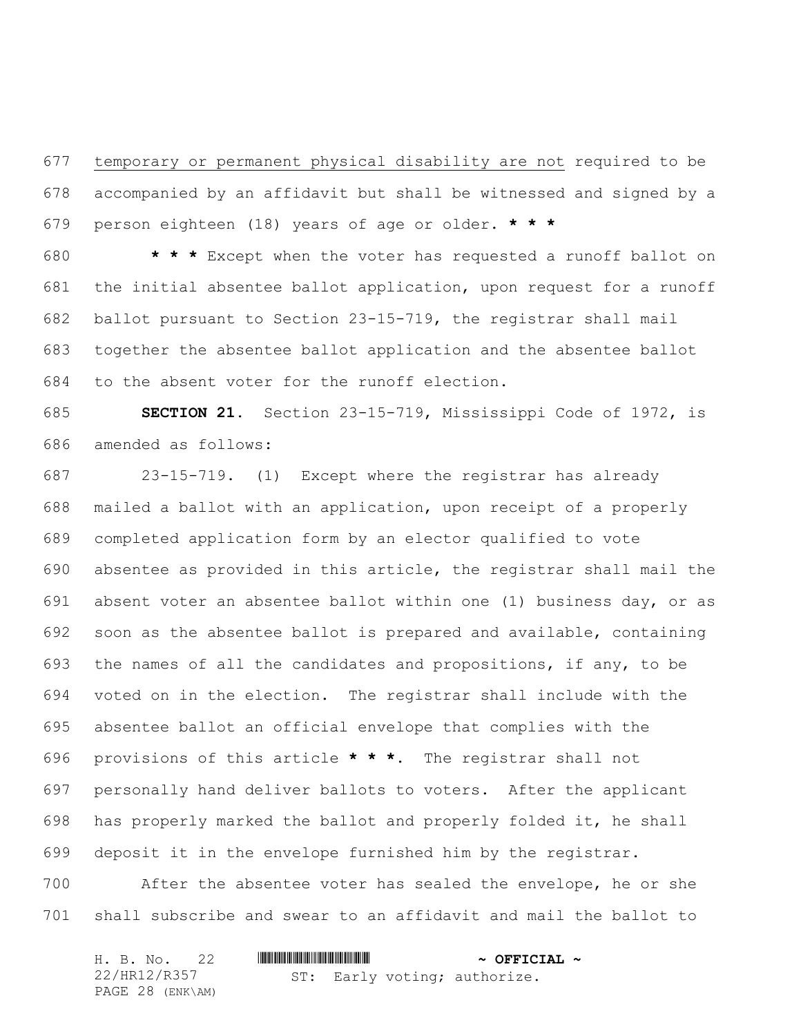temporary or permanent physical disability are not required to be accompanied by an affidavit but shall be witnessed and signed by a person eighteen (18) years of age or older. *** 

*** Except when the voter has requested a runoff ballot on the initial absentee ballot application, upon request for a runoff ballot pursuant to Section 23-15-719, the registrar shall mail together the absentee ballot application and the absentee ballot to the absent voter for the runoff election.

**SECTION 21.** Section 23-15-719, Mississippi Code of 1972, is amended as follows:

23-15-719. (1) Except where the registrar has already mailed a ballot with an application, upon receipt of a properly completed application form by an elector qualified to vote absentee as provided in this article, the registrar shall mail the absent voter an absentee ballot within one (1) business day, or as soon as the absentee ballot is prepared and available, containing the names of all the candidates and propositions, if any, to be voted on in the election. The registrar shall include with the absentee ballot an official envelope that complies with the provisions of this article ***. The registrar shall not personally hand deliver ballots to voters. After the applicant has properly marked the ballot and properly folded it, he shall deposit it in the envelope furnished him by the registrar.

After the absentee voter has sealed the envelope, he or she shall subscribe and swear to an affidavit and mail the ballot to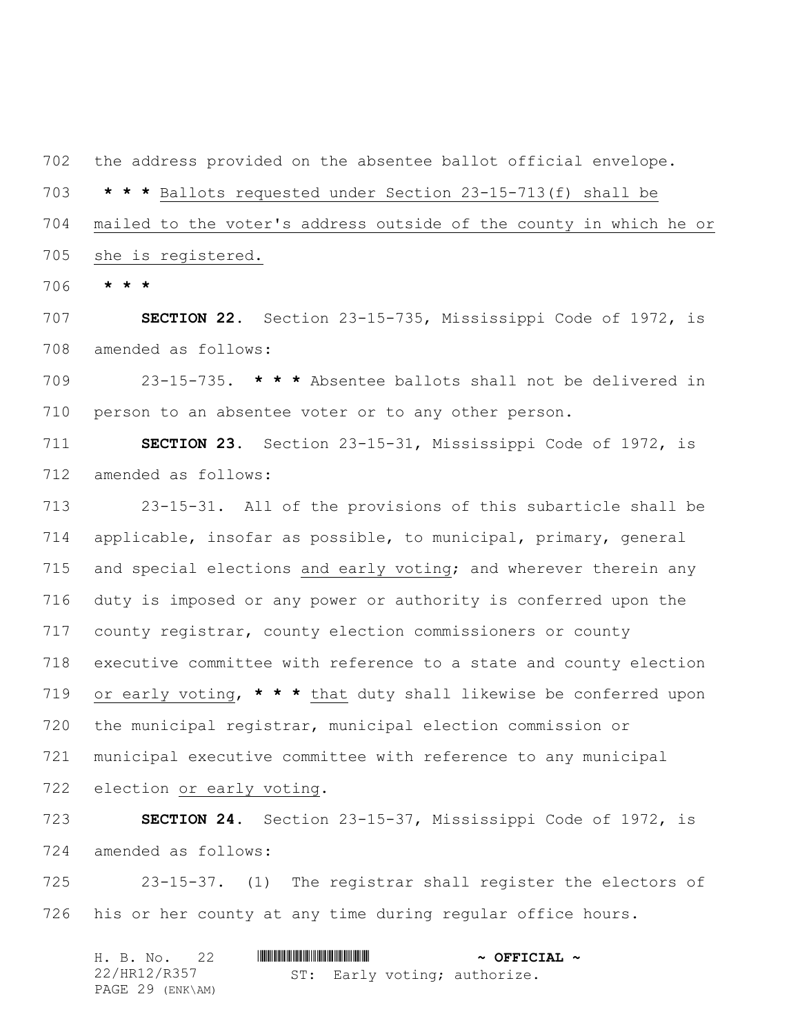the address provided on the absentee ballot official envelope.

**\* \* \*** Ballots requested under Section 23-15-713(f) shall be mailed to the voter's address outside of the county in which he or she is registered.

**\* \* \***

**SECTION 22.** Section 23-15-735, Mississippi Code of 1972, is amended as follows:

23-15-735. **\* \* \*** Absentee ballots shall not be delivered in person to an absentee voter or to any other person.

**SECTION 23.** Section 23-15-31, Mississippi Code of 1972, is amended as follows:

23-15-31. All of the provisions of this subarticle shall be applicable, insofar as possible, to municipal, primary, general and special elections and early voting; and wherever therein any duty is imposed or any power or authority is conferred upon the county registrar, county election commissioners or county executive committee with reference to a state and county election or early voting, **\* \* \*** that duty shall likewise be conferred upon the municipal registrar, municipal election commission or municipal executive committee with reference to any municipal election or early voting.

**SECTION 24.** Section 23-15-37, Mississippi Code of 1972, is amended as follows:

23-15-37. (1) The registrar shall register the electors of his or her county at any time during regular office hours.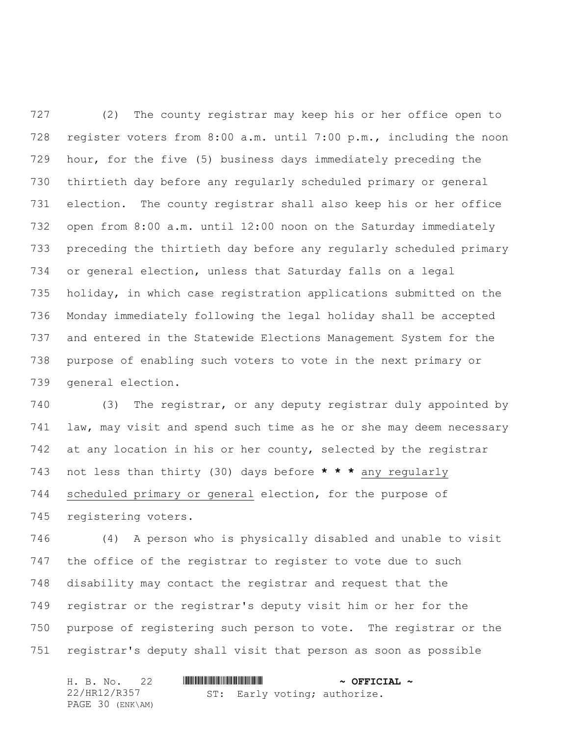(2) The county registrar may keep his or her office open to register voters from 8:00 a.m. until 7:00 p.m., including the noon hour, for the five (5) business days immediately preceding the thirtieth day before any regularly scheduled primary or general election. The county registrar shall also keep his or her office open from 8:00 a.m. until 12:00 noon on the Saturday immediately preceding the thirtieth day before any regularly scheduled primary or general election, unless that Saturday falls on a legal holiday, in which case registration applications submitted on the Monday immediately following the legal holiday shall be accepted and entered in the Statewide Elections Management System for the purpose of enabling such voters to vote in the next primary or general election.

(3) The registrar, or any deputy registrar duly appointed by law, may visit and spend such time as he or she may deem necessary at any location in his or her county, selected by the registrar not less than thirty (30) days before **\* \* \*** <u>any regularly scheduled primary or general</u> election, for the purpose of registering voters.

(4) A person who is physically disabled and unable to visit the office of the registrar to register to vote due to such disability may contact the registrar and request that the registrar or the registrar's deputy visit him or her for the purpose of registering such person to vote. The registrar or the registrar's deputy shall visit that person as soon as possible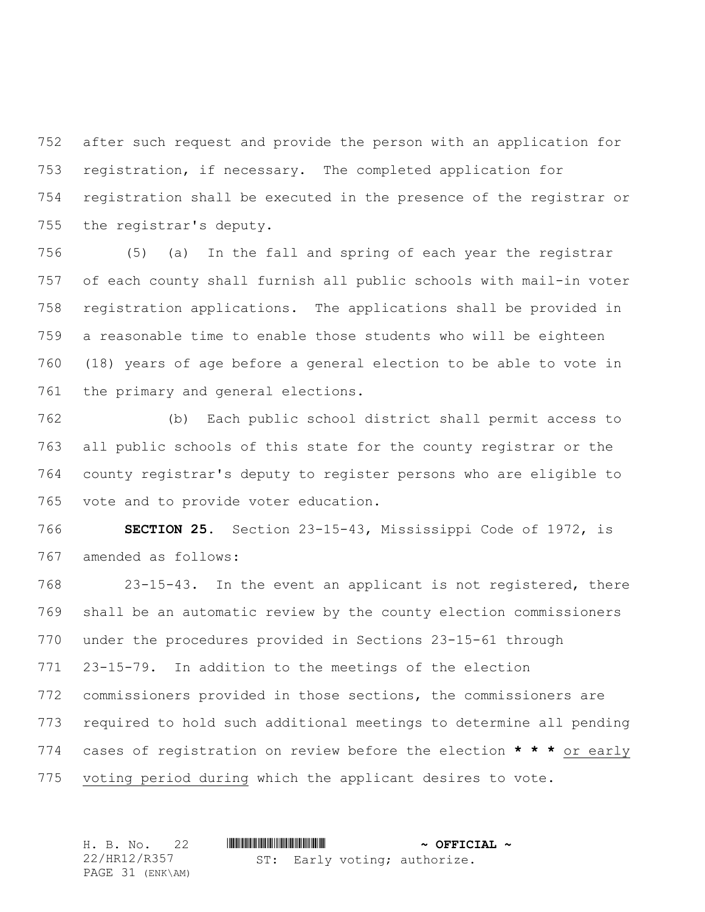after such request and provide the person with an application for registration, if necessary. The completed application for registration shall be executed in the presence of the registrar or the registrar's deputy.

(5) (a) In the fall and spring of each year the registrar of each county shall furnish all public schools with mail-in voter registration applications. The applications shall be provided in a reasonable time to enable those students who will be eighteen (18) years of age before a general election to be able to vote in the primary and general elections.

(b) Each public school district shall permit access to all public schools of this state for the county registrar or the county registrar's deputy to register persons who are eligible to vote and to provide voter education.

**SECTION 25.** Section 23-15-43, Mississippi Code of 1972, is amended as follows:

23-15-43. In the event an applicant is not registered, there shall be an automatic review by the county election commissioners under the procedures provided in Sections 23-15-61 through 23-15-79. In addition to the meetings of the election commissioners provided in those sections, the commissioners are required to hold such additional meetings to determine all pending cases of registration on review before the election **\* \* \*** <u>or early voting period during</u> which the applicant desires to vote.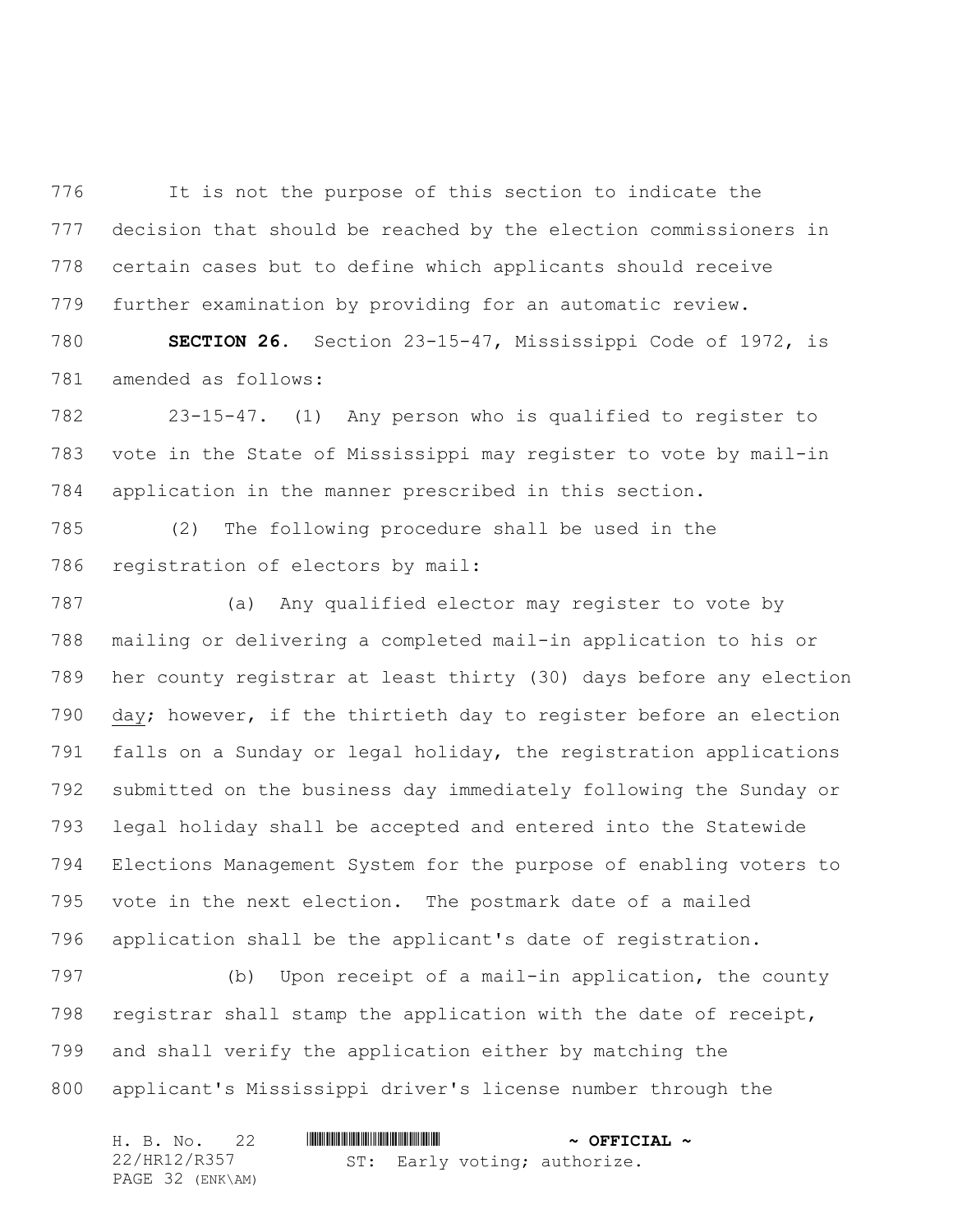It is not the purpose of this section to indicate the decision that should be reached by the election commissioners in certain cases but to define which applicants should receive further examination by providing for an automatic review.

**SECTION 26.** Section 23-15-47, Mississippi Code of 1972, is amended as follows:

23-15-47. (1) Any person who is qualified to register to vote in the State of Mississippi may register to vote by mail-in application in the manner prescribed in this section.

(2) The following procedure shall be used in the registration of electors by mail:

(a) Any qualified elector may register to vote by mailing or delivering a completed mail-in application to his or her county registrar at least thirty (30) days before any election day; however, if the thirtieth day to register before an election falls on a Sunday or legal holiday, the registration applications submitted on the business day immediately following the Sunday or legal holiday shall be accepted and entered into the Statewide Elections Management System for the purpose of enabling voters to vote in the next election. The postmark date of a mailed application shall be the applicant's date of registration.

(b) Upon receipt of a mail-in application, the county registrar shall stamp the application with the date of receipt, and shall verify the application either by matching the applicant's Mississippi driver's license number through the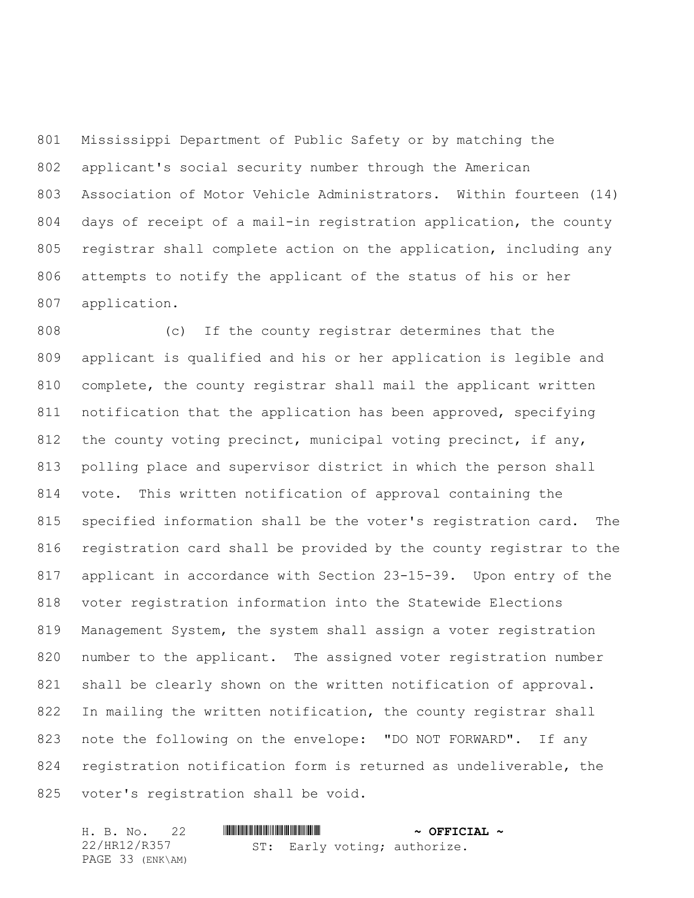Mississippi Department of Public Safety or by matching the applicant's social security number through the American Association of Motor Vehicle Administrators. Within fourteen (14) days of receipt of a mail-in registration application, the county registrar shall complete action on the application, including any attempts to notify the applicant of the status of his or her application.

(c) If the county registrar determines that the applicant is qualified and his or her application is legible and complete, the county registrar shall mail the applicant written notification that the application has been approved, specifying the county voting precinct, municipal voting precinct, if any, polling place and supervisor district in which the person shall vote. This written notification of approval containing the specified information shall be the voter's registration card. The registration card shall be provided by the county registrar to the applicant in accordance with Section 23-15-39. Upon entry of the voter registration information into the Statewide Elections Management System, the system shall assign a voter registration number to the applicant. The assigned voter registration number shall be clearly shown on the written notification of approval. In mailing the written notification, the county registrar shall note the following on the envelope: "DO NOT FORWARD". If any registration notification form is returned as undeliverable, the voter's registration shall be void.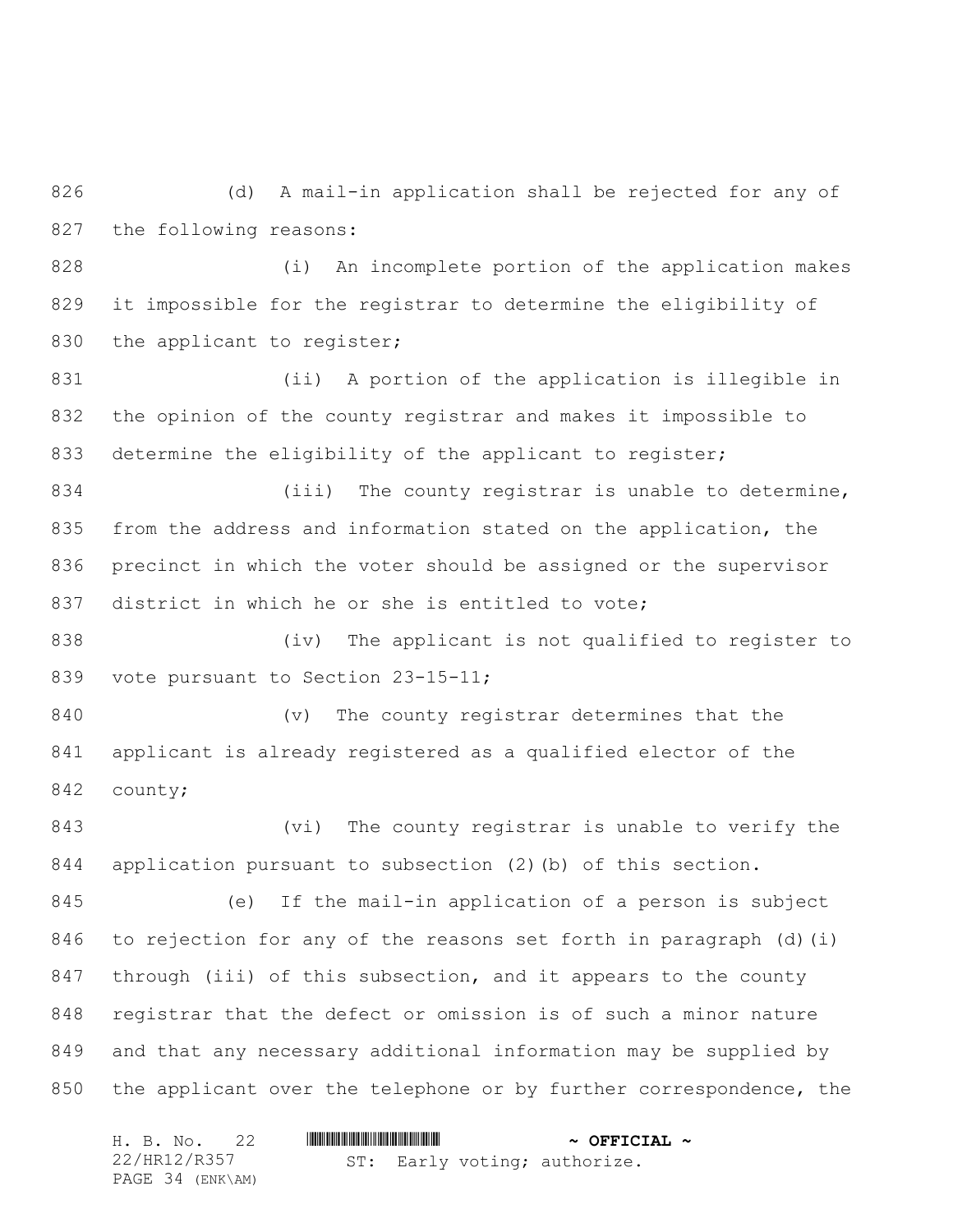(d) A mail-in application shall be rejected for any of the following reasons:

(i) An incomplete portion of the application makes it impossible for the registrar to determine the eligibility of the applicant to register;

(ii) A portion of the application is illegible in the opinion of the county registrar and makes it impossible to determine the eligibility of the applicant to register;

(iii) The county registrar is unable to determine, from the address and information stated on the application, the precinct in which the voter should be assigned or the supervisor district in which he or she is entitled to vote;

(iv) The applicant is not qualified to register to vote pursuant to Section 23-15-11;

(v) The county registrar determines that the applicant is already registered as a qualified elector of the county;

(vi) The county registrar is unable to verify the application pursuant to subsection (2)(b) of this section.

(e) If the mail-in application of a person is subject to rejection for any of the reasons set forth in paragraph (d)(i) through (iii) of this subsection, and it appears to the county registrar that the defect or omission is of such a minor nature and that any necessary additional information may be supplied by the applicant over the telephone or by further correspondence, the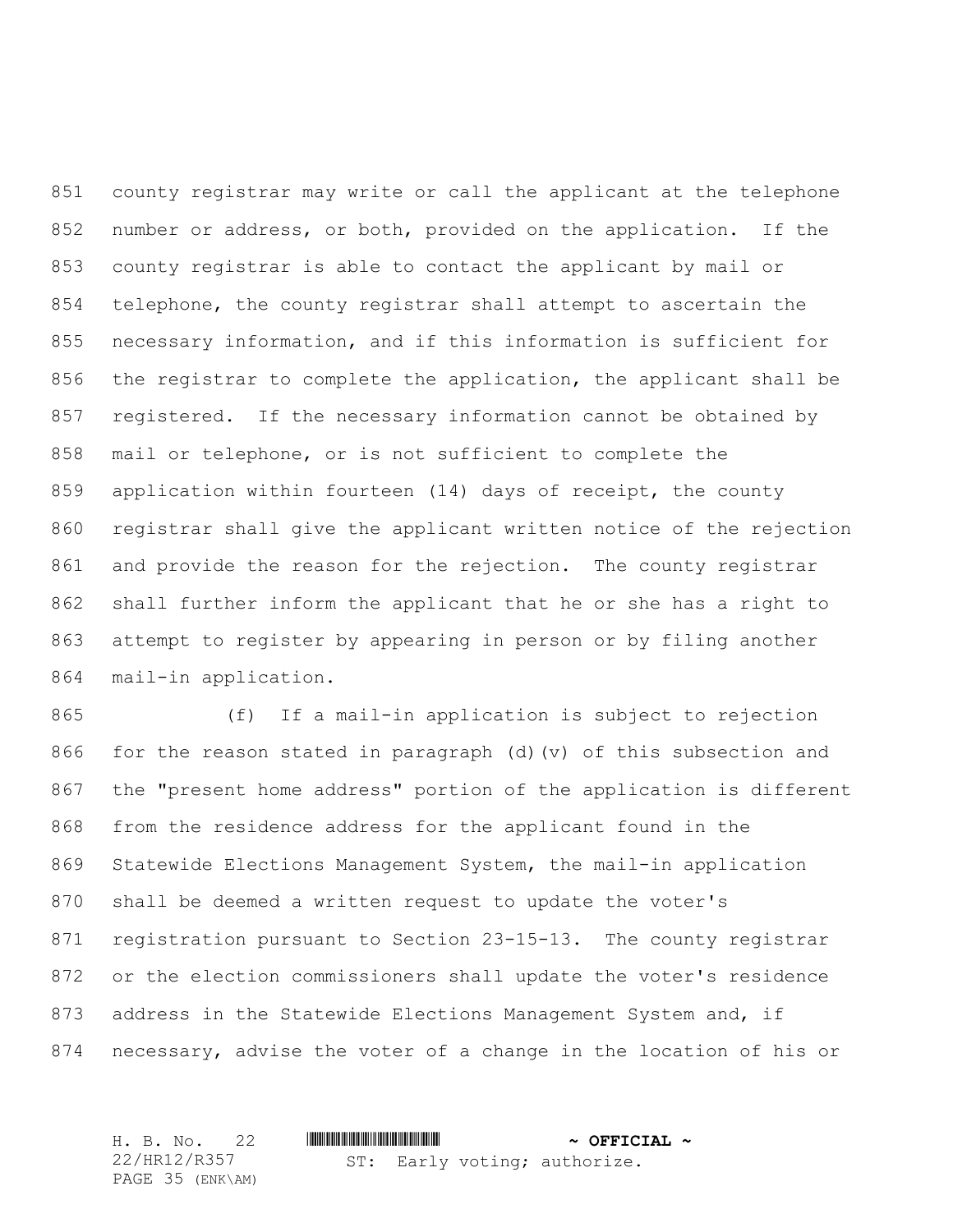county registrar may write or call the applicant at the telephone number or address, or both, provided on the application. If the county registrar is able to contact the applicant by mail or telephone, the county registrar shall attempt to ascertain the necessary information, and if this information is sufficient for the registrar to complete the application, the applicant shall be registered. If the necessary information cannot be obtained by mail or telephone, or is not sufficient to complete the application within fourteen (14) days of receipt, the county registrar shall give the applicant written notice of the rejection and provide the reason for the rejection. The county registrar shall further inform the applicant that he or she has a right to attempt to register by appearing in person or by filing another mail-in application.

(f) If a mail-in application is subject to rejection for the reason stated in paragraph (d)(v) of this subsection and the "present home address" portion of the application is different from the residence address for the applicant found in the Statewide Elections Management System, the mail-in application shall be deemed a written request to update the voter's registration pursuant to Section 23-15-13. The county registrar or the election commissioners shall update the voter's residence address in the Statewide Elections Management System and, if necessary, advise the voter of a change in the location of his or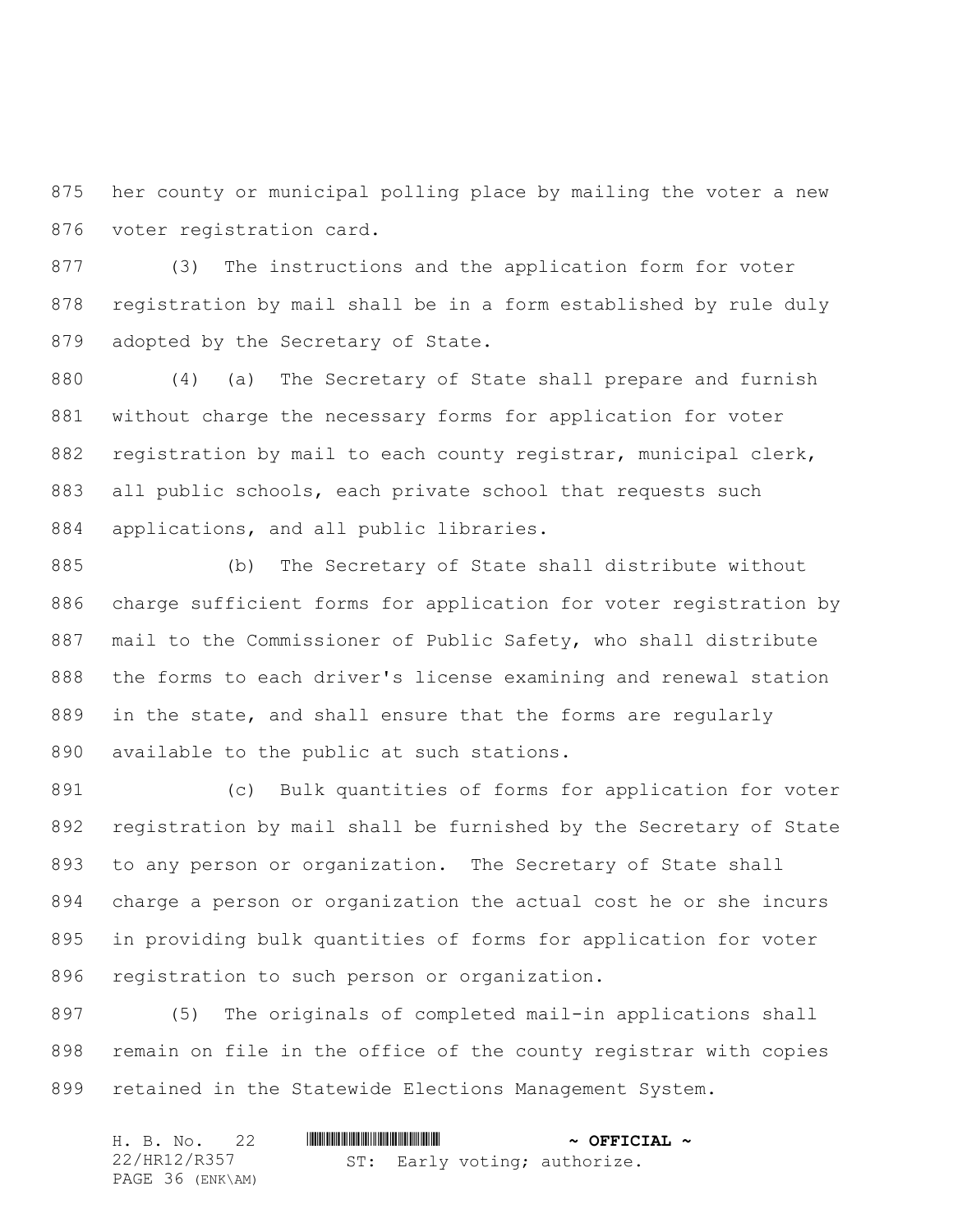her county or municipal polling place by mailing the voter a new voter registration card.

(3) The instructions and the application form for voter registration by mail shall be in a form established by rule duly adopted by the Secretary of State.

(4) (a) The Secretary of State shall prepare and furnish without charge the necessary forms for application for voter registration by mail to each county registrar, municipal clerk, all public schools, each private school that requests such applications, and all public libraries.

(b) The Secretary of State shall distribute without charge sufficient forms for application for voter registration by mail to the Commissioner of Public Safety, who shall distribute the forms to each driver's license examining and renewal station in the state, and shall ensure that the forms are regularly available to the public at such stations.

(c) Bulk quantities of forms for application for voter registration by mail shall be furnished by the Secretary of State to any person or organization. The Secretary of State shall charge a person or organization the actual cost he or she incurs in providing bulk quantities of forms for application for voter registration to such person or organization.

(5) The originals of completed mail-in applications shall remain on file in the office of the county registrar with copies retained in the Statewide Elections Management System.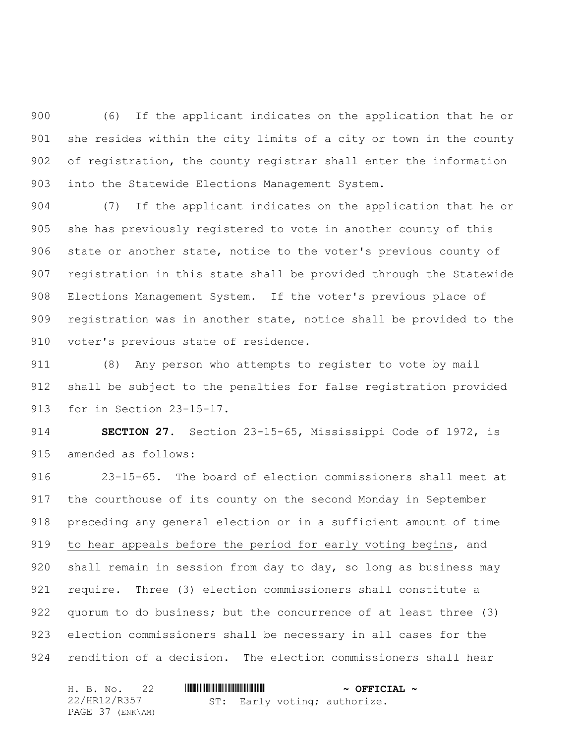(6) If the applicant indicates on the application that he or she resides within the city limits of a city or town in the county of registration, the county registrar shall enter the information into the Statewide Elections Management System.

(7) If the applicant indicates on the application that he or she has previously registered to vote in another county of this state or another state, notice to the voter's previous county of registration in this state shall be provided through the Statewide Elections Management System. If the voter's previous place of registration was in another state, notice shall be provided to the voter's previous state of residence.

(8) Any person who attempts to register to vote by mail shall be subject to the penalties for false registration provided for in Section 23-15-17.

**SECTION 27.** Section 23-15-65, Mississippi Code of 1972, is amended as follows:

23-15-65. The board of election commissioners shall meet at the courthouse of its county on the second Monday in September preceding any general election <u>or in a sufficient amount of time to hear appeals before the period for early voting begins</u>, and shall remain in session from day to day, so long as business may require. Three (3) election commissioners shall constitute a quorum to do business; but the concurrence of at least three (3) election commissioners shall be necessary in all cases for the rendition of a decision. The election commissioners shall hear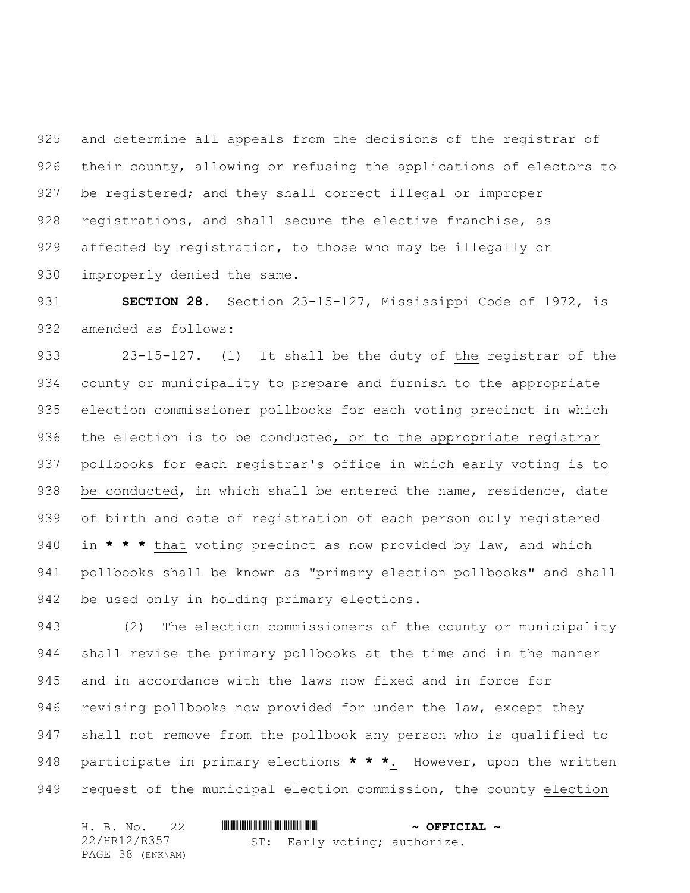and determine all appeals from the decisions of the registrar of their county, allowing or refusing the applications of electors to be registered; and they shall correct illegal or improper registrations, and shall secure the elective franchise, as affected by registration, to those who may be illegally or improperly denied the same.

**SECTION 28.** Section 23-15-127, Mississippi Code of 1972, is amended as follows:

23-15-127. (1) It shall be the duty of the registrar of the county or municipality to prepare and furnish to the appropriate election commissioner pollbooks for each voting precinct in which the election is to be conducted, or to the appropriate registrar pollbooks for each registrar's office in which early voting is to be conducted, in which shall be entered the name, residence, date of birth and date of registration of each person duly registered in *** that voting precinct as now provided by law, and which pollbooks shall be known as "primary election pollbooks" and shall be used only in holding primary elections.

(2) The election commissioners of the county or municipality shall revise the primary pollbooks at the time and in the manner and in accordance with the laws now fixed and in force for revising pollbooks now provided for under the law, except they shall not remove from the pollbook any person who is qualified to participate in primary elections ***. However, upon the written request of the municipal election commission, the county election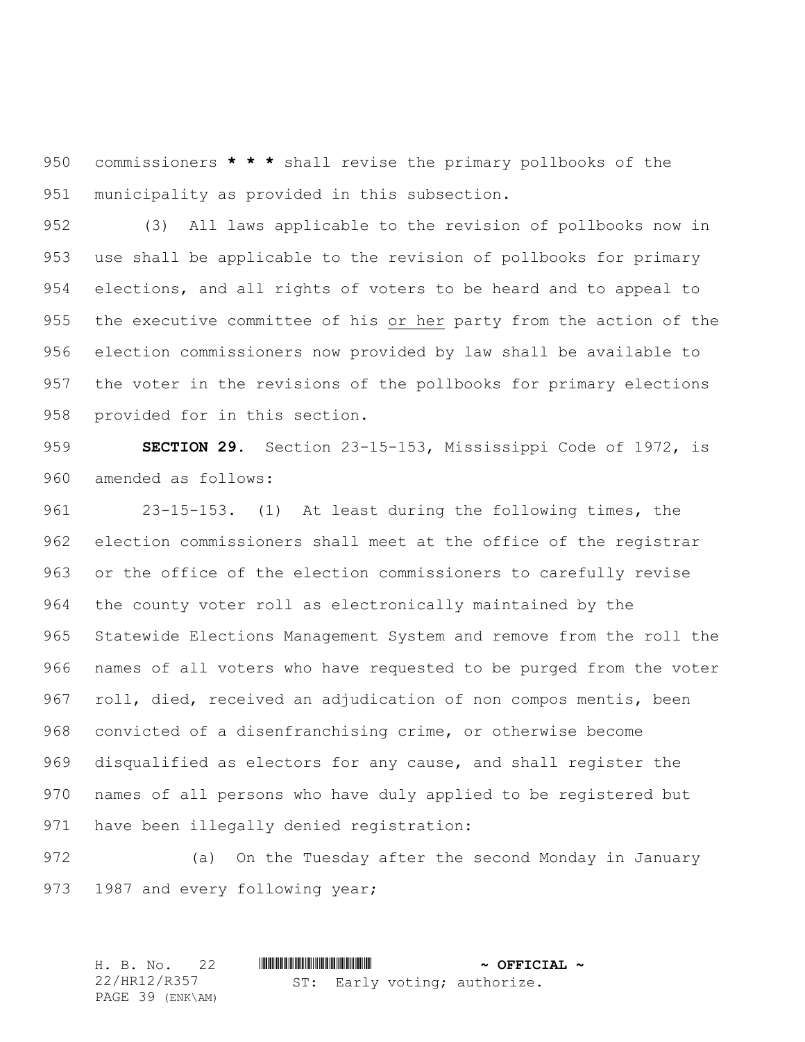commissioners * * * shall revise the primary pollbooks of the municipality as provided in this subsection.

(3) All laws applicable to the revision of pollbooks now in use shall be applicable to the revision of pollbooks for primary elections, and all rights of voters to be heard and to appeal to the executive committee of his <u>or her</u> party from the action of the election commissioners now provided by law shall be available to the voter in the revisions of the pollbooks for primary elections provided for in this section.

**SECTION 29.** Section 23-15-153, Mississippi Code of 1972, is amended as follows:

23-15-153. (1) At least during the following times, the election commissioners shall meet at the office of the registrar or the office of the election commissioners to carefully revise the county voter roll as electronically maintained by the Statewide Elections Management System and remove from the roll the names of all voters who have requested to be purged from the voter roll, died, received an adjudication of non compos mentis, been convicted of a disenfranchising crime, or otherwise become disqualified as electors for any cause, and shall register the names of all persons who have duly applied to be registered but have been illegally denied registration:

(a) On the Tuesday after the second Monday in January 1987 and every following year;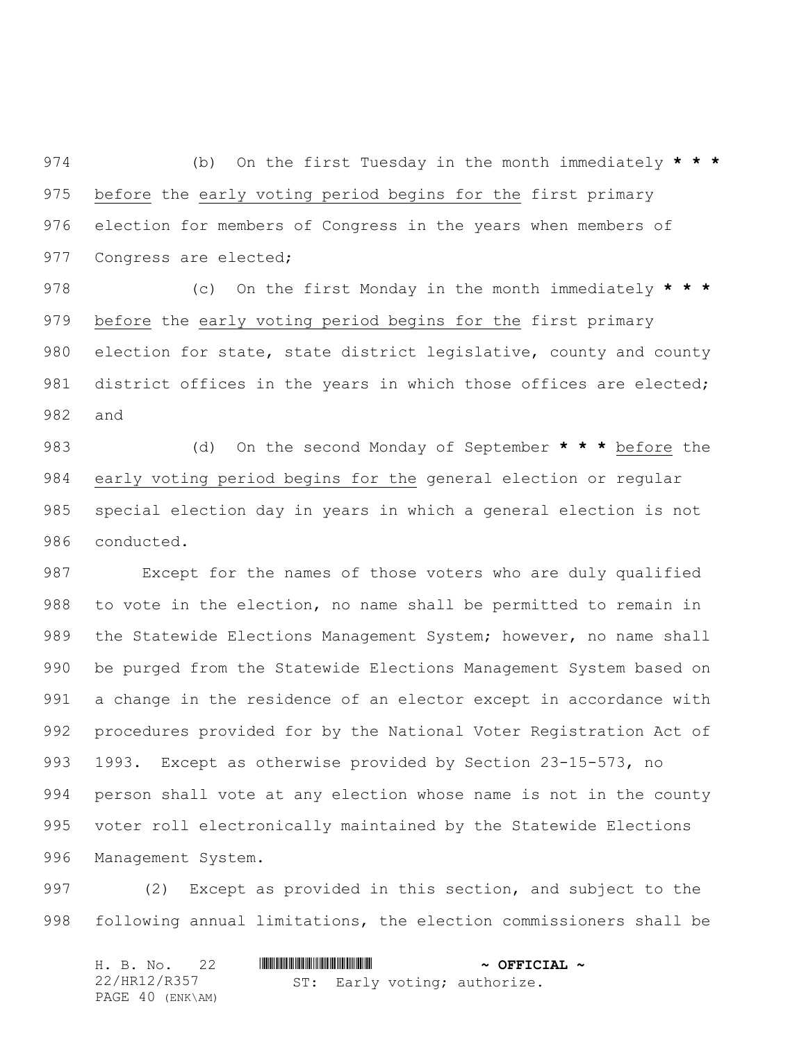(b) On the first Tuesday in the month immediately * * * before the early voting period begins for the first primary election for members of Congress in the years when members of Congress are elected;

(c) On the first Monday in the month immediately * * * before the early voting period begins for the first primary election for state, state district legislative, county and county district offices in the years in which those offices are elected; and

(d) On the second Monday of September * * * before the early voting period begins for the general election or regular special election day in years in which a general election is not conducted.

Except for the names of those voters who are duly qualified to vote in the election, no name shall be permitted to remain in the Statewide Elections Management System; however, no name shall be purged from the Statewide Elections Management System based on a change in the residence of an elector except in accordance with procedures provided for by the National Voter Registration Act of 1993. Except as otherwise provided by Section 23-15-573, no person shall vote at any election whose name is not in the county voter roll electronically maintained by the Statewide Elections Management System.

(2) Except as provided in this section, and subject to the following annual limitations, the election commissioners shall be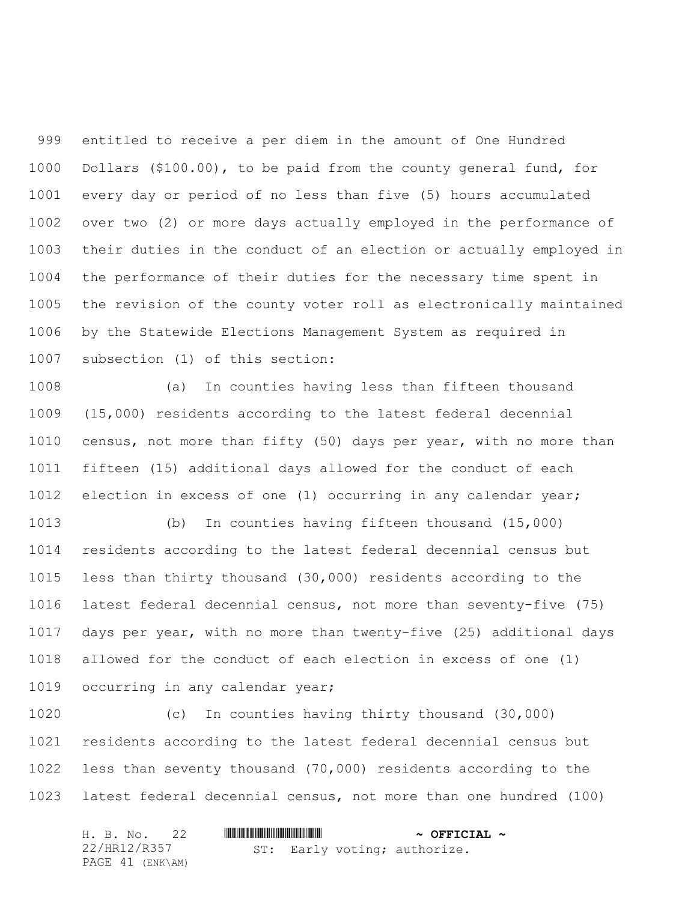entitled to receive a per diem in the amount of One Hundred Dollars ($100.00), to be paid from the county general fund, for every day or period of no less than five (5) hours accumulated over two (2) or more days actually employed in the performance of their duties in the conduct of an election or actually employed in the performance of their duties for the necessary time spent in the revision of the county voter roll as electronically maintained by the Statewide Elections Management System as required in subsection (1) of this section:

(a) In counties having less than fifteen thousand (15,000) residents according to the latest federal decennial census, not more than fifty (50) days per year, with no more than fifteen (15) additional days allowed for the conduct of each election in excess of one (1) occurring in any calendar year;

(b) In counties having fifteen thousand (15,000) residents according to the latest federal decennial census but less than thirty thousand (30,000) residents according to the latest federal decennial census, not more than seventy-five (75) days per year, with no more than twenty-five (25) additional days allowed for the conduct of each election in excess of one (1) occurring in any calendar year;

(c) In counties having thirty thousand (30,000) residents according to the latest federal decennial census but less than seventy thousand (70,000) residents according to the latest federal decennial census, not more than one hundred (100)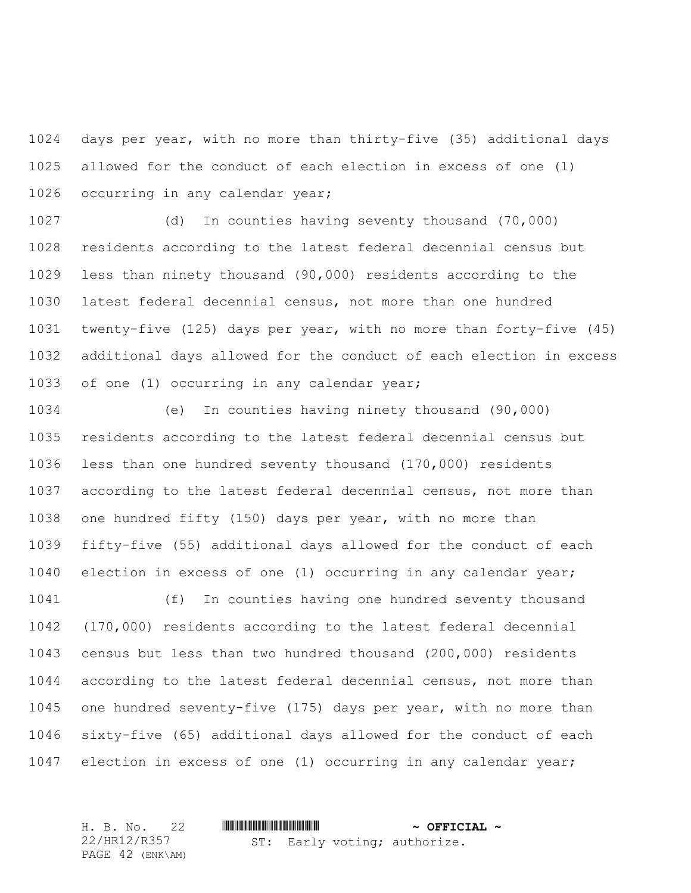days per year, with no more than thirty-five (35) additional days allowed for the conduct of each election in excess of one (1) occurring in any calendar year;

(d) In counties having seventy thousand (70,000) residents according to the latest federal decennial census but less than ninety thousand (90,000) residents according to the latest federal decennial census, not more than one hundred twenty-five (125) days per year, with no more than forty-five (45) additional days allowed for the conduct of each election in excess of one (1) occurring in any calendar year;

(e) In counties having ninety thousand (90,000) residents according to the latest federal decennial census but less than one hundred seventy thousand (170,000) residents according to the latest federal decennial census, not more than one hundred fifty (150) days per year, with no more than fifty-five (55) additional days allowed for the conduct of each election in excess of one (1) occurring in any calendar year;

(f) In counties having one hundred seventy thousand (170,000) residents according to the latest federal decennial census but less than two hundred thousand (200,000) residents according to the latest federal decennial census, not more than one hundred seventy-five (175) days per year, with no more than sixty-five (65) additional days allowed for the conduct of each election in excess of one (1) occurring in any calendar year;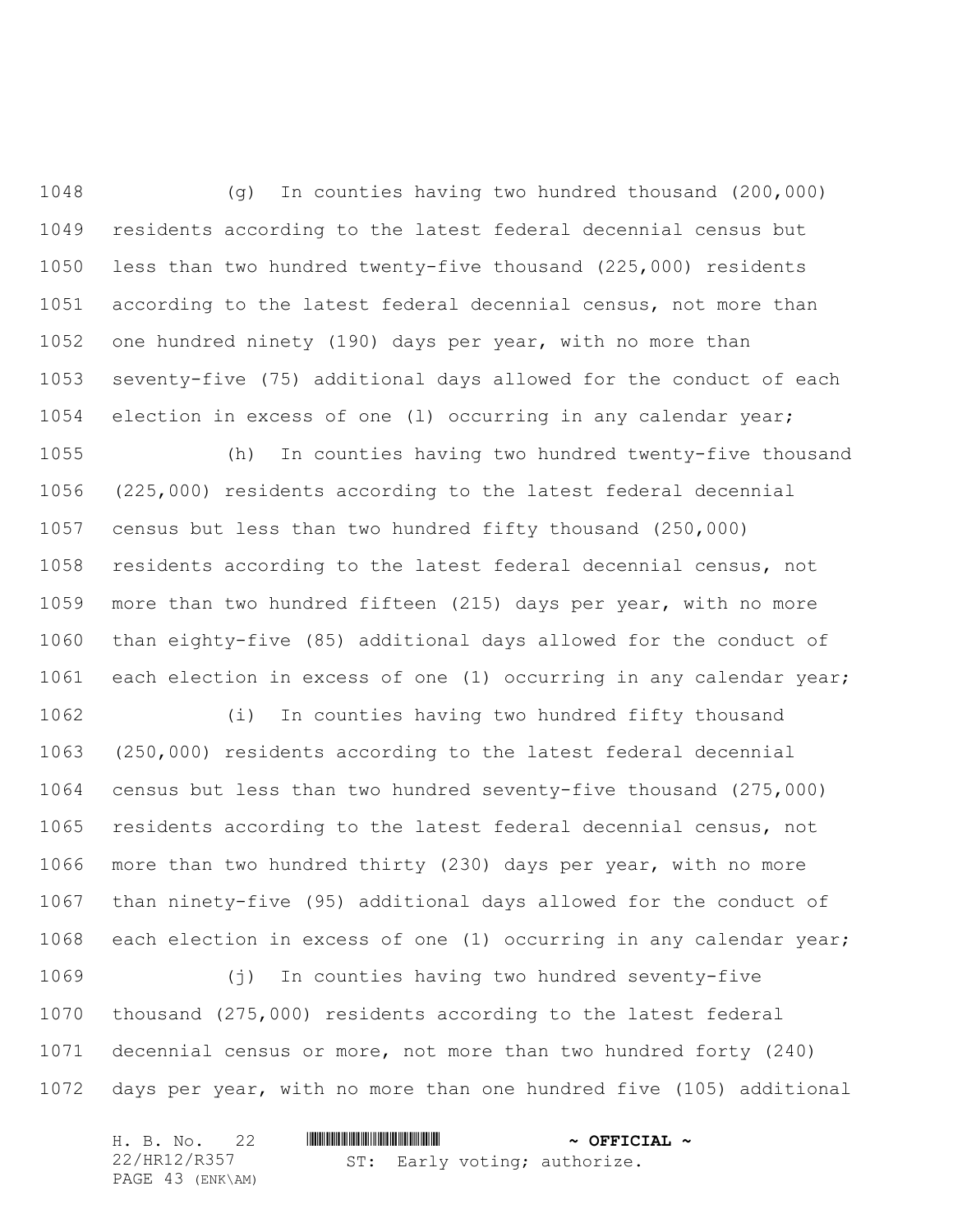(g) In counties having two hundred thousand (200,000) residents according to the latest federal decennial census but less than two hundred twenty-five thousand (225,000) residents according to the latest federal decennial census, not more than one hundred ninety (190) days per year, with no more than seventy-five (75) additional days allowed for the conduct of each election in excess of one (1) occurring in any calendar year;

(h) In counties having two hundred twenty-five thousand (225,000) residents according to the latest federal decennial census but less than two hundred fifty thousand (250,000) residents according to the latest federal decennial census, not more than two hundred fifteen (215) days per year, with no more than eighty-five (85) additional days allowed for the conduct of each election in excess of one (1) occurring in any calendar year;

(i) In counties having two hundred fifty thousand (250,000) residents according to the latest federal decennial census but less than two hundred seventy-five thousand (275,000) residents according to the latest federal decennial census, not more than two hundred thirty (230) days per year, with no more than ninety-five (95) additional days allowed for the conduct of each election in excess of one (1) occurring in any calendar year;

(j) In counties having two hundred seventy-five thousand (275,000) residents according to the latest federal decennial census or more, not more than two hundred forty (240) days per year, with no more than one hundred five (105) additional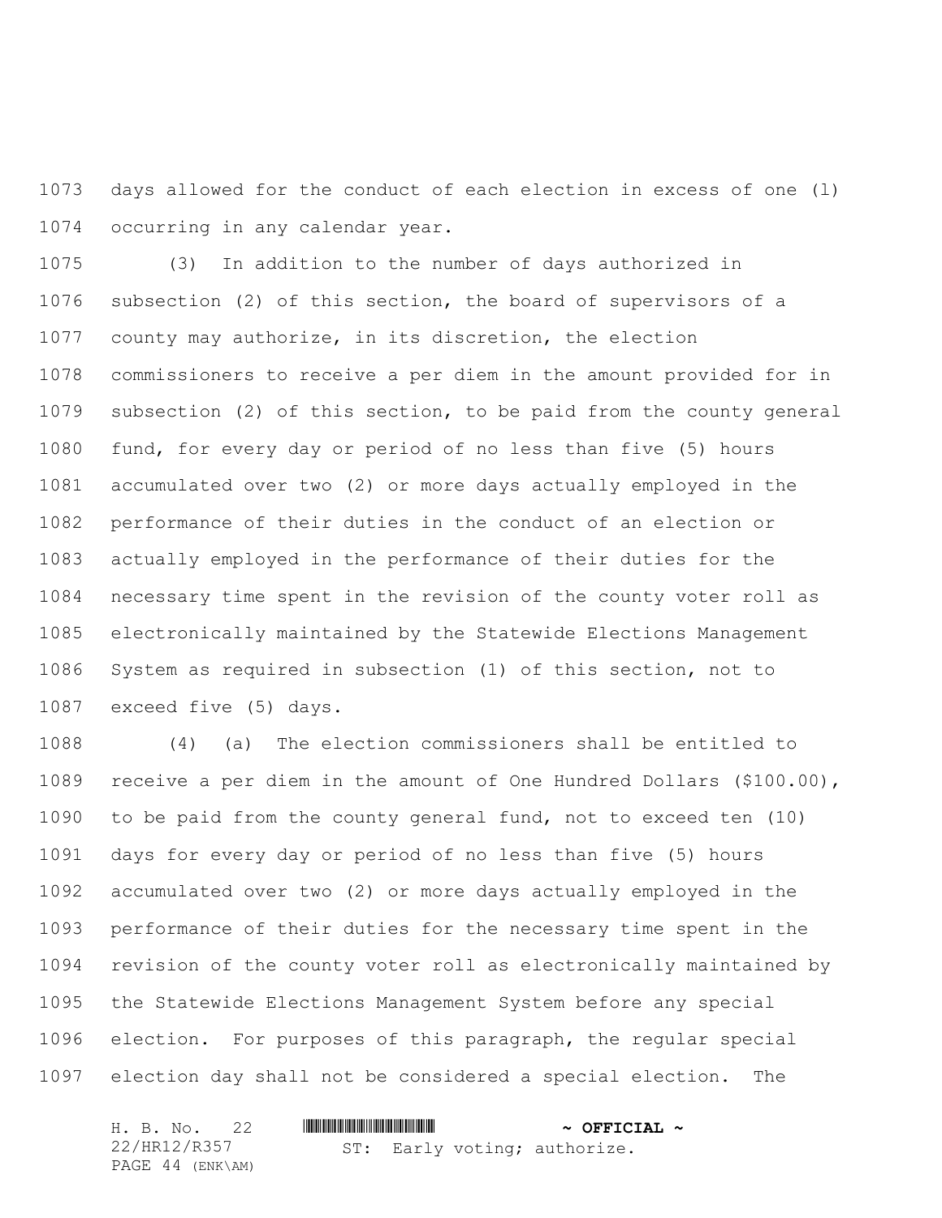days allowed for the conduct of each election in excess of one (1) occurring in any calendar year.

(3) In addition to the number of days authorized in subsection (2) of this section, the board of supervisors of a county may authorize, in its discretion, the election commissioners to receive a per diem in the amount provided for in subsection (2) of this section, to be paid from the county general fund, for every day or period of no less than five (5) hours accumulated over two (2) or more days actually employed in the performance of their duties in the conduct of an election or actually employed in the performance of their duties for the necessary time spent in the revision of the county voter roll as electronically maintained by the Statewide Elections Management System as required in subsection (1) of this section, not to exceed five (5) days.

(4) (a) The election commissioners shall be entitled to receive a per diem in the amount of One Hundred Dollars ($100.00), to be paid from the county general fund, not to exceed ten (10) days for every day or period of no less than five (5) hours accumulated over two (2) or more days actually employed in the performance of their duties for the necessary time spent in the revision of the county voter roll as electronically maintained by the Statewide Elections Management System before any special election. For purposes of this paragraph, the regular special election day shall not be considered a special election. The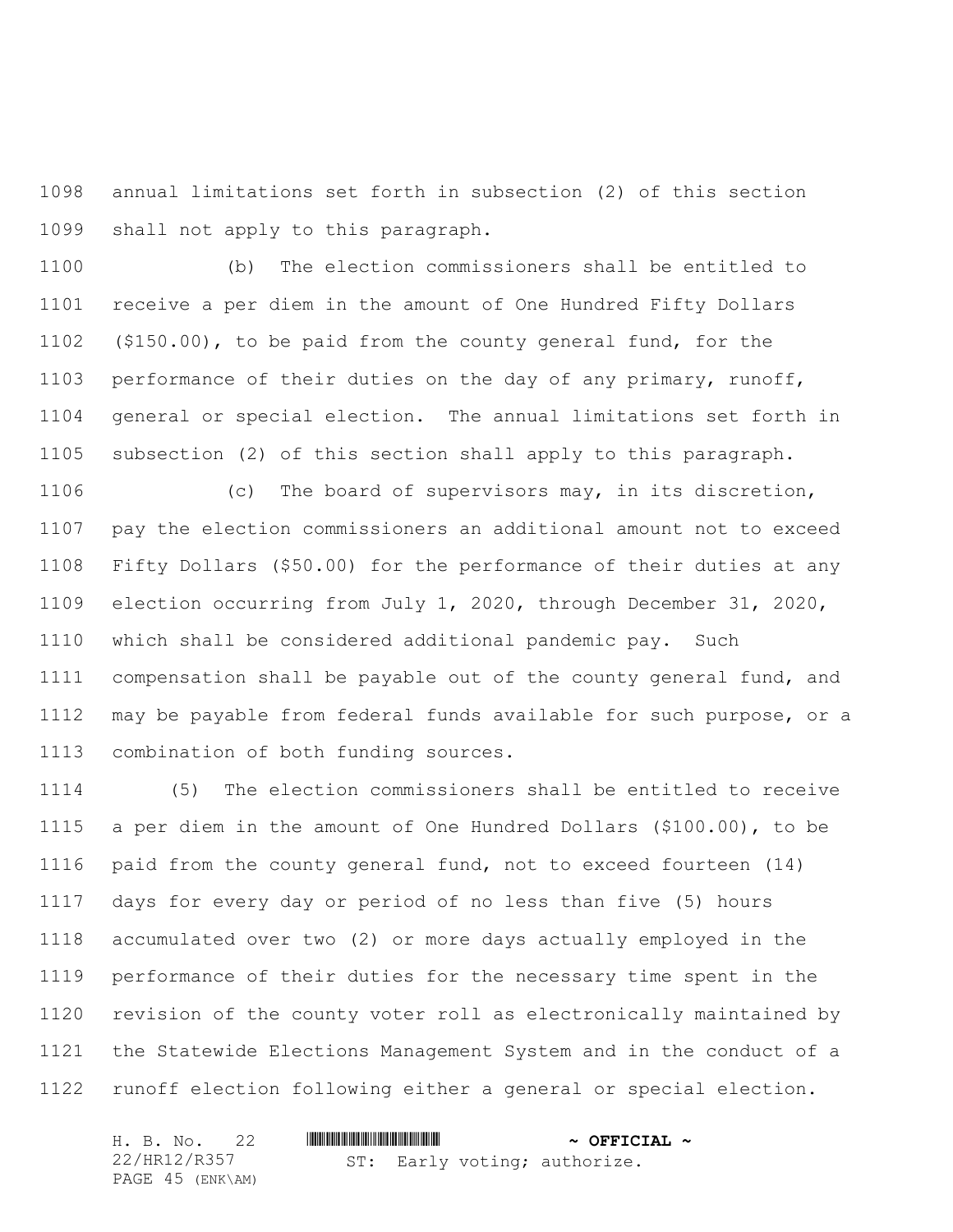annual limitations set forth in subsection (2) of this section shall not apply to this paragraph.

(b) The election commissioners shall be entitled to receive a per diem in the amount of One Hundred Fifty Dollars ($150.00), to be paid from the county general fund, for the performance of their duties on the day of any primary, runoff, general or special election. The annual limitations set forth in subsection (2) of this section shall apply to this paragraph.

(c) The board of supervisors may, in its discretion, pay the election commissioners an additional amount not to exceed Fifty Dollars ($50.00) for the performance of their duties at any election occurring from July 1, 2020, through December 31, 2020, which shall be considered additional pandemic pay. Such compensation shall be payable out of the county general fund, and may be payable from federal funds available for such purpose, or a combination of both funding sources.

(5) The election commissioners shall be entitled to receive a per diem in the amount of One Hundred Dollars ($100.00), to be paid from the county general fund, not to exceed fourteen (14) days for every day or period of no less than five (5) hours accumulated over two (2) or more days actually employed in the performance of their duties for the necessary time spent in the revision of the county voter roll as electronically maintained by the Statewide Elections Management System and in the conduct of a runoff election following either a general or special election.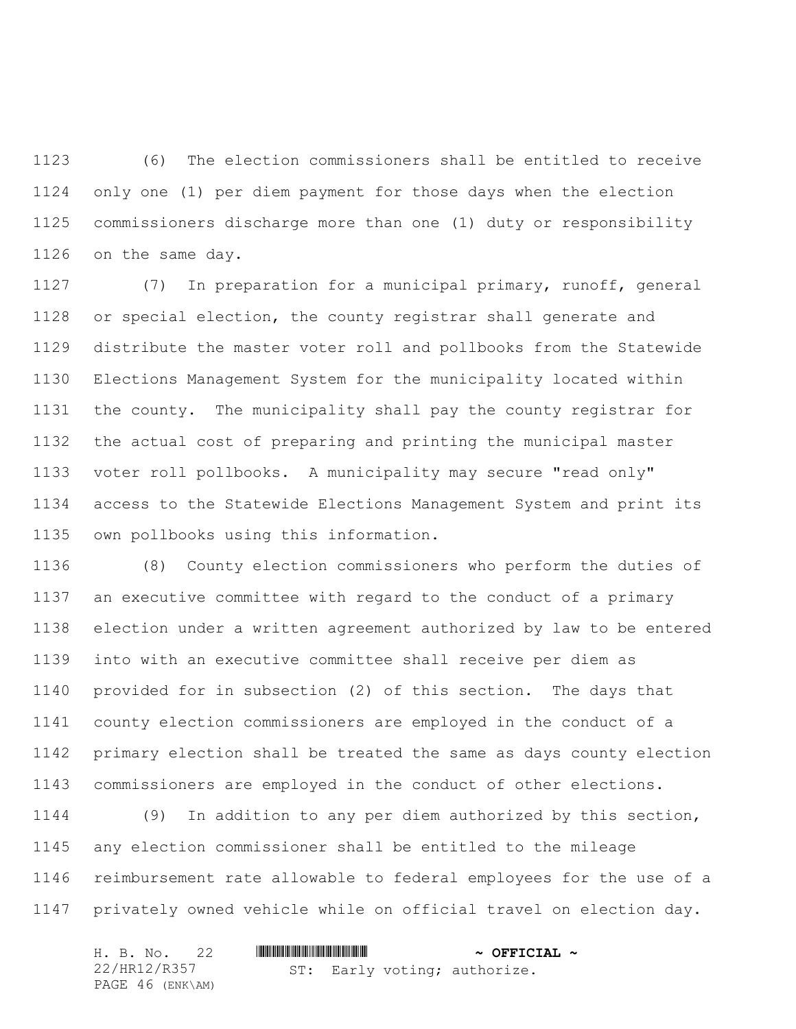(6) The election commissioners shall be entitled to receive only one (1) per diem payment for those days when the election commissioners discharge more than one (1) duty or responsibility on the same day.

(7) In preparation for a municipal primary, runoff, general or special election, the county registrar shall generate and distribute the master voter roll and pollbooks from the Statewide Elections Management System for the municipality located within the county. The municipality shall pay the county registrar for the actual cost of preparing and printing the municipal master voter roll pollbooks. A municipality may secure "read only" access to the Statewide Elections Management System and print its own pollbooks using this information.

(8) County election commissioners who perform the duties of an executive committee with regard to the conduct of a primary election under a written agreement authorized by law to be entered into with an executive committee shall receive per diem as provided for in subsection (2) of this section. The days that county election commissioners are employed in the conduct of a primary election shall be treated the same as days county election commissioners are employed in the conduct of other elections.

(9) In addition to any per diem authorized by this section, any election commissioner shall be entitled to the mileage reimbursement rate allowable to federal employees for the use of a privately owned vehicle while on official travel on election day.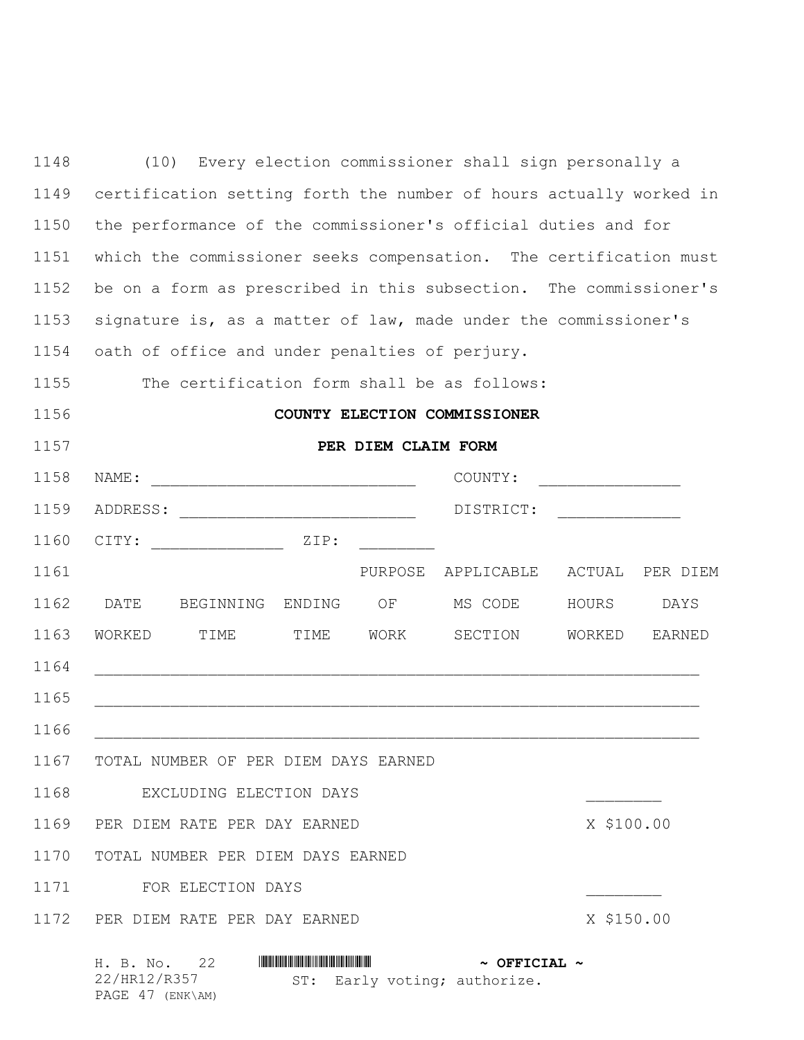(10) Every election commissioner shall sign personally a certification setting forth the number of hours actually worked in the performance of the commissioner's official duties and for which the commissioner seeks compensation. The certification must be on a form as prescribed in this subsection. The commissioner's signature is, as a matter of law, made under the commissioner's oath of office and under penalties of perjury.

The certification form shall be as follows:

**COUNTY ELECTION COMMISSIONER**

**PER DIEM CLAIM FORM**

NAME: ____________________________ COUNTY: _______________

ADDRESS: _________________________ DISTRICT: _____________

CITY: ______________ ZIP: ________

| DATE WORKED | BEGINNING TIME | ENDING TIME | PURPOSE OF WORK | APPLICABLE MS CODE SECTION | ACTUAL HOURS WORKED | PER DIEM DAYS EARNED |
|---|---|---|---|---|---|---|
| | | | | | | |
| | | | | | | |
| | | | | | | |

TOTAL NUMBER OF PER DIEM DAYS EARNED
EXCLUDING ELECTION DAYS ________

PER DIEM RATE PER DAY EARNED X $100.00

TOTAL NUMBER PER DIEM DAYS EARNED
FOR ELECTION DAYS ________

PER DIEM RATE PER DAY EARNED X $150.00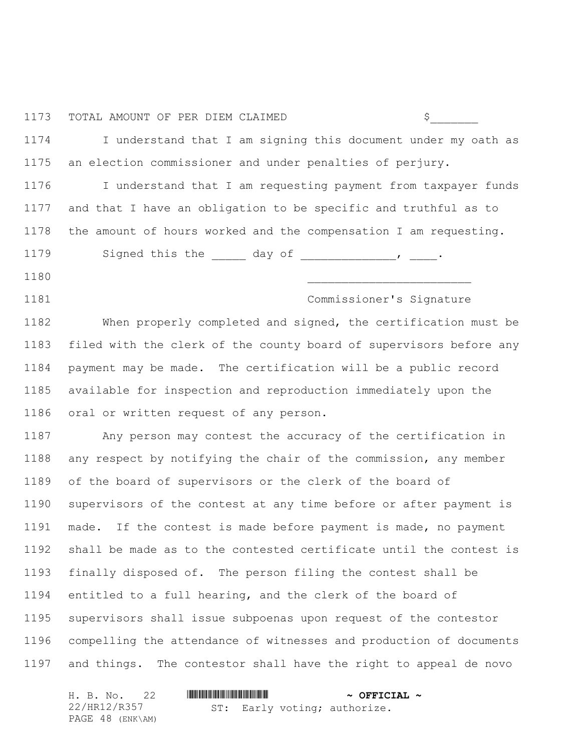TOTAL AMOUNT OF PER DIEM CLAIMED $_______

I understand that I am signing this document under my oath as an election commissioner and under penalties of perjury.

I understand that I am requesting payment from taxpayer funds and that I have an obligation to be specific and truthful as to the amount of hours worked and the compensation I am requesting.

Signed this the _____ day of ______________, ____.

________________________

Commissioner's Signature

When properly completed and signed, the certification must be filed with the clerk of the county board of supervisors before any payment may be made. The certification will be a public record available for inspection and reproduction immediately upon the oral or written request of any person.

Any person may contest the accuracy of the certification in any respect by notifying the chair of the commission, any member of the board of supervisors or the clerk of the board of supervisors of the contest at any time before or after payment is made. If the contest is made before payment is made, no payment shall be made as to the contested certificate until the contest is finally disposed of. The person filing the contest shall be entitled to a full hearing, and the clerk of the board of supervisors shall issue subpoenas upon request of the contestor compelling the attendance of witnesses and production of documents and things. The contestor shall have the right to appeal de novo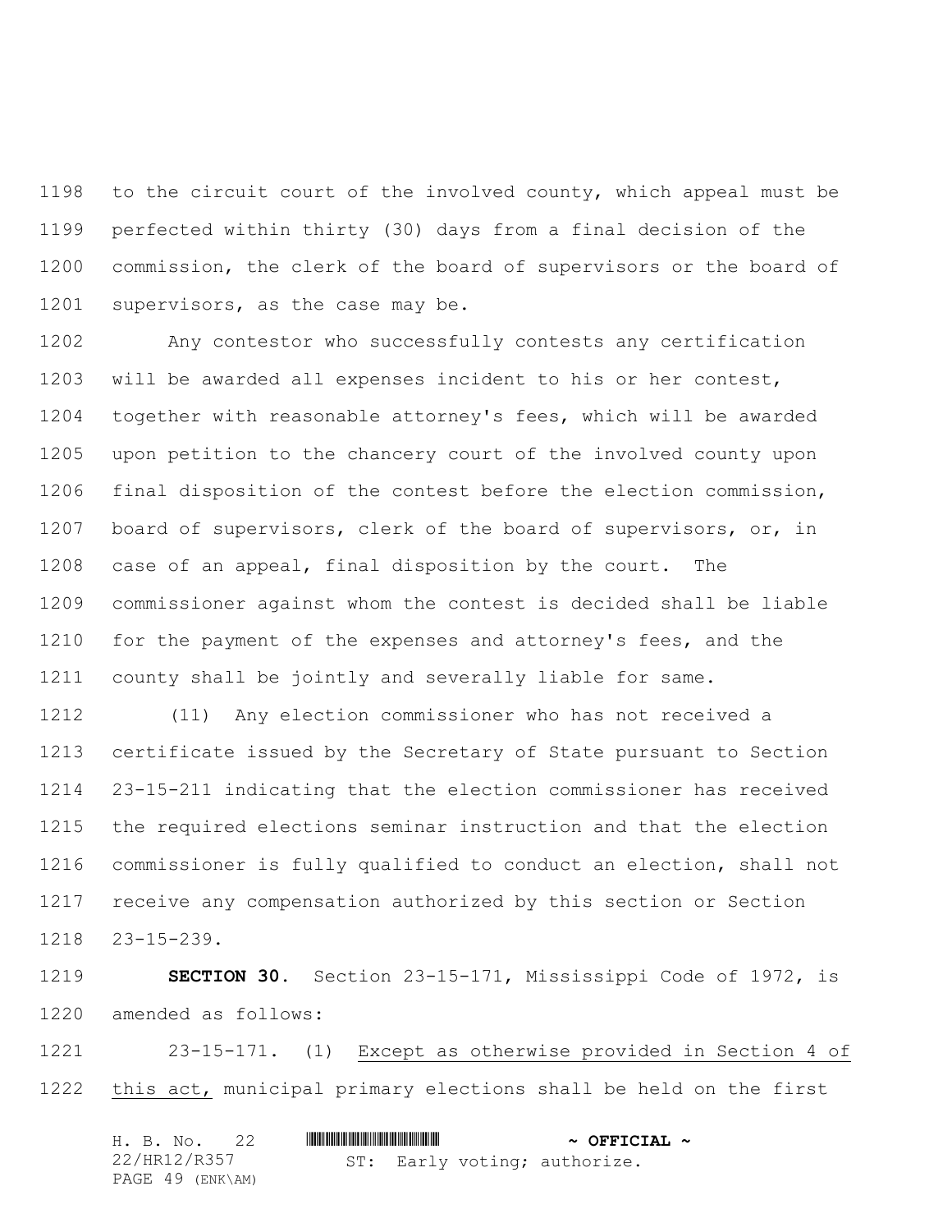to the circuit court of the involved county, which appeal must be perfected within thirty (30) days from a final decision of the commission, the clerk of the board of supervisors or the board of supervisors, as the case may be.

Any contestor who successfully contests any certification will be awarded all expenses incident to his or her contest, together with reasonable attorney's fees, which will be awarded upon petition to the chancery court of the involved county upon final disposition of the contest before the election commission, board of supervisors, clerk of the board of supervisors, or, in case of an appeal, final disposition by the court. The commissioner against whom the contest is decided shall be liable for the payment of the expenses and attorney's fees, and the county shall be jointly and severally liable for same.

(11) Any election commissioner who has not received a certificate issued by the Secretary of State pursuant to Section 23-15-211 indicating that the election commissioner has received the required elections seminar instruction and that the election commissioner is fully qualified to conduct an election, shall not receive any compensation authorized by this section or Section 23-15-239.

**SECTION 30.** Section 23-15-171, Mississippi Code of 1972, is amended as follows:

23-15-171. (1) Except as otherwise provided in Section 4 of this act, municipal primary elections shall be held on the first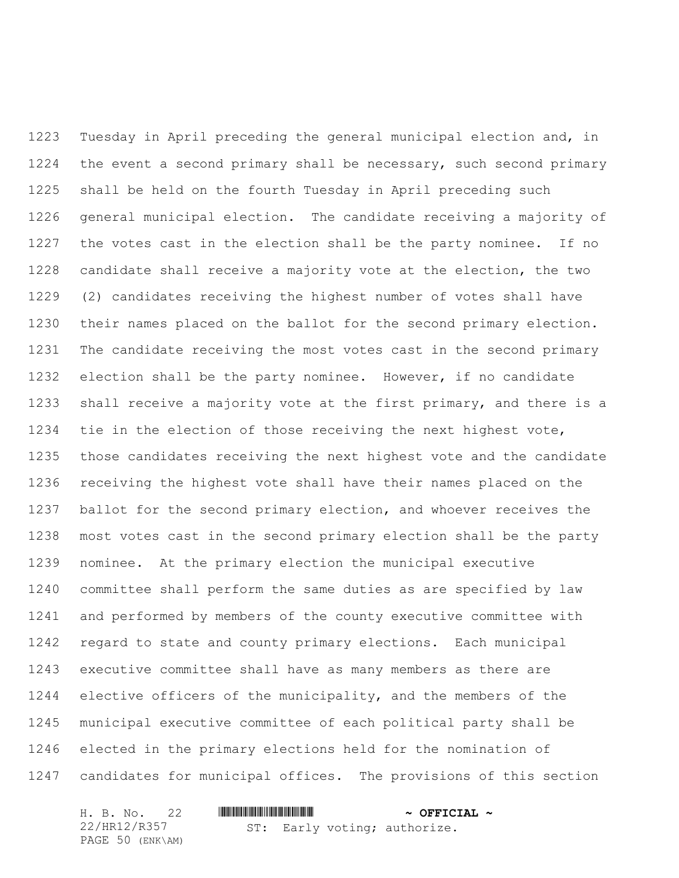Tuesday in April preceding the general municipal election and, in the event a second primary shall be necessary, such second primary shall be held on the fourth Tuesday in April preceding such general municipal election. The candidate receiving a majority of the votes cast in the election shall be the party nominee. If no candidate shall receive a majority vote at the election, the two (2) candidates receiving the highest number of votes shall have their names placed on the ballot for the second primary election. The candidate receiving the most votes cast in the second primary election shall be the party nominee. However, if no candidate shall receive a majority vote at the first primary, and there is a tie in the election of those receiving the next highest vote, those candidates receiving the next highest vote and the candidate receiving the highest vote shall have their names placed on the ballot for the second primary election, and whoever receives the most votes cast in the second primary election shall be the party nominee. At the primary election the municipal executive committee shall perform the same duties as are specified by law and performed by members of the county executive committee with regard to state and county primary elections. Each municipal executive committee shall have as many members as there are elective officers of the municipality, and the members of the municipal executive committee of each political party shall be elected in the primary elections held for the nomination of candidates for municipal offices. The provisions of this section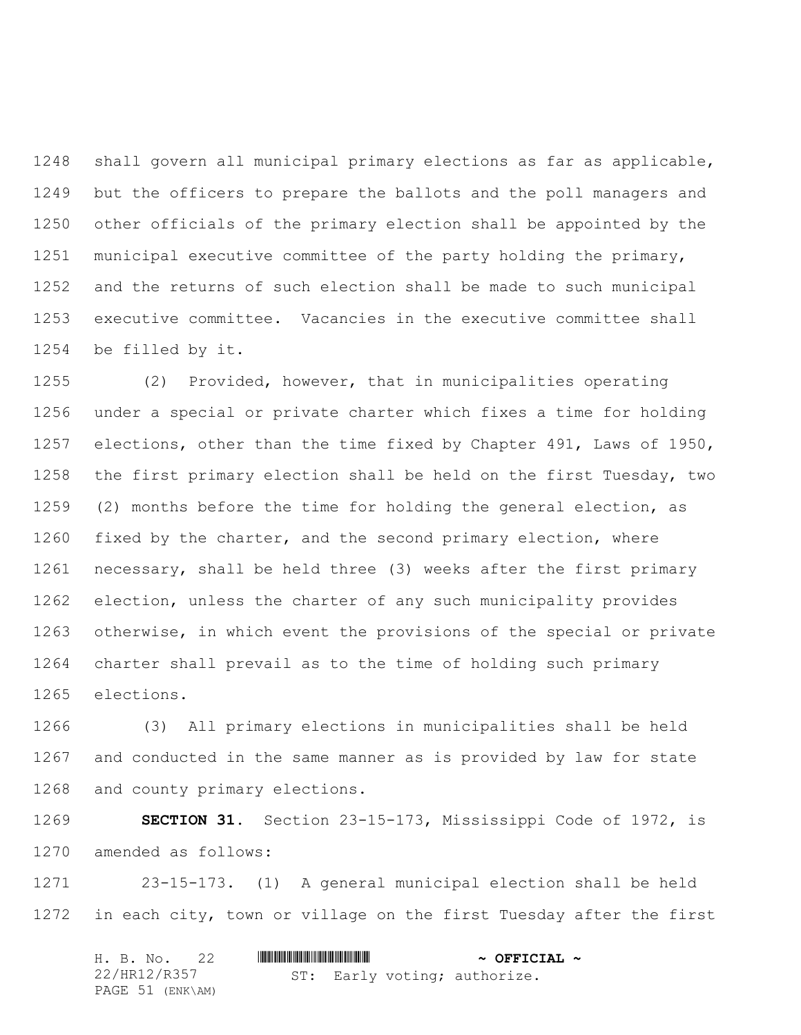shall govern all municipal primary elections as far as applicable, but the officers to prepare the ballots and the poll managers and other officials of the primary election shall be appointed by the municipal executive committee of the party holding the primary, and the returns of such election shall be made to such municipal executive committee. Vacancies in the executive committee shall be filled by it.

(2) Provided, however, that in municipalities operating under a special or private charter which fixes a time for holding elections, other than the time fixed by Chapter 491, Laws of 1950, the first primary election shall be held on the first Tuesday, two (2) months before the time for holding the general election, as fixed by the charter, and the second primary election, where necessary, shall be held three (3) weeks after the first primary election, unless the charter of any such municipality provides otherwise, in which event the provisions of the special or private charter shall prevail as to the time of holding such primary elections.

(3) All primary elections in municipalities shall be held and conducted in the same manner as is provided by law for state and county primary elections.

**SECTION 31.** Section 23-15-173, Mississippi Code of 1972, is amended as follows:

23-15-173. (1) A general municipal election shall be held in each city, town or village on the first Tuesday after the first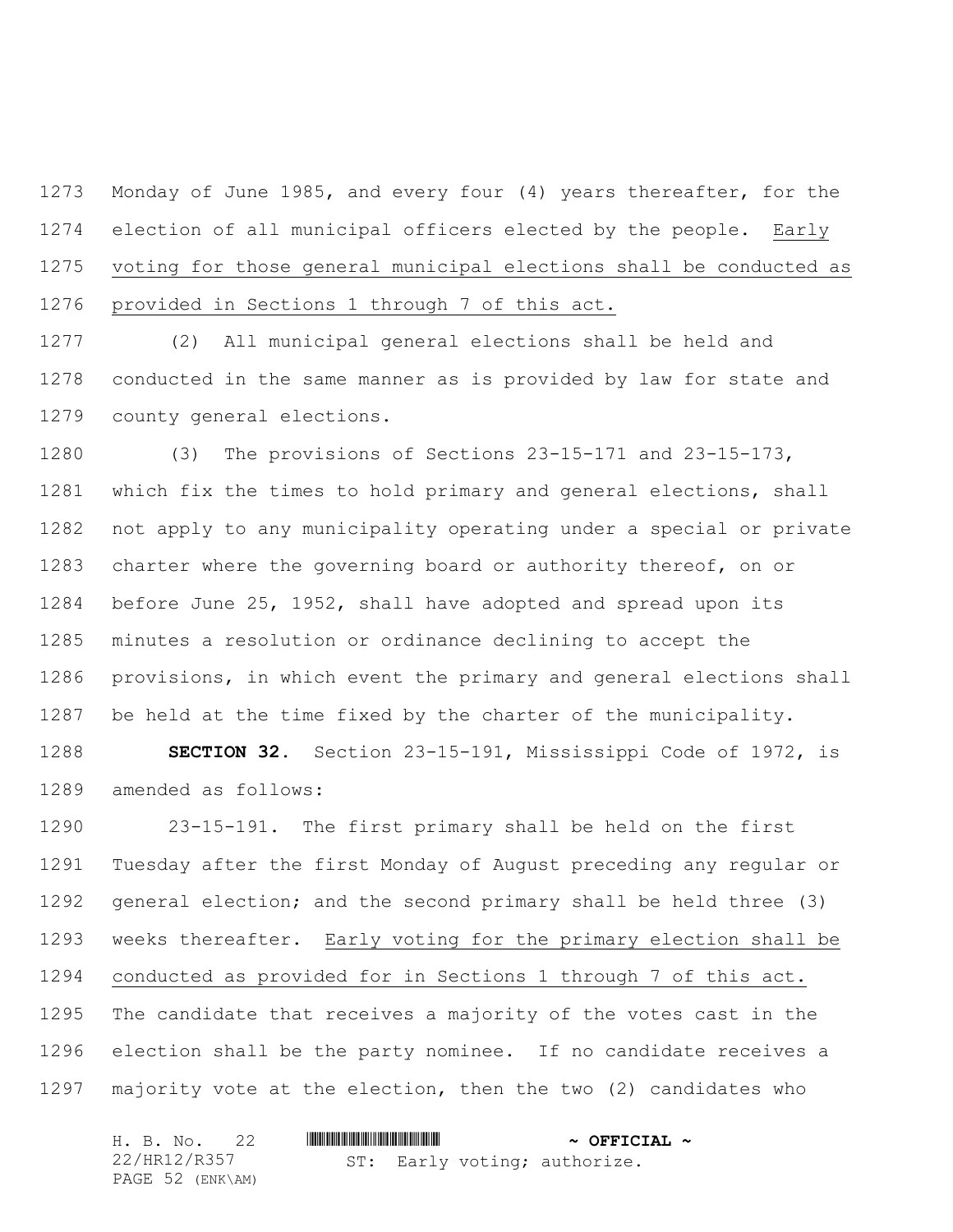Monday of June 1985, and every four (4) years thereafter, for the election of all municipal officers elected by the people. <u>Early voting for those general municipal elections shall be conducted as provided in Sections 1 through 7 of this act.</u>

(2) All municipal general elections shall be held and conducted in the same manner as is provided by law for state and county general elections.

(3) The provisions of Sections 23-15-171 and 23-15-173, which fix the times to hold primary and general elections, shall not apply to any municipality operating under a special or private charter where the governing board or authority thereof, on or before June 25, 1952, shall have adopted and spread upon its minutes a resolution or ordinance declining to accept the provisions, in which event the primary and general elections shall be held at the time fixed by the charter of the municipality.

**SECTION 32.** Section 23-15-191, Mississippi Code of 1972, is amended as follows:

23-15-191. The first primary shall be held on the first Tuesday after the first Monday of August preceding any regular or general election; and the second primary shall be held three (3) weeks thereafter. <u>Early voting for the primary election shall be conducted as provided for in Sections 1 through 7 of this act.</u> The candidate that receives a majority of the votes cast in the election shall be the party nominee. If no candidate receives a majority vote at the election, then the two (2) candidates who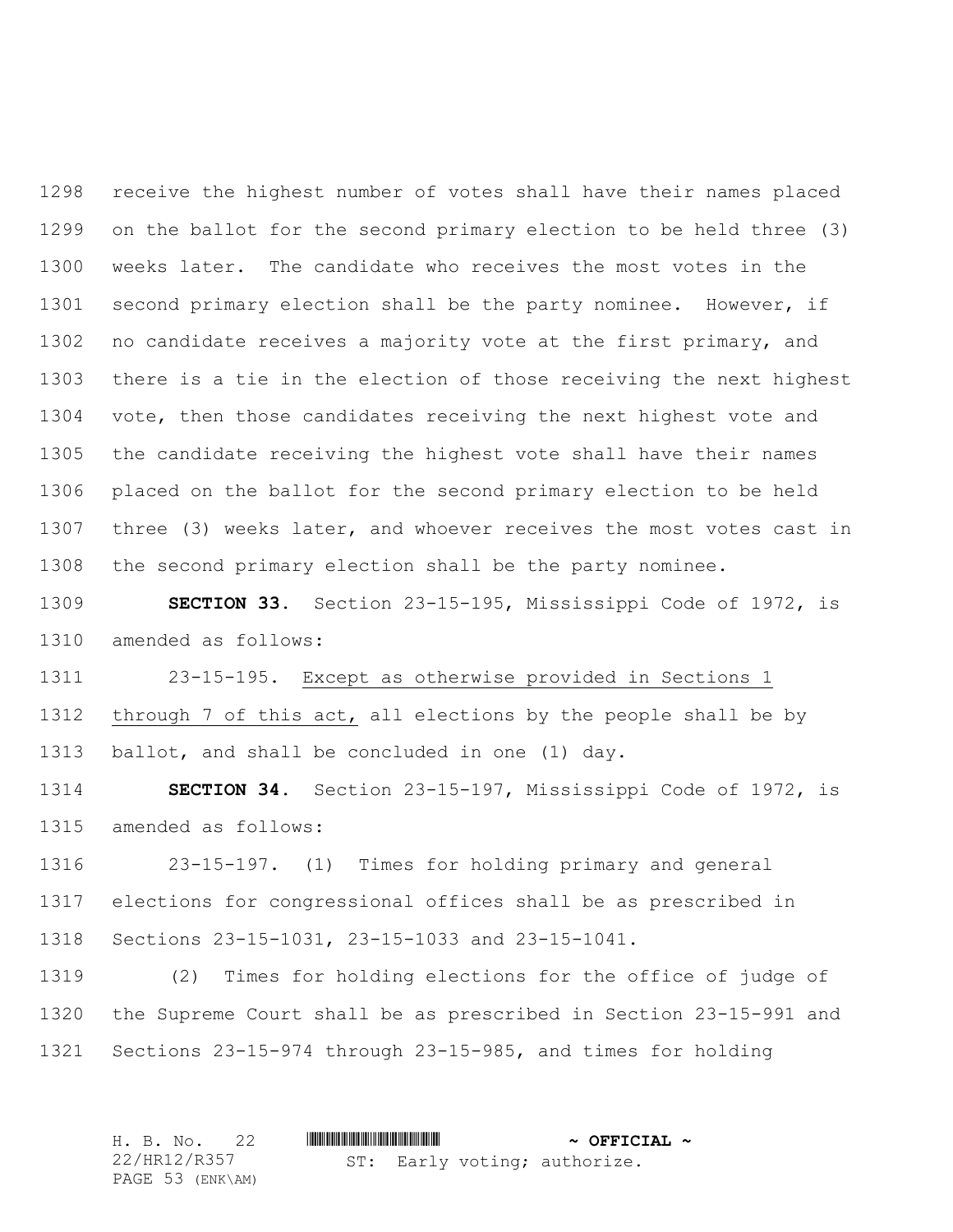receive the highest number of votes shall have their names placed on the ballot for the second primary election to be held three (3) weeks later. The candidate who receives the most votes in the second primary election shall be the party nominee. However, if no candidate receives a majority vote at the first primary, and there is a tie in the election of those receiving the next highest vote, then those candidates receiving the next highest vote and the candidate receiving the highest vote shall have their names placed on the ballot for the second primary election to be held three (3) weeks later, and whoever receives the most votes cast in the second primary election shall be the party nominee.

**SECTION 33.** Section 23-15-195, Mississippi Code of 1972, is amended as follows:

23-15-195. Except as otherwise provided in Sections 1 through 7 of this act, all elections by the people shall be by ballot, and shall be concluded in one (1) day.

**SECTION 34.** Section 23-15-197, Mississippi Code of 1972, is amended as follows:

23-15-197. (1) Times for holding primary and general elections for congressional offices shall be as prescribed in Sections 23-15-1031, 23-15-1033 and 23-15-1041.

(2) Times for holding elections for the office of judge of the Supreme Court shall be as prescribed in Section 23-15-991 and Sections 23-15-974 through 23-15-985, and times for holding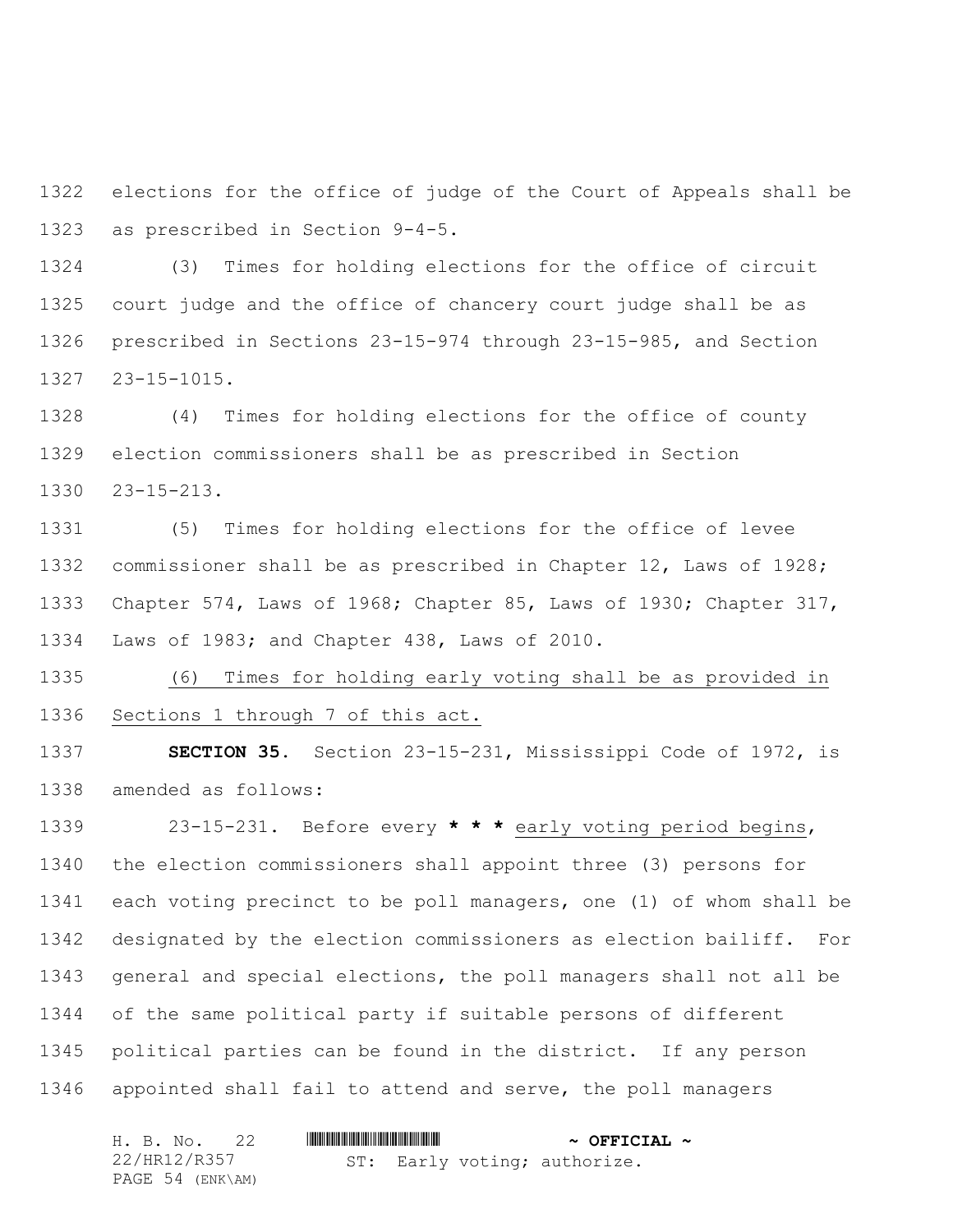elections for the office of judge of the Court of Appeals shall be as prescribed in Section 9-4-5.

(3) Times for holding elections for the office of circuit court judge and the office of chancery court judge shall be as prescribed in Sections 23-15-974 through 23-15-985, and Section 23-15-1015.

(4) Times for holding elections for the office of county election commissioners shall be as prescribed in Section 23-15-213.

(5) Times for holding elections for the office of levee commissioner shall be as prescribed in Chapter 12, Laws of 1928; Chapter 574, Laws of 1968; Chapter 85, Laws of 1930; Chapter 317, Laws of 1983; and Chapter 438, Laws of 2010.

<u>(6) Times for holding early voting shall be as provided in Sections 1 through 7 of this act.</u>

**SECTION 35.** Section 23-15-231, Mississippi Code of 1972, is amended as follows:

23-15-231. Before every **\* \* \*** <u>early voting period begins</u>, the election commissioners shall appoint three (3) persons for each voting precinct to be poll managers, one (1) of whom shall be designated by the election commissioners as election bailiff. For general and special elections, the poll managers shall not all be of the same political party if suitable persons of different political parties can be found in the district. If any person appointed shall fail to attend and serve, the poll managers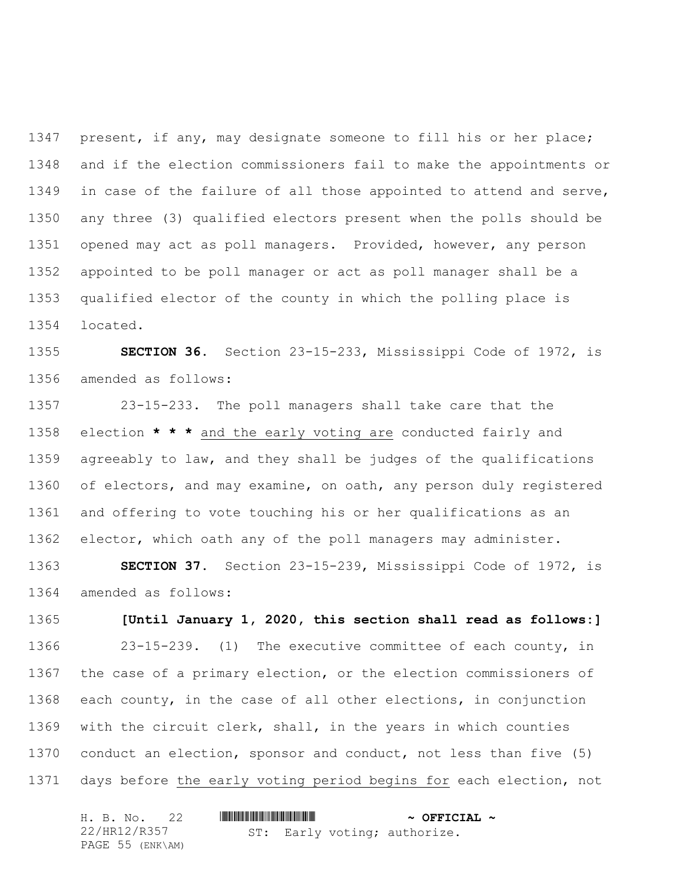present, if any, may designate someone to fill his or her place; and if the election commissioners fail to make the appointments or in case of the failure of all those appointed to attend and serve, any three (3) qualified electors present when the polls should be opened may act as poll managers. Provided, however, any person appointed to be poll manager or act as poll manager shall be a qualified elector of the county in which the polling place is located.

**SECTION 36.** Section 23-15-233, Mississippi Code of 1972, is amended as follows:

23-15-233. The poll managers shall take care that the election **\* \* \*** <u>and the early voting are</u> conducted fairly and agreeably to law, and they shall be judges of the qualifications of electors, and may examine, on oath, any person duly registered and offering to vote touching his or her qualifications as an elector, which oath any of the poll managers may administer.

**SECTION 37.** Section 23-15-239, Mississippi Code of 1972, is amended as follows:

**[Until January 1, 2020, this section shall read as follows:]**

23-15-239. (1) The executive committee of each county, in the case of a primary election, or the election commissioners of each county, in the case of all other elections, in conjunction with the circuit clerk, shall, in the years in which counties conduct an election, sponsor and conduct, not less than five (5) days before <u>the early voting period begins for</u> each election, not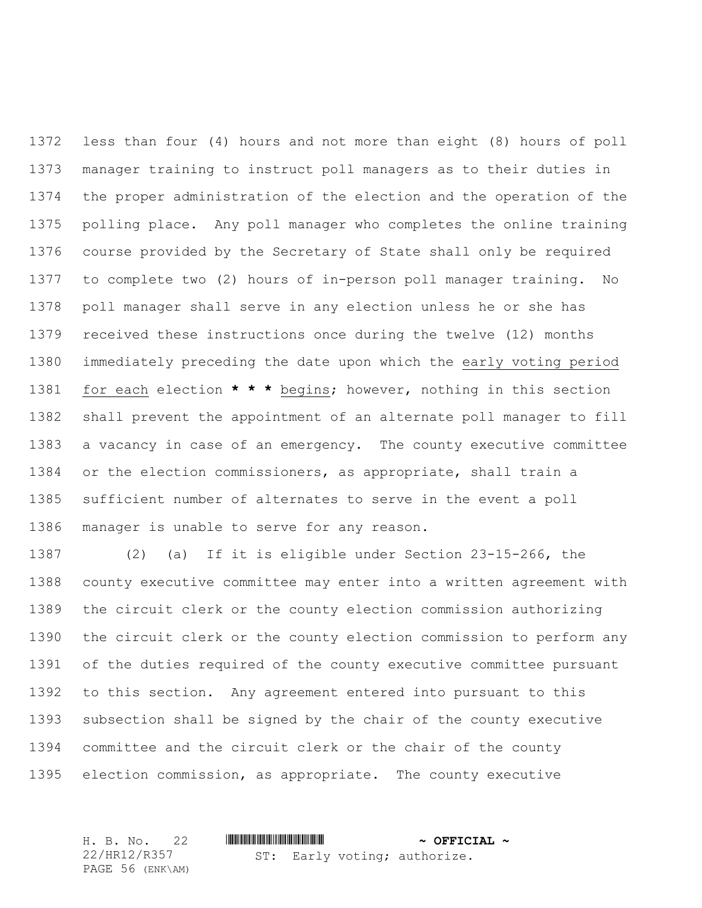less than four (4) hours and not more than eight (8) hours of poll manager training to instruct poll managers as to their duties in the proper administration of the election and the operation of the polling place. Any poll manager who completes the online training course provided by the Secretary of State shall only be required to complete two (2) hours of in-person poll manager training. No poll manager shall serve in any election unless he or she has received these instructions once during the twelve (12) months immediately preceding the date upon which the <u>early voting period for each</u> election **\* \* \*** <u>begins</u>; however, nothing in this section shall prevent the appointment of an alternate poll manager to fill a vacancy in case of an emergency. The county executive committee or the election commissioners, as appropriate, shall train a sufficient number of alternates to serve in the event a poll manager is unable to serve for any reason.

(2) (a) If it is eligible under Section 23-15-266, the county executive committee may enter into a written agreement with the circuit clerk or the county election commission authorizing the circuit clerk or the county election commission to perform any of the duties required of the county executive committee pursuant to this section. Any agreement entered into pursuant to this subsection shall be signed by the chair of the county executive committee and the circuit clerk or the chair of the county election commission, as appropriate. The county executive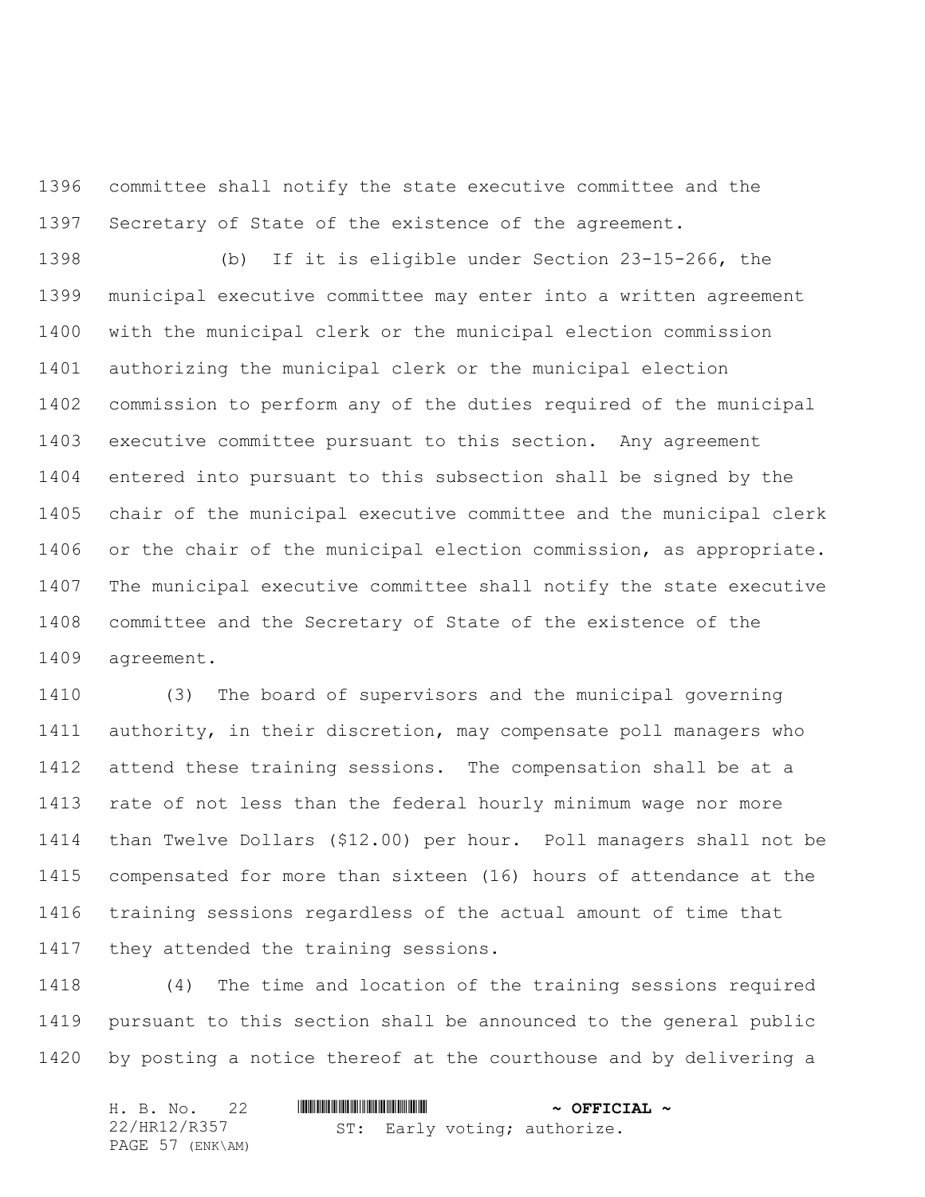committee shall notify the state executive committee and the Secretary of State of the existence of the agreement.

(b) If it is eligible under Section 23-15-266, the municipal executive committee may enter into a written agreement with the municipal clerk or the municipal election commission authorizing the municipal clerk or the municipal election commission to perform any of the duties required of the municipal executive committee pursuant to this section. Any agreement entered into pursuant to this subsection shall be signed by the chair of the municipal executive committee and the municipal clerk or the chair of the municipal election commission, as appropriate. The municipal executive committee shall notify the state executive committee and the Secretary of State of the existence of the agreement.

(3) The board of supervisors and the municipal governing authority, in their discretion, may compensate poll managers who attend these training sessions. The compensation shall be at a rate of not less than the federal hourly minimum wage nor more than Twelve Dollars ($12.00) per hour. Poll managers shall not be compensated for more than sixteen (16) hours of attendance at the training sessions regardless of the actual amount of time that they attended the training sessions.

(4) The time and location of the training sessions required pursuant to this section shall be announced to the general public by posting a notice thereof at the courthouse and by delivering a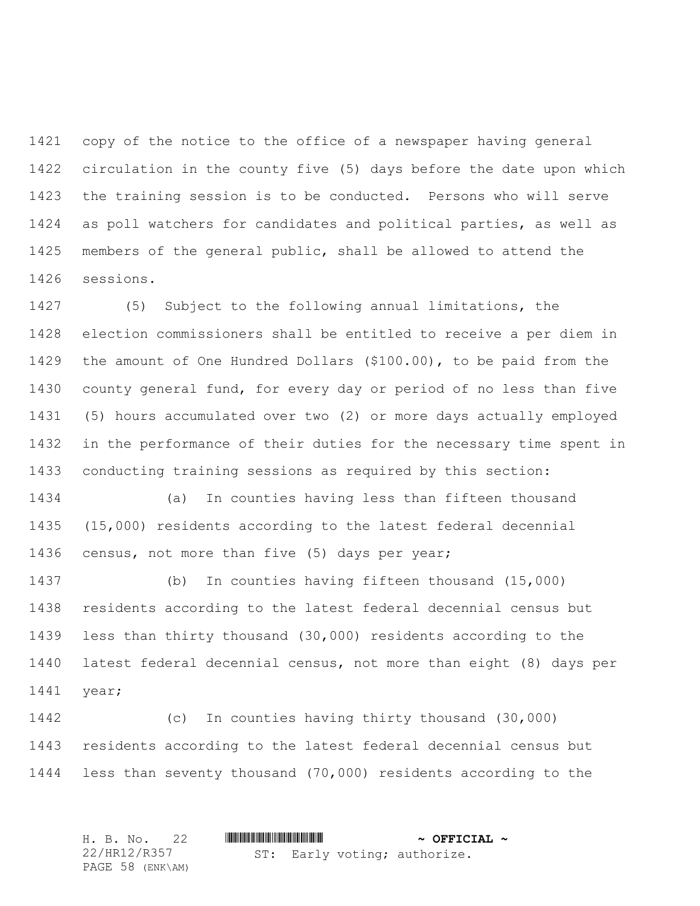copy of the notice to the office of a newspaper having general circulation in the county five (5) days before the date upon which the training session is to be conducted. Persons who will serve as poll watchers for candidates and political parties, as well as members of the general public, shall be allowed to attend the sessions.

(5) Subject to the following annual limitations, the election commissioners shall be entitled to receive a per diem in the amount of One Hundred Dollars ($100.00), to be paid from the county general fund, for every day or period of no less than five (5) hours accumulated over two (2) or more days actually employed in the performance of their duties for the necessary time spent in conducting training sessions as required by this section:

(a) In counties having less than fifteen thousand (15,000) residents according to the latest federal decennial census, not more than five (5) days per year;

(b) In counties having fifteen thousand (15,000) residents according to the latest federal decennial census but less than thirty thousand (30,000) residents according to the latest federal decennial census, not more than eight (8) days per year;

(c) In counties having thirty thousand (30,000) residents according to the latest federal decennial census but less than seventy thousand (70,000) residents according to the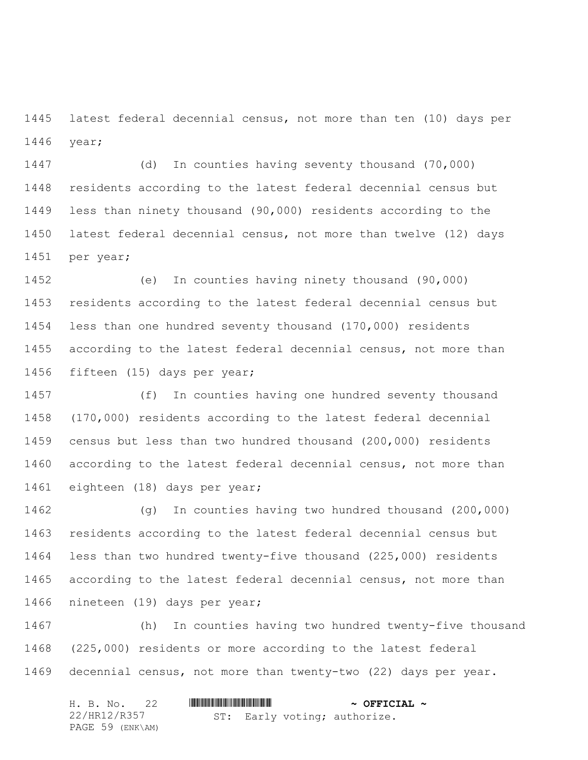latest federal decennial census, not more than ten (10) days per year;

(d) In counties having seventy thousand (70,000) residents according to the latest federal decennial census but less than ninety thousand (90,000) residents according to the latest federal decennial census, not more than twelve (12) days per year;

(e) In counties having ninety thousand (90,000) residents according to the latest federal decennial census but less than one hundred seventy thousand (170,000) residents according to the latest federal decennial census, not more than fifteen (15) days per year;

(f) In counties having one hundred seventy thousand (170,000) residents according to the latest federal decennial census but less than two hundred thousand (200,000) residents according to the latest federal decennial census, not more than eighteen (18) days per year;

(g) In counties having two hundred thousand (200,000) residents according to the latest federal decennial census but less than two hundred twenty-five thousand (225,000) residents according to the latest federal decennial census, not more than nineteen (19) days per year;

(h) In counties having two hundred twenty-five thousand (225,000) residents or more according to the latest federal decennial census, not more than twenty-two (22) days per year.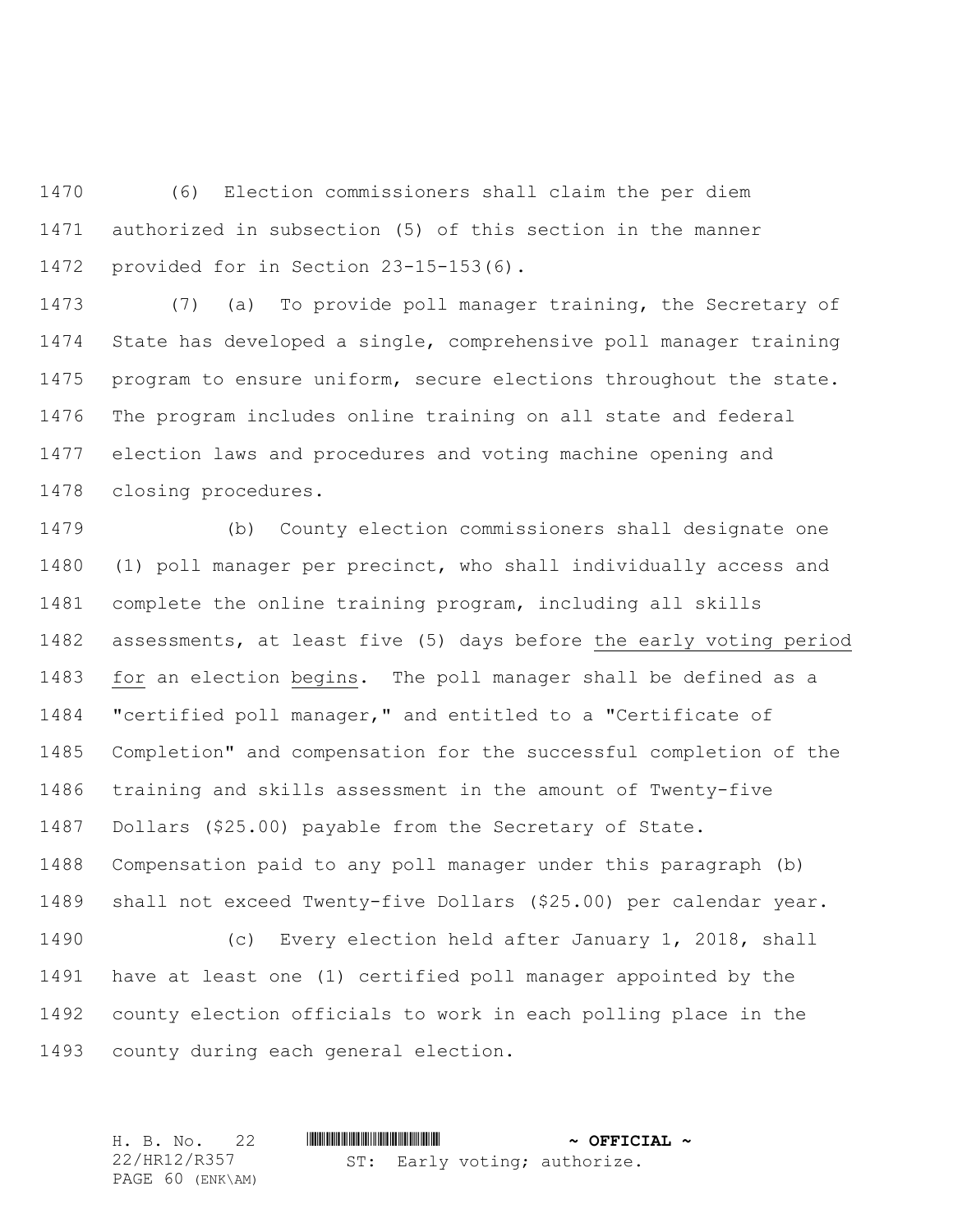(6) Election commissioners shall claim the per diem authorized in subsection (5) of this section in the manner provided for in Section 23-15-153(6).

(7) (a) To provide poll manager training, the Secretary of State has developed a single, comprehensive poll manager training program to ensure uniform, secure elections throughout the state. The program includes online training on all state and federal election laws and procedures and voting machine opening and closing procedures.

(b) County election commissioners shall designate one (1) poll manager per precinct, who shall individually access and complete the online training program, including all skills assessments, at least five (5) days before the early voting period for an election begins. The poll manager shall be defined as a "certified poll manager," and entitled to a "Certificate of Completion" and compensation for the successful completion of the training and skills assessment in the amount of Twenty-five Dollars ($25.00) payable from the Secretary of State. Compensation paid to any poll manager under this paragraph (b) shall not exceed Twenty-five Dollars ($25.00) per calendar year.

(c) Every election held after January 1, 2018, shall have at least one (1) certified poll manager appointed by the county election officials to work in each polling place in the county during each general election.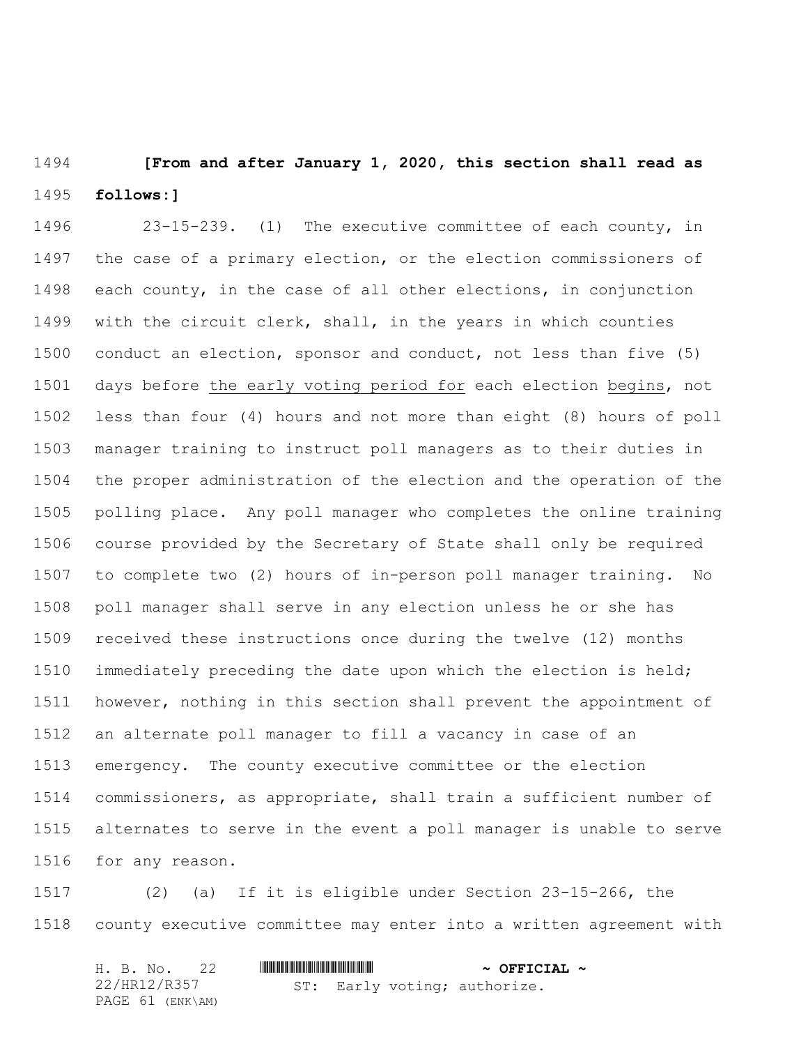**[From and after January 1, 2020, this section shall read as follows:]**

23-15-239. (1) The executive committee of each county, in the case of a primary election, or the election commissioners of each county, in the case of all other elections, in conjunction with the circuit clerk, shall, in the years in which counties conduct an election, sponsor and conduct, not less than five (5) days before the early voting period for each election begins, not less than four (4) hours and not more than eight (8) hours of poll manager training to instruct poll managers as to their duties in the proper administration of the election and the operation of the polling place. Any poll manager who completes the online training course provided by the Secretary of State shall only be required to complete two (2) hours of in-person poll manager training. No poll manager shall serve in any election unless he or she has received these instructions once during the twelve (12) months immediately preceding the date upon which the election is held; however, nothing in this section shall prevent the appointment of an alternate poll manager to fill a vacancy in case of an emergency. The county executive committee or the election commissioners, as appropriate, shall train a sufficient number of alternates to serve in the event a poll manager is unable to serve for any reason.

(2) (a) If it is eligible under Section 23-15-266, the county executive committee may enter into a written agreement with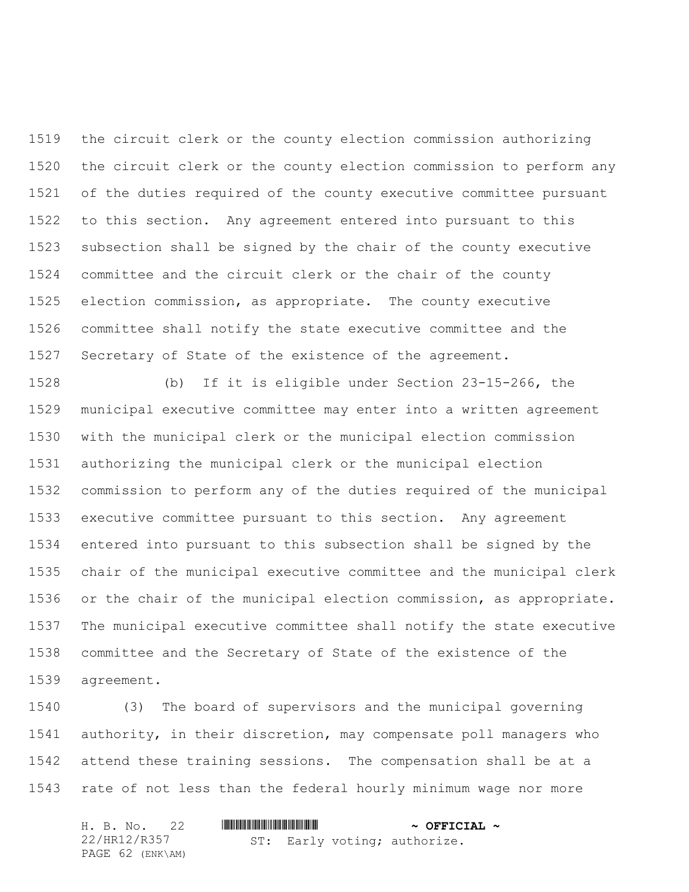the circuit clerk or the county election commission authorizing the circuit clerk or the county election commission to perform any of the duties required of the county executive committee pursuant to this section. Any agreement entered into pursuant to this subsection shall be signed by the chair of the county executive committee and the circuit clerk or the chair of the county election commission, as appropriate. The county executive committee shall notify the state executive committee and the Secretary of State of the existence of the agreement.

(b) If it is eligible under Section 23-15-266, the municipal executive committee may enter into a written agreement with the municipal clerk or the municipal election commission authorizing the municipal clerk or the municipal election commission to perform any of the duties required of the municipal executive committee pursuant to this section. Any agreement entered into pursuant to this subsection shall be signed by the chair of the municipal executive committee and the municipal clerk or the chair of the municipal election commission, as appropriate. The municipal executive committee shall notify the state executive committee and the Secretary of State of the existence of the agreement.

(3) The board of supervisors and the municipal governing authority, in their discretion, may compensate poll managers who attend these training sessions. The compensation shall be at a rate of not less than the federal hourly minimum wage nor more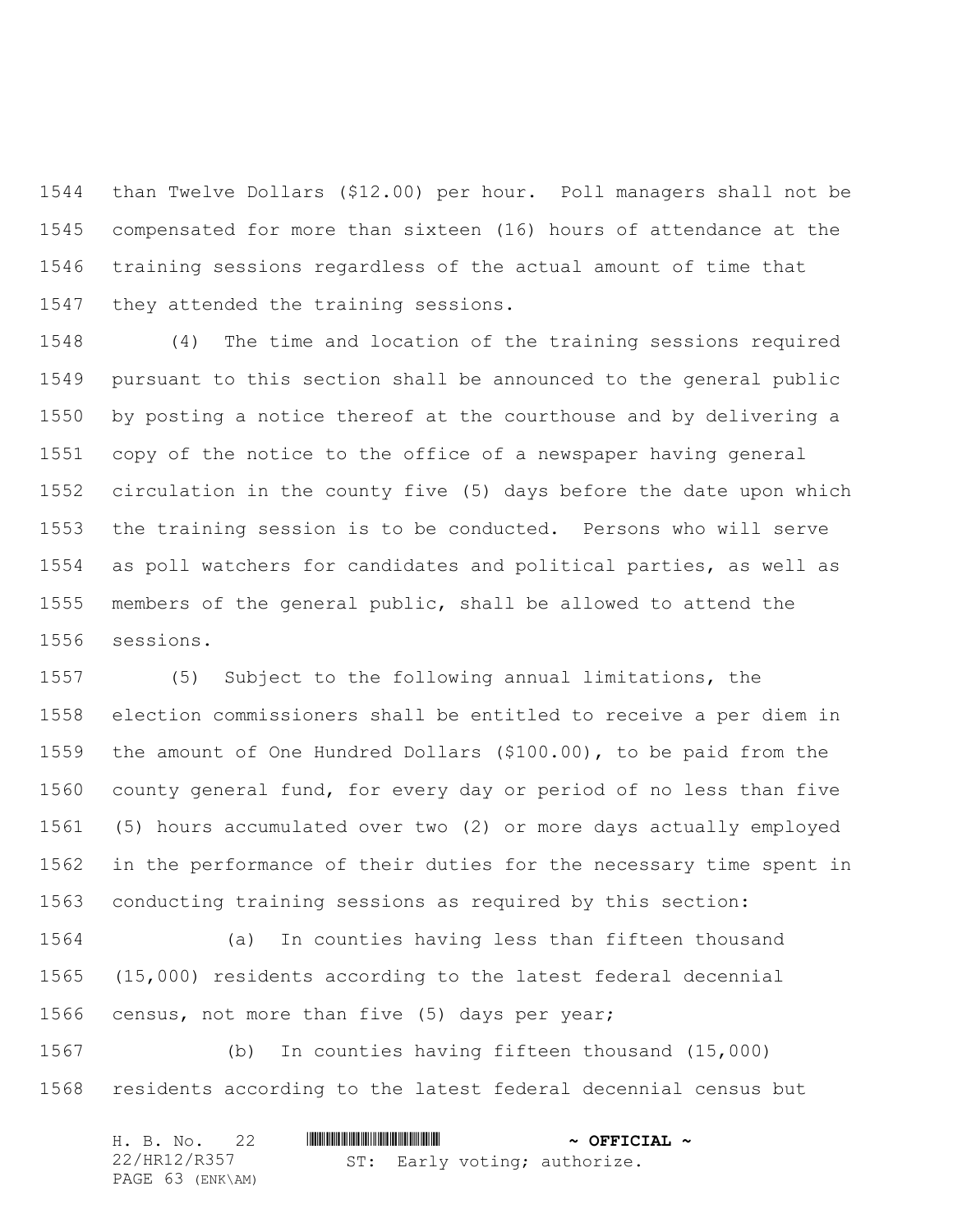than Twelve Dollars ($12.00) per hour. Poll managers shall not be compensated for more than sixteen (16) hours of attendance at the training sessions regardless of the actual amount of time that they attended the training sessions.

(4) The time and location of the training sessions required pursuant to this section shall be announced to the general public by posting a notice thereof at the courthouse and by delivering a copy of the notice to the office of a newspaper having general circulation in the county five (5) days before the date upon which the training session is to be conducted. Persons who will serve as poll watchers for candidates and political parties, as well as members of the general public, shall be allowed to attend the sessions.

(5) Subject to the following annual limitations, the election commissioners shall be entitled to receive a per diem in the amount of One Hundred Dollars ($100.00), to be paid from the county general fund, for every day or period of no less than five (5) hours accumulated over two (2) or more days actually employed in the performance of their duties for the necessary time spent in conducting training sessions as required by this section:

(a) In counties having less than fifteen thousand (15,000) residents according to the latest federal decennial census, not more than five (5) days per year;

(b) In counties having fifteen thousand (15,000) residents according to the latest federal decennial census but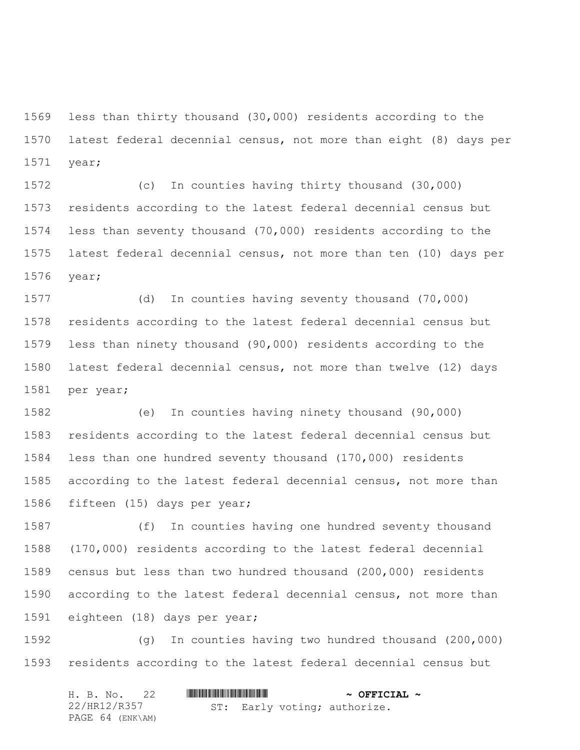less than thirty thousand (30,000) residents according to the latest federal decennial census, not more than eight (8) days per year;

(c) In counties having thirty thousand (30,000) residents according to the latest federal decennial census but less than seventy thousand (70,000) residents according to the latest federal decennial census, not more than ten (10) days per year;

(d) In counties having seventy thousand (70,000) residents according to the latest federal decennial census but less than ninety thousand (90,000) residents according to the latest federal decennial census, not more than twelve (12) days per year;

(e) In counties having ninety thousand (90,000) residents according to the latest federal decennial census but less than one hundred seventy thousand (170,000) residents according to the latest federal decennial census, not more than fifteen (15) days per year;

(f) In counties having one hundred seventy thousand (170,000) residents according to the latest federal decennial census but less than two hundred thousand (200,000) residents according to the latest federal decennial census, not more than eighteen (18) days per year;

(g) In counties having two hundred thousand (200,000) residents according to the latest federal decennial census but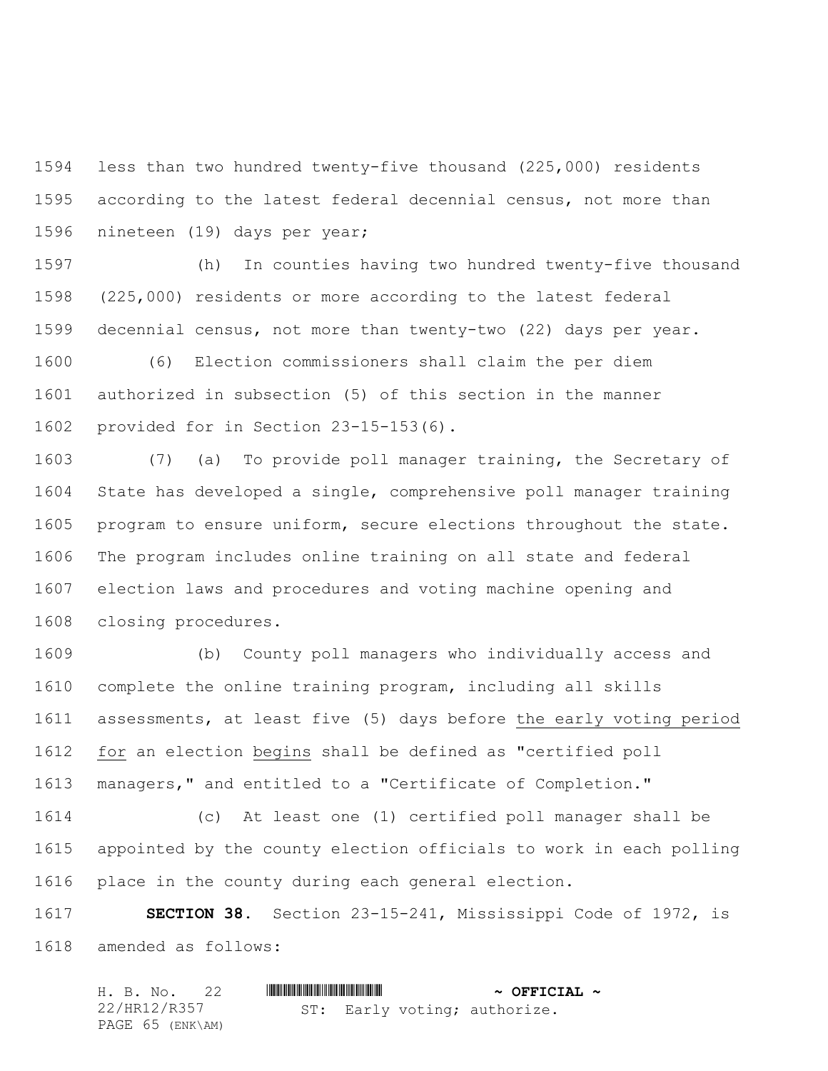less than two hundred twenty-five thousand (225,000) residents according to the latest federal decennial census, not more than nineteen (19) days per year;

(h) In counties having two hundred twenty-five thousand (225,000) residents or more according to the latest federal decennial census, not more than twenty-two (22) days per year.

(6) Election commissioners shall claim the per diem authorized in subsection (5) of this section in the manner provided for in Section 23-15-153(6).

(7) (a) To provide poll manager training, the Secretary of State has developed a single, comprehensive poll manager training program to ensure uniform, secure elections throughout the state. The program includes online training on all state and federal election laws and procedures and voting machine opening and closing procedures.

(b) County poll managers who individually access and complete the online training program, including all skills assessments, at least five (5) days before <u>the early voting period for</u> an election <u>begins</u> shall be defined as "certified poll managers," and entitled to a "Certificate of Completion."

(c) At least one (1) certified poll manager shall be appointed by the county election officials to work in each polling place in the county during each general election.

**SECTION 38.** Section 23-15-241, Mississippi Code of 1972, is amended as follows: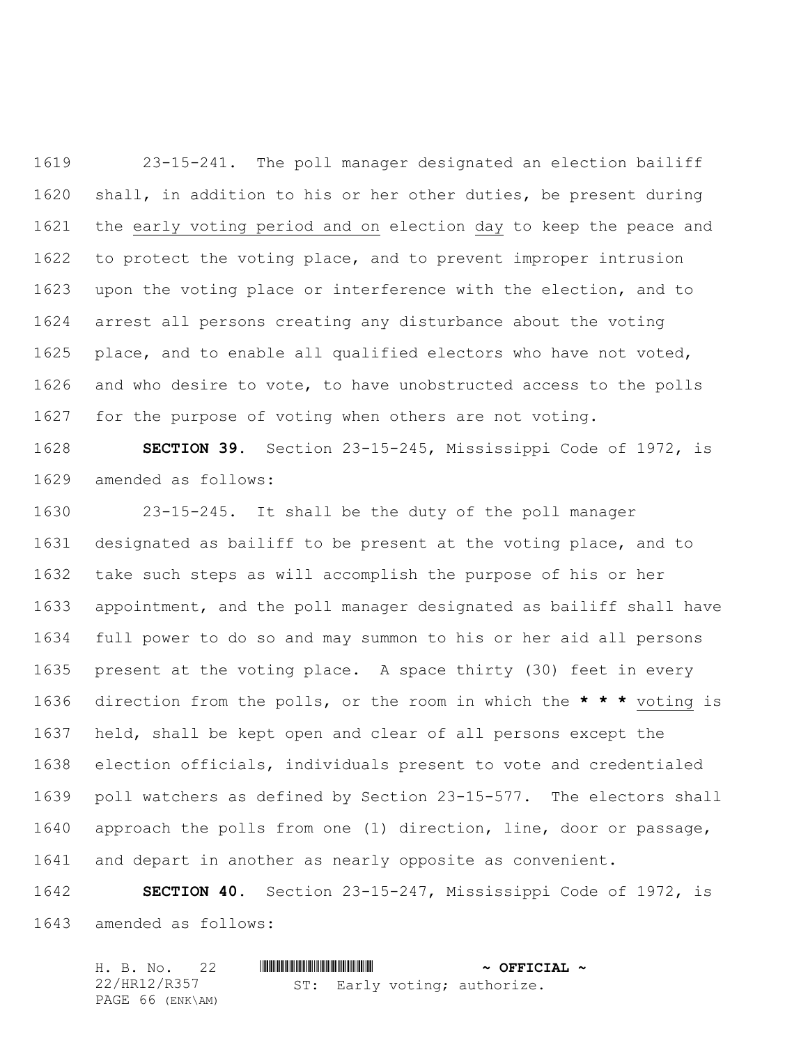23-15-241. The poll manager designated an election bailiff shall, in addition to his or her other duties, be present during the early voting period and on election day to keep the peace and to protect the voting place, and to prevent improper intrusion upon the voting place or interference with the election, and to arrest all persons creating any disturbance about the voting place, and to enable all qualified electors who have not voted, and who desire to vote, to have unobstructed access to the polls for the purpose of voting when others are not voting.

**SECTION 39.** Section 23-15-245, Mississippi Code of 1972, is amended as follows:

23-15-245. It shall be the duty of the poll manager designated as bailiff to be present at the voting place, and to take such steps as will accomplish the purpose of his or her appointment, and the poll manager designated as bailiff shall have full power to do so and may summon to his or her aid all persons present at the voting place. A space thirty (30) feet in every direction from the polls, or the room in which the **\* \* \*** voting is held, shall be kept open and clear of all persons except the election officials, individuals present to vote and credentialed poll watchers as defined by Section 23-15-577. The electors shall approach the polls from one (1) direction, line, door or passage, and depart in another as nearly opposite as convenient.

**SECTION 40.** Section 23-15-247, Mississippi Code of 1972, is amended as follows: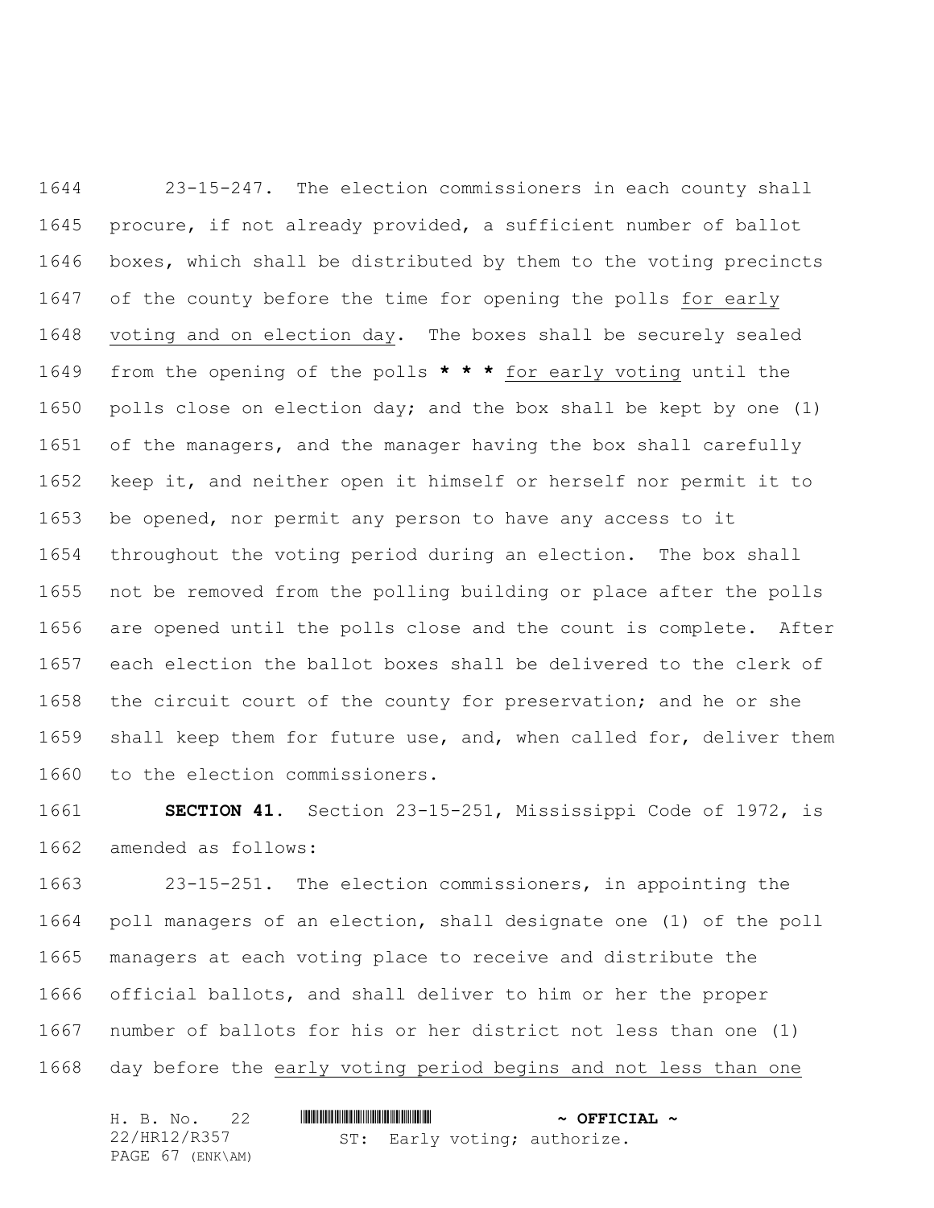23-15-247. The election commissioners in each county shall procure, if not already provided, a sufficient number of ballot boxes, which shall be distributed by them to the voting precincts of the county before the time for opening the polls for early voting and on election day. The boxes shall be securely sealed from the opening of the polls **\* \* \*** for early voting until the polls close on election day; and the box shall be kept by one (1) of the managers, and the manager having the box shall carefully keep it, and neither open it himself or herself nor permit it to be opened, nor permit any person to have any access to it throughout the voting period during an election. The box shall not be removed from the polling building or place after the polls are opened until the polls close and the count is complete. After each election the ballot boxes shall be delivered to the clerk of the circuit court of the county for preservation; and he or she shall keep them for future use, and, when called for, deliver them to the election commissioners.

**SECTION 41.** Section 23-15-251, Mississippi Code of 1972, is amended as follows:

23-15-251. The election commissioners, in appointing the poll managers of an election, shall designate one (1) of the poll managers at each voting place to receive and distribute the official ballots, and shall deliver to him or her the proper number of ballots for his or her district not less than one (1) day before the early voting period begins and not less than one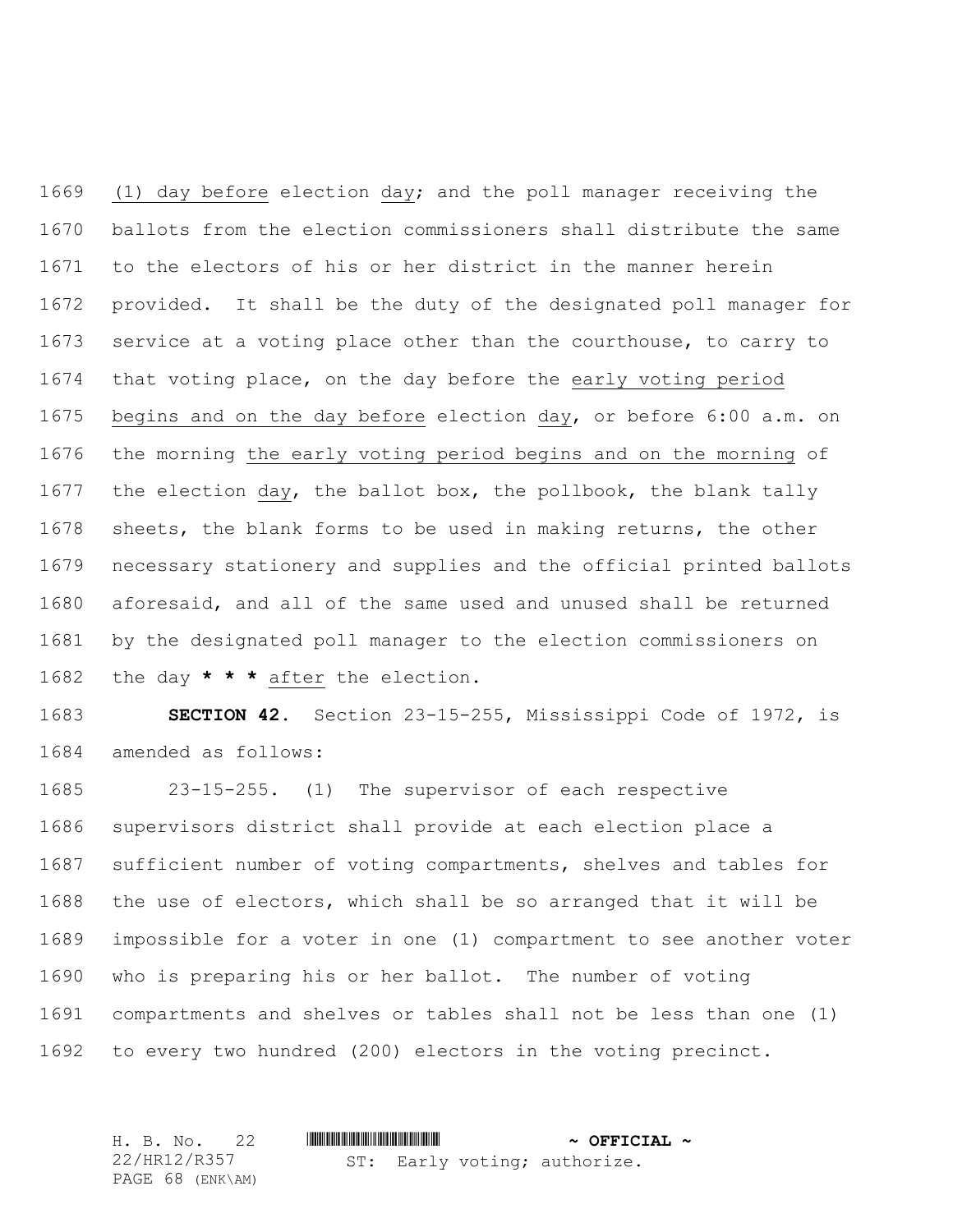(1) day before election day; and the poll manager receiving the ballots from the election commissioners shall distribute the same to the electors of his or her district in the manner herein provided. It shall be the duty of the designated poll manager for service at a voting place other than the courthouse, to carry to that voting place, on the day before the early voting period begins and on the day before election day, or before 6:00 a.m. on the morning the early voting period begins and on the morning of the election day, the ballot box, the pollbook, the blank tally sheets, the blank forms to be used in making returns, the other necessary stationery and supplies and the official printed ballots aforesaid, and all of the same used and unused shall be returned by the designated poll manager to the election commissioners on the day **\* \* \*** after the election.

**SECTION 42.** Section 23-15-255, Mississippi Code of 1972, is amended as follows:

23-15-255. (1) The supervisor of each respective supervisors district shall provide at each election place a sufficient number of voting compartments, shelves and tables for the use of electors, which shall be so arranged that it will be impossible for a voter in one (1) compartment to see another voter who is preparing his or her ballot. The number of voting compartments and shelves or tables shall not be less than one (1) to every two hundred (200) electors in the voting precinct.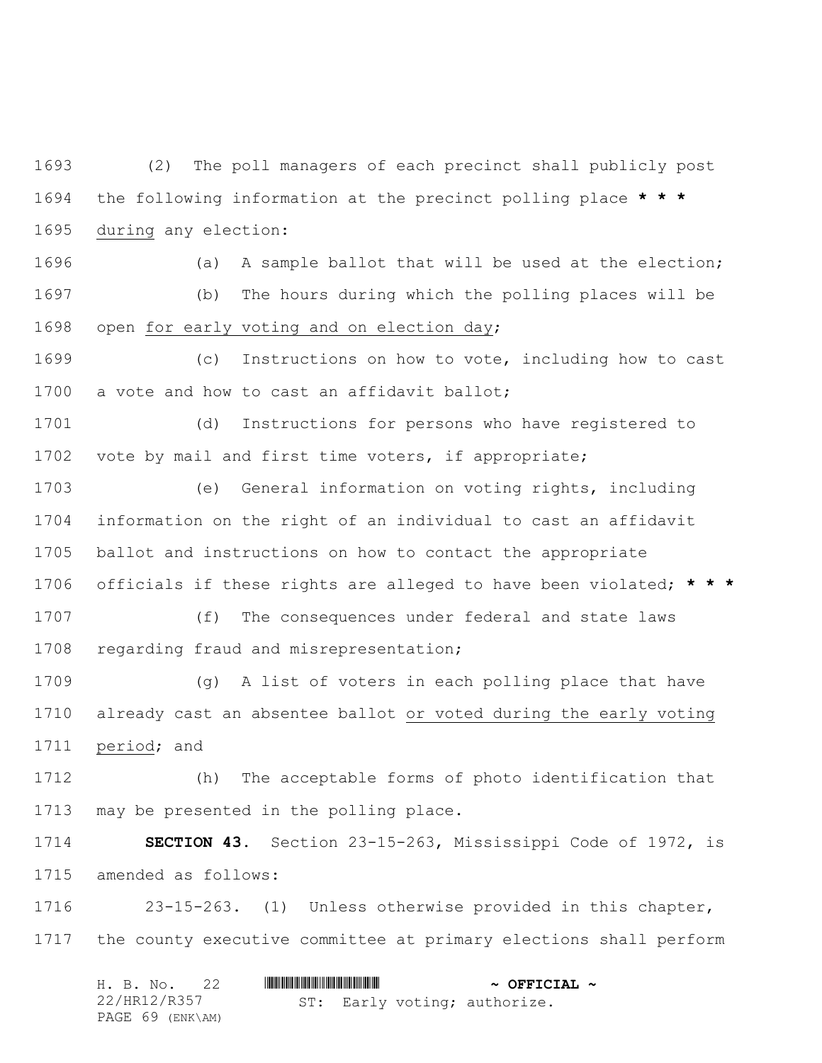(2) The poll managers of each precinct shall publicly post the following information at the precinct polling place **\* \* \*** during any election:

(a) A sample ballot that will be used at the election;

(b) The hours during which the polling places will be open for early voting and on election day;

(c) Instructions on how to vote, including how to cast a vote and how to cast an affidavit ballot;

(d) Instructions for persons who have registered to vote by mail and first time voters, if appropriate;

(e) General information on voting rights, including information on the right of an individual to cast an affidavit ballot and instructions on how to contact the appropriate officials if these rights are alleged to have been violated; **\* \* \***

(f) The consequences under federal and state laws regarding fraud and misrepresentation;

(g) A list of voters in each polling place that have already cast an absentee ballot or voted during the early voting period; and

(h) The acceptable forms of photo identification that may be presented in the polling place.

**SECTION 43.** Section 23-15-263, Mississippi Code of 1972, is amended as follows:

23-15-263. (1) Unless otherwise provided in this chapter, the county executive committee at primary elections shall perform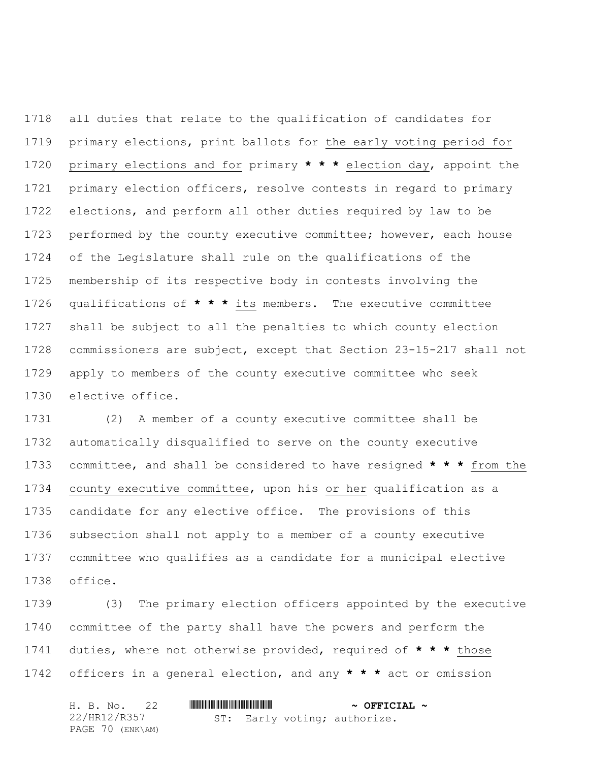all duties that relate to the qualification of candidates for primary elections, print ballots for the early voting period for primary elections and for primary * * * election day, appoint the primary election officers, resolve contests in regard to primary elections, and perform all other duties required by law to be performed by the county executive committee; however, each house of the Legislature shall rule on the qualifications of the membership of its respective body in contests involving the qualifications of * * * its members. The executive committee shall be subject to all the penalties to which county election commissioners are subject, except that Section 23-15-217 shall not apply to members of the county executive committee who seek elective office.

(2) A member of a county executive committee shall be automatically disqualified to serve on the county executive committee, and shall be considered to have resigned * * * from the county executive committee, upon his or her qualification as a candidate for any elective office. The provisions of this subsection shall not apply to a member of a county executive committee who qualifies as a candidate for a municipal elective office.

(3) The primary election officers appointed by the executive committee of the party shall have the powers and perform the duties, where not otherwise provided, required of * * * those officers in a general election, and any * * * act or omission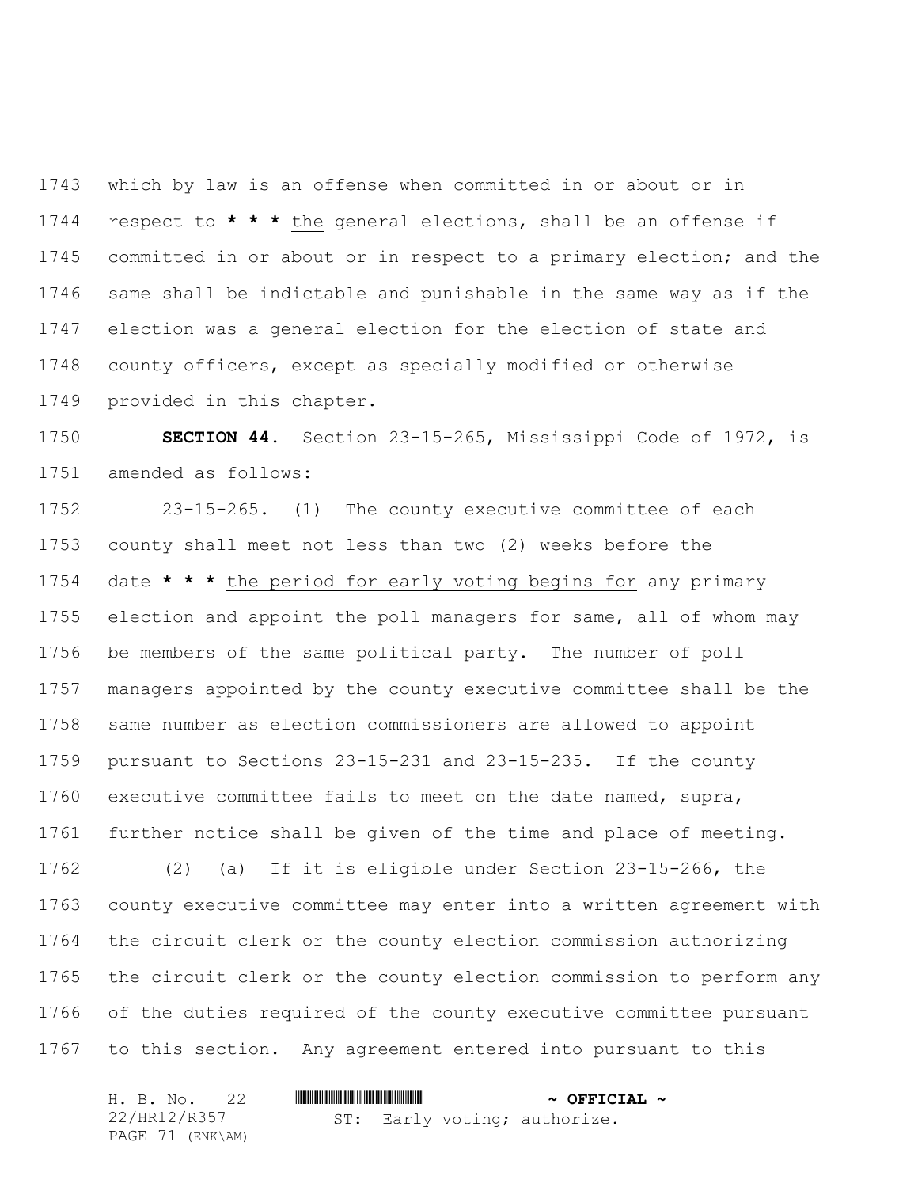which by law is an offense when committed in or about or in respect to * * * the general elections, shall be an offense if committed in or about or in respect to a primary election; and the same shall be indictable and punishable in the same way as if the election was a general election for the election of state and county officers, except as specially modified or otherwise provided in this chapter.

**SECTION 44.** Section 23-15-265, Mississippi Code of 1972, is amended as follows:

23-15-265. (1) The county executive committee of each county shall meet not less than two (2) weeks before the date * * * the period for early voting begins for any primary election and appoint the poll managers for same, all of whom may be members of the same political party. The number of poll managers appointed by the county executive committee shall be the same number as election commissioners are allowed to appoint pursuant to Sections 23-15-231 and 23-15-235. If the county executive committee fails to meet on the date named, supra, further notice shall be given of the time and place of meeting.

(2) (a) If it is eligible under Section 23-15-266, the county executive committee may enter into a written agreement with the circuit clerk or the county election commission authorizing the circuit clerk or the county election commission to perform any of the duties required of the county executive committee pursuant to this section. Any agreement entered into pursuant to this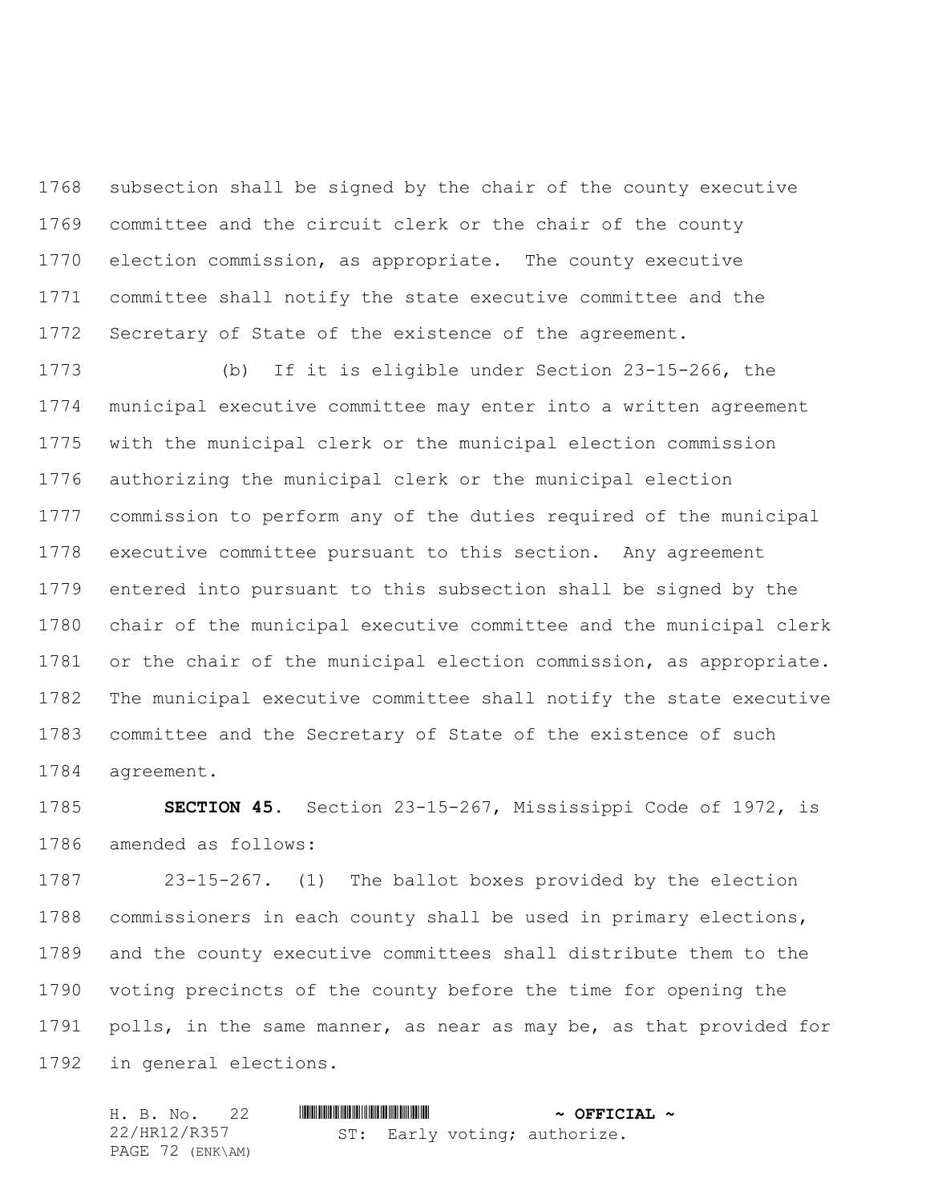subsection shall be signed by the chair of the county executive committee and the circuit clerk or the chair of the county election commission, as appropriate. The county executive committee shall notify the state executive committee and the Secretary of State of the existence of the agreement.

(b) If it is eligible under Section 23-15-266, the municipal executive committee may enter into a written agreement with the municipal clerk or the municipal election commission authorizing the municipal clerk or the municipal election commission to perform any of the duties required of the municipal executive committee pursuant to this section. Any agreement entered into pursuant to this subsection shall be signed by the chair of the municipal executive committee and the municipal clerk or the chair of the municipal election commission, as appropriate. The municipal executive committee shall notify the state executive committee and the Secretary of State of the existence of such agreement.

**SECTION 45.** Section 23-15-267, Mississippi Code of 1972, is amended as follows:

23-15-267. (1) The ballot boxes provided by the election commissioners in each county shall be used in primary elections, and the county executive committees shall distribute them to the voting precincts of the county before the time for opening the polls, in the same manner, as near as may be, as that provided for in general elections.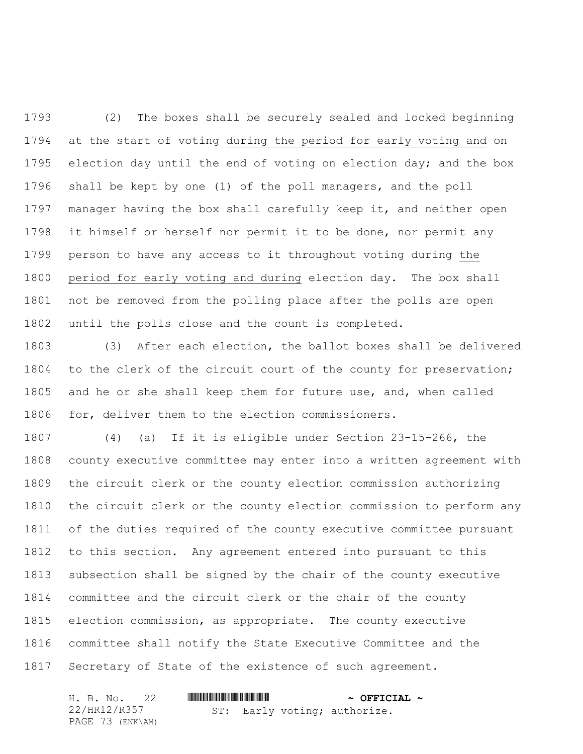(2) The boxes shall be securely sealed and locked beginning at the start of voting <u>during the period for early voting and</u> on election day until the end of voting on election day; and the box shall be kept by one (1) of the poll managers, and the poll manager having the box shall carefully keep it, and neither open it himself or herself nor permit it to be done, nor permit any person to have any access to it throughout voting during <u>the period for early voting and during</u> election day. The box shall not be removed from the polling place after the polls are open until the polls close and the count is completed.

(3) After each election, the ballot boxes shall be delivered to the clerk of the circuit court of the county for preservation; and he or she shall keep them for future use, and, when called for, deliver them to the election commissioners.

(4) (a) If it is eligible under Section 23-15-266, the county executive committee may enter into a written agreement with the circuit clerk or the county election commission authorizing the circuit clerk or the county election commission to perform any of the duties required of the county executive committee pursuant to this section. Any agreement entered into pursuant to this subsection shall be signed by the chair of the county executive committee and the circuit clerk or the chair of the county election commission, as appropriate. The county executive committee shall notify the State Executive Committee and the Secretary of State of the existence of such agreement.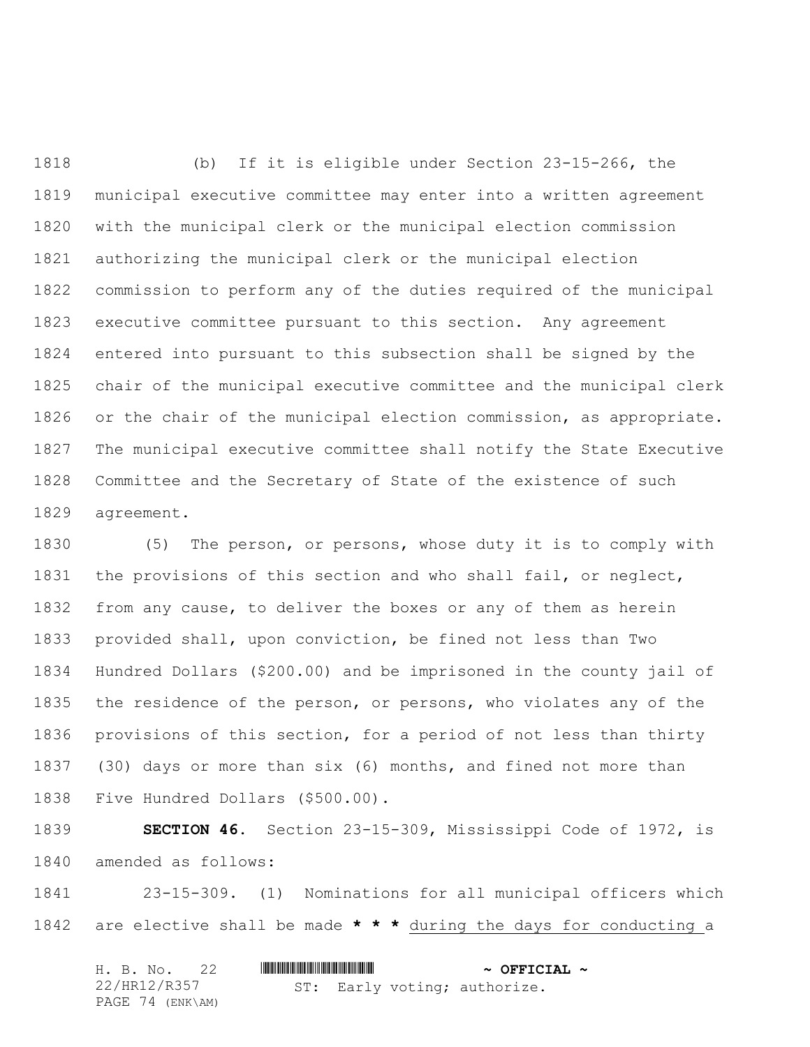(b) If it is eligible under Section 23-15-266, the municipal executive committee may enter into a written agreement with the municipal clerk or the municipal election commission authorizing the municipal clerk or the municipal election commission to perform any of the duties required of the municipal executive committee pursuant to this section. Any agreement entered into pursuant to this subsection shall be signed by the chair of the municipal executive committee and the municipal clerk or the chair of the municipal election commission, as appropriate. The municipal executive committee shall notify the State Executive Committee and the Secretary of State of the existence of such agreement.

(5) The person, or persons, whose duty it is to comply with the provisions of this section and who shall fail, or neglect, from any cause, to deliver the boxes or any of them as herein provided shall, upon conviction, be fined not less than Two Hundred Dollars ($200.00) and be imprisoned in the county jail of the residence of the person, or persons, who violates any of the provisions of this section, for a period of not less than thirty (30) days or more than six (6) months, and fined not more than Five Hundred Dollars ($500.00).

**SECTION 46.** Section 23-15-309, Mississippi Code of 1972, is amended as follows:

23-15-309. (1) Nominations for all municipal officers which are elective shall be made **\* \* \*** <u>during the days for conducting a</u>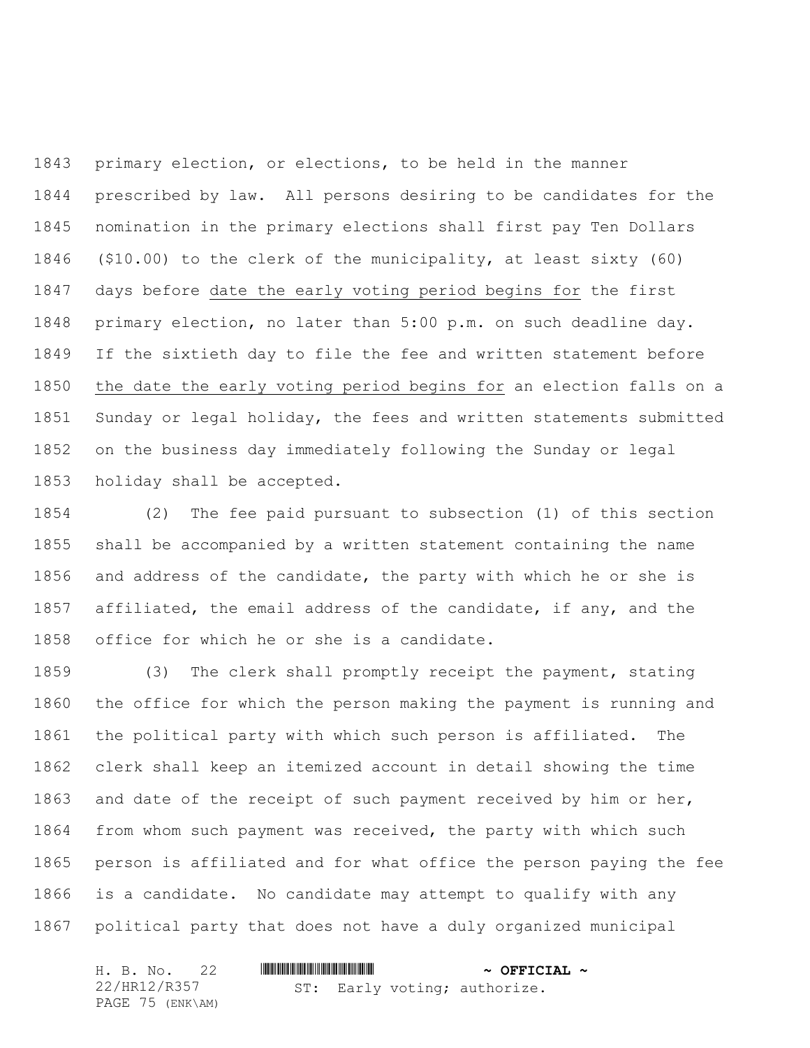primary election, or elections, to be held in the manner prescribed by law. All persons desiring to be candidates for the nomination in the primary elections shall first pay Ten Dollars ($10.00) to the clerk of the municipality, at least sixty (60) days before <u>date the early voting period begins for</u> the first primary election, no later than 5:00 p.m. on such deadline day. If the sixtieth day to file the fee and written statement before <u>the date the early voting period begins for</u> an election falls on a Sunday or legal holiday, the fees and written statements submitted on the business day immediately following the Sunday or legal holiday shall be accepted.

(2) The fee paid pursuant to subsection (1) of this section shall be accompanied by a written statement containing the name and address of the candidate, the party with which he or she is affiliated, the email address of the candidate, if any, and the office for which he or she is a candidate.

(3) The clerk shall promptly receipt the payment, stating the office for which the person making the payment is running and the political party with which such person is affiliated. The clerk shall keep an itemized account in detail showing the time and date of the receipt of such payment received by him or her, from whom such payment was received, the party with which such person is affiliated and for what office the person paying the fee is a candidate. No candidate may attempt to qualify with any political party that does not have a duly organized municipal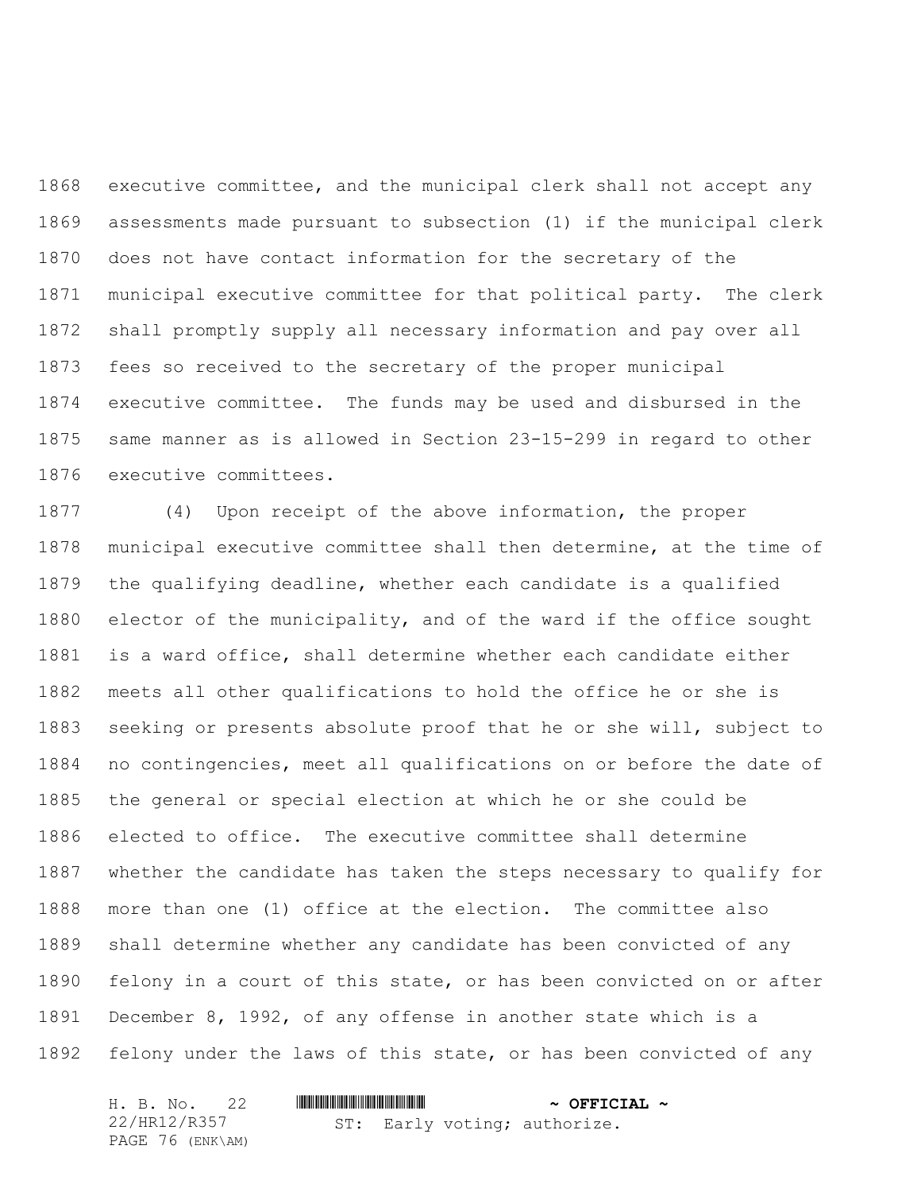executive committee, and the municipal clerk shall not accept any assessments made pursuant to subsection (1) if the municipal clerk does not have contact information for the secretary of the municipal executive committee for that political party. The clerk shall promptly supply all necessary information and pay over all fees so received to the secretary of the proper municipal executive committee. The funds may be used and disbursed in the same manner as is allowed in Section 23-15-299 in regard to other executive committees.

(4) Upon receipt of the above information, the proper municipal executive committee shall then determine, at the time of the qualifying deadline, whether each candidate is a qualified elector of the municipality, and of the ward if the office sought is a ward office, shall determine whether each candidate either meets all other qualifications to hold the office he or she is seeking or presents absolute proof that he or she will, subject to no contingencies, meet all qualifications on or before the date of the general or special election at which he or she could be elected to office. The executive committee shall determine whether the candidate has taken the steps necessary to qualify for more than one (1) office at the election. The committee also shall determine whether any candidate has been convicted of any felony in a court of this state, or has been convicted on or after December 8, 1992, of any offense in another state which is a felony under the laws of this state, or has been convicted of any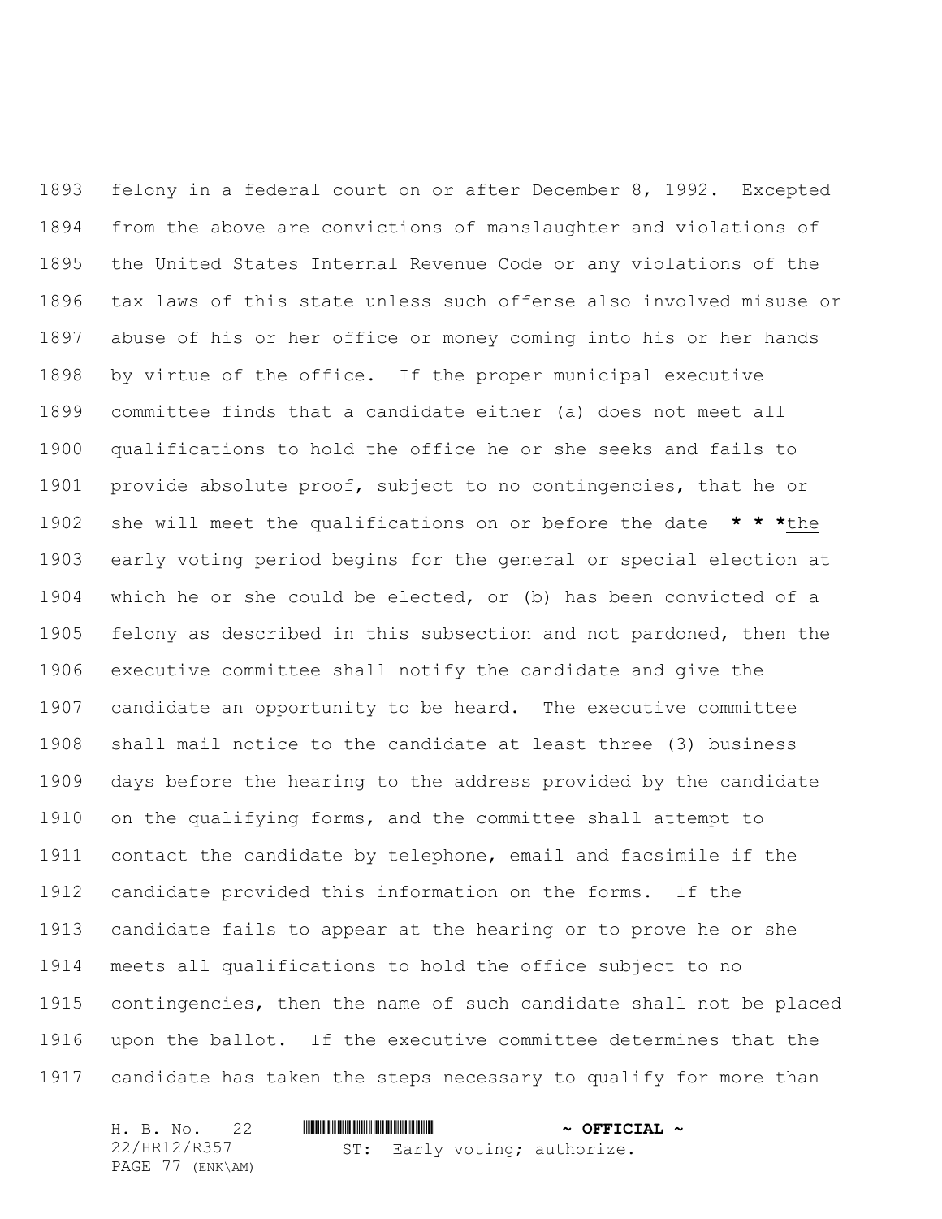felony in a federal court on or after December 8, 1992. Excepted from the above are convictions of manslaughter and violations of the United States Internal Revenue Code or any violations of the tax laws of this state unless such offense also involved misuse or abuse of his or her office or money coming into his or her hands by virtue of the office. If the proper municipal executive committee finds that a candidate either (a) does not meet all qualifications to hold the office he or she seeks and fails to provide absolute proof, subject to no contingencies, that he or she will meet the qualifications on or before the date **\* \* \***the early voting period begins for the general or special election at which he or she could be elected, or (b) has been convicted of a felony as described in this subsection and not pardoned, then the executive committee shall notify the candidate and give the candidate an opportunity to be heard. The executive committee shall mail notice to the candidate at least three (3) business days before the hearing to the address provided by the candidate on the qualifying forms, and the committee shall attempt to contact the candidate by telephone, email and facsimile if the candidate provided this information on the forms. If the candidate fails to appear at the hearing or to prove he or she meets all qualifications to hold the office subject to no contingencies, then the name of such candidate shall not be placed upon the ballot. If the executive committee determines that the candidate has taken the steps necessary to qualify for more than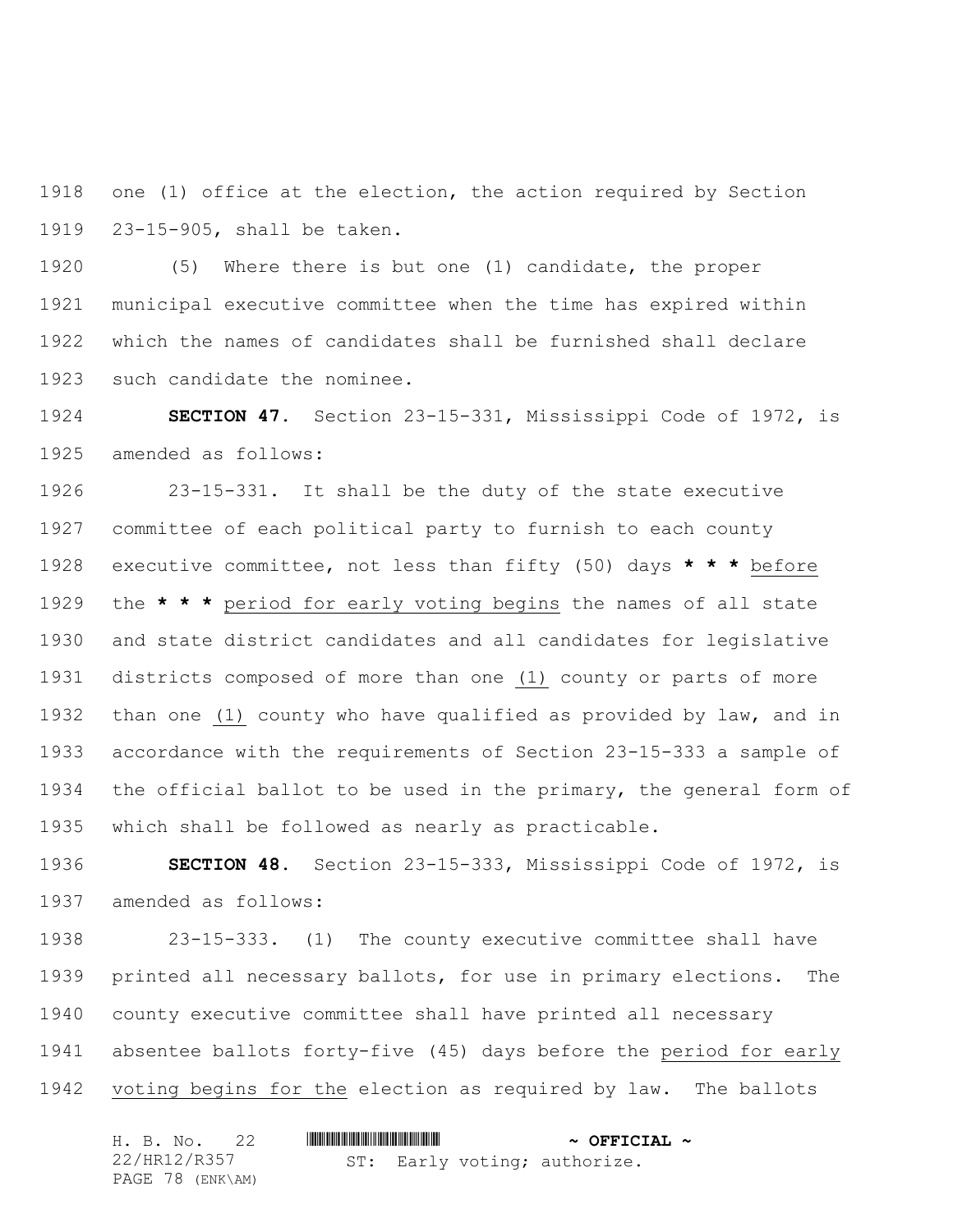one (1) office at the election, the action required by Section 23-15-905, shall be taken.

(5) Where there is but one (1) candidate, the proper municipal executive committee when the time has expired within which the names of candidates shall be furnished shall declare such candidate the nominee.

**SECTION 47.** Section 23-15-331, Mississippi Code of 1972, is amended as follows:

23-15-331. It shall be the duty of the state executive committee of each political party to furnish to each county executive committee, not less than fifty (50) days *** before the *** period for early voting begins the names of all state and state district candidates and all candidates for legislative districts composed of more than one (1) county or parts of more than one (1) county who have qualified as provided by law, and in accordance with the requirements of Section 23-15-333 a sample of the official ballot to be used in the primary, the general form of which shall be followed as nearly as practicable.

**SECTION 48.** Section 23-15-333, Mississippi Code of 1972, is amended as follows:

23-15-333. (1) The county executive committee shall have printed all necessary ballots, for use in primary elections. The county executive committee shall have printed all necessary absentee ballots forty-five (45) days before the period for early voting begins for the election as required by law. The ballots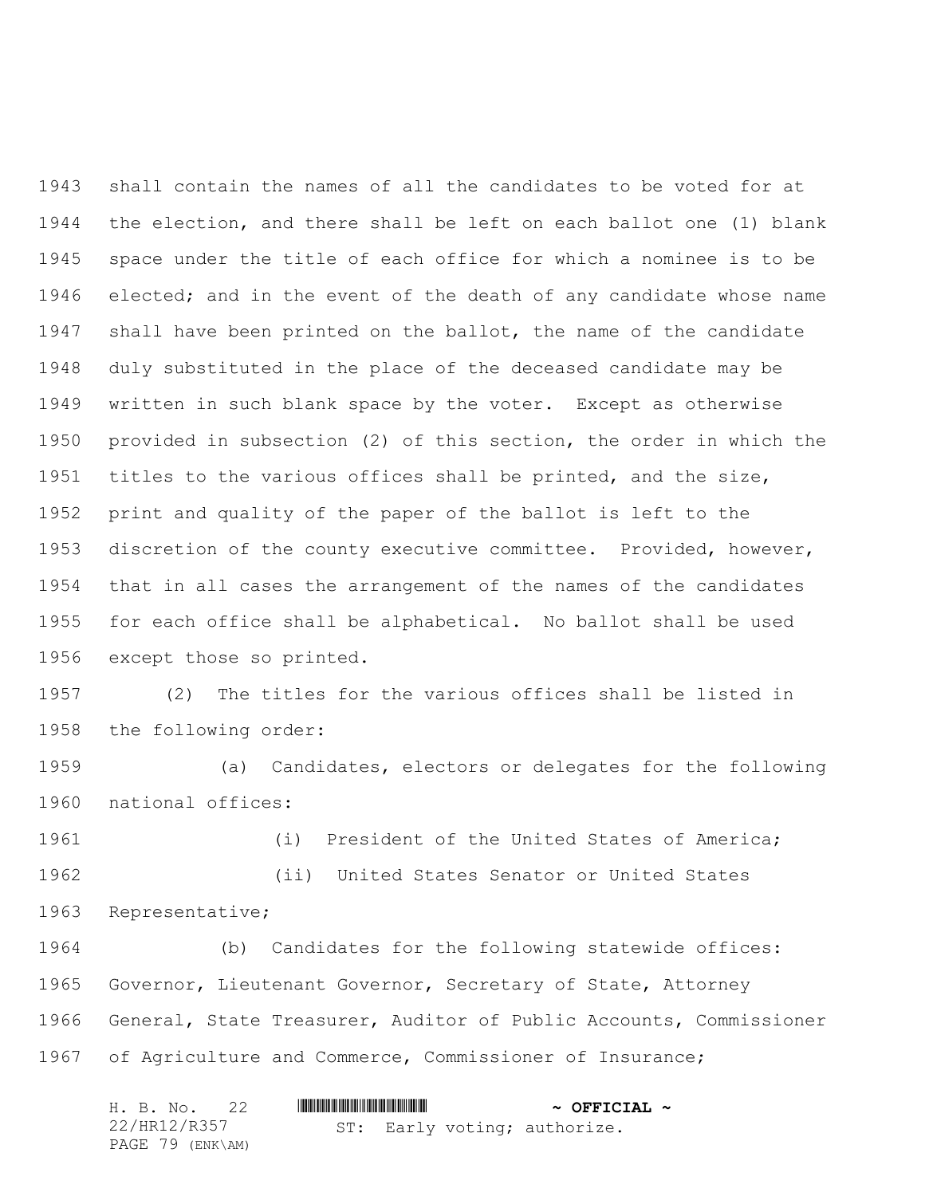shall contain the names of all the candidates to be voted for at the election, and there shall be left on each ballot one (1) blank space under the title of each office for which a nominee is to be elected; and in the event of the death of any candidate whose name shall have been printed on the ballot, the name of the candidate duly substituted in the place of the deceased candidate may be written in such blank space by the voter. Except as otherwise provided in subsection (2) of this section, the order in which the titles to the various offices shall be printed, and the size, print and quality of the paper of the ballot is left to the discretion of the county executive committee. Provided, however, that in all cases the arrangement of the names of the candidates for each office shall be alphabetical. No ballot shall be used except those so printed.

(2) The titles for the various offices shall be listed in the following order:

(a) Candidates, electors or delegates for the following national offices:

(i) President of the United States of America;

(ii) United States Senator or United States Representative;

(b) Candidates for the following statewide offices: Governor, Lieutenant Governor, Secretary of State, Attorney General, State Treasurer, Auditor of Public Accounts, Commissioner of Agriculture and Commerce, Commissioner of Insurance;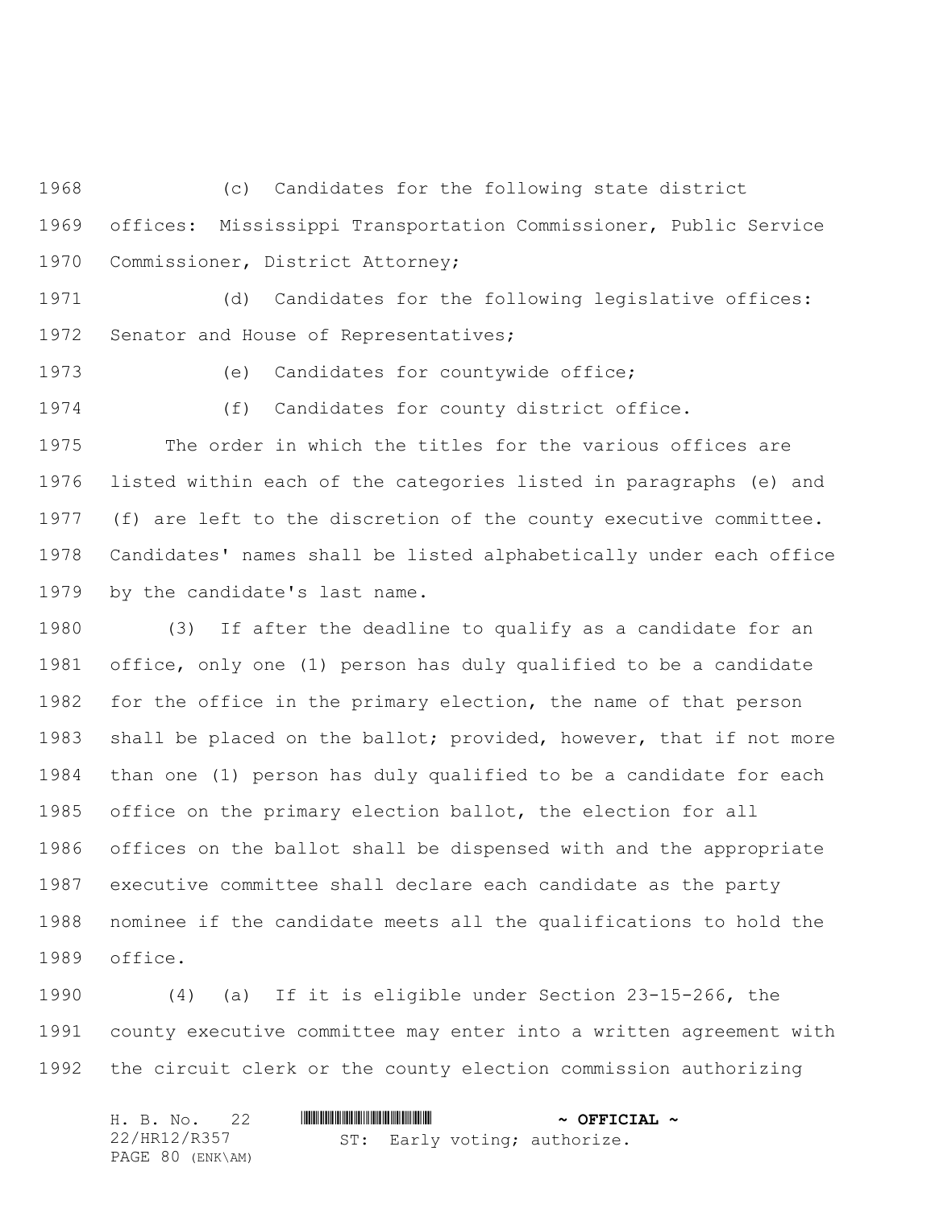(c) Candidates for the following state district offices: Mississippi Transportation Commissioner, Public Service Commissioner, District Attorney;

(d) Candidates for the following legislative offices: Senator and House of Representatives;

(e) Candidates for countywide office;

(f) Candidates for county district office.

The order in which the titles for the various offices are listed within each of the categories listed in paragraphs (e) and (f) are left to the discretion of the county executive committee. Candidates' names shall be listed alphabetically under each office by the candidate's last name.

(3) If after the deadline to qualify as a candidate for an office, only one (1) person has duly qualified to be a candidate for the office in the primary election, the name of that person shall be placed on the ballot; provided, however, that if not more than one (1) person has duly qualified to be a candidate for each office on the primary election ballot, the election for all offices on the ballot shall be dispensed with and the appropriate executive committee shall declare each candidate as the party nominee if the candidate meets all the qualifications to hold the office.

(4) (a) If it is eligible under Section 23-15-266, the county executive committee may enter into a written agreement with the circuit clerk or the county election commission authorizing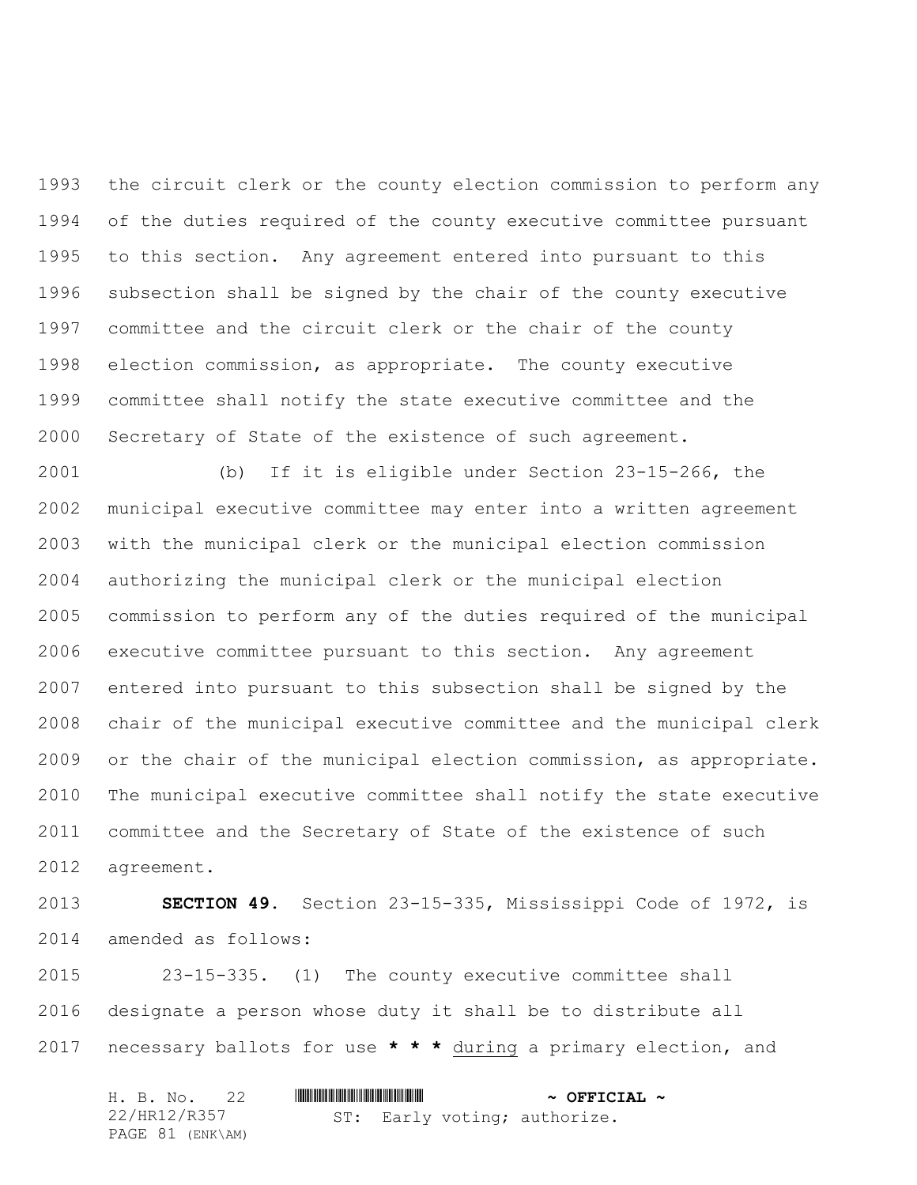the circuit clerk or the county election commission to perform any of the duties required of the county executive committee pursuant to this section. Any agreement entered into pursuant to this subsection shall be signed by the chair of the county executive committee and the circuit clerk or the chair of the county election commission, as appropriate. The county executive committee shall notify the state executive committee and the Secretary of State of the existence of such agreement.

(b) If it is eligible under Section 23-15-266, the municipal executive committee may enter into a written agreement with the municipal clerk or the municipal election commission authorizing the municipal clerk or the municipal election commission to perform any of the duties required of the municipal executive committee pursuant to this section. Any agreement entered into pursuant to this subsection shall be signed by the chair of the municipal executive committee and the municipal clerk or the chair of the municipal election commission, as appropriate. The municipal executive committee shall notify the state executive committee and the Secretary of State of the existence of such agreement.

**SECTION 49.** Section 23-15-335, Mississippi Code of 1972, is amended as follows:

23-15-335. (1) The county executive committee shall designate a person whose duty it shall be to distribute all necessary ballots for use *** * *** <u>during</u> a primary election, and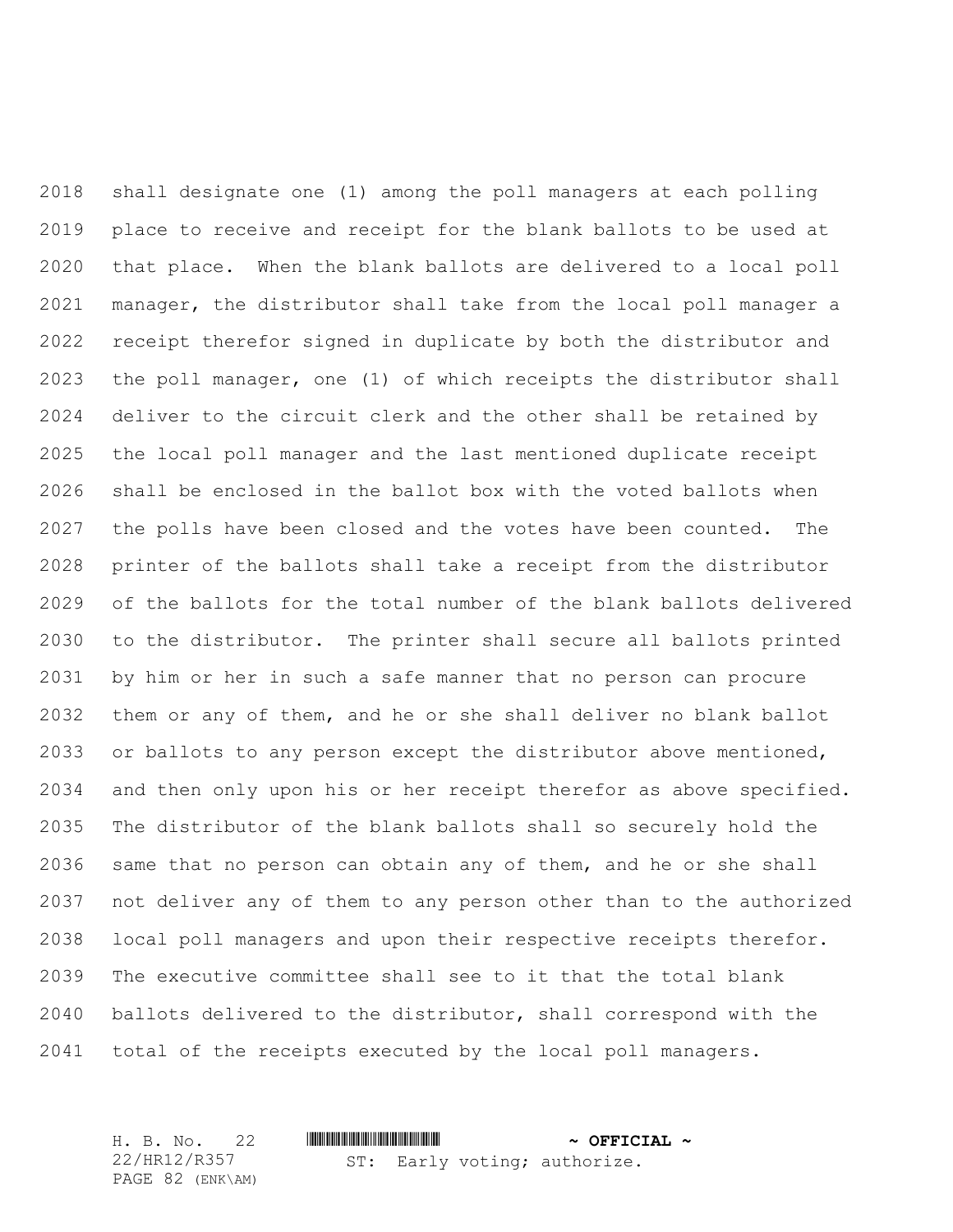shall designate one (1) among the poll managers at each polling place to receive and receipt for the blank ballots to be used at that place. When the blank ballots are delivered to a local poll manager, the distributor shall take from the local poll manager a receipt therefor signed in duplicate by both the distributor and the poll manager, one (1) of which receipts the distributor shall deliver to the circuit clerk and the other shall be retained by the local poll manager and the last mentioned duplicate receipt shall be enclosed in the ballot box with the voted ballots when the polls have been closed and the votes have been counted. The printer of the ballots shall take a receipt from the distributor of the ballots for the total number of the blank ballots delivered to the distributor. The printer shall secure all ballots printed by him or her in such a safe manner that no person can procure them or any of them, and he or she shall deliver no blank ballot or ballots to any person except the distributor above mentioned, and then only upon his or her receipt therefor as above specified. The distributor of the blank ballots shall so securely hold the same that no person can obtain any of them, and he or she shall not deliver any of them to any person other than to the authorized local poll managers and upon their respective receipts therefor. The executive committee shall see to it that the total blank ballots delivered to the distributor, shall correspond with the total of the receipts executed by the local poll managers.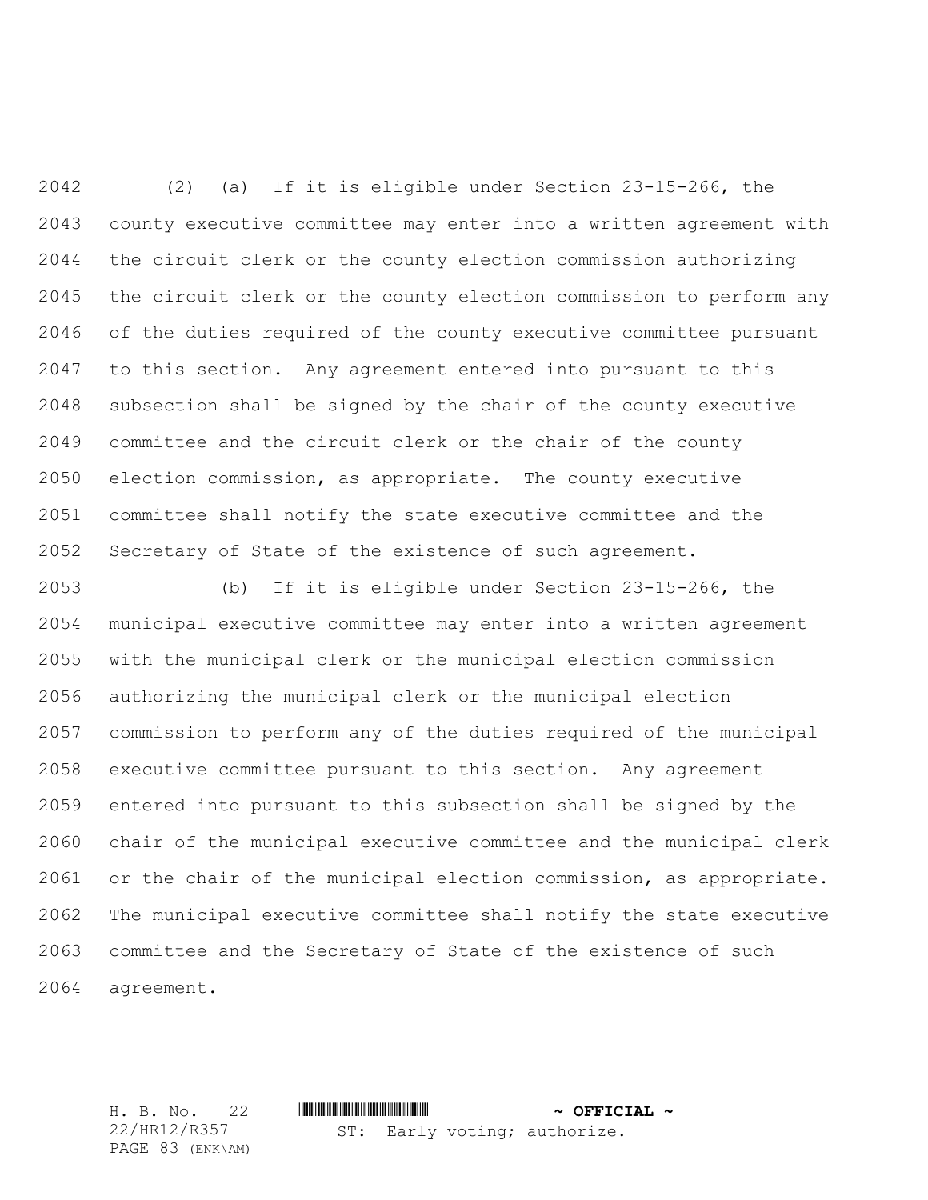(2) (a) If it is eligible under Section 23-15-266, the county executive committee may enter into a written agreement with the circuit clerk or the county election commission authorizing the circuit clerk or the county election commission to perform any of the duties required of the county executive committee pursuant to this section. Any agreement entered into pursuant to this subsection shall be signed by the chair of the county executive committee and the circuit clerk or the chair of the county election commission, as appropriate. The county executive committee shall notify the state executive committee and the Secretary of State of the existence of such agreement.

(b) If it is eligible under Section 23-15-266, the municipal executive committee may enter into a written agreement with the municipal clerk or the municipal election commission authorizing the municipal clerk or the municipal election commission to perform any of the duties required of the municipal executive committee pursuant to this section. Any agreement entered into pursuant to this subsection shall be signed by the chair of the municipal executive committee and the municipal clerk or the chair of the municipal election commission, as appropriate. The municipal executive committee shall notify the state executive committee and the Secretary of State of the existence of such agreement.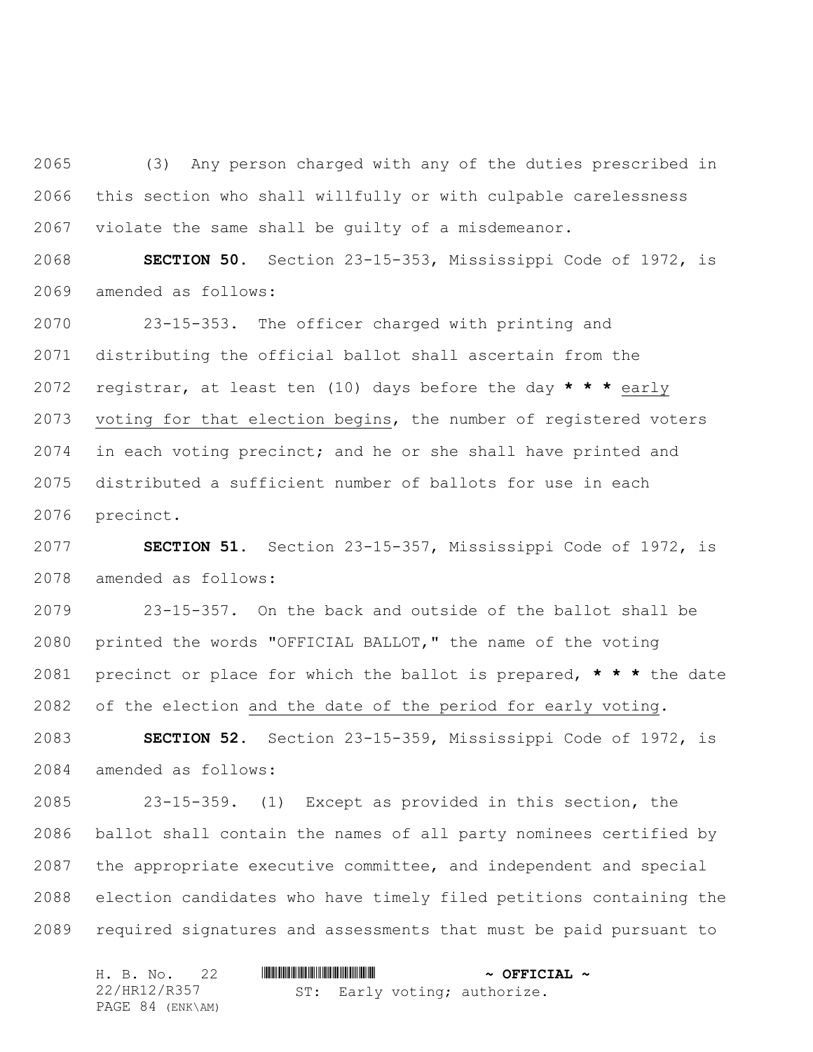(3) Any person charged with any of the duties prescribed in this section who shall willfully or with culpable carelessness violate the same shall be guilty of a misdemeanor.

**SECTION 50.** Section 23-15-353, Mississippi Code of 1972, is amended as follows:

23-15-353. The officer charged with printing and distributing the official ballot shall ascertain from the registrar, at least ten (10) days before the day *** early voting for that election begins, the number of registered voters in each voting precinct; and he or she shall have printed and distributed a sufficient number of ballots for use in each precinct.

**SECTION 51.** Section 23-15-357, Mississippi Code of 1972, is amended as follows:

23-15-357. On the back and outside of the ballot shall be printed the words "OFFICIAL BALLOT," the name of the voting precinct or place for which the ballot is prepared, *** the date of the election and the date of the period for early voting.

**SECTION 52.** Section 23-15-359, Mississippi Code of 1972, is amended as follows:

23-15-359. (1) Except as provided in this section, the ballot shall contain the names of all party nominees certified by the appropriate executive committee, and independent and special election candidates who have timely filed petitions containing the required signatures and assessments that must be paid pursuant to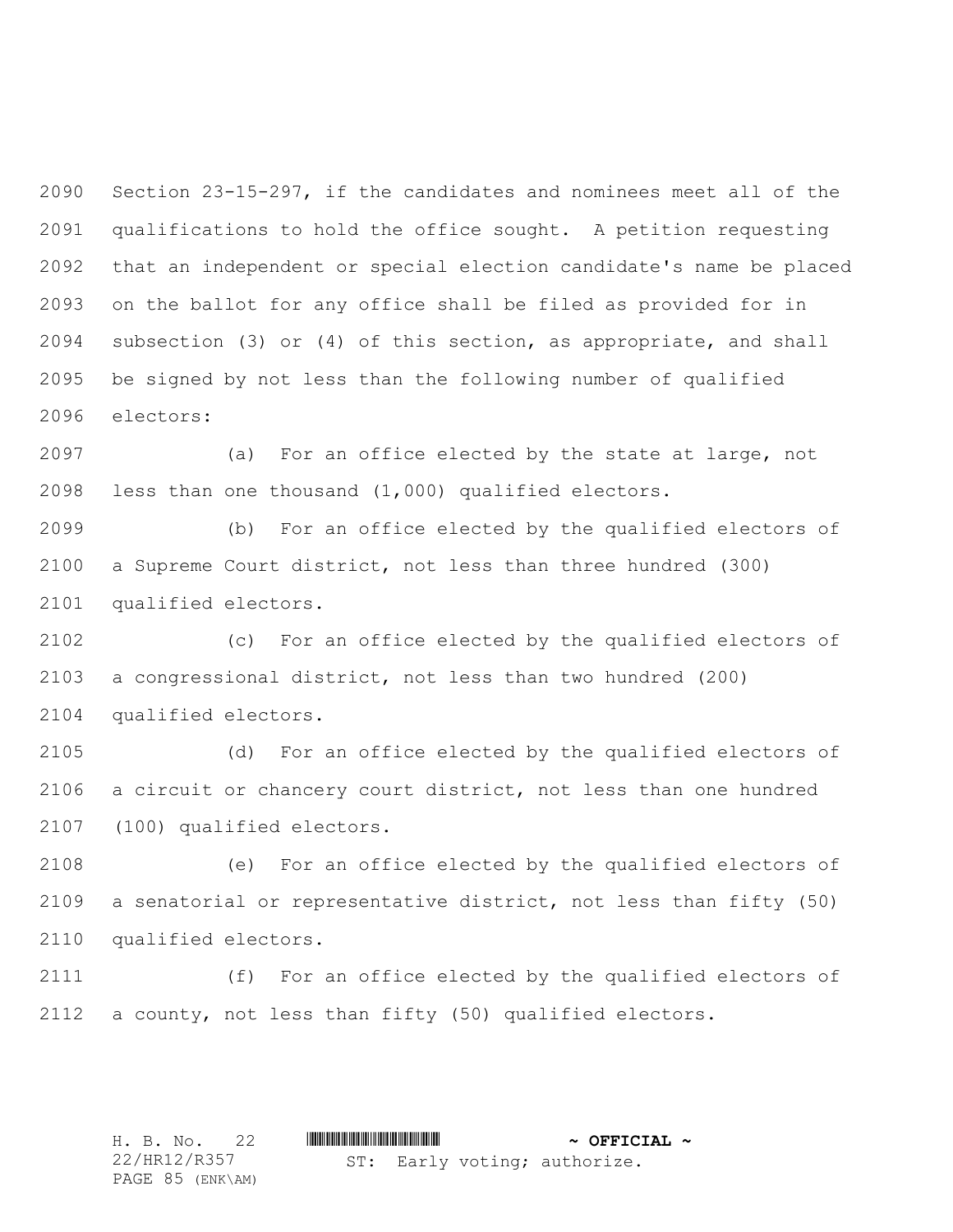Section 23-15-297, if the candidates and nominees meet all of the qualifications to hold the office sought. A petition requesting that an independent or special election candidate's name be placed on the ballot for any office shall be filed as provided for in subsection (3) or (4) of this section, as appropriate, and shall be signed by not less than the following number of qualified electors:

(a) For an office elected by the state at large, not less than one thousand (1,000) qualified electors.

(b) For an office elected by the qualified electors of a Supreme Court district, not less than three hundred (300) qualified electors.

(c) For an office elected by the qualified electors of a congressional district, not less than two hundred (200) qualified electors.

(d) For an office elected by the qualified electors of a circuit or chancery court district, not less than one hundred (100) qualified electors.

(e) For an office elected by the qualified electors of a senatorial or representative district, not less than fifty (50) qualified electors.

(f) For an office elected by the qualified electors of a county, not less than fifty (50) qualified electors.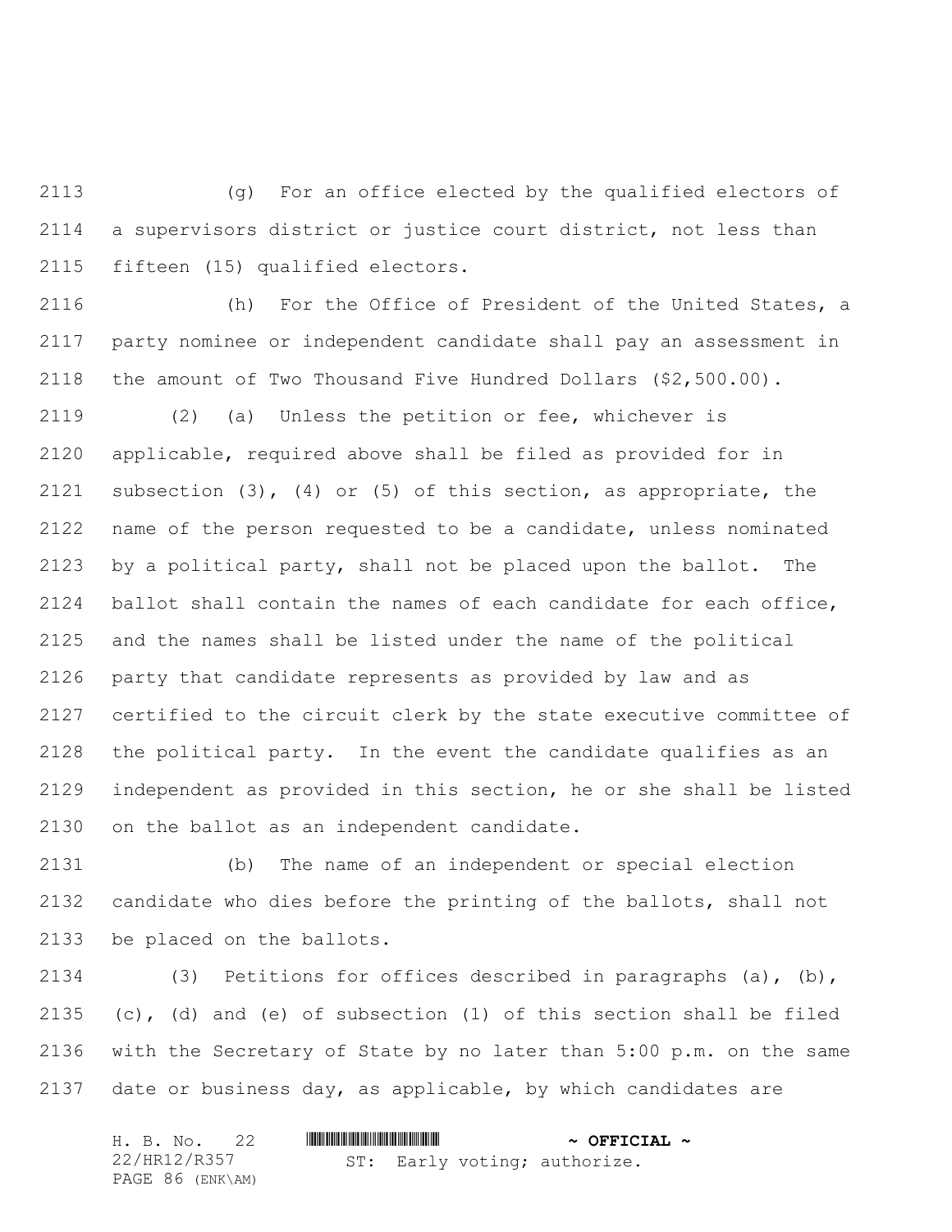(g) For an office elected by the qualified electors of a supervisors district or justice court district, not less than fifteen (15) qualified electors.

(h) For the Office of President of the United States, a party nominee or independent candidate shall pay an assessment in the amount of Two Thousand Five Hundred Dollars ($2,500.00).

(2) (a) Unless the petition or fee, whichever is applicable, required above shall be filed as provided for in subsection (3), (4) or (5) of this section, as appropriate, the name of the person requested to be a candidate, unless nominated by a political party, shall not be placed upon the ballot. The ballot shall contain the names of each candidate for each office, and the names shall be listed under the name of the political party that candidate represents as provided by law and as certified to the circuit clerk by the state executive committee of the political party. In the event the candidate qualifies as an independent as provided in this section, he or she shall be listed on the ballot as an independent candidate.

(b) The name of an independent or special election candidate who dies before the printing of the ballots, shall not be placed on the ballots.

(3) Petitions for offices described in paragraphs (a), (b), (c), (d) and (e) of subsection (1) of this section shall be filed with the Secretary of State by no later than 5:00 p.m. on the same date or business day, as applicable, by which candidates are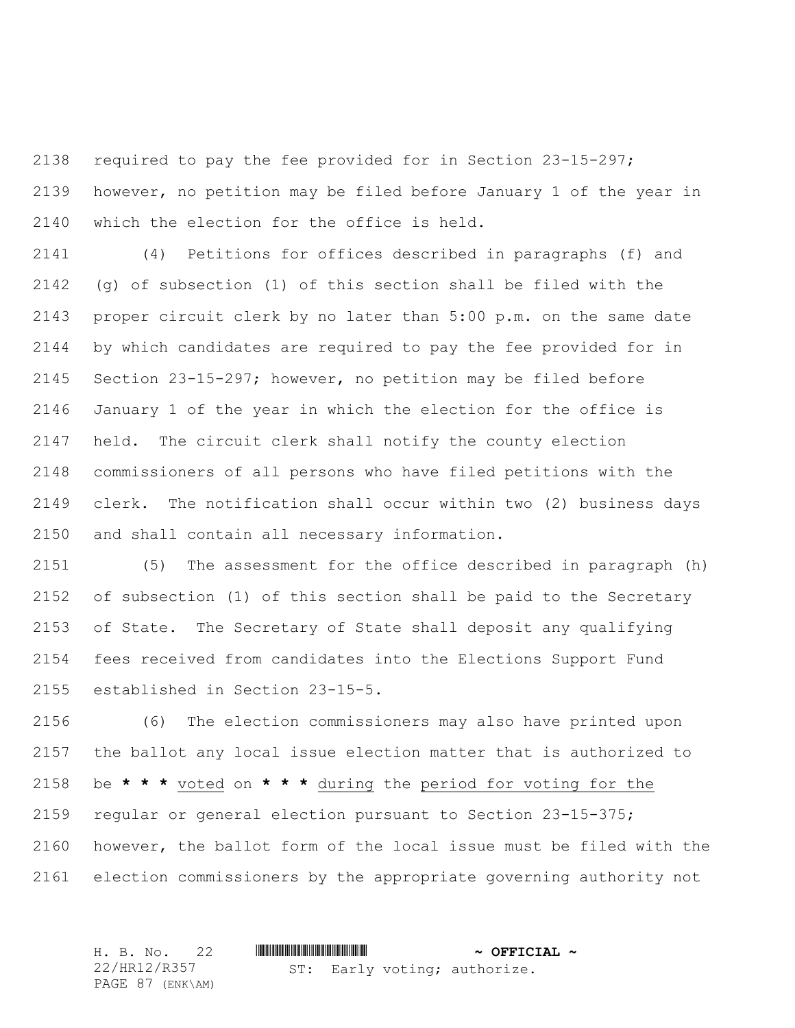required to pay the fee provided for in Section 23-15-297; however, no petition may be filed before January 1 of the year in which the election for the office is held.

(4) Petitions for offices described in paragraphs (f) and (g) of subsection (1) of this section shall be filed with the proper circuit clerk by no later than 5:00 p.m. on the same date by which candidates are required to pay the fee provided for in Section 23-15-297; however, no petition may be filed before January 1 of the year in which the election for the office is held. The circuit clerk shall notify the county election commissioners of all persons who have filed petitions with the clerk. The notification shall occur within two (2) business days and shall contain all necessary information.

(5) The assessment for the office described in paragraph (h) of subsection (1) of this section shall be paid to the Secretary of State. The Secretary of State shall deposit any qualifying fees received from candidates into the Elections Support Fund established in Section 23-15-5.

(6) The election commissioners may also have printed upon the ballot any local issue election matter that is authorized to be **\* \* \*** voted on **\* \* \*** during the period for voting for the regular or general election pursuant to Section 23-15-375; however, the ballot form of the local issue must be filed with the election commissioners by the appropriate governing authority not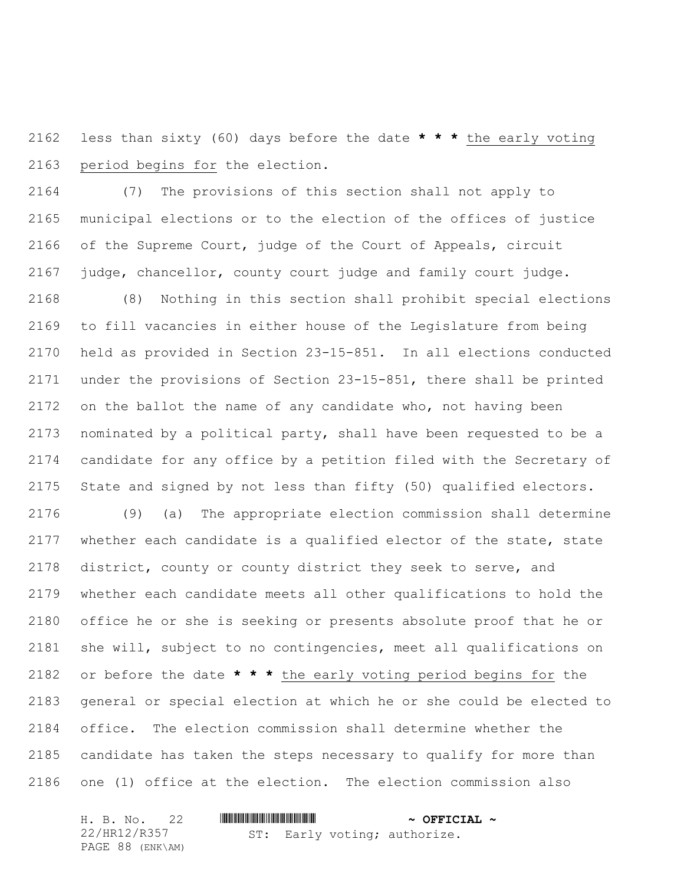less than sixty (60) days before the date * * * the early voting period begins for the election.

(7) The provisions of this section shall not apply to municipal elections or to the election of the offices of justice of the Supreme Court, judge of the Court of Appeals, circuit judge, chancellor, county court judge and family court judge.

(8) Nothing in this section shall prohibit special elections to fill vacancies in either house of the Legislature from being held as provided in Section 23-15-851. In all elections conducted under the provisions of Section 23-15-851, there shall be printed on the ballot the name of any candidate who, not having been nominated by a political party, shall have been requested to be a candidate for any office by a petition filed with the Secretary of State and signed by not less than fifty (50) qualified electors.

(9) (a) The appropriate election commission shall determine whether each candidate is a qualified elector of the state, state district, county or county district they seek to serve, and whether each candidate meets all other qualifications to hold the office he or she is seeking or presents absolute proof that he or she will, subject to no contingencies, meet all qualifications on or before the date * * * the early voting period begins for the general or special election at which he or she could be elected to office. The election commission shall determine whether the candidate has taken the steps necessary to qualify for more than one (1) office at the election. The election commission also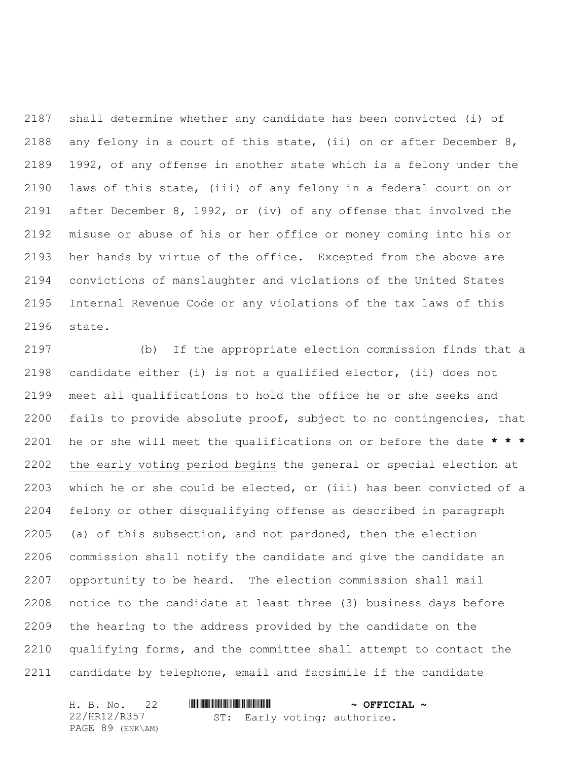shall determine whether any candidate has been convicted (i) of any felony in a court of this state, (ii) on or after December 8, 1992, of any offense in another state which is a felony under the laws of this state, (iii) of any felony in a federal court on or after December 8, 1992, or (iv) of any offense that involved the misuse or abuse of his or her office or money coming into his or her hands by virtue of the office. Excepted from the above are convictions of manslaughter and violations of the United States Internal Revenue Code or any violations of the tax laws of this state.

(b) If the appropriate election commission finds that a candidate either (i) is not a qualified elector, (ii) does not meet all qualifications to hold the office he or she seeks and fails to provide absolute proof, subject to no contingencies, that he or she will meet the qualifications on or before the date **\* \* \*** <u>the early voting period begins</u> the general or special election at which he or she could be elected, or (iii) has been convicted of a felony or other disqualifying offense as described in paragraph (a) of this subsection, and not pardoned, then the election commission shall notify the candidate and give the candidate an opportunity to be heard. The election commission shall mail notice to the candidate at least three (3) business days before the hearing to the address provided by the candidate on the qualifying forms, and the committee shall attempt to contact the candidate by telephone, email and facsimile if the candidate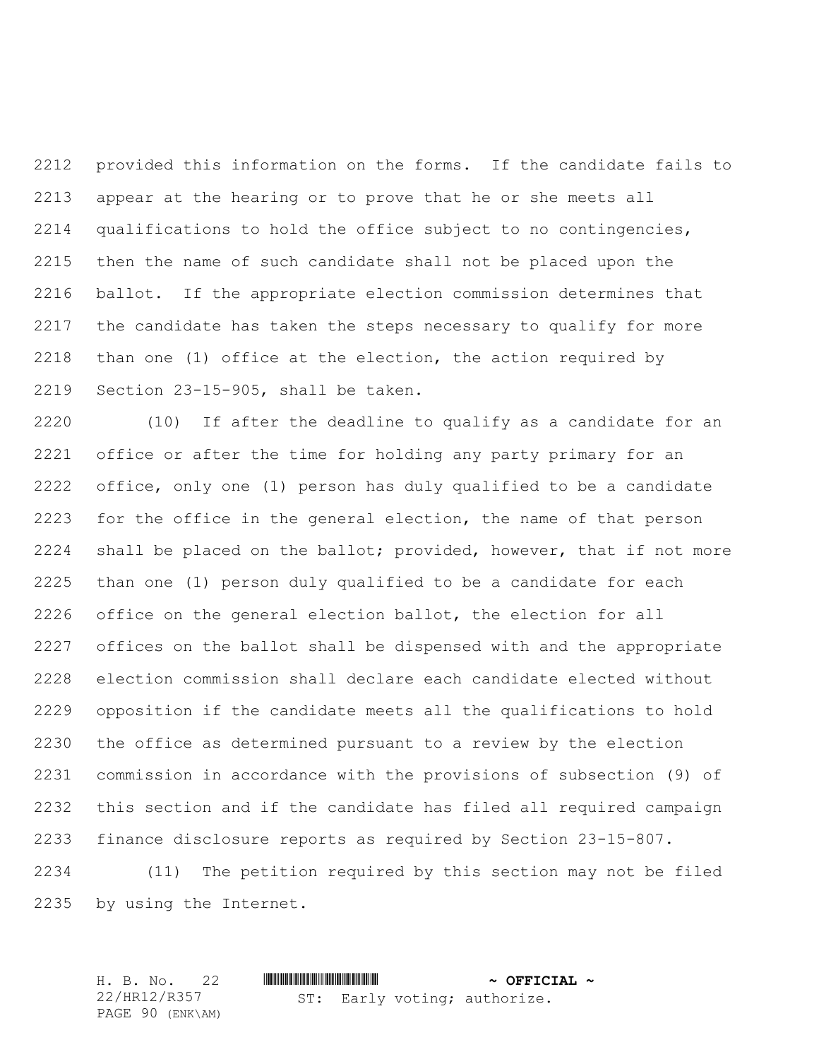provided this information on the forms. If the candidate fails to appear at the hearing or to prove that he or she meets all qualifications to hold the office subject to no contingencies, then the name of such candidate shall not be placed upon the ballot. If the appropriate election commission determines that the candidate has taken the steps necessary to qualify for more than one (1) office at the election, the action required by Section 23-15-905, shall be taken.

(10) If after the deadline to qualify as a candidate for an office or after the time for holding any party primary for an office, only one (1) person has duly qualified to be a candidate for the office in the general election, the name of that person shall be placed on the ballot; provided, however, that if not more than one (1) person duly qualified to be a candidate for each office on the general election ballot, the election for all offices on the ballot shall be dispensed with and the appropriate election commission shall declare each candidate elected without opposition if the candidate meets all the qualifications to hold the office as determined pursuant to a review by the election commission in accordance with the provisions of subsection (9) of this section and if the candidate has filed all required campaign finance disclosure reports as required by Section 23-15-807.

(11) The petition required by this section may not be filed by using the Internet.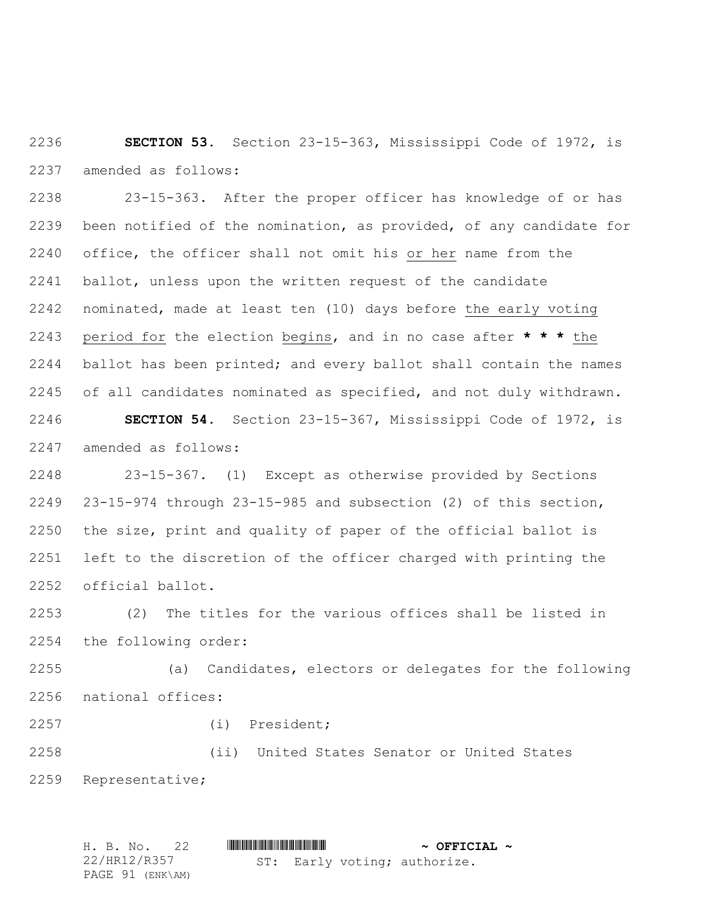**SECTION 53.** Section 23-15-363, Mississippi Code of 1972, is amended as follows:

23-15-363. After the proper officer has knowledge of or has been notified of the nomination, as provided, of any candidate for office, the officer shall not omit his or her name from the ballot, unless upon the written request of the candidate nominated, made at least ten (10) days before the early voting period for the election begins, and in no case after * * * the ballot has been printed; and every ballot shall contain the names of all candidates nominated as specified, and not duly withdrawn.

**SECTION 54.** Section 23-15-367, Mississippi Code of 1972, is amended as follows:

23-15-367. (1) Except as otherwise provided by Sections 23-15-974 through 23-15-985 and subsection (2) of this section, the size, print and quality of paper of the official ballot is left to the discretion of the officer charged with printing the official ballot.

(2) The titles for the various offices shall be listed in the following order:

(a) Candidates, electors or delegates for the following national offices:

(i) President;

(ii) United States Senator or United States Representative;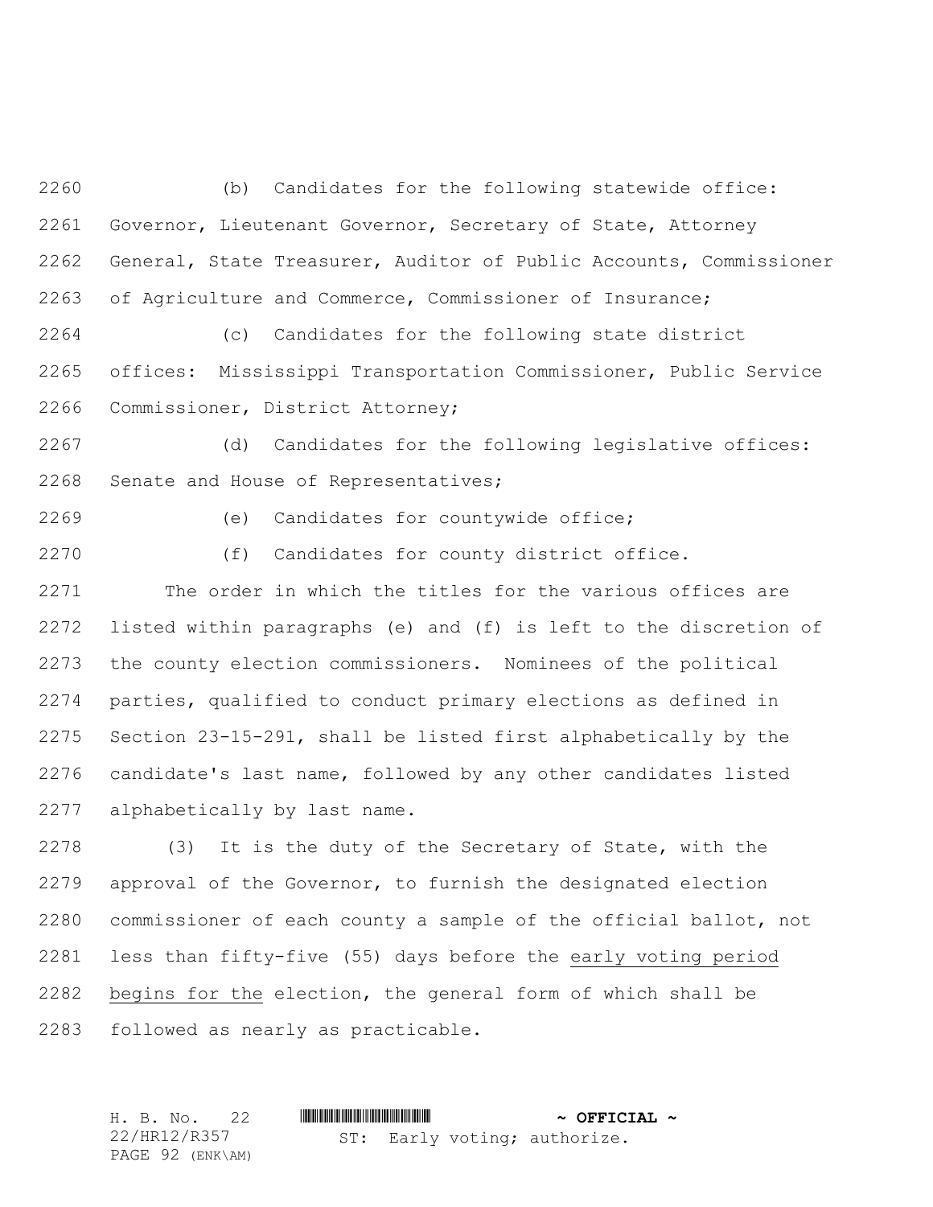(b) Candidates for the following statewide office: Governor, Lieutenant Governor, Secretary of State, Attorney General, State Treasurer, Auditor of Public Accounts, Commissioner of Agriculture and Commerce, Commissioner of Insurance;

(c) Candidates for the following state district offices: Mississippi Transportation Commissioner, Public Service Commissioner, District Attorney;

(d) Candidates for the following legislative offices: Senate and House of Representatives;

(e) Candidates for countywide office;

(f) Candidates for county district office.

The order in which the titles for the various offices are listed within paragraphs (e) and (f) is left to the discretion of the county election commissioners. Nominees of the political parties, qualified to conduct primary elections as defined in Section 23-15-291, shall be listed first alphabetically by the candidate's last name, followed by any other candidates listed alphabetically by last name.

(3) It is the duty of the Secretary of State, with the approval of the Governor, to furnish the designated election commissioner of each county a sample of the official ballot, not less than fifty-five (55) days before the <u>early voting period begins for the</u> election, the general form of which shall be followed as nearly as practicable.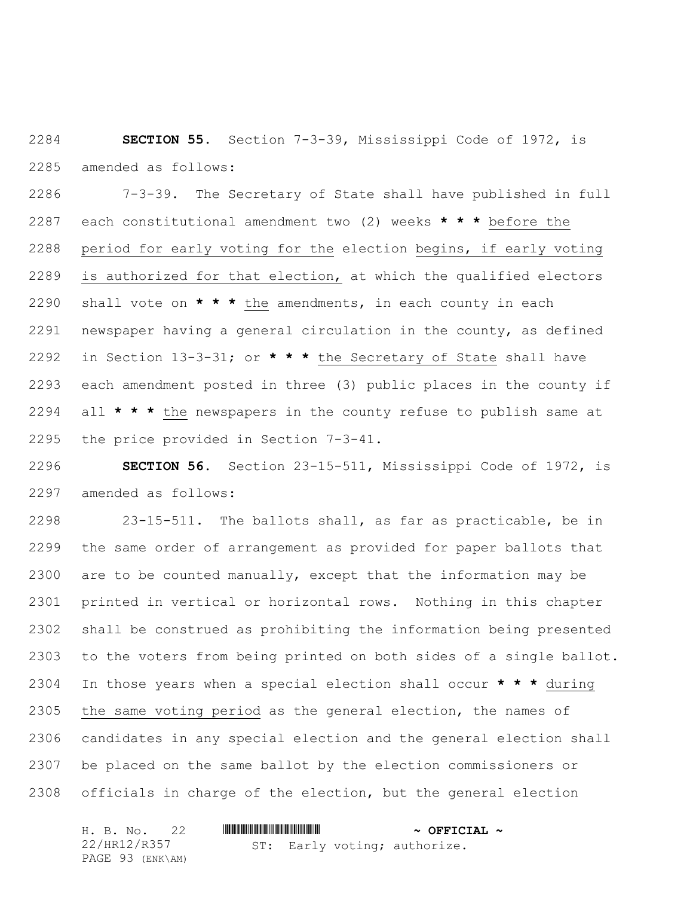**SECTION 55.** Section 7-3-39, Mississippi Code of 1972, is amended as follows:

7-3-39. The Secretary of State shall have published in full each constitutional amendment two (2) weeks *** before the period for early voting for the election begins, if early voting is authorized for that election, at which the qualified electors shall vote on *** the amendments, in each county in each newspaper having a general circulation in the county, as defined in Section 13-3-31; or *** the Secretary of State shall have each amendment posted in three (3) public places in the county if all *** the newspapers in the county refuse to publish same at the price provided in Section 7-3-41.

**SECTION 56.** Section 23-15-511, Mississippi Code of 1972, is amended as follows:

23-15-511. The ballots shall, as far as practicable, be in the same order of arrangement as provided for paper ballots that are to be counted manually, except that the information may be printed in vertical or horizontal rows. Nothing in this chapter shall be construed as prohibiting the information being presented to the voters from being printed on both sides of a single ballot. In those years when a special election shall occur *** during the same voting period as the general election, the names of candidates in any special election and the general election shall be placed on the same ballot by the election commissioners or officials in charge of the election, but the general election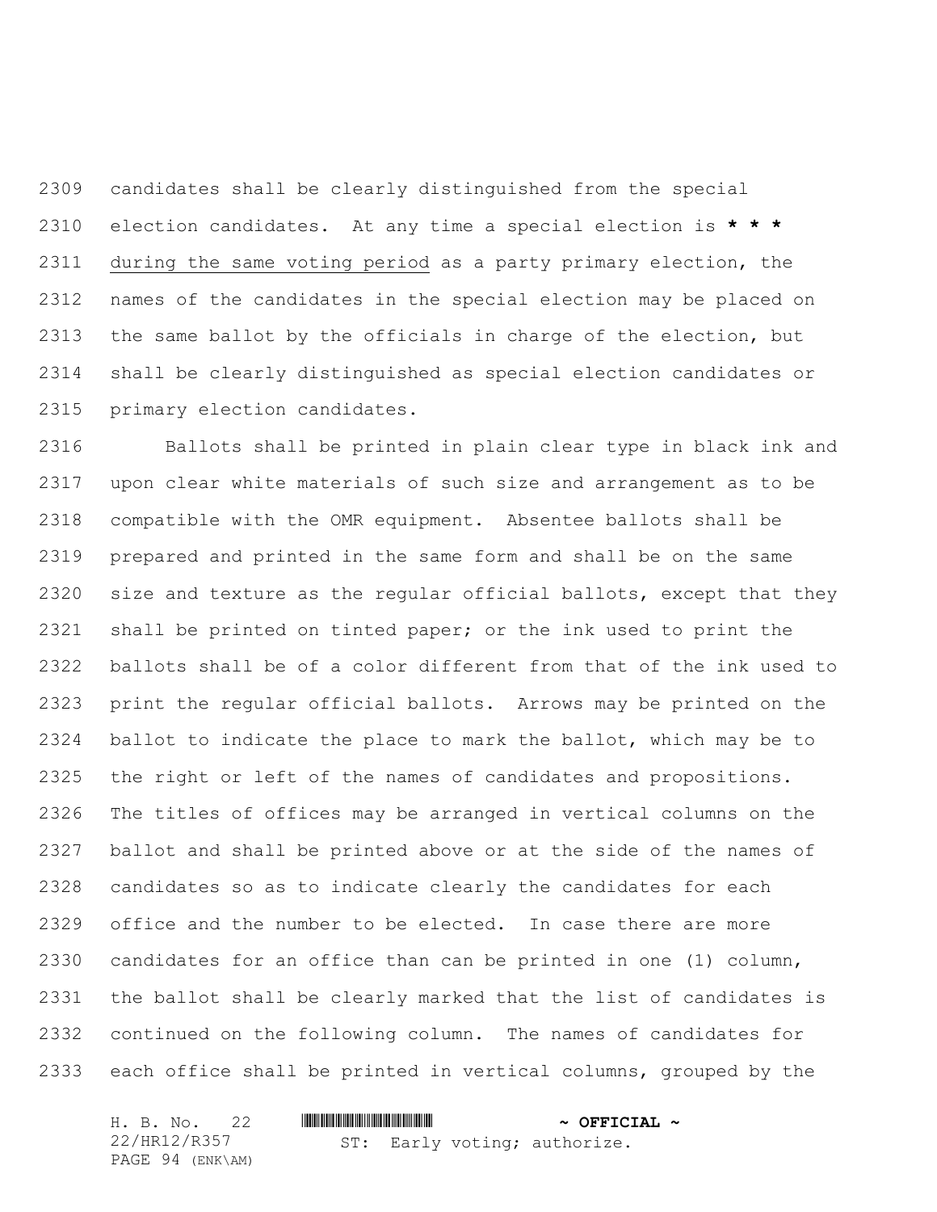candidates shall be clearly distinguished from the special election candidates. At any time a special election is **\* \* \*** during the same voting period as a party primary election, the names of the candidates in the special election may be placed on the same ballot by the officials in charge of the election, but shall be clearly distinguished as special election candidates or primary election candidates.

Ballots shall be printed in plain clear type in black ink and upon clear white materials of such size and arrangement as to be compatible with the OMR equipment. Absentee ballots shall be prepared and printed in the same form and shall be on the same size and texture as the regular official ballots, except that they shall be printed on tinted paper; or the ink used to print the ballots shall be of a color different from that of the ink used to print the regular official ballots. Arrows may be printed on the ballot to indicate the place to mark the ballot, which may be to the right or left of the names of candidates and propositions. The titles of offices may be arranged in vertical columns on the ballot and shall be printed above or at the side of the names of candidates so as to indicate clearly the candidates for each office and the number to be elected. In case there are more candidates for an office than can be printed in one (1) column, the ballot shall be clearly marked that the list of candidates is continued on the following column. The names of candidates for each office shall be printed in vertical columns, grouped by the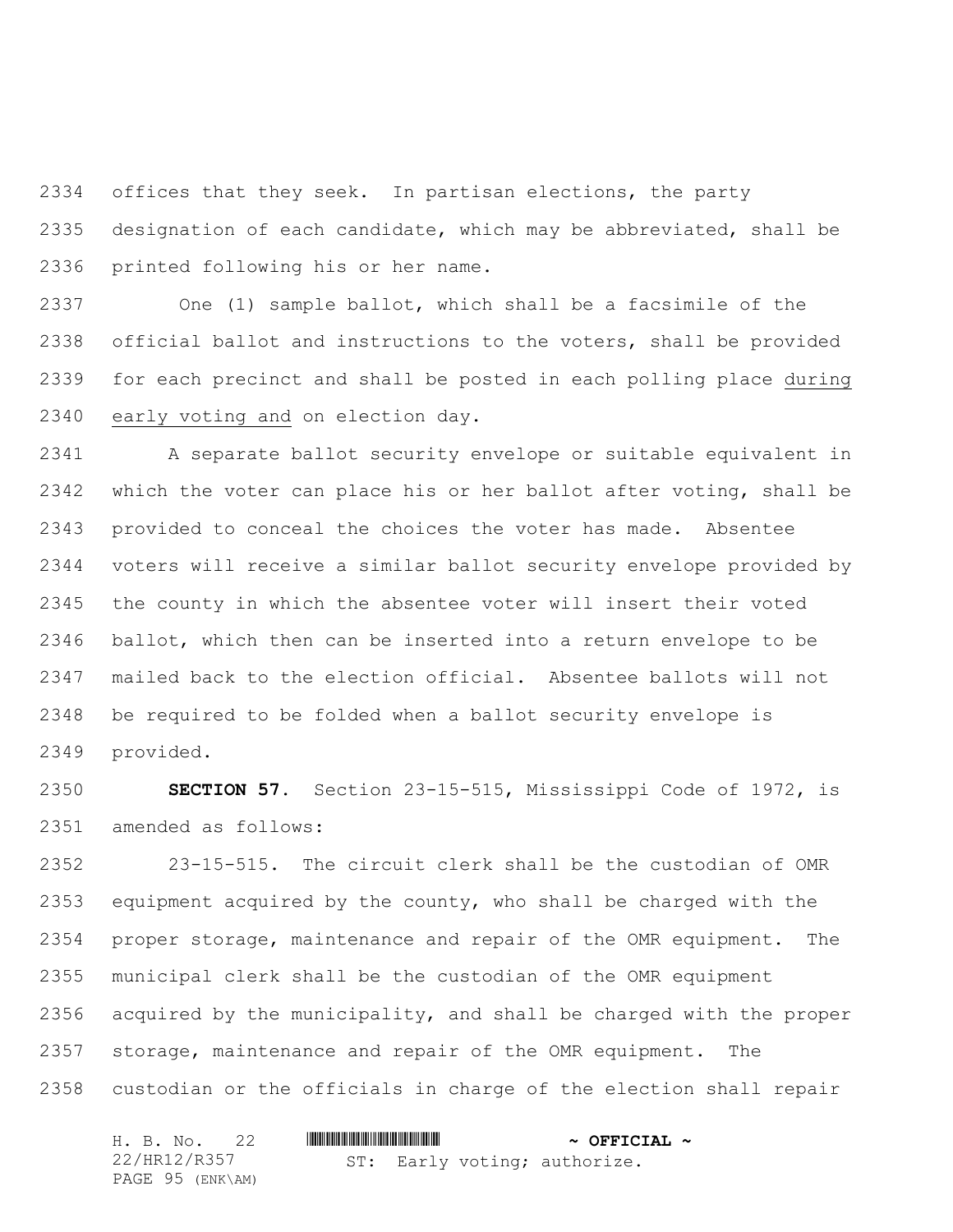offices that they seek. In partisan elections, the party designation of each candidate, which may be abbreviated, shall be printed following his or her name.

One (1) sample ballot, which shall be a facsimile of the official ballot and instructions to the voters, shall be provided for each precinct and shall be posted in each polling place <u>during early voting and</u> on election day.

A separate ballot security envelope or suitable equivalent in which the voter can place his or her ballot after voting, shall be provided to conceal the choices the voter has made. Absentee voters will receive a similar ballot security envelope provided by the county in which the absentee voter will insert their voted ballot, which then can be inserted into a return envelope to be mailed back to the election official. Absentee ballots will not be required to be folded when a ballot security envelope is provided.

**SECTION 57.** Section 23-15-515, Mississippi Code of 1972, is amended as follows:

23-15-515. The circuit clerk shall be the custodian of OMR equipment acquired by the county, who shall be charged with the proper storage, maintenance and repair of the OMR equipment. The municipal clerk shall be the custodian of the OMR equipment acquired by the municipality, and shall be charged with the proper storage, maintenance and repair of the OMR equipment. The custodian or the officials in charge of the election shall repair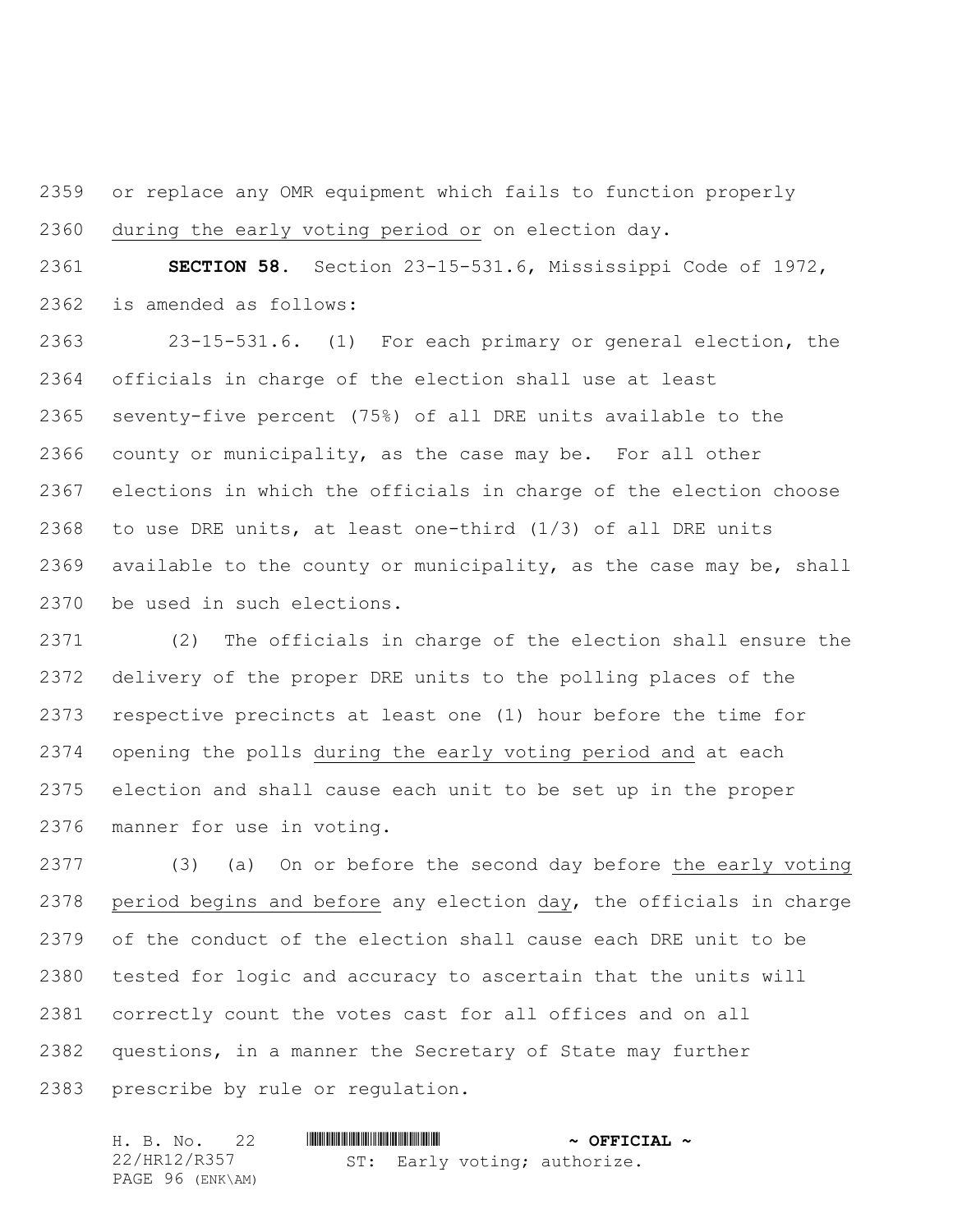or replace any OMR equipment which fails to function properly during the early voting period or on election day.

**SECTION 58.** Section 23-15-531.6, Mississippi Code of 1972, is amended as follows:

23-15-531.6. (1) For each primary or general election, the officials in charge of the election shall use at least seventy-five percent (75%) of all DRE units available to the county or municipality, as the case may be. For all other elections in which the officials in charge of the election choose to use DRE units, at least one-third (1/3) of all DRE units available to the county or municipality, as the case may be, shall be used in such elections.

(2) The officials in charge of the election shall ensure the delivery of the proper DRE units to the polling places of the respective precincts at least one (1) hour before the time for opening the polls during the early voting period and at each election and shall cause each unit to be set up in the proper manner for use in voting.

(3) (a) On or before the second day before the early voting period begins and before any election day, the officials in charge of the conduct of the election shall cause each DRE unit to be tested for logic and accuracy to ascertain that the units will correctly count the votes cast for all offices and on all questions, in a manner the Secretary of State may further prescribe by rule or regulation.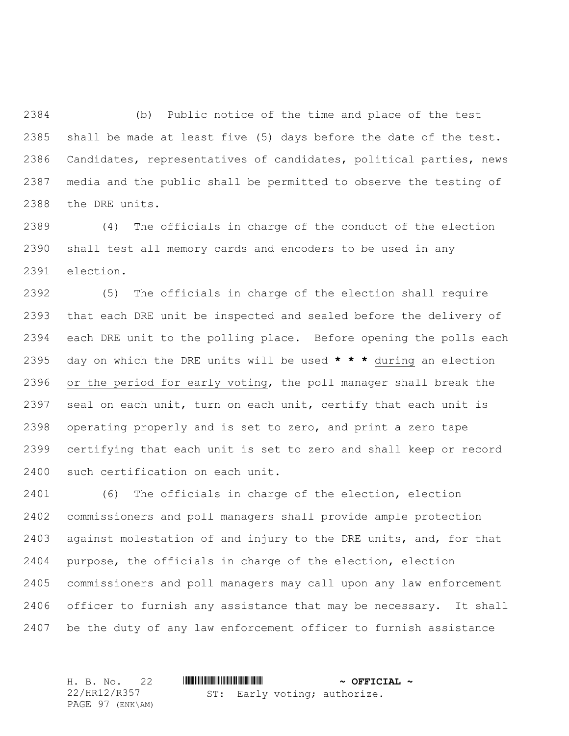(b) Public notice of the time and place of the test shall be made at least five (5) days before the date of the test. Candidates, representatives of candidates, political parties, news media and the public shall be permitted to observe the testing of the DRE units.

(4) The officials in charge of the conduct of the election shall test all memory cards and encoders to be used in any election.

(5) The officials in charge of the election shall require that each DRE unit be inspected and sealed before the delivery of each DRE unit to the polling place. Before opening the polls each day on which the DRE units will be used *** * *** during an election or the period for early voting, the poll manager shall break the seal on each unit, turn on each unit, certify that each unit is operating properly and is set to zero, and print a zero tape certifying that each unit is set to zero and shall keep or record such certification on each unit.

(6) The officials in charge of the election, election commissioners and poll managers shall provide ample protection against molestation of and injury to the DRE units, and, for that purpose, the officials in charge of the election, election commissioners and poll managers may call upon any law enforcement officer to furnish any assistance that may be necessary. It shall be the duty of any law enforcement officer to furnish assistance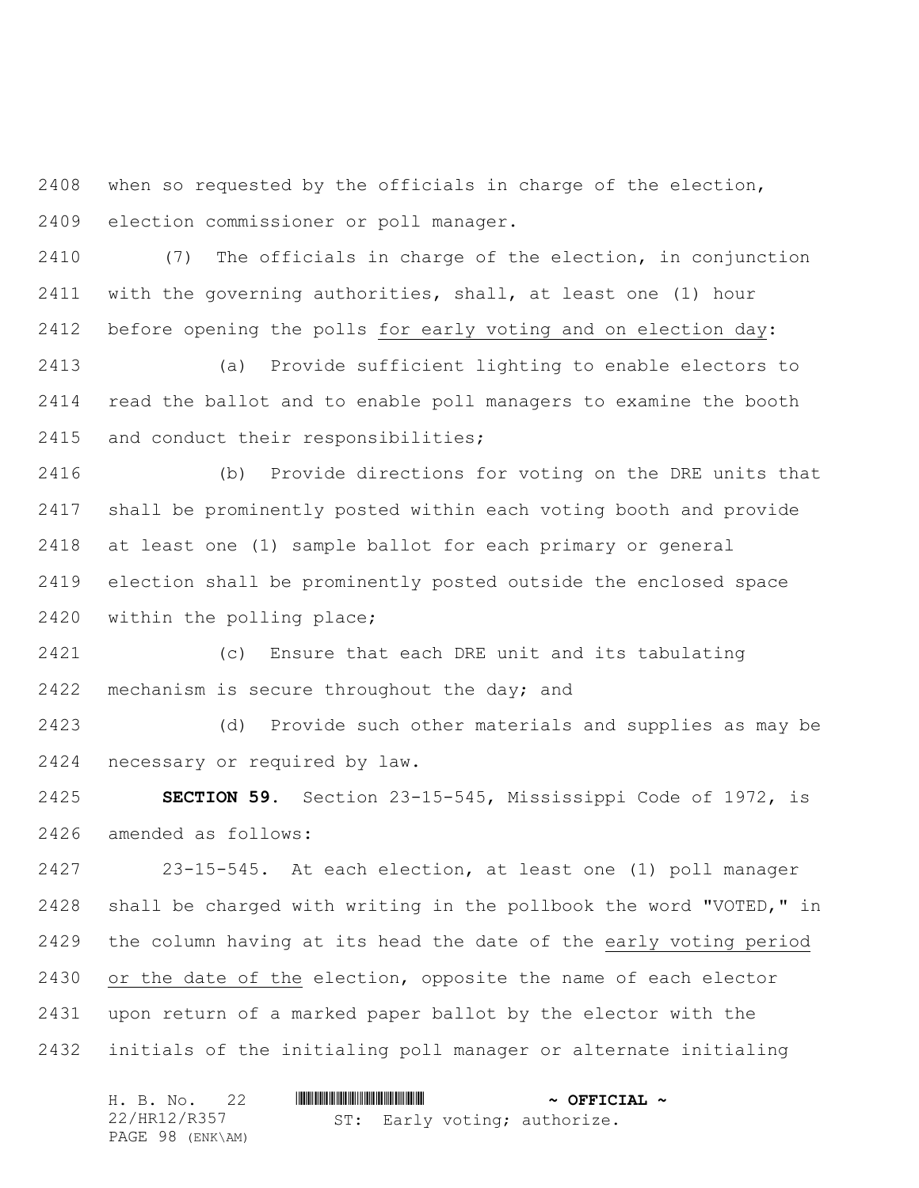when so requested by the officials in charge of the election, election commissioner or poll manager.

(7) The officials in charge of the election, in conjunction with the governing authorities, shall, at least one (1) hour before opening the polls <u>for early voting and on election day</u>:

(a) Provide sufficient lighting to enable electors to read the ballot and to enable poll managers to examine the booth and conduct their responsibilities;

(b) Provide directions for voting on the DRE units that shall be prominently posted within each voting booth and provide at least one (1) sample ballot for each primary or general election shall be prominently posted outside the enclosed space within the polling place;

(c) Ensure that each DRE unit and its tabulating mechanism is secure throughout the day; and

(d) Provide such other materials and supplies as may be necessary or required by law.

**SECTION 59.** Section 23-15-545, Mississippi Code of 1972, is amended as follows:

23-15-545. At each election, at least one (1) poll manager shall be charged with writing in the pollbook the word "VOTED," in the column having at its head the date of the <u>early voting period or the date of the</u> election, opposite the name of each elector upon return of a marked paper ballot by the elector with the initials of the initialing poll manager or alternate initialing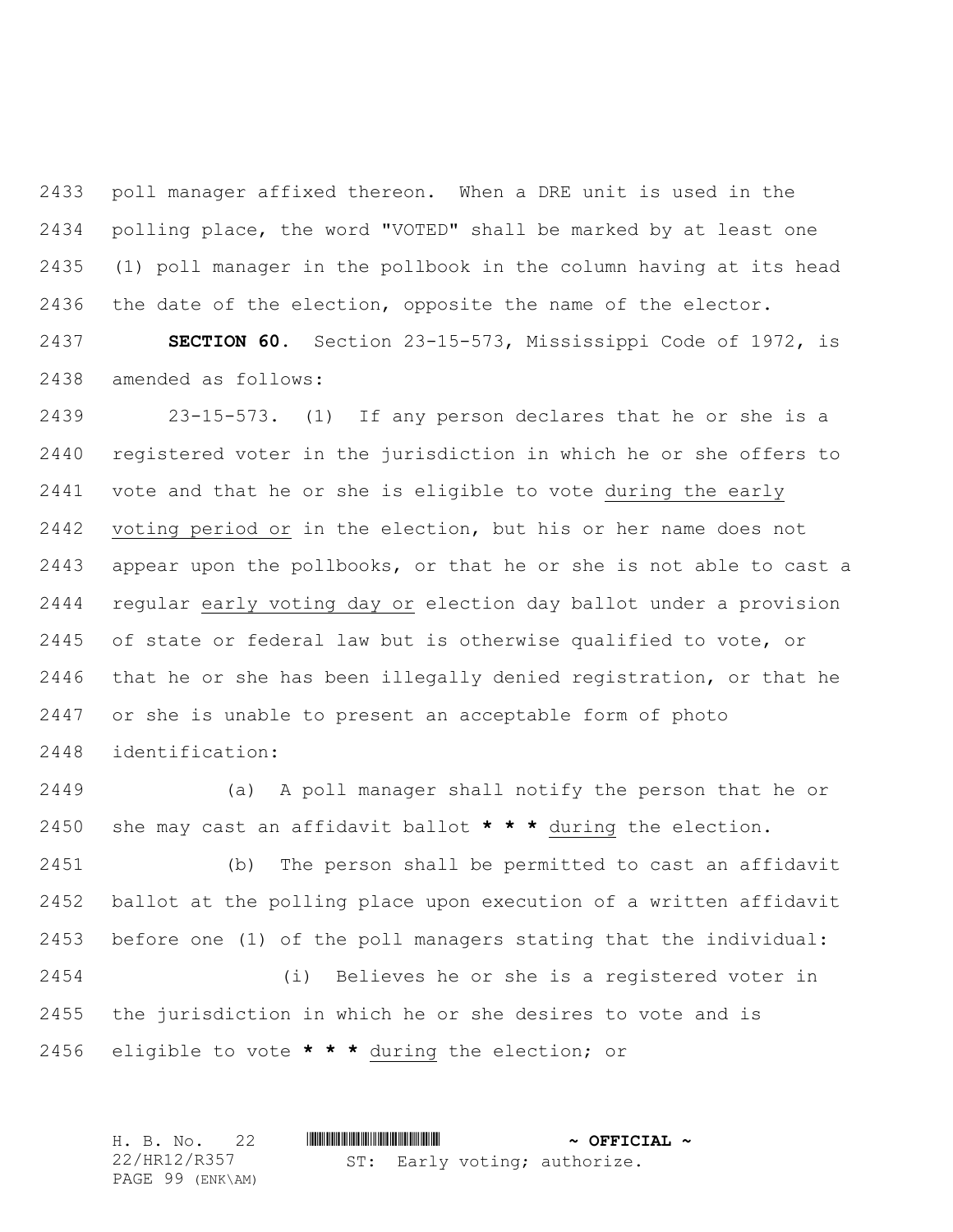poll manager affixed thereon. When a DRE unit is used in the polling place, the word "VOTED" shall be marked by at least one (1) poll manager in the pollbook in the column having at its head the date of the election, opposite the name of the elector.

**SECTION 60.** Section 23-15-573, Mississippi Code of 1972, is amended as follows:

23-15-573. (1) If any person declares that he or she is a registered voter in the jurisdiction in which he or she offers to vote and that he or she is eligible to vote during the early voting period or in the election, but his or her name does not appear upon the pollbooks, or that he or she is not able to cast a regular early voting day or election day ballot under a provision of state or federal law but is otherwise qualified to vote, or that he or she has been illegally denied registration, or that he or she is unable to present an acceptable form of photo identification:

(a) A poll manager shall notify the person that he or she may cast an affidavit ballot **\* \* \*** during the election.

(b) The person shall be permitted to cast an affidavit ballot at the polling place upon execution of a written affidavit before one (1) of the poll managers stating that the individual:

(i) Believes he or she is a registered voter in the jurisdiction in which he or she desires to vote and is eligible to vote **\* \* \*** during the election; or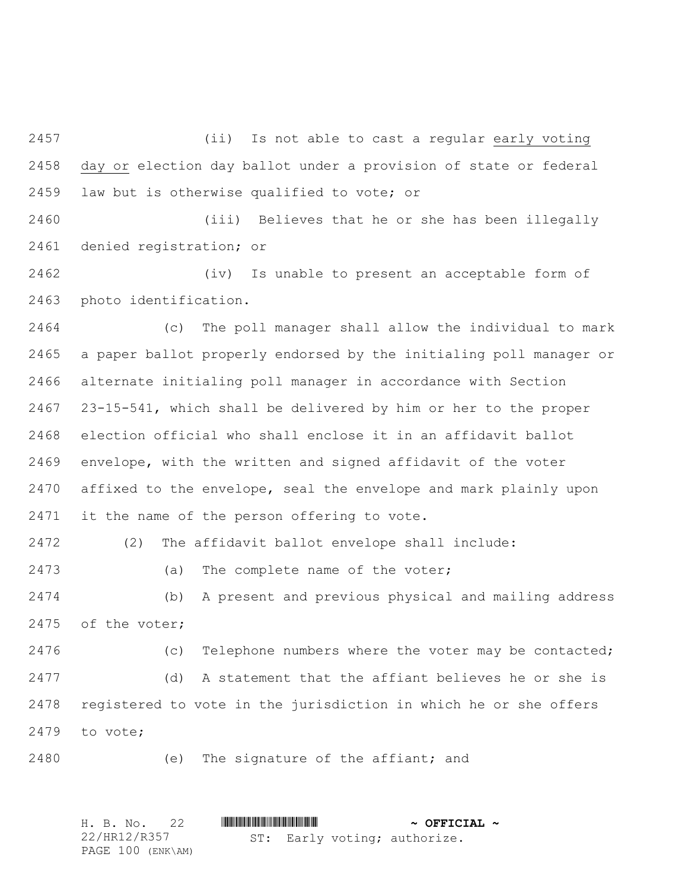(ii) Is not able to cast a regular <u>early voting day or</u> election day ballot under a provision of state or federal law but is otherwise qualified to vote; or

(iii) Believes that he or she has been illegally denied registration; or

(iv) Is unable to present an acceptable form of photo identification.

(c) The poll manager shall allow the individual to mark a paper ballot properly endorsed by the initialing poll manager or alternate initialing poll manager in accordance with Section 23-15-541, which shall be delivered by him or her to the proper election official who shall enclose it in an affidavit ballot envelope, with the written and signed affidavit of the voter affixed to the envelope, seal the envelope and mark plainly upon it the name of the person offering to vote.

(2) The affidavit ballot envelope shall include:

(a) The complete name of the voter;

(b) A present and previous physical and mailing address of the voter;

(c) Telephone numbers where the voter may be contacted;

(d) A statement that the affiant believes he or she is registered to vote in the jurisdiction in which he or she offers to vote;

(e) The signature of the affiant; and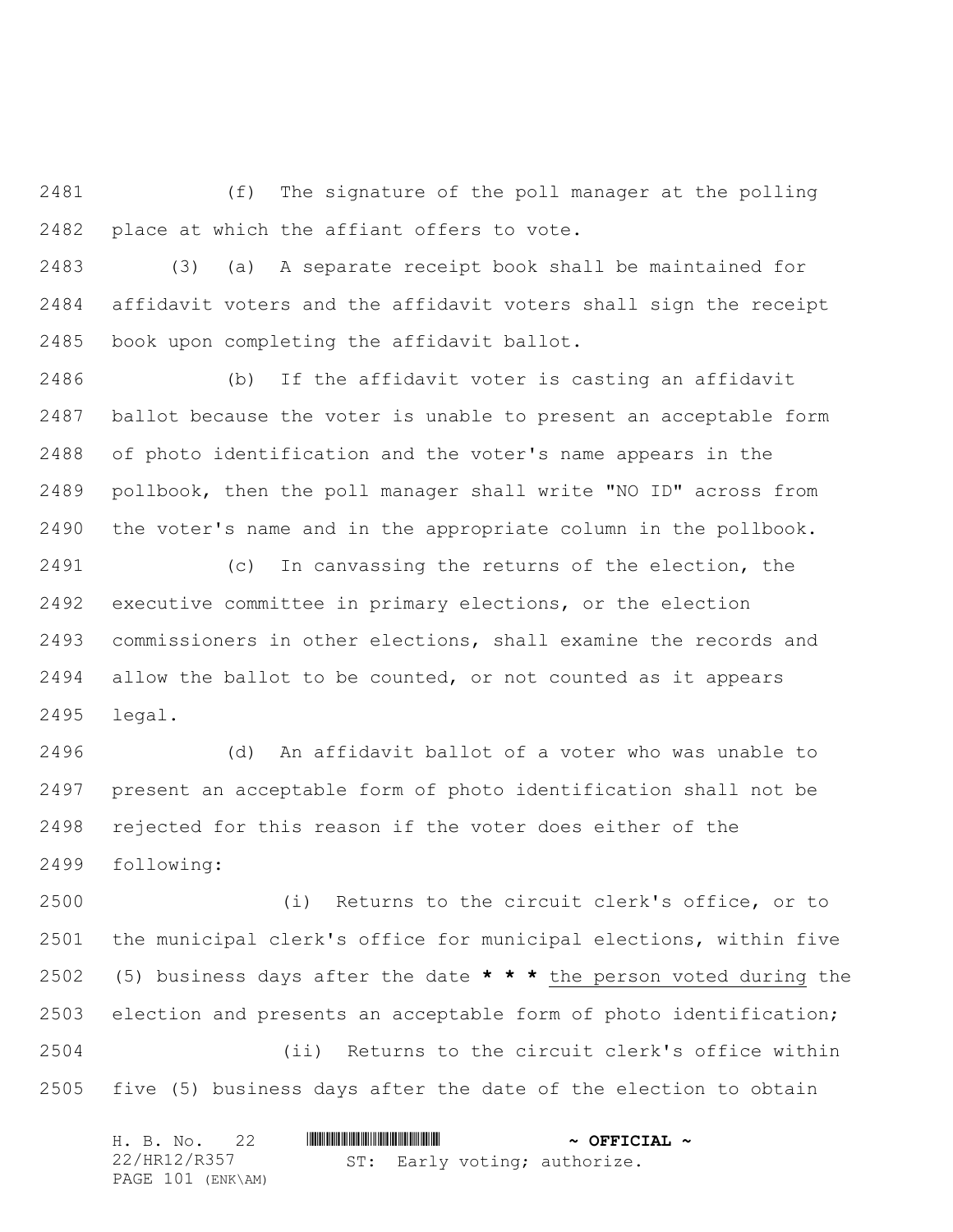(f) The signature of the poll manager at the polling place at which the affiant offers to vote.

(3) (a) A separate receipt book shall be maintained for affidavit voters and the affidavit voters shall sign the receipt book upon completing the affidavit ballot.

(b) If the affidavit voter is casting an affidavit ballot because the voter is unable to present an acceptable form of photo identification and the voter's name appears in the pollbook, then the poll manager shall write "NO ID" across from the voter's name and in the appropriate column in the pollbook.

(c) In canvassing the returns of the election, the executive committee in primary elections, or the election commissioners in other elections, shall examine the records and allow the ballot to be counted, or not counted as it appears legal.

(d) An affidavit ballot of a voter who was unable to present an acceptable form of photo identification shall not be rejected for this reason if the voter does either of the following:

(i) Returns to the circuit clerk's office, or to the municipal clerk's office for municipal elections, within five (5) business days after the date **\* \* \*** <u>the person voted during</u> the election and presents an acceptable form of photo identification;

(ii) Returns to the circuit clerk's office within five (5) business days after the date of the election to obtain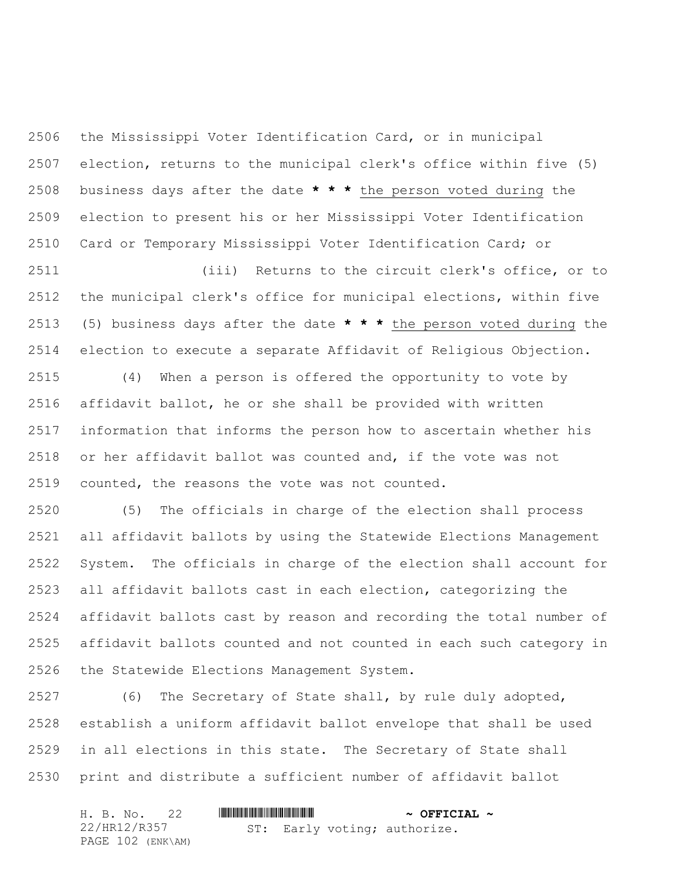the Mississippi Voter Identification Card, or in municipal election, returns to the municipal clerk's office within five (5) business days after the date *** the person voted during the election to present his or her Mississippi Voter Identification Card or Temporary Mississippi Voter Identification Card; or

(iii) Returns to the circuit clerk's office, or to the municipal clerk's office for municipal elections, within five (5) business days after the date *** the person voted during the election to execute a separate Affidavit of Religious Objection.

(4) When a person is offered the opportunity to vote by affidavit ballot, he or she shall be provided with written information that informs the person how to ascertain whether his or her affidavit ballot was counted and, if the vote was not counted, the reasons the vote was not counted.

(5) The officials in charge of the election shall process all affidavit ballots by using the Statewide Elections Management System. The officials in charge of the election shall account for all affidavit ballots cast in each election, categorizing the affidavit ballots cast by reason and recording the total number of affidavit ballots counted and not counted in each such category in the Statewide Elections Management System.

(6) The Secretary of State shall, by rule duly adopted, establish a uniform affidavit ballot envelope that shall be used in all elections in this state. The Secretary of State shall print and distribute a sufficient number of affidavit ballot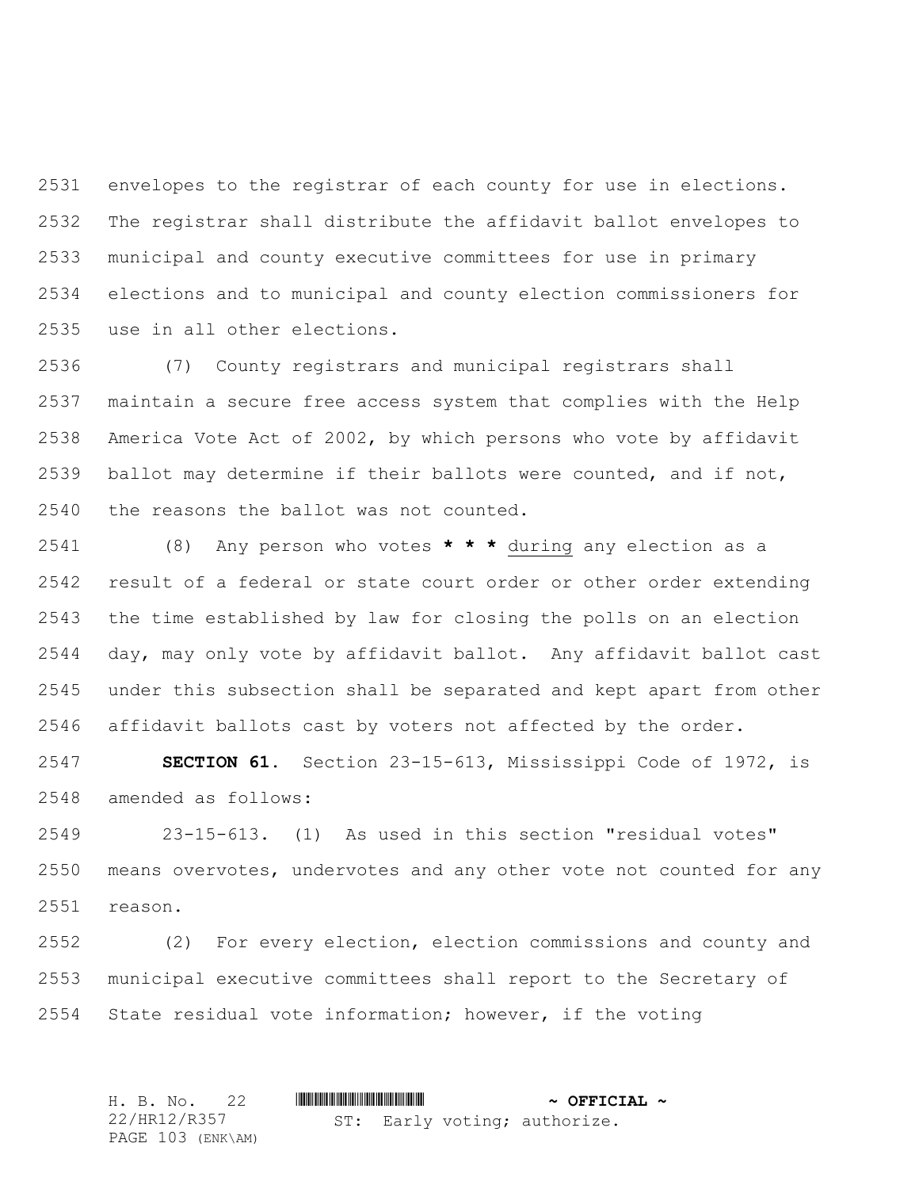envelopes to the registrar of each county for use in elections. The registrar shall distribute the affidavit ballot envelopes to municipal and county executive committees for use in primary elections and to municipal and county election commissioners for use in all other elections.

(7) County registrars and municipal registrars shall maintain a secure free access system that complies with the Help America Vote Act of 2002, by which persons who vote by affidavit ballot may determine if their ballots were counted, and if not, the reasons the ballot was not counted.

(8) Any person who votes **\* \* \*** <u>during</u> any election as a result of a federal or state court order or other order extending the time established by law for closing the polls on an election day, may only vote by affidavit ballot. Any affidavit ballot cast under this subsection shall be separated and kept apart from other affidavit ballots cast by voters not affected by the order.

**SECTION 61.** Section 23-15-613, Mississippi Code of 1972, is amended as follows:

23-15-613. (1) As used in this section "residual votes" means overvotes, undervotes and any other vote not counted for any reason.

(2) For every election, election commissions and county and municipal executive committees shall report to the Secretary of State residual vote information; however, if the voting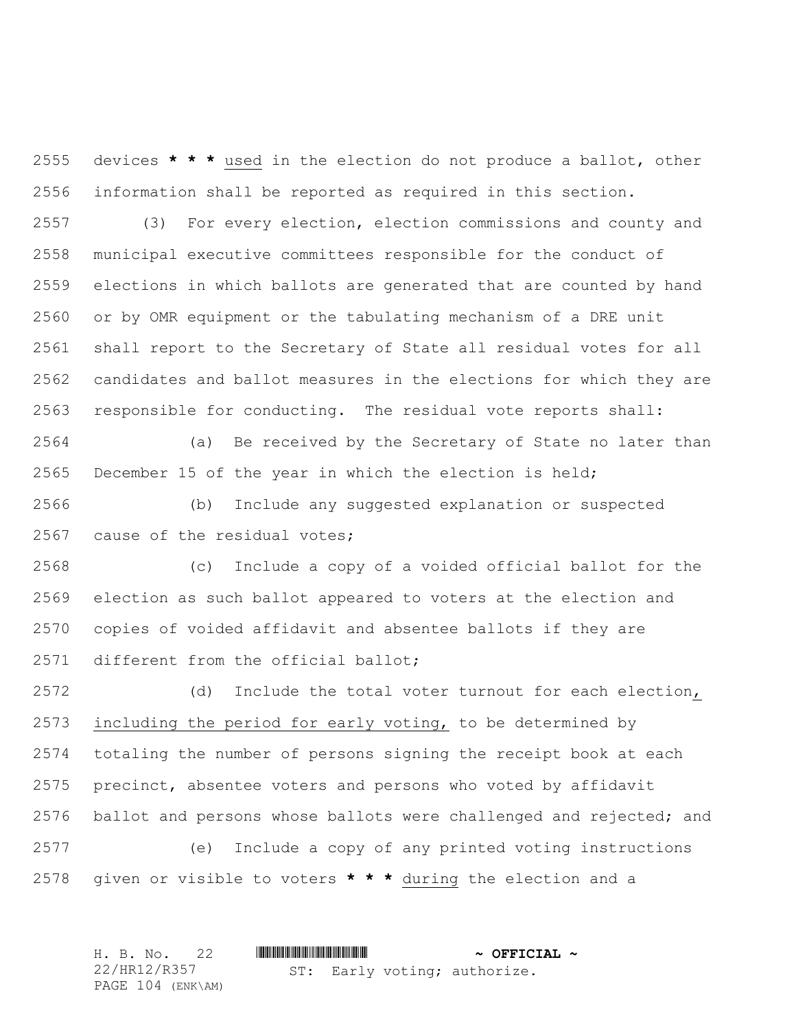devices **\* \* \*** used in the election do not produce a ballot, other information shall be reported as required in this section.

(3) For every election, election commissions and county and municipal executive committees responsible for the conduct of elections in which ballots are generated that are counted by hand or by OMR equipment or the tabulating mechanism of a DRE unit shall report to the Secretary of State all residual votes for all candidates and ballot measures in the elections for which they are responsible for conducting. The residual vote reports shall:

(a) Be received by the Secretary of State no later than December 15 of the year in which the election is held;

(b) Include any suggested explanation or suspected cause of the residual votes;

(c) Include a copy of a voided official ballot for the election as such ballot appeared to voters at the election and copies of voided affidavit and absentee ballots if they are different from the official ballot;

(d) Include the total voter turnout for each election, including the period for early voting, to be determined by totaling the number of persons signing the receipt book at each precinct, absentee voters and persons who voted by affidavit ballot and persons whose ballots were challenged and rejected; and

(e) Include a copy of any printed voting instructions given or visible to voters **\* \* \*** during the election and a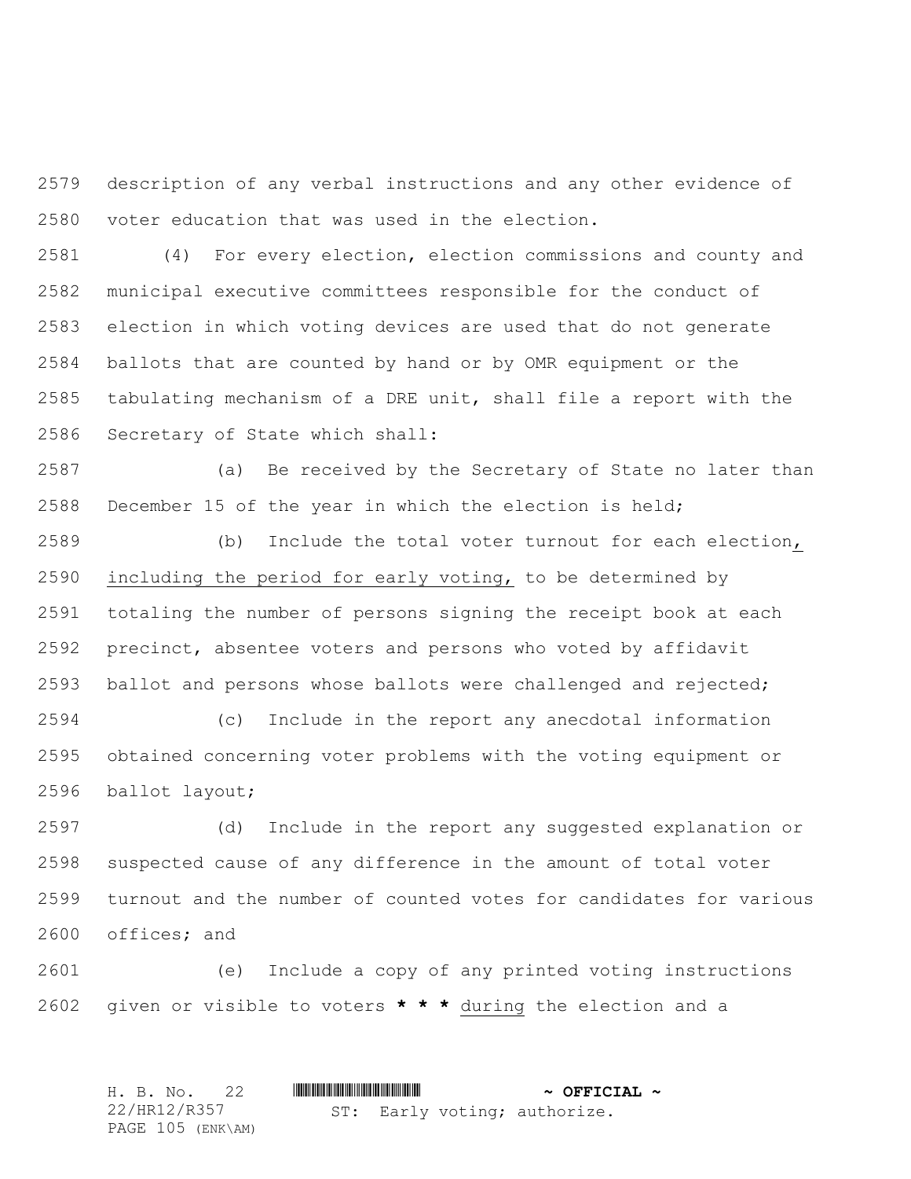description of any verbal instructions and any other evidence of voter education that was used in the election.

(4) For every election, election commissions and county and municipal executive committees responsible for the conduct of election in which voting devices are used that do not generate ballots that are counted by hand or by OMR equipment or the tabulating mechanism of a DRE unit, shall file a report with the Secretary of State which shall:

(a) Be received by the Secretary of State no later than December 15 of the year in which the election is held;

(b) Include the total voter turnout for each election, including the period for early voting, to be determined by totaling the number of persons signing the receipt book at each precinct, absentee voters and persons who voted by affidavit ballot and persons whose ballots were challenged and rejected;

(c) Include in the report any anecdotal information obtained concerning voter problems with the voting equipment or ballot layout;

(d) Include in the report any suggested explanation or suspected cause of any difference in the amount of total voter turnout and the number of counted votes for candidates for various offices; and

(e) Include a copy of any printed voting instructions given or visible to voters **\* \* \*** during the election and a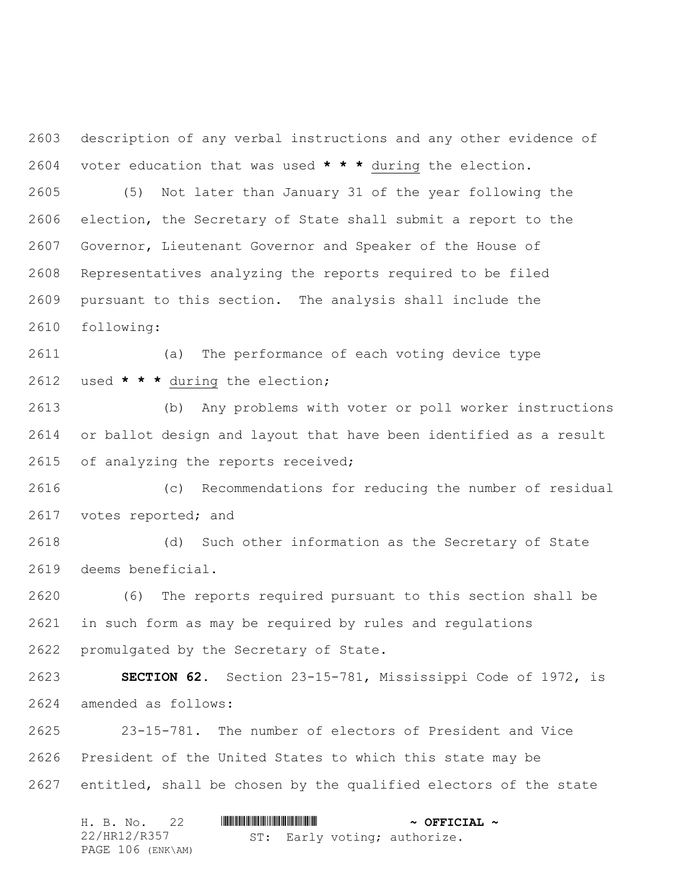description of any verbal instructions and any other evidence of voter education that was used **\* \* \*** <u>during</u> the election.

(5) Not later than January 31 of the year following the election, the Secretary of State shall submit a report to the Governor, Lieutenant Governor and Speaker of the House of Representatives analyzing the reports required to be filed pursuant to this section. The analysis shall include the following:

(a) The performance of each voting device type used **\* \* \*** <u>during</u> the election;

(b) Any problems with voter or poll worker instructions or ballot design and layout that have been identified as a result of analyzing the reports received;

(c) Recommendations for reducing the number of residual votes reported; and

(d) Such other information as the Secretary of State deems beneficial.

(6) The reports required pursuant to this section shall be in such form as may be required by rules and regulations promulgated by the Secretary of State.

**SECTION 62.** Section 23-15-781, Mississippi Code of 1972, is amended as follows:

23-15-781. The number of electors of President and Vice President of the United States to which this state may be entitled, shall be chosen by the qualified electors of the state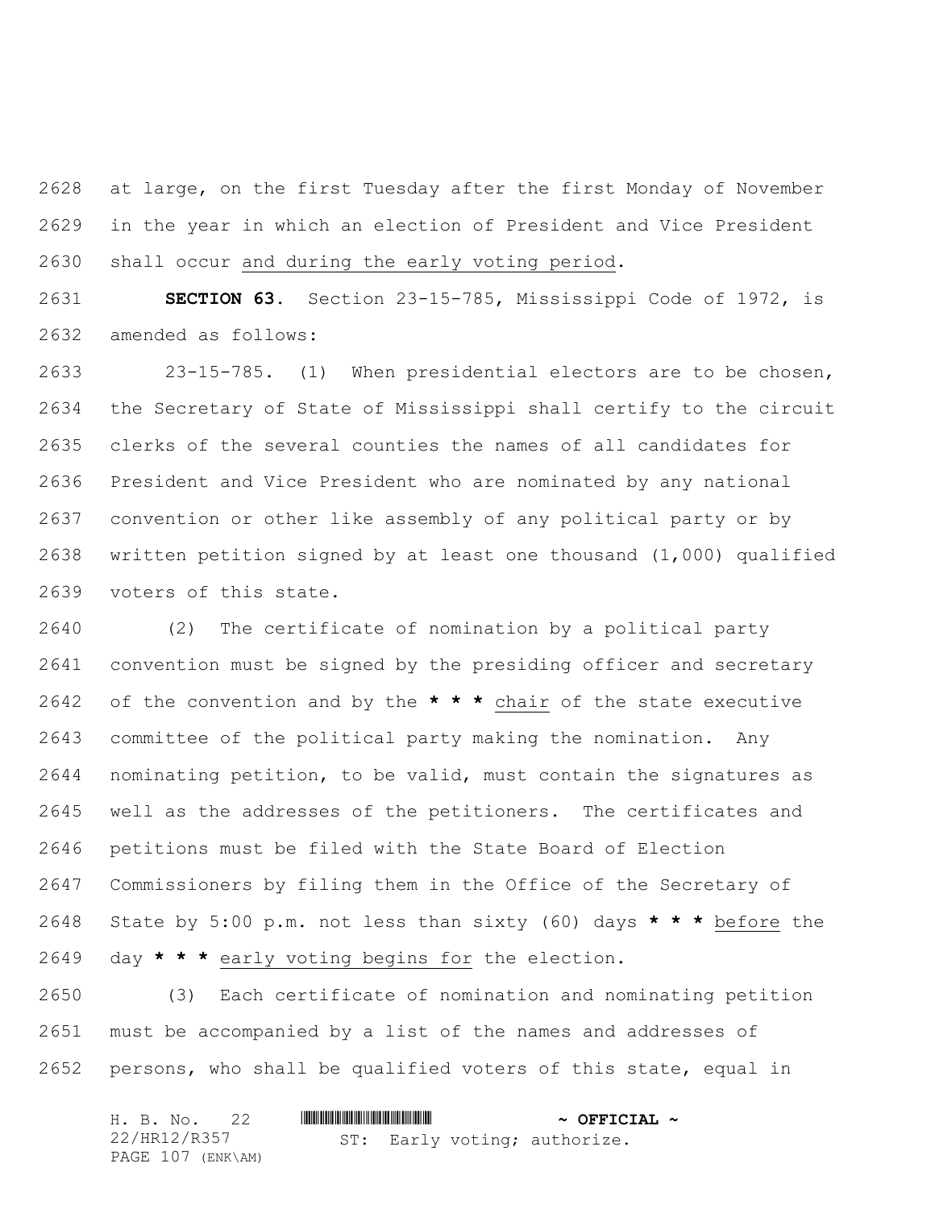at large, on the first Tuesday after the first Monday of November in the year in which an election of President and Vice President shall occur and during the early voting period.

**SECTION 63.** Section 23-15-785, Mississippi Code of 1972, is amended as follows:

23-15-785. (1) When presidential electors are to be chosen, the Secretary of State of Mississippi shall certify to the circuit clerks of the several counties the names of all candidates for President and Vice President who are nominated by any national convention or other like assembly of any political party or by written petition signed by at least one thousand (1,000) qualified voters of this state.

(2) The certificate of nomination by a political party convention must be signed by the presiding officer and secretary of the convention and by the **\* \* \*** chair of the state executive committee of the political party making the nomination. Any nominating petition, to be valid, must contain the signatures as well as the addresses of the petitioners. The certificates and petitions must be filed with the State Board of Election Commissioners by filing them in the Office of the Secretary of State by 5:00 p.m. not less than sixty (60) days **\* \* \*** before the day **\* \* \*** early voting begins for the election.

(3) Each certificate of nomination and nominating petition must be accompanied by a list of the names and addresses of persons, who shall be qualified voters of this state, equal in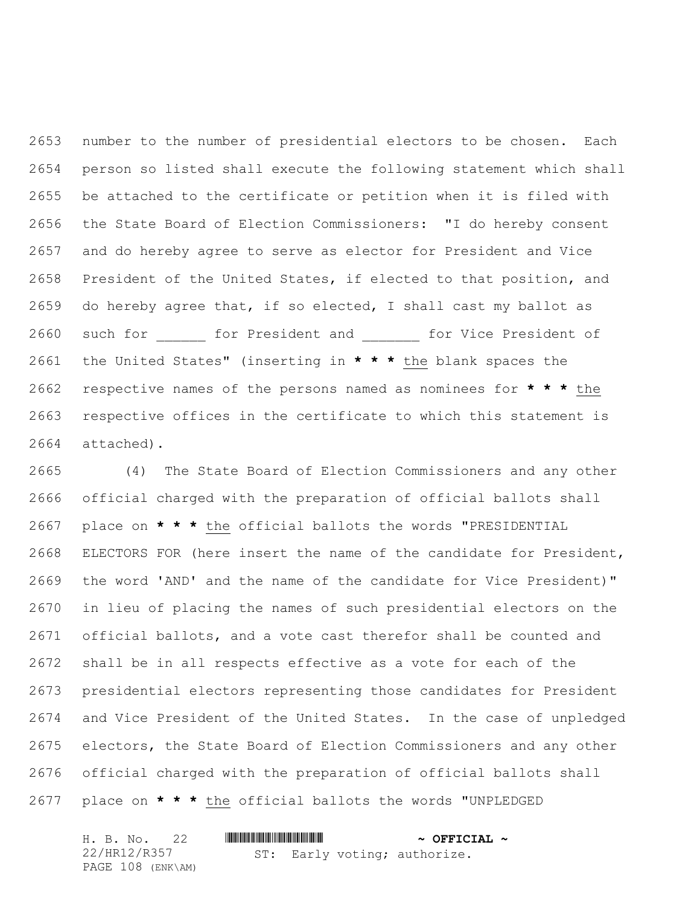number to the number of presidential electors to be chosen. Each person so listed shall execute the following statement which shall be attached to the certificate or petition when it is filed with the State Board of Election Commissioners: "I do hereby consent and do hereby agree to serve as elector for President and Vice President of the United States, if elected to that position, and do hereby agree that, if so elected, I shall cast my ballot as such for ______ for President and _______ for Vice President of the United States" (inserting in **\* \* \*** the blank spaces the respective names of the persons named as nominees for **\* \* \*** the respective offices in the certificate to which this statement is attached).

(4) The State Board of Election Commissioners and any other official charged with the preparation of official ballots shall place on **\* \* \*** the official ballots the words "PRESIDENTIAL ELECTORS FOR (here insert the name of the candidate for President, the word 'AND' and the name of the candidate for Vice President)" in lieu of placing the names of such presidential electors on the official ballots, and a vote cast therefor shall be counted and shall be in all respects effective as a vote for each of the presidential electors representing those candidates for President and Vice President of the United States. In the case of unpledged electors, the State Board of Election Commissioners and any other official charged with the preparation of official ballots shall place on **\* \* \*** the official ballots the words "UNPLEDGED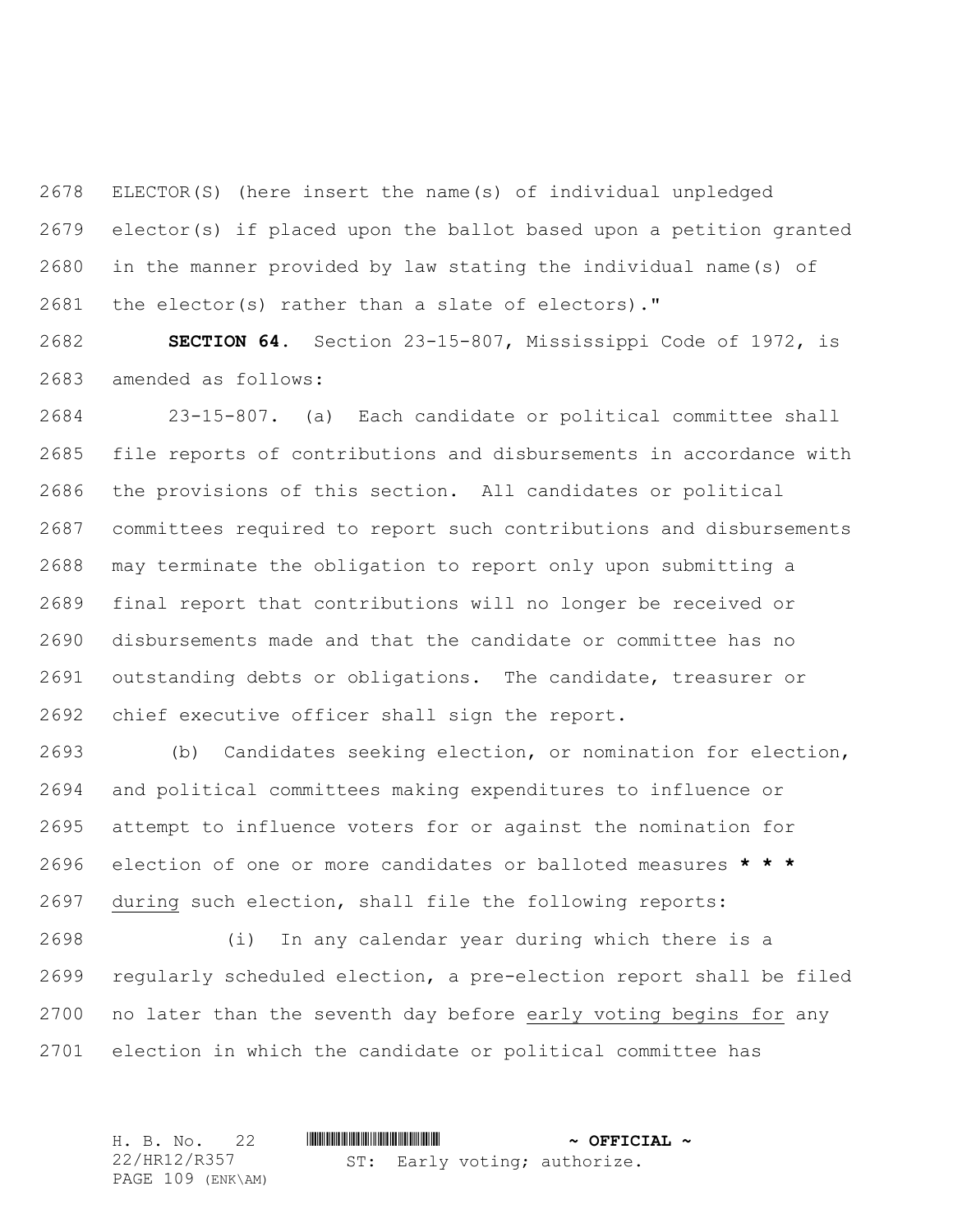ELECTOR(S) (here insert the name(s) of individual unpledged elector(s) if placed upon the ballot based upon a petition granted in the manner provided by law stating the individual name(s) of the elector(s) rather than a slate of electors)."

**SECTION 64.** Section 23-15-807, Mississippi Code of 1972, is amended as follows:

23-15-807. (a) Each candidate or political committee shall file reports of contributions and disbursements in accordance with the provisions of this section. All candidates or political committees required to report such contributions and disbursements may terminate the obligation to report only upon submitting a final report that contributions will no longer be received or disbursements made and that the candidate or committee has no outstanding debts or obligations. The candidate, treasurer or chief executive officer shall sign the report.

(b) Candidates seeking election, or nomination for election, and political committees making expenditures to influence or attempt to influence voters for or against the nomination for election of one or more candidates or balloted measures **\* \* \*** <u>during</u> such election, shall file the following reports:

(i) In any calendar year during which there is a regularly scheduled election, a pre-election report shall be filed no later than the seventh day before <u>early voting begins for</u> any election in which the candidate or political committee has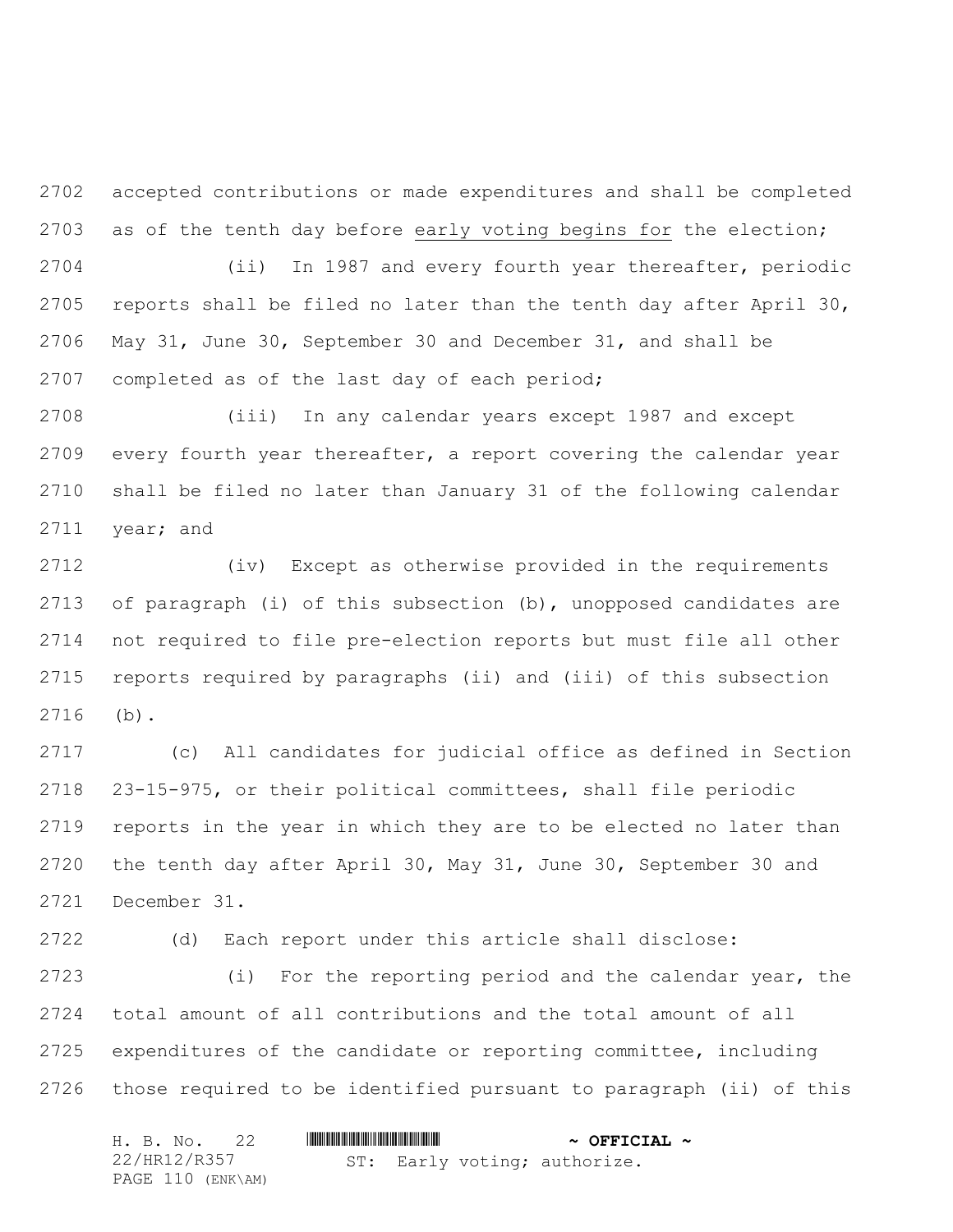accepted contributions or made expenditures and shall be completed as of the tenth day before early voting begins for the election;

(ii) In 1987 and every fourth year thereafter, periodic reports shall be filed no later than the tenth day after April 30, May 31, June 30, September 30 and December 31, and shall be completed as of the last day of each period;

(iii) In any calendar years except 1987 and except every fourth year thereafter, a report covering the calendar year shall be filed no later than January 31 of the following calendar year; and

(iv) Except as otherwise provided in the requirements of paragraph (i) of this subsection (b), unopposed candidates are not required to file pre-election reports but must file all other reports required by paragraphs (ii) and (iii) of this subsection (b).

(c) All candidates for judicial office as defined in Section 23-15-975, or their political committees, shall file periodic reports in the year in which they are to be elected no later than the tenth day after April 30, May 31, June 30, September 30 and December 31.

(d) Each report under this article shall disclose:

(i) For the reporting period and the calendar year, the total amount of all contributions and the total amount of all expenditures of the candidate or reporting committee, including those required to be identified pursuant to paragraph (ii) of this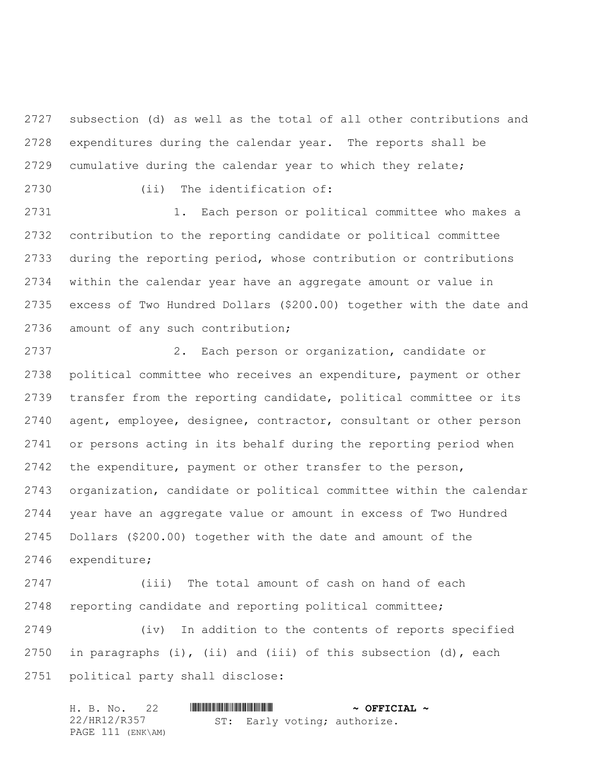subsection (d) as well as the total of all other contributions and expenditures during the calendar year. The reports shall be cumulative during the calendar year to which they relate;

(ii) The identification of:

1. Each person or political committee who makes a contribution to the reporting candidate or political committee during the reporting period, whose contribution or contributions within the calendar year have an aggregate amount or value in excess of Two Hundred Dollars ($200.00) together with the date and amount of any such contribution;

2. Each person or organization, candidate or political committee who receives an expenditure, payment or other transfer from the reporting candidate, political committee or its agent, employee, designee, contractor, consultant or other person or persons acting in its behalf during the reporting period when the expenditure, payment or other transfer to the person, organization, candidate or political committee within the calendar year have an aggregate value or amount in excess of Two Hundred Dollars ($200.00) together with the date and amount of the expenditure;

(iii) The total amount of cash on hand of each reporting candidate and reporting political committee;

(iv) In addition to the contents of reports specified in paragraphs (i), (ii) and (iii) of this subsection (d), each political party shall disclose: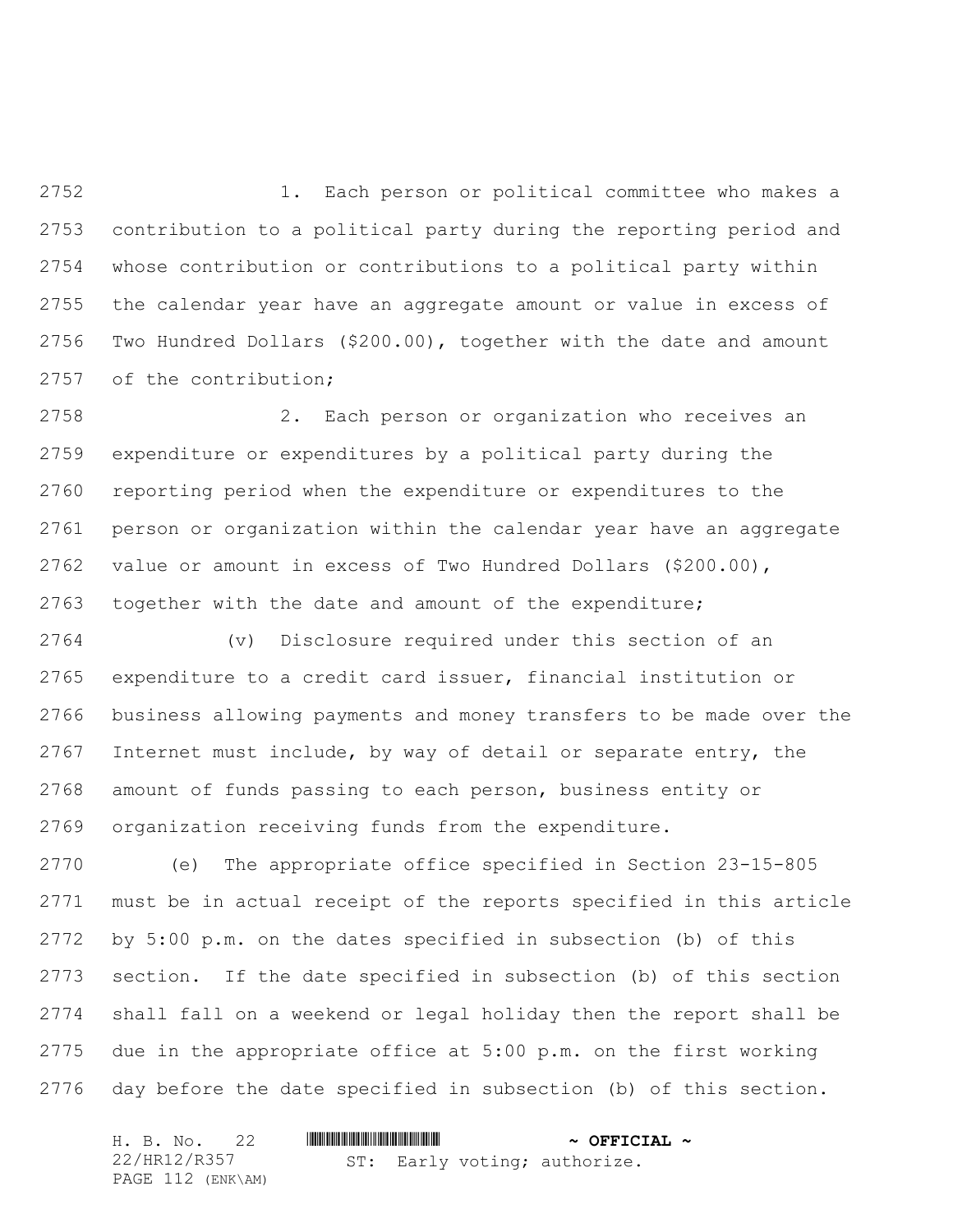1. Each person or political committee who makes a contribution to a political party during the reporting period and whose contribution or contributions to a political party within the calendar year have an aggregate amount or value in excess of Two Hundred Dollars ($200.00), together with the date and amount of the contribution;

2. Each person or organization who receives an expenditure or expenditures by a political party during the reporting period when the expenditure or expenditures to the person or organization within the calendar year have an aggregate value or amount in excess of Two Hundred Dollars ($200.00), together with the date and amount of the expenditure;

(v) Disclosure required under this section of an expenditure to a credit card issuer, financial institution or business allowing payments and money transfers to be made over the Internet must include, by way of detail or separate entry, the amount of funds passing to each person, business entity or organization receiving funds from the expenditure.

(e) The appropriate office specified in Section 23-15-805 must be in actual receipt of the reports specified in this article by 5:00 p.m. on the dates specified in subsection (b) of this section. If the date specified in subsection (b) of this section shall fall on a weekend or legal holiday then the report shall be due in the appropriate office at 5:00 p.m. on the first working day before the date specified in subsection (b) of this section.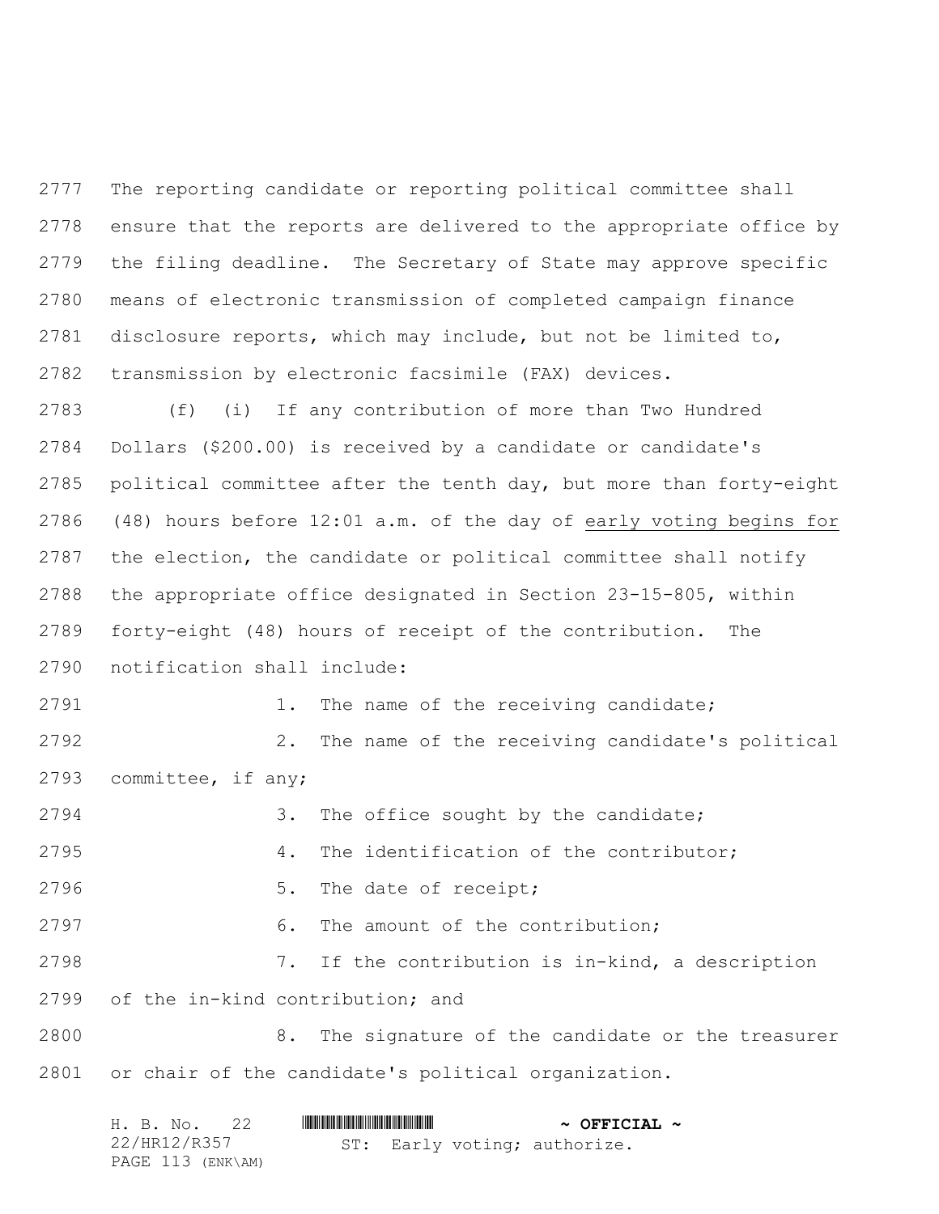The reporting candidate or reporting political committee shall ensure that the reports are delivered to the appropriate office by the filing deadline. The Secretary of State may approve specific means of electronic transmission of completed campaign finance disclosure reports, which may include, but not be limited to, transmission by electronic facsimile (FAX) devices.

(f) (i) If any contribution of more than Two Hundred Dollars ($200.00) is received by a candidate or candidate's political committee after the tenth day, but more than forty-eight (48) hours before 12:01 a.m. of the day of early voting begins for the election, the candidate or political committee shall notify the appropriate office designated in Section 23-15-805, within forty-eight (48) hours of receipt of the contribution. The notification shall include:

1. The name of the receiving candidate;
2. The name of the receiving candidate's political committee, if any;
3. The office sought by the candidate;
4. The identification of the contributor;
5. The date of receipt;
6. The amount of the contribution;
7. If the contribution is in-kind, a description of the in-kind contribution; and
8. The signature of the candidate or the treasurer or chair of the candidate's political organization.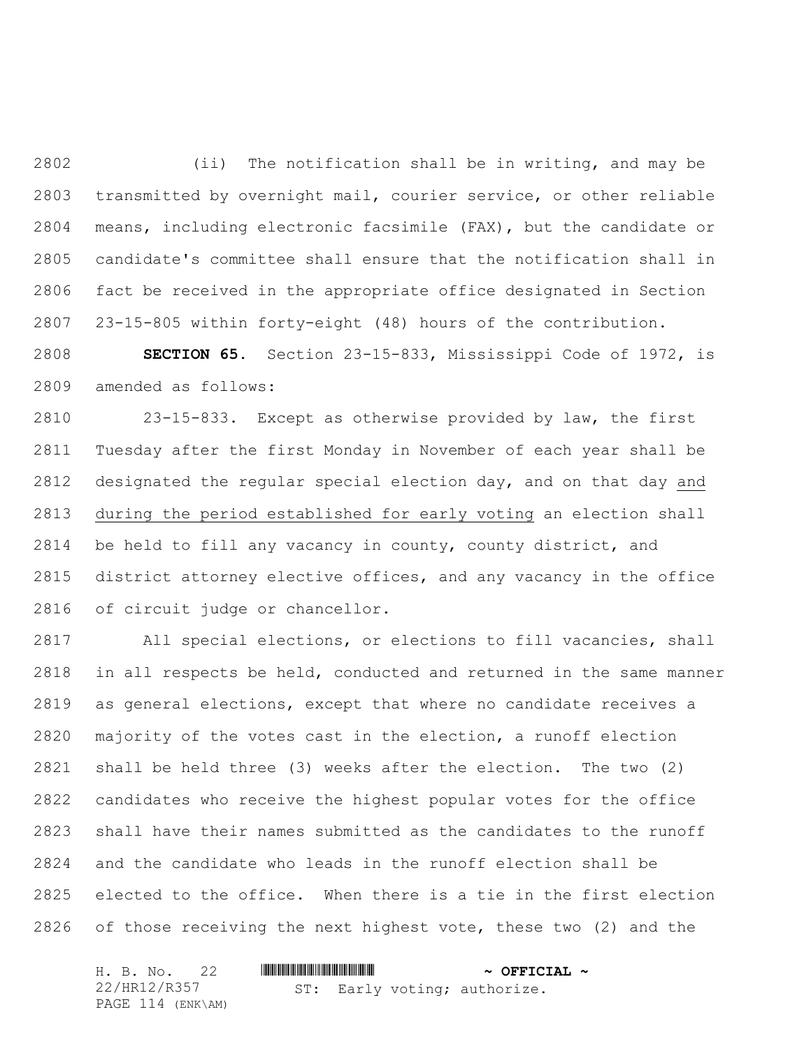(ii) The notification shall be in writing, and may be transmitted by overnight mail, courier service, or other reliable means, including electronic facsimile (FAX), but the candidate or candidate's committee shall ensure that the notification shall in fact be received in the appropriate office designated in Section 23-15-805 within forty-eight (48) hours of the contribution.

**SECTION 65.** Section 23-15-833, Mississippi Code of 1972, is amended as follows:

23-15-833. Except as otherwise provided by law, the first Tuesday after the first Monday in November of each year shall be designated the regular special election day, and on that day <u>and during the period established for early voting</u> an election shall be held to fill any vacancy in county, county district, and district attorney elective offices, and any vacancy in the office of circuit judge or chancellor.

All special elections, or elections to fill vacancies, shall in all respects be held, conducted and returned in the same manner as general elections, except that where no candidate receives a majority of the votes cast in the election, a runoff election shall be held three (3) weeks after the election. The two (2) candidates who receive the highest popular votes for the office shall have their names submitted as the candidates to the runoff and the candidate who leads in the runoff election shall be elected to the office. When there is a tie in the first election of those receiving the next highest vote, these two (2) and the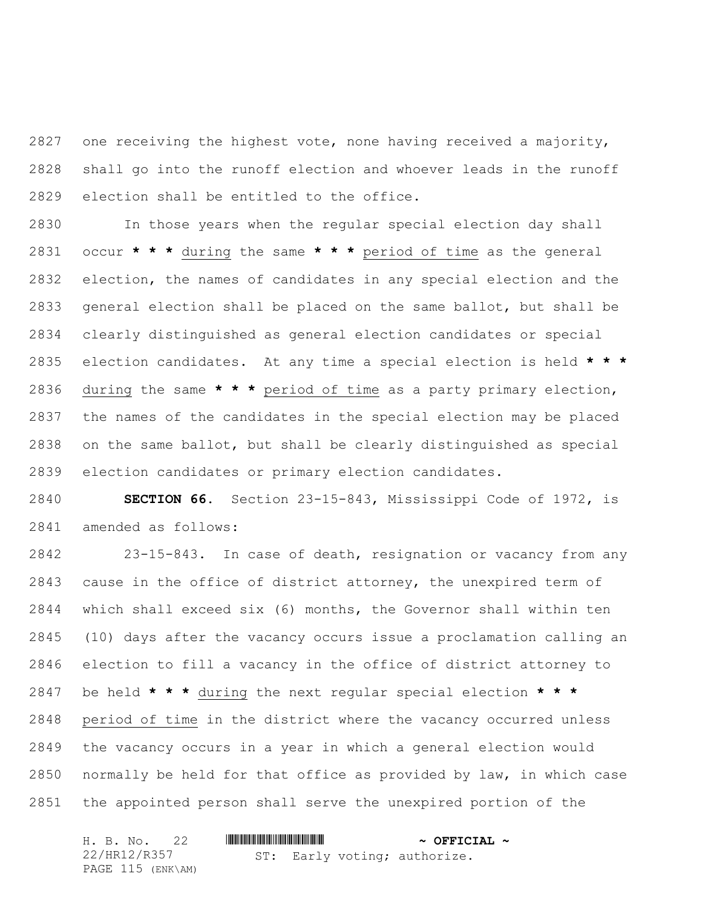one receiving the highest vote, none having received a majority, shall go into the runoff election and whoever leads in the runoff election shall be entitled to the office.

In those years when the regular special election day shall occur *** during the same *** period of time as the general election, the names of candidates in any special election and the general election shall be placed on the same ballot, but shall be clearly distinguished as general election candidates or special election candidates. At any time a special election is held *** during the same *** period of time as a party primary election, the names of the candidates in the special election may be placed on the same ballot, but shall be clearly distinguished as special election candidates or primary election candidates.

**SECTION 66.** Section 23-15-843, Mississippi Code of 1972, is amended as follows:

23-15-843. In case of death, resignation or vacancy from any cause in the office of district attorney, the unexpired term of which shall exceed six (6) months, the Governor shall within ten (10) days after the vacancy occurs issue a proclamation calling an election to fill a vacancy in the office of district attorney to be held *** during the next regular special election *** period of time in the district where the vacancy occurred unless the vacancy occurs in a year in which a general election would normally be held for that office as provided by law, in which case the appointed person shall serve the unexpired portion of the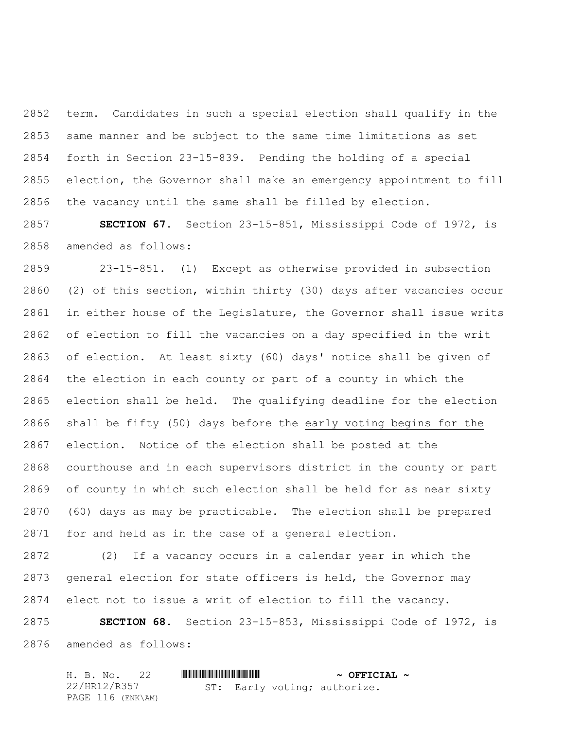term. Candidates in such a special election shall qualify in the same manner and be subject to the same time limitations as set forth in Section 23-15-839. Pending the holding of a special election, the Governor shall make an emergency appointment to fill the vacancy until the same shall be filled by election.

**SECTION 67.** Section 23-15-851, Mississippi Code of 1972, is amended as follows:

23-15-851. (1) Except as otherwise provided in subsection (2) of this section, within thirty (30) days after vacancies occur in either house of the Legislature, the Governor shall issue writs of election to fill the vacancies on a day specified in the writ of election. At least sixty (60) days' notice shall be given of the election in each county or part of a county in which the election shall be held. The qualifying deadline for the election shall be fifty (50) days before the <u>early voting begins for the</u> election. Notice of the election shall be posted at the courthouse and in each supervisors district in the county or part of county in which such election shall be held for as near sixty (60) days as may be practicable. The election shall be prepared for and held as in the case of a general election.

(2) If a vacancy occurs in a calendar year in which the general election for state officers is held, the Governor may elect not to issue a writ of election to fill the vacancy.

**SECTION 68.** Section 23-15-853, Mississippi Code of 1972, is amended as follows: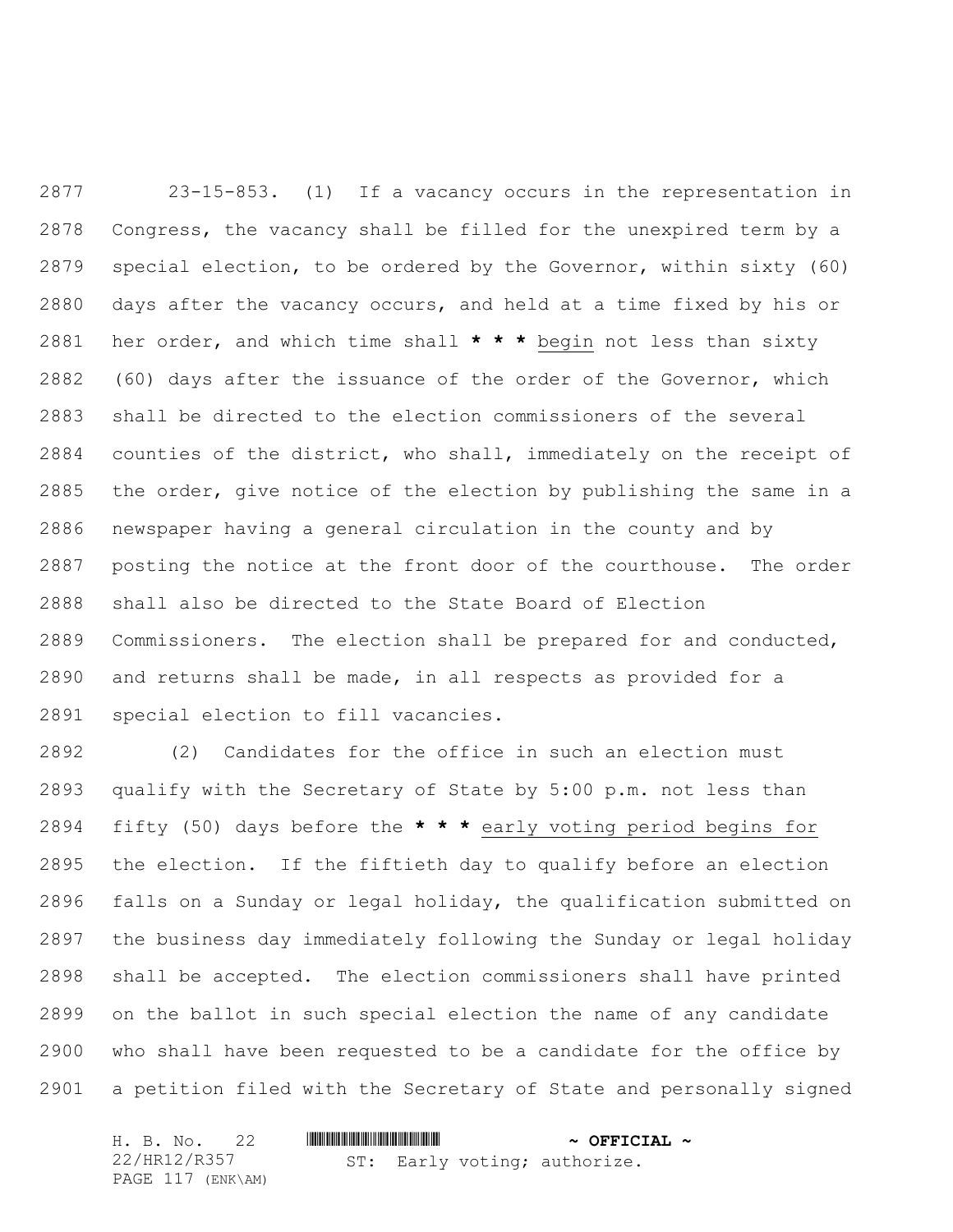23-15-853. (1) If a vacancy occurs in the representation in Congress, the vacancy shall be filled for the unexpired term by a special election, to be ordered by the Governor, within sixty (60) days after the vacancy occurs, and held at a time fixed by his or her order, and which time shall *** begin not less than sixty (60) days after the issuance of the order of the Governor, which shall be directed to the election commissioners of the several counties of the district, who shall, immediately on the receipt of the order, give notice of the election by publishing the same in a newspaper having a general circulation in the county and by posting the notice at the front door of the courthouse. The order shall also be directed to the State Board of Election Commissioners. The election shall be prepared for and conducted, and returns shall be made, in all respects as provided for a special election to fill vacancies.

(2) Candidates for the office in such an election must qualify with the Secretary of State by 5:00 p.m. not less than fifty (50) days before the *** early voting period begins for the election. If the fiftieth day to qualify before an election falls on a Sunday or legal holiday, the qualification submitted on the business day immediately following the Sunday or legal holiday shall be accepted. The election commissioners shall have printed on the ballot in such special election the name of any candidate who shall have been requested to be a candidate for the office by a petition filed with the Secretary of State and personally signed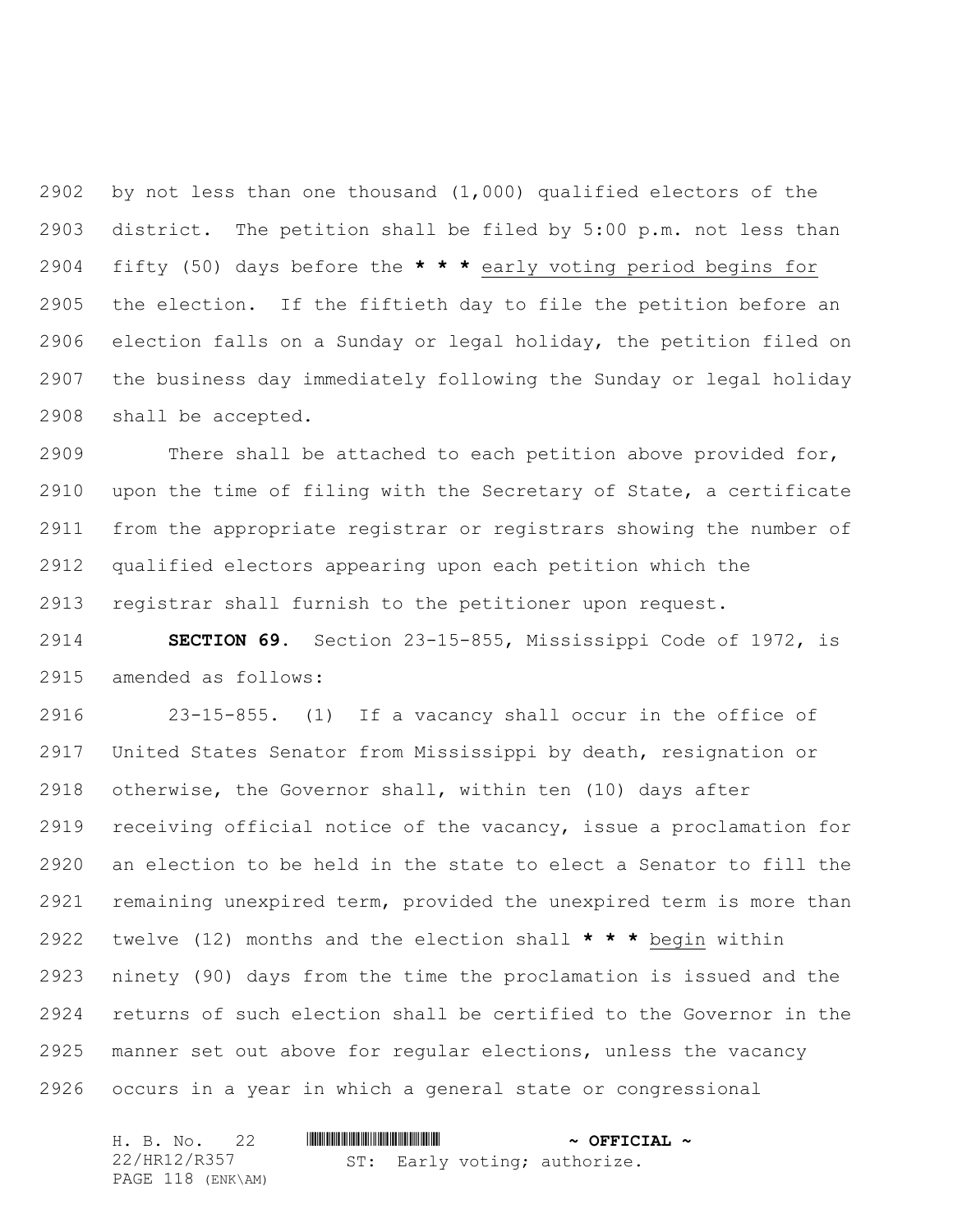by not less than one thousand (1,000) qualified electors of the district. The petition shall be filed by 5:00 p.m. not less than fifty (50) days before the *** early voting period begins for the election. If the fiftieth day to file the petition before an election falls on a Sunday or legal holiday, the petition filed on the business day immediately following the Sunday or legal holiday shall be accepted.

There shall be attached to each petition above provided for, upon the time of filing with the Secretary of State, a certificate from the appropriate registrar or registrars showing the number of qualified electors appearing upon each petition which the registrar shall furnish to the petitioner upon request.

**SECTION 69.** Section 23-15-855, Mississippi Code of 1972, is amended as follows:

23-15-855. (1) If a vacancy shall occur in the office of United States Senator from Mississippi by death, resignation or otherwise, the Governor shall, within ten (10) days after receiving official notice of the vacancy, issue a proclamation for an election to be held in the state to elect a Senator to fill the remaining unexpired term, provided the unexpired term is more than twelve (12) months and the election shall *** begin within ninety (90) days from the time the proclamation is issued and the returns of such election shall be certified to the Governor in the manner set out above for regular elections, unless the vacancy occurs in a year in which a general state or congressional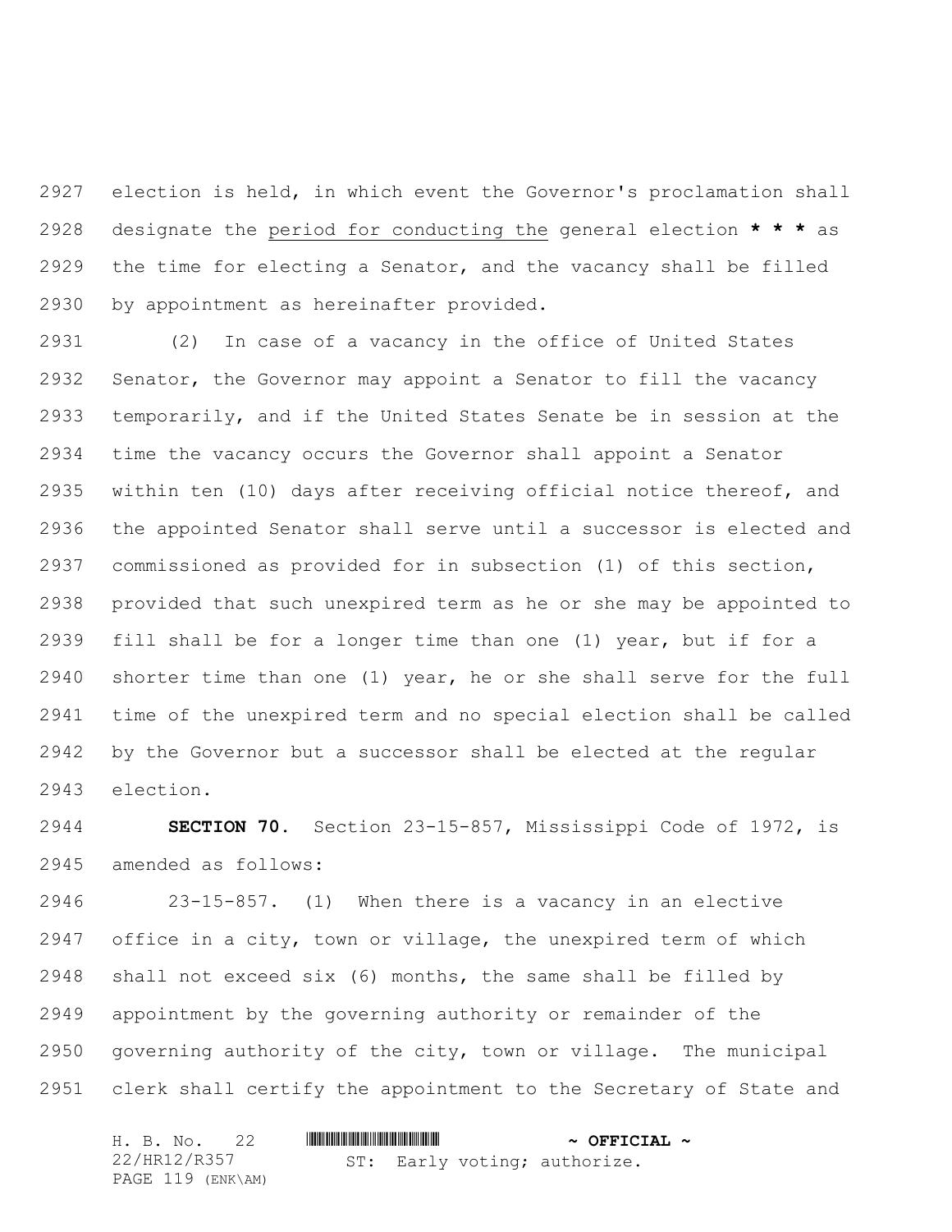election is held, in which event the Governor's proclamation shall designate the period for conducting the general election * * * as the time for electing a Senator, and the vacancy shall be filled by appointment as hereinafter provided.

(2) In case of a vacancy in the office of United States Senator, the Governor may appoint a Senator to fill the vacancy temporarily, and if the United States Senate be in session at the time the vacancy occurs the Governor shall appoint a Senator within ten (10) days after receiving official notice thereof, and the appointed Senator shall serve until a successor is elected and commissioned as provided for in subsection (1) of this section, provided that such unexpired term as he or she may be appointed to fill shall be for a longer time than one (1) year, but if for a shorter time than one (1) year, he or she shall serve for the full time of the unexpired term and no special election shall be called by the Governor but a successor shall be elected at the regular election.

**SECTION 70.** Section 23-15-857, Mississippi Code of 1972, is amended as follows:

23-15-857. (1) When there is a vacancy in an elective office in a city, town or village, the unexpired term of which shall not exceed six (6) months, the same shall be filled by appointment by the governing authority or remainder of the governing authority of the city, town or village. The municipal clerk shall certify the appointment to the Secretary of State and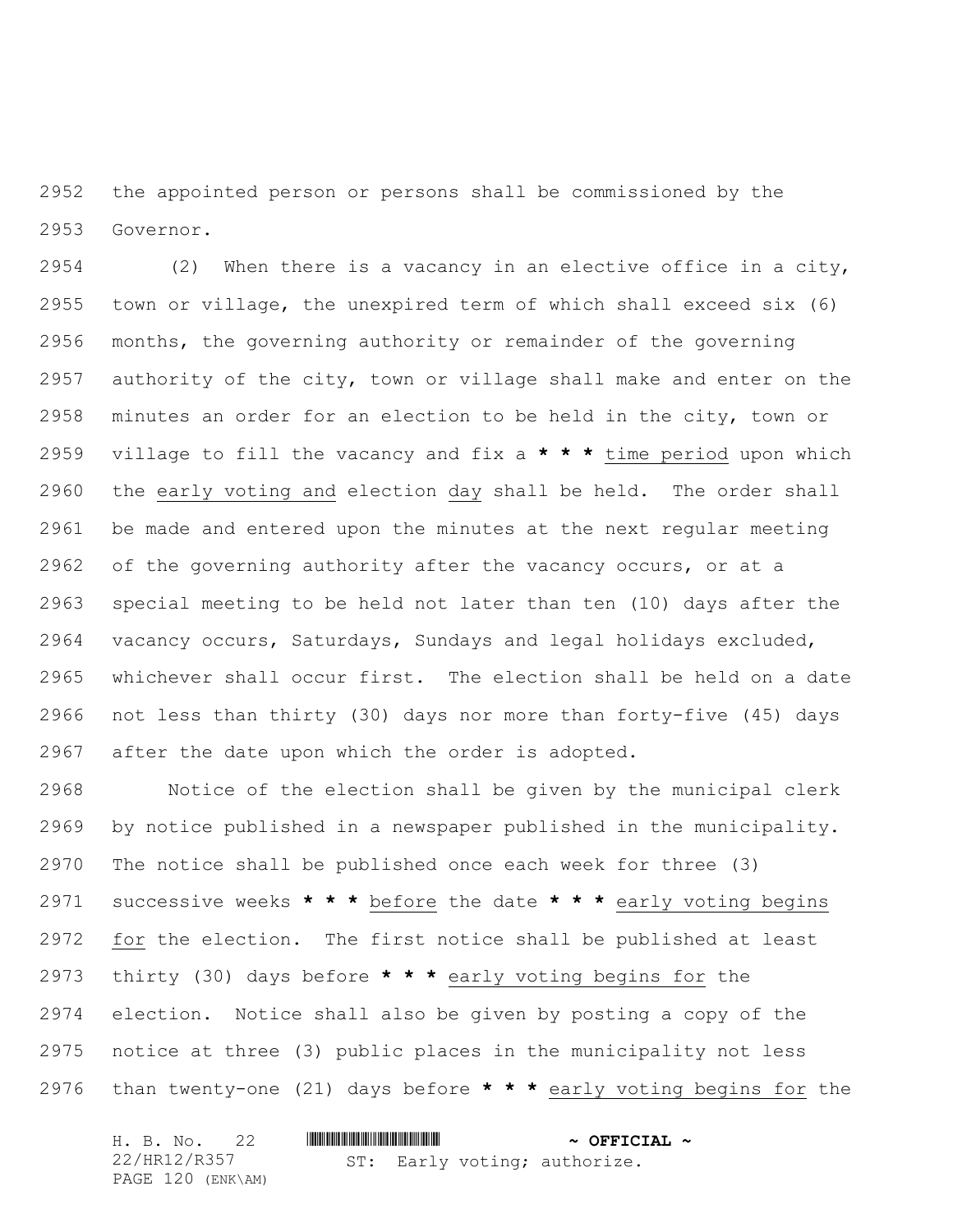the appointed person or persons shall be commissioned by the Governor.

(2) When there is a vacancy in an elective office in a city, town or village, the unexpired term of which shall exceed six (6) months, the governing authority or remainder of the governing authority of the city, town or village shall make and enter on the minutes an order for an election to be held in the city, town or village to fill the vacancy and fix a **\* \* \*** <u>time period</u> upon which the <u>early voting and</u> election <u>day</u> shall be held. The order shall be made and entered upon the minutes at the next regular meeting of the governing authority after the vacancy occurs, or at a special meeting to be held not later than ten (10) days after the vacancy occurs, Saturdays, Sundays and legal holidays excluded, whichever shall occur first. The election shall be held on a date not less than thirty (30) days nor more than forty-five (45) days after the date upon which the order is adopted.

Notice of the election shall be given by the municipal clerk by notice published in a newspaper published in the municipality. The notice shall be published once each week for three (3) successive weeks **\* \* \*** <u>before</u> the date **\* \* \*** <u>early voting begins for</u> the election. The first notice shall be published at least thirty (30) days before **\* \* \*** <u>early voting begins for</u> the election. Notice shall also be given by posting a copy of the notice at three (3) public places in the municipality not less than twenty-one (21) days before **\* \* \*** <u>early voting begins for</u> the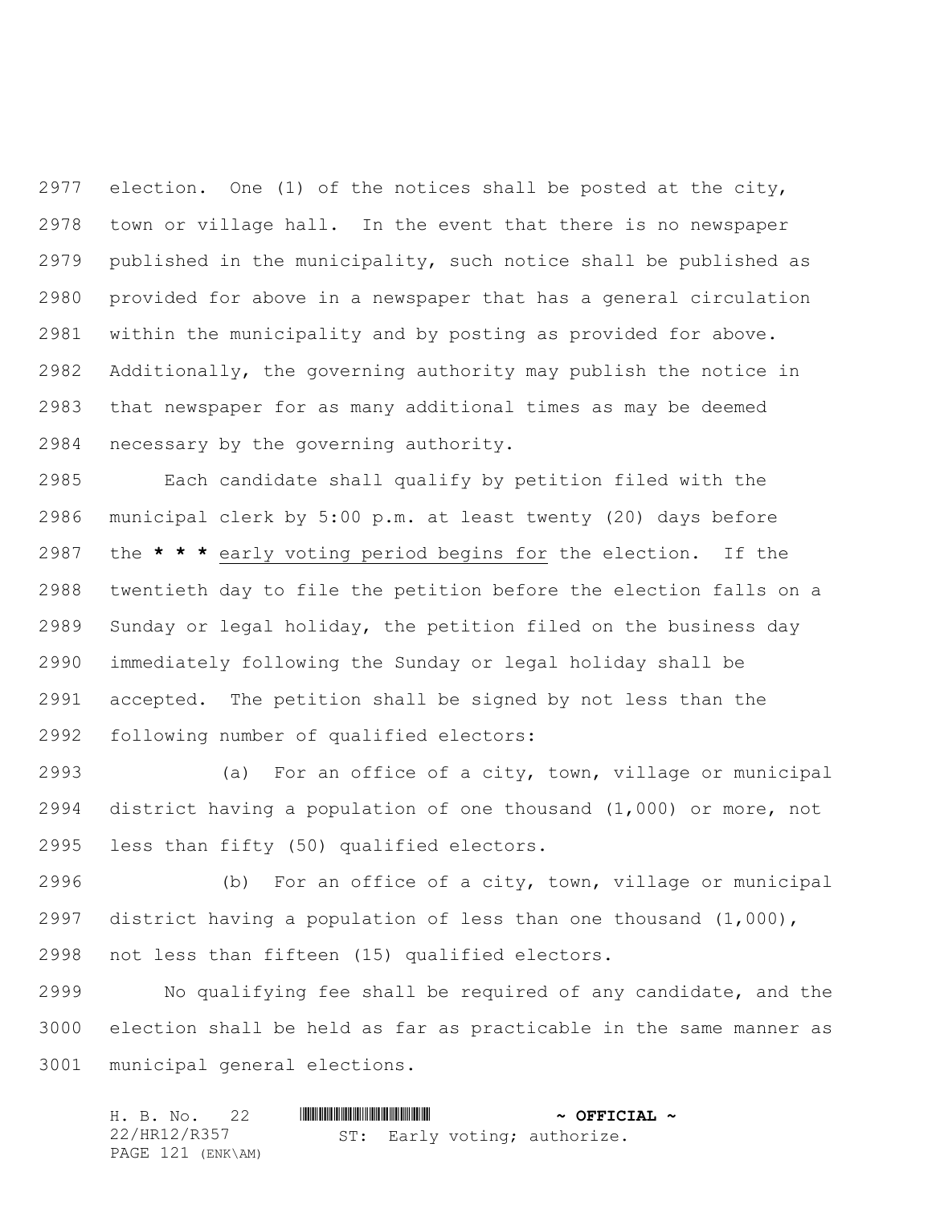election. One (1) of the notices shall be posted at the city, town or village hall. In the event that there is no newspaper published in the municipality, such notice shall be published as provided for above in a newspaper that has a general circulation within the municipality and by posting as provided for above. Additionally, the governing authority may publish the notice in that newspaper for as many additional times as may be deemed necessary by the governing authority.

Each candidate shall qualify by petition filed with the municipal clerk by 5:00 p.m. at least twenty (20) days before the **\* \* \*** <u>early voting period begins for</u> the election. If the twentieth day to file the petition before the election falls on a Sunday or legal holiday, the petition filed on the business day immediately following the Sunday or legal holiday shall be accepted. The petition shall be signed by not less than the following number of qualified electors:

(a) For an office of a city, town, village or municipal district having a population of one thousand (1,000) or more, not less than fifty (50) qualified electors.

(b) For an office of a city, town, village or municipal district having a population of less than one thousand (1,000), not less than fifteen (15) qualified electors.

No qualifying fee shall be required of any candidate, and the election shall be held as far as practicable in the same manner as municipal general elections.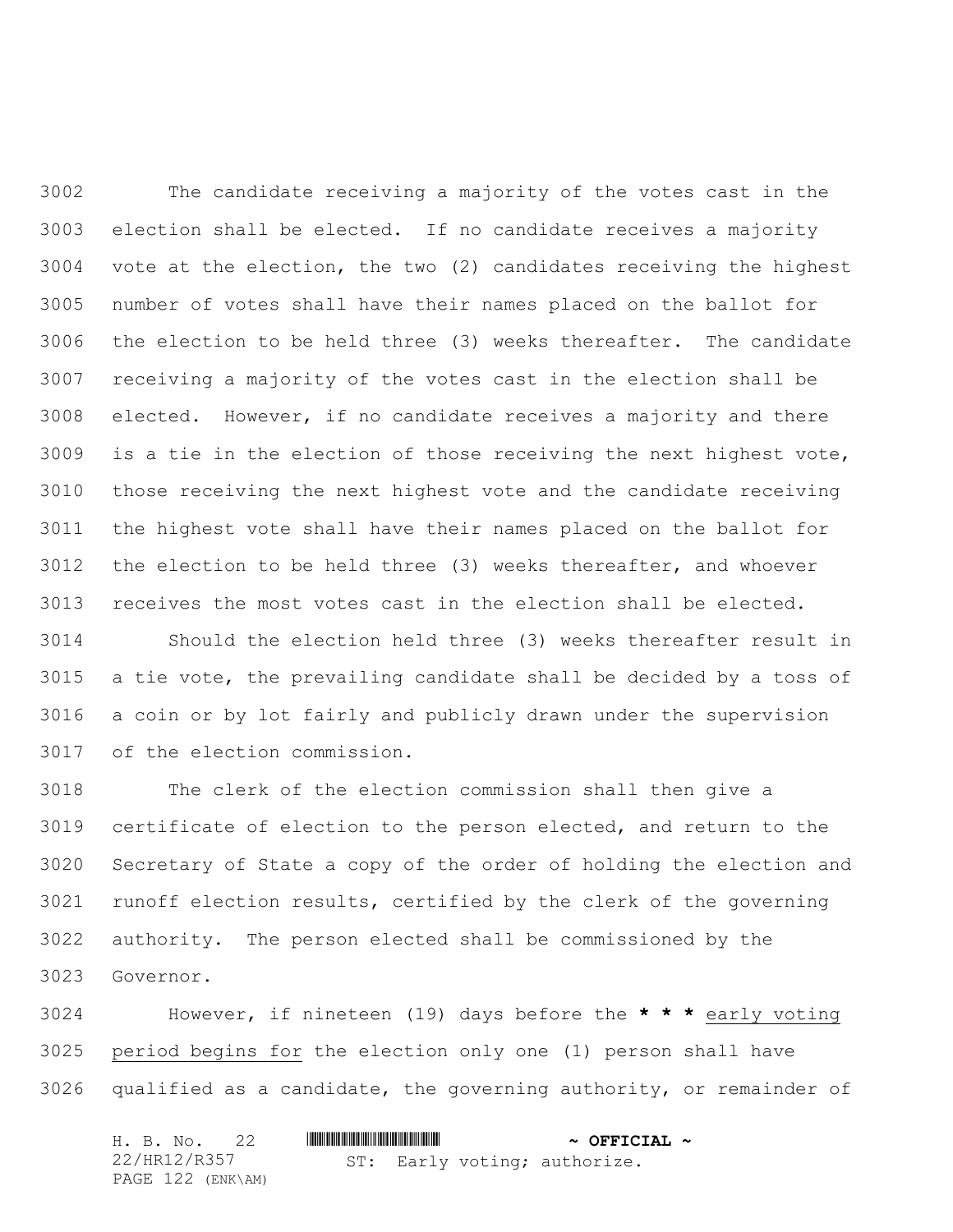The candidate receiving a majority of the votes cast in the election shall be elected. If no candidate receives a majority vote at the election, the two (2) candidates receiving the highest number of votes shall have their names placed on the ballot for the election to be held three (3) weeks thereafter. The candidate receiving a majority of the votes cast in the election shall be elected. However, if no candidate receives a majority and there is a tie in the election of those receiving the next highest vote, those receiving the next highest vote and the candidate receiving the highest vote shall have their names placed on the ballot for the election to be held three (3) weeks thereafter, and whoever receives the most votes cast in the election shall be elected.

Should the election held three (3) weeks thereafter result in a tie vote, the prevailing candidate shall be decided by a toss of a coin or by lot fairly and publicly drawn under the supervision of the election commission.

The clerk of the election commission shall then give a certificate of election to the person elected, and return to the Secretary of State a copy of the order of holding the election and runoff election results, certified by the clerk of the governing authority. The person elected shall be commissioned by the Governor.

However, if nineteen (19) days before the **\* \* \*** <u>early voting period begins for</u> the election only one (1) person shall have qualified as a candidate, the governing authority, or remainder of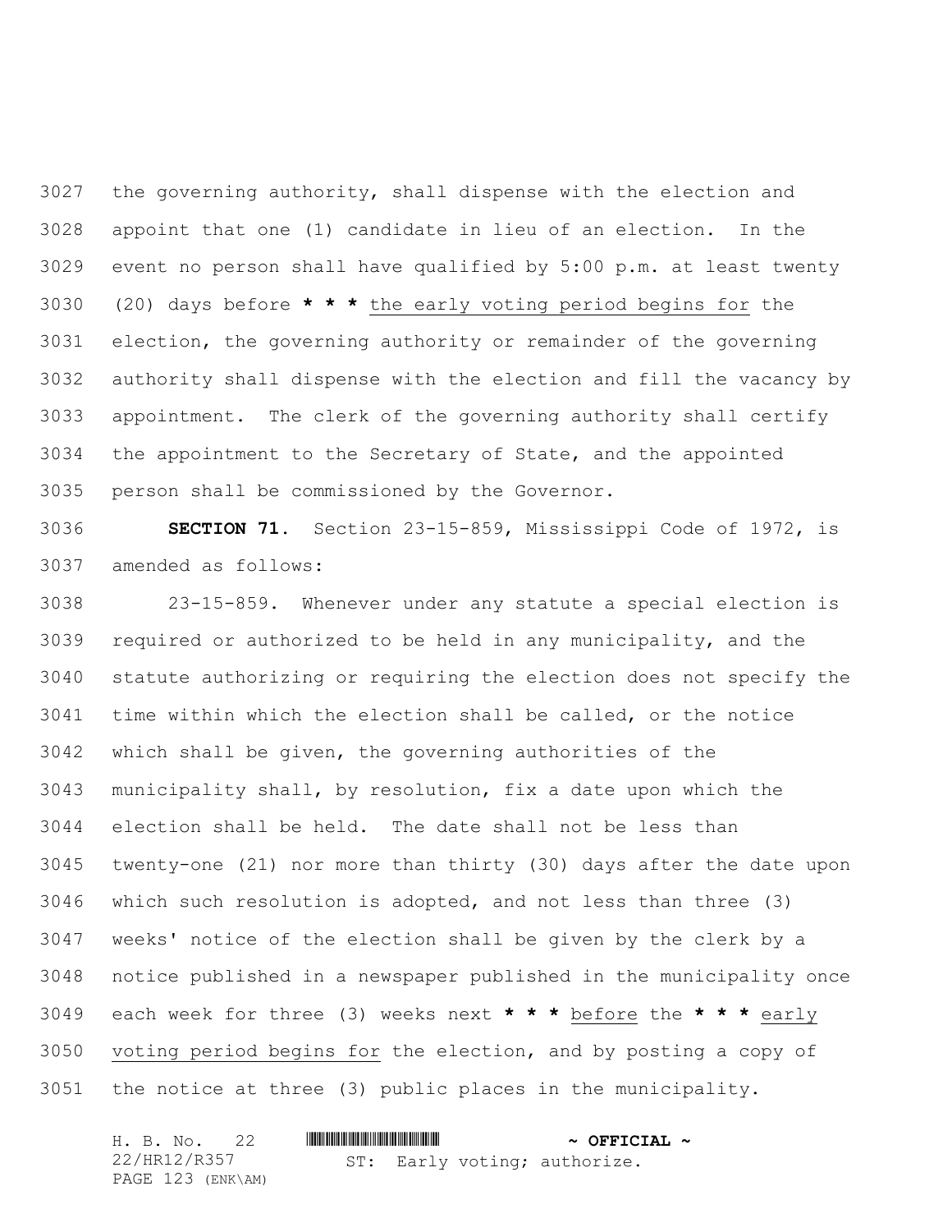the governing authority, shall dispense with the election and appoint that one (1) candidate in lieu of an election. In the event no person shall have qualified by 5:00 p.m. at least twenty (20) days before * * * the early voting period begins for the election, the governing authority or remainder of the governing authority shall dispense with the election and fill the vacancy by appointment. The clerk of the governing authority shall certify the appointment to the Secretary of State, and the appointed person shall be commissioned by the Governor.

**SECTION 71.** Section 23-15-859, Mississippi Code of 1972, is amended as follows:

23-15-859. Whenever under any statute a special election is required or authorized to be held in any municipality, and the statute authorizing or requiring the election does not specify the time within which the election shall be called, or the notice which shall be given, the governing authorities of the municipality shall, by resolution, fix a date upon which the election shall be held. The date shall not be less than twenty-one (21) nor more than thirty (30) days after the date upon which such resolution is adopted, and not less than three (3) weeks' notice of the election shall be given by the clerk by a notice published in a newspaper published in the municipality once each week for three (3) weeks next * * * before the * * * early voting period begins for the election, and by posting a copy of the notice at three (3) public places in the municipality.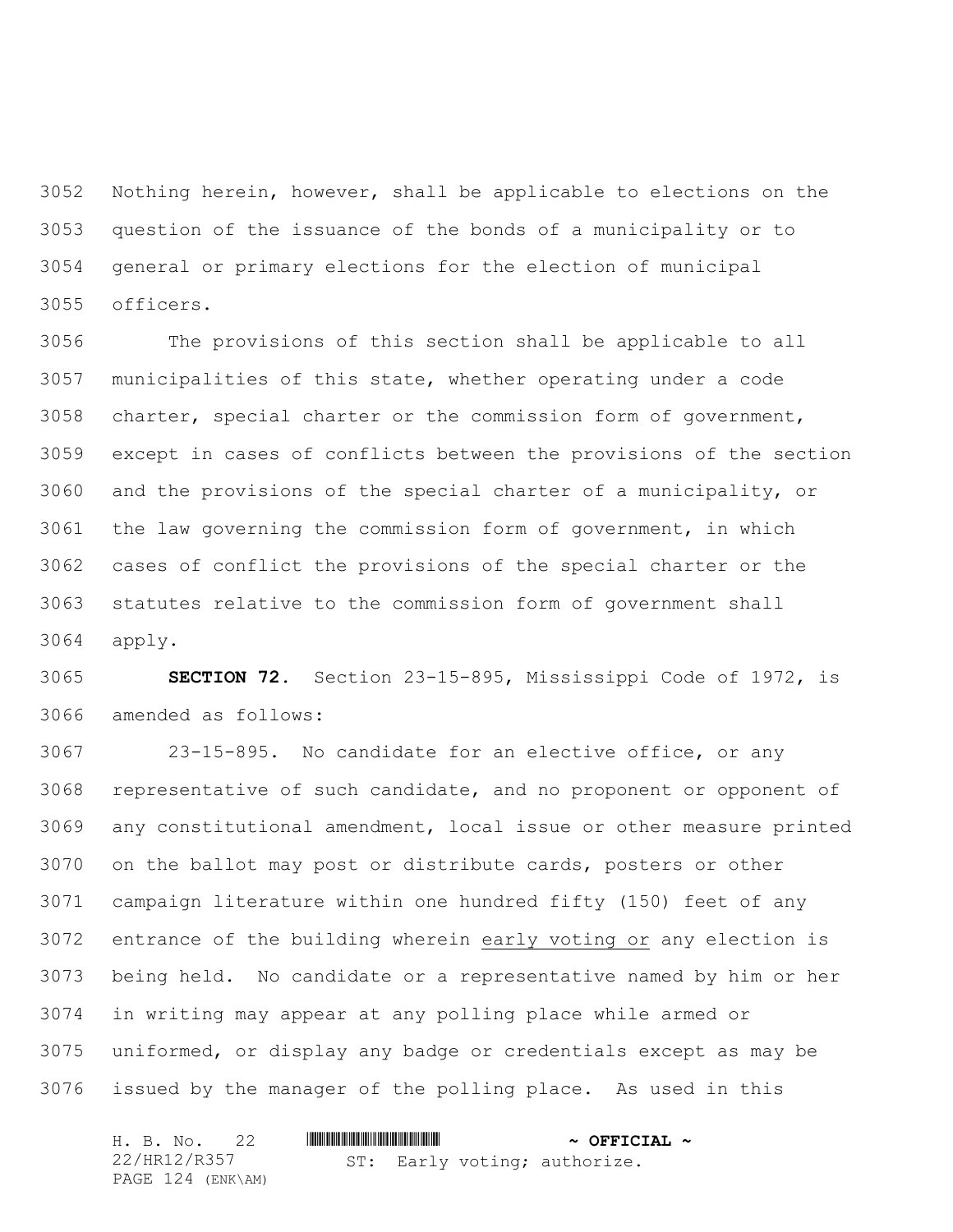Nothing herein, however, shall be applicable to elections on the question of the issuance of the bonds of a municipality or to general or primary elections for the election of municipal officers.

The provisions of this section shall be applicable to all municipalities of this state, whether operating under a code charter, special charter or the commission form of government, except in cases of conflicts between the provisions of the section and the provisions of the special charter of a municipality, or the law governing the commission form of government, in which cases of conflict the provisions of the special charter or the statutes relative to the commission form of government shall apply.

**SECTION 72.** Section 23-15-895, Mississippi Code of 1972, is amended as follows:

23-15-895. No candidate for an elective office, or any representative of such candidate, and no proponent or opponent of any constitutional amendment, local issue or other measure printed on the ballot may post or distribute cards, posters or other campaign literature within one hundred fifty (150) feet of any entrance of the building wherein <u>early voting or</u> any election is being held. No candidate or a representative named by him or her in writing may appear at any polling place while armed or uniformed, or display any badge or credentials except as may be issued by the manager of the polling place. As used in this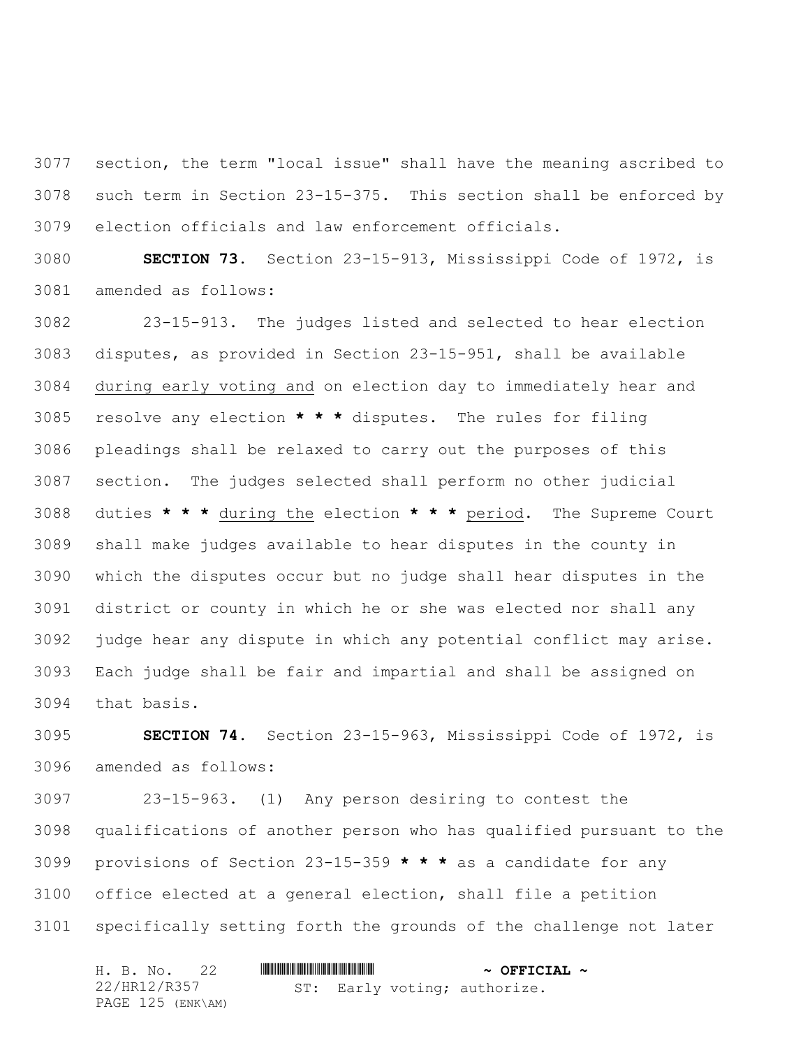section, the term "local issue" shall have the meaning ascribed to such term in Section 23-15-375. This section shall be enforced by election officials and law enforcement officials.

**SECTION 73.** Section 23-15-913, Mississippi Code of 1972, is amended as follows:

23-15-913. The judges listed and selected to hear election disputes, as provided in Section 23-15-951, shall be available during early voting and on election day to immediately hear and resolve any election **\* \* \*** disputes. The rules for filing pleadings shall be relaxed to carry out the purposes of this section. The judges selected shall perform no other judicial duties **\* \* \*** during the election **\* \* \*** period. The Supreme Court shall make judges available to hear disputes in the county in which the disputes occur but no judge shall hear disputes in the district or county in which he or she was elected nor shall any judge hear any dispute in which any potential conflict may arise. Each judge shall be fair and impartial and shall be assigned on that basis.

**SECTION 74.** Section 23-15-963, Mississippi Code of 1972, is amended as follows:

23-15-963. (1) Any person desiring to contest the qualifications of another person who has qualified pursuant to the provisions of Section 23-15-359 **\* \* \*** as a candidate for any office elected at a general election, shall file a petition specifically setting forth the grounds of the challenge not later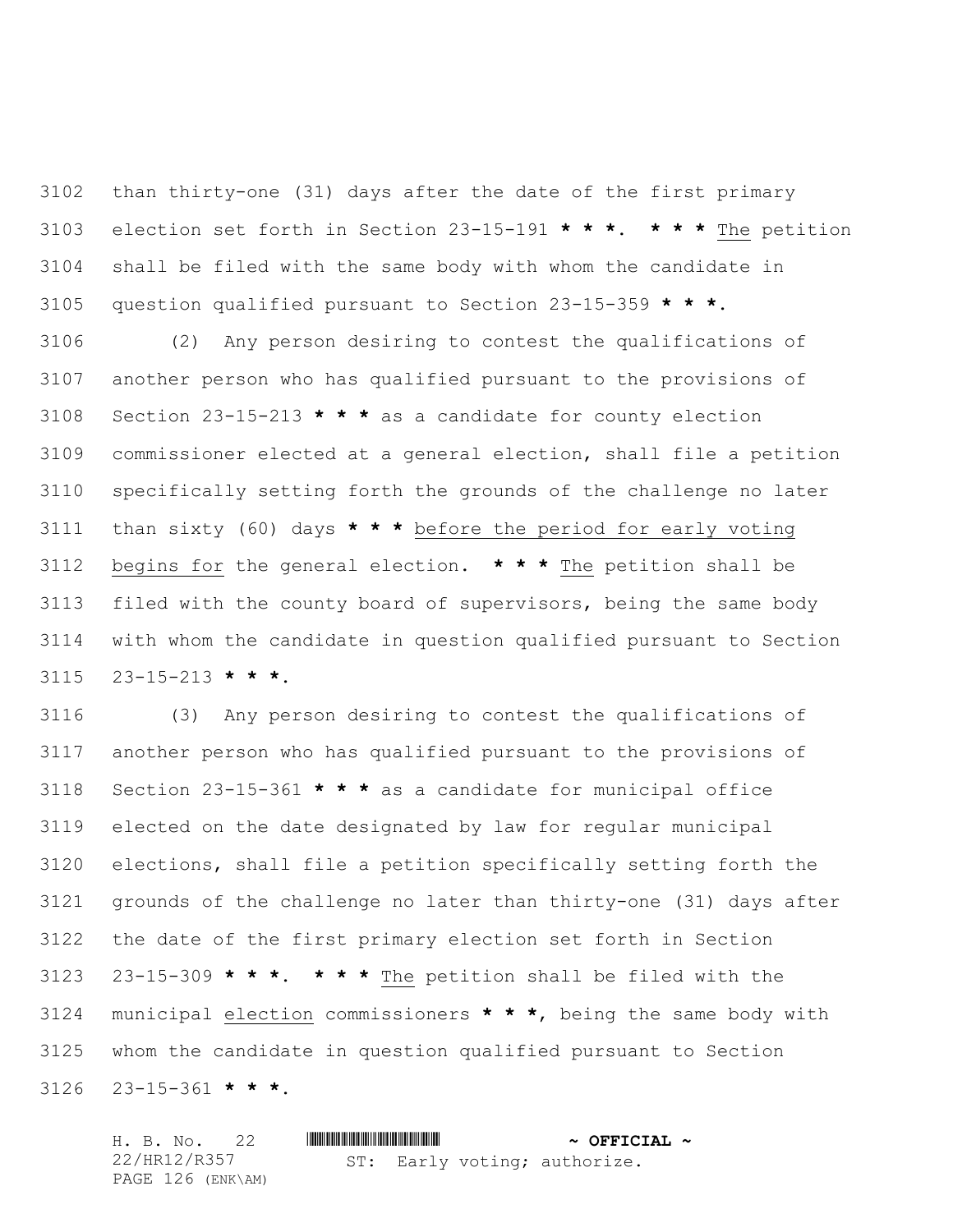than thirty-one (31) days after the date of the first primary election set forth in Section 23-15-191 **\* \* \***. **\* \* \*** <u>The</u> petition shall be filed with the same body with whom the candidate in question qualified pursuant to Section 23-15-359 **\* \* \***.

(2) Any person desiring to contest the qualifications of another person who has qualified pursuant to the provisions of Section 23-15-213 **\* \* \*** as a candidate for county election commissioner elected at a general election, shall file a petition specifically setting forth the grounds of the challenge no later than sixty (60) days **\* \* \*** <u>before the period for early voting begins for</u> the general election. **\* \* \*** <u>The</u> petition shall be filed with the county board of supervisors, being the same body with whom the candidate in question qualified pursuant to Section 23-15-213 **\* \* \***.

(3) Any person desiring to contest the qualifications of another person who has qualified pursuant to the provisions of Section 23-15-361 **\* \* \*** as a candidate for municipal office elected on the date designated by law for regular municipal elections, shall file a petition specifically setting forth the grounds of the challenge no later than thirty-one (31) days after the date of the first primary election set forth in Section 23-15-309 **\* \* \***. **\* \* \*** <u>The</u> petition shall be filed with the municipal <u>election</u> commissioners **\* \* \***, being the same body with whom the candidate in question qualified pursuant to Section 23-15-361 **\* \* \***.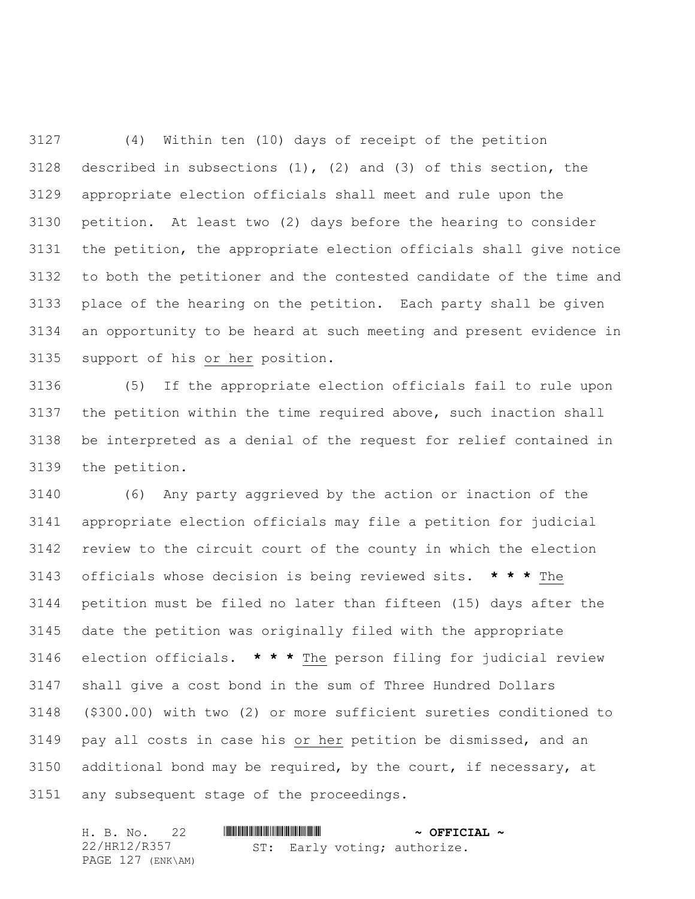(4) Within ten (10) days of receipt of the petition described in subsections (1), (2) and (3) of this section, the appropriate election officials shall meet and rule upon the petition. At least two (2) days before the hearing to consider the petition, the appropriate election officials shall give notice to both the petitioner and the contested candidate of the time and place of the hearing on the petition. Each party shall be given an opportunity to be heard at such meeting and present evidence in support of his <u>or her</u> position.

(5) If the appropriate election officials fail to rule upon the petition within the time required above, such inaction shall be interpreted as a denial of the request for relief contained in the petition.

(6) Any party aggrieved by the action or inaction of the appropriate election officials may file a petition for judicial review to the circuit court of the county in which the election officials whose decision is being reviewed sits. **\* \* \*** <u>The</u> petition must be filed no later than fifteen (15) days after the date the petition was originally filed with the appropriate election officials. **\* \* \*** <u>The</u> person filing for judicial review shall give a cost bond in the sum of Three Hundred Dollars ($300.00) with two (2) or more sufficient sureties conditioned to pay all costs in case his <u>or her</u> petition be dismissed, and an additional bond may be required, by the court, if necessary, at any subsequent stage of the proceedings.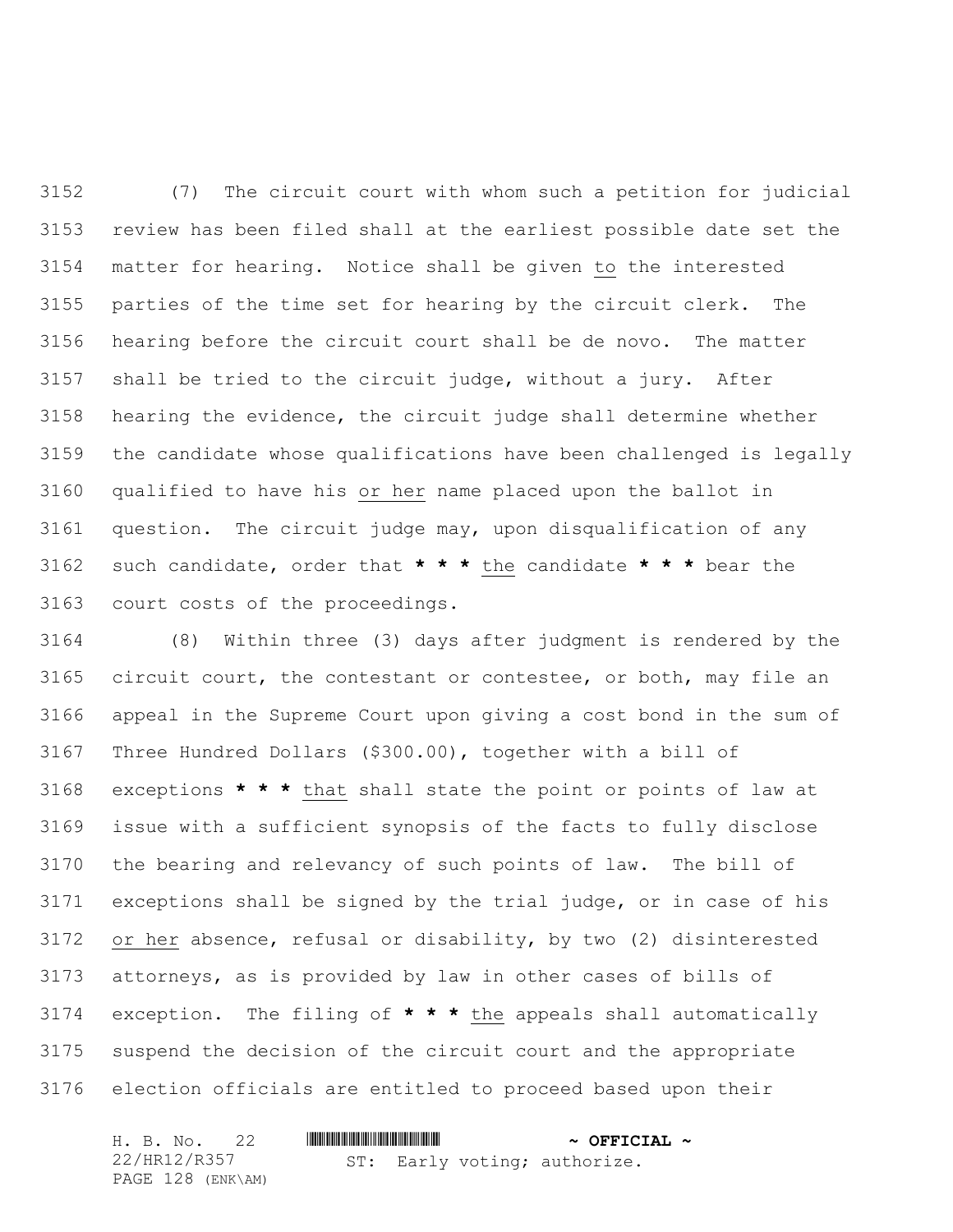(7) The circuit court with whom such a petition for judicial review has been filed shall at the earliest possible date set the matter for hearing. Notice shall be given to the interested parties of the time set for hearing by the circuit clerk. The hearing before the circuit court shall be de novo. The matter shall be tried to the circuit judge, without a jury. After hearing the evidence, the circuit judge shall determine whether the candidate whose qualifications have been challenged is legally qualified to have his or her name placed upon the ballot in question. The circuit judge may, upon disqualification of any such candidate, order that **\* \* \*** the candidate **\* \* \*** bear the court costs of the proceedings.

(8) Within three (3) days after judgment is rendered by the circuit court, the contestant or contestee, or both, may file an appeal in the Supreme Court upon giving a cost bond in the sum of Three Hundred Dollars ($300.00), together with a bill of exceptions **\* \* \*** that shall state the point or points of law at issue with a sufficient synopsis of the facts to fully disclose the bearing and relevancy of such points of law. The bill of exceptions shall be signed by the trial judge, or in case of his or her absence, refusal or disability, by two (2) disinterested attorneys, as is provided by law in other cases of bills of exception. The filing of **\* \* \*** the appeals shall automatically suspend the decision of the circuit court and the appropriate election officials are entitled to proceed based upon their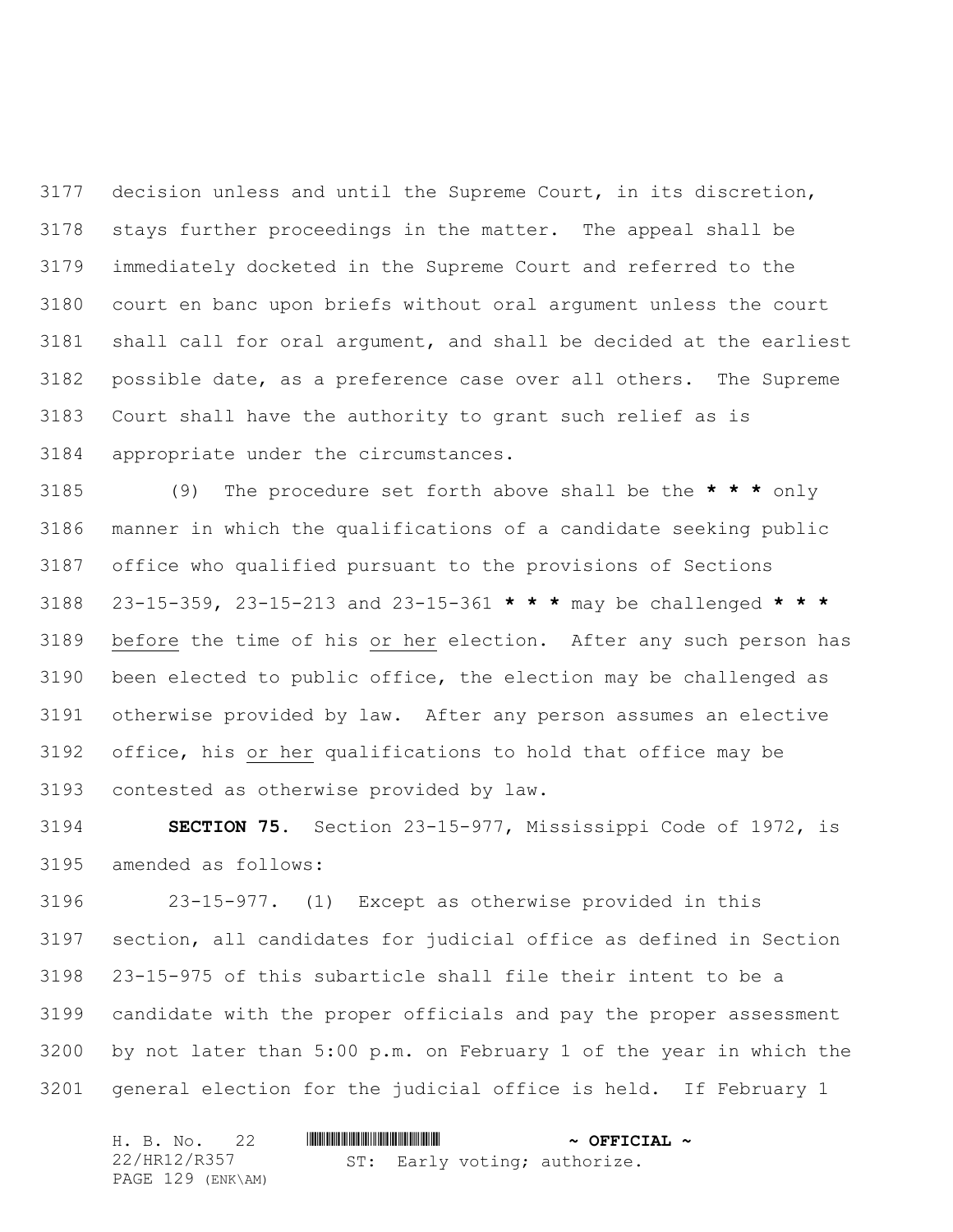decision unless and until the Supreme Court, in its discretion, stays further proceedings in the matter. The appeal shall be immediately docketed in the Supreme Court and referred to the court en banc upon briefs without oral argument unless the court shall call for oral argument, and shall be decided at the earliest possible date, as a preference case over all others. The Supreme Court shall have the authority to grant such relief as is appropriate under the circumstances.

(9) The procedure set forth above shall be the **\* \* \*** only manner in which the qualifications of a candidate seeking public office who qualified pursuant to the provisions of Sections 23-15-359, 23-15-213 and 23-15-361 **\* \* \*** may be challenged **\* \* \*** <u>before</u> the time of his <u>or her</u> election. After any such person has been elected to public office, the election may be challenged as otherwise provided by law. After any person assumes an elective office, his <u>or her</u> qualifications to hold that office may be contested as otherwise provided by law.

**SECTION 75.** Section 23-15-977, Mississippi Code of 1972, is amended as follows:

23-15-977. (1) Except as otherwise provided in this section, all candidates for judicial office as defined in Section 23-15-975 of this subarticle shall file their intent to be a candidate with the proper officials and pay the proper assessment by not later than 5:00 p.m. on February 1 of the year in which the general election for the judicial office is held. If February 1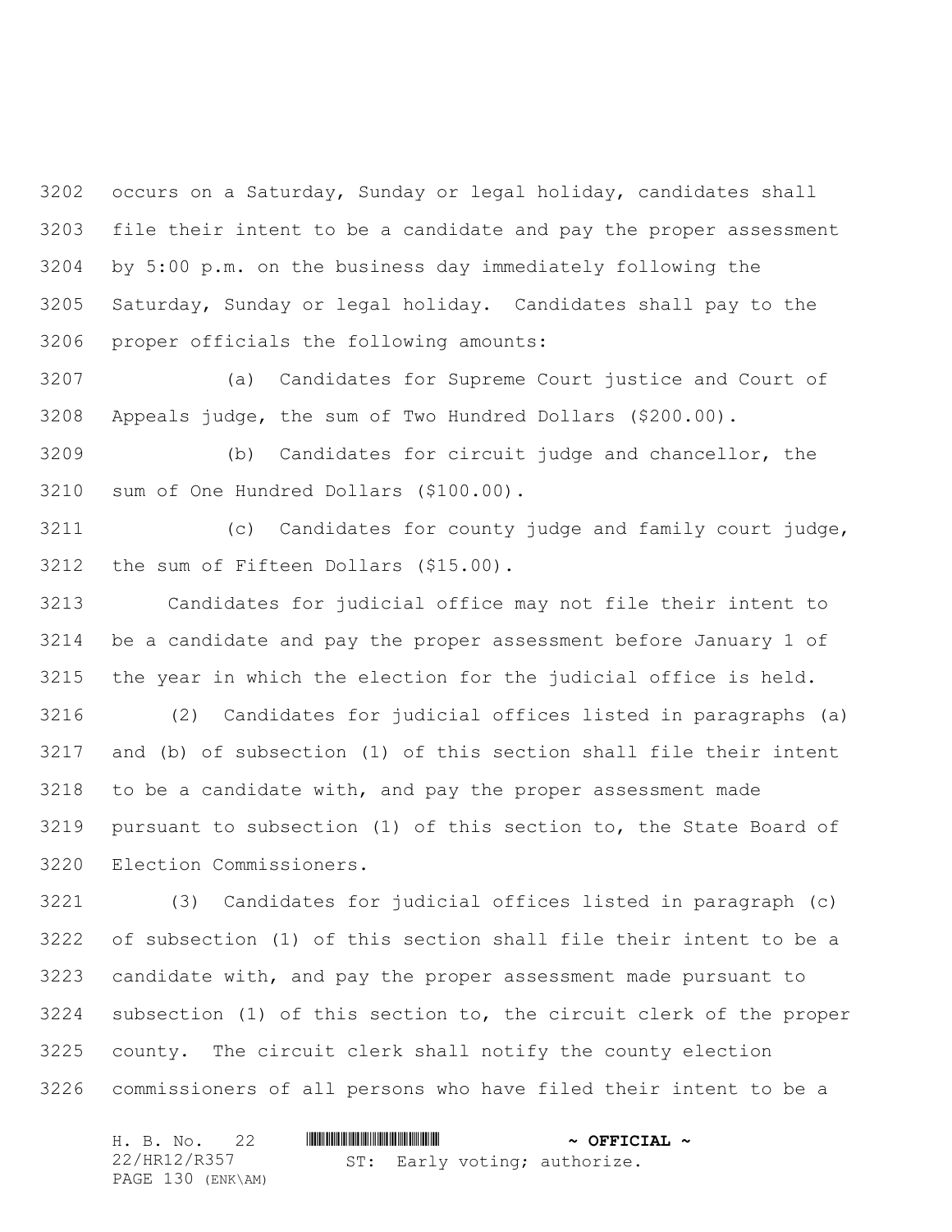occurs on a Saturday, Sunday or legal holiday, candidates shall file their intent to be a candidate and pay the proper assessment by 5:00 p.m. on the business day immediately following the Saturday, Sunday or legal holiday. Candidates shall pay to the proper officials the following amounts:

(a) Candidates for Supreme Court justice and Court of Appeals judge, the sum of Two Hundred Dollars ($200.00).

(b) Candidates for circuit judge and chancellor, the sum of One Hundred Dollars ($100.00).

(c) Candidates for county judge and family court judge, the sum of Fifteen Dollars ($15.00).

Candidates for judicial office may not file their intent to be a candidate and pay the proper assessment before January 1 of the year in which the election for the judicial office is held.

(2) Candidates for judicial offices listed in paragraphs (a) and (b) of subsection (1) of this section shall file their intent to be a candidate with, and pay the proper assessment made pursuant to subsection (1) of this section to, the State Board of Election Commissioners.

(3) Candidates for judicial offices listed in paragraph (c) of subsection (1) of this section shall file their intent to be a candidate with, and pay the proper assessment made pursuant to subsection (1) of this section to, the circuit clerk of the proper county. The circuit clerk shall notify the county election commissioners of all persons who have filed their intent to be a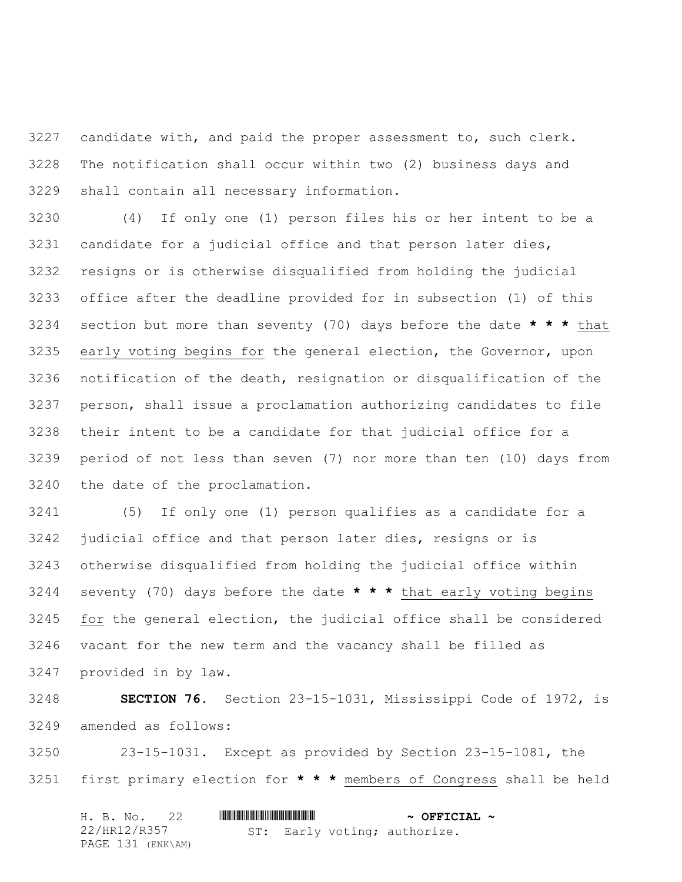candidate with, and paid the proper assessment to, such clerk. The notification shall occur within two (2) business days and shall contain all necessary information.

(4) If only one (1) person files his or her intent to be a candidate for a judicial office and that person later dies, resigns or is otherwise disqualified from holding the judicial office after the deadline provided for in subsection (1) of this section but more than seventy (70) days before the date * * * that early voting begins for the general election, the Governor, upon notification of the death, resignation or disqualification of the person, shall issue a proclamation authorizing candidates to file their intent to be a candidate for that judicial office for a period of not less than seven (7) nor more than ten (10) days from the date of the proclamation.

(5) If only one (1) person qualifies as a candidate for a judicial office and that person later dies, resigns or is otherwise disqualified from holding the judicial office within seventy (70) days before the date * * * that early voting begins for the general election, the judicial office shall be considered vacant for the new term and the vacancy shall be filled as provided in by law.

**SECTION 76.** Section 23-15-1031, Mississippi Code of 1972, is amended as follows:

23-15-1031. Except as provided by Section 23-15-1081, the first primary election for * * * members of Congress shall be held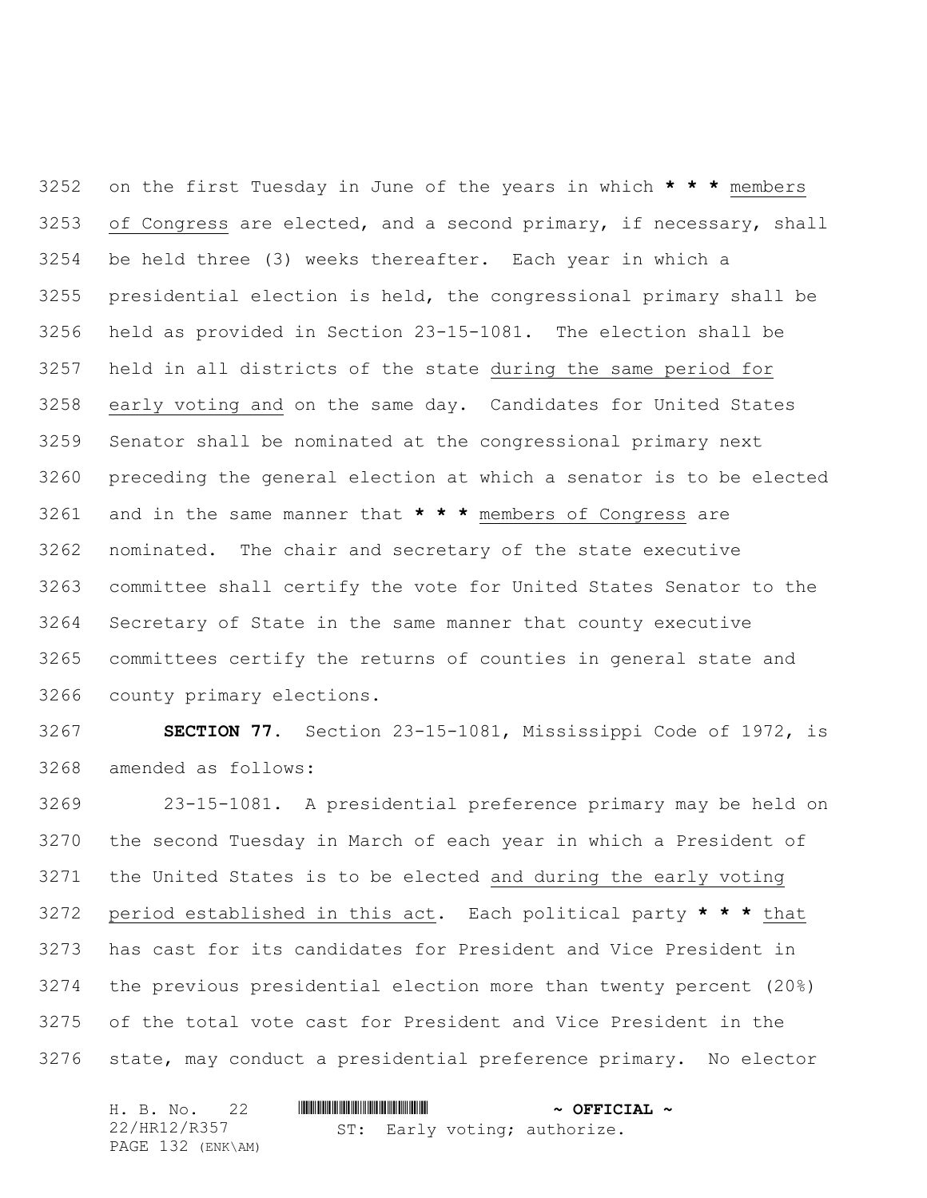on the first Tuesday in June of the years in which * * * members of Congress are elected, and a second primary, if necessary, shall be held three (3) weeks thereafter. Each year in which a presidential election is held, the congressional primary shall be held as provided in Section 23-15-1081. The election shall be held in all districts of the state during the same period for early voting and on the same day. Candidates for United States Senator shall be nominated at the congressional primary next preceding the general election at which a senator is to be elected and in the same manner that * * * members of Congress are nominated. The chair and secretary of the state executive committee shall certify the vote for United States Senator to the Secretary of State in the same manner that county executive committees certify the returns of counties in general state and county primary elections.

**SECTION 77.** Section 23-15-1081, Mississippi Code of 1972, is amended as follows:

23-15-1081. A presidential preference primary may be held on the second Tuesday in March of each year in which a President of the United States is to be elected and during the early voting period established in this act. Each political party * * * that has cast for its candidates for President and Vice President in the previous presidential election more than twenty percent (20%) of the total vote cast for President and Vice President in the state, may conduct a presidential preference primary. No elector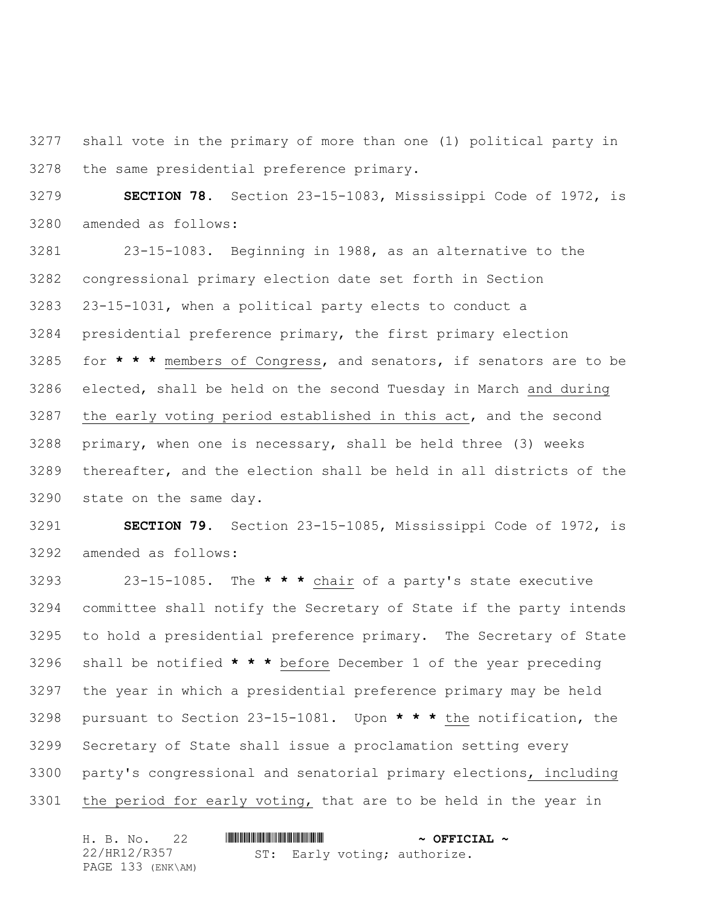shall vote in the primary of more than one (1) political party in the same presidential preference primary.

**SECTION 78.** Section 23-15-1083, Mississippi Code of 1972, is amended as follows:

23-15-1083. Beginning in 1988, as an alternative to the congressional primary election date set forth in Section 23-15-1031, when a political party elects to conduct a presidential preference primary, the first primary election for *** members of Congress, and senators, if senators are to be elected, shall be held on the second Tuesday in March and during the early voting period established in this act, and the second primary, when one is necessary, shall be held three (3) weeks thereafter, and the election shall be held in all districts of the state on the same day.

**SECTION 79.** Section 23-15-1085, Mississippi Code of 1972, is amended as follows:

23-15-1085. The *** chair of a party's state executive committee shall notify the Secretary of State if the party intends to hold a presidential preference primary. The Secretary of State shall be notified *** before December 1 of the year preceding the year in which a presidential preference primary may be held pursuant to Section 23-15-1081. Upon *** the notification, the Secretary of State shall issue a proclamation setting every party's congressional and senatorial primary elections, including the period for early voting, that are to be held in the year in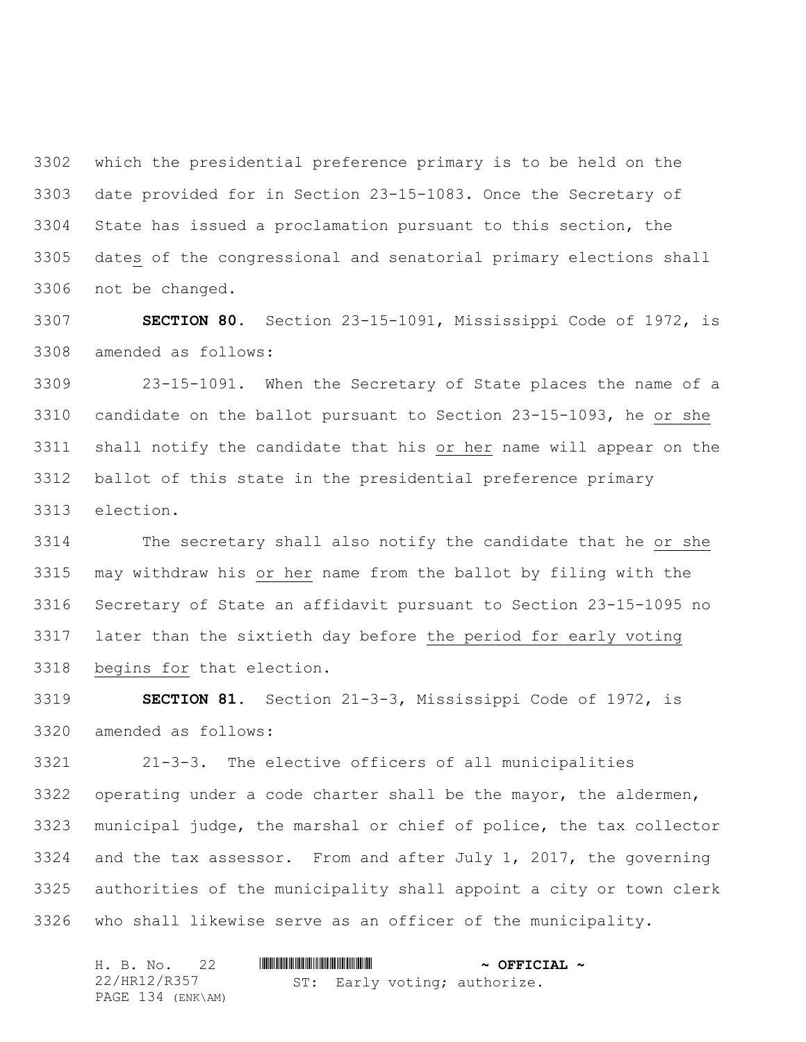which the presidential preference primary is to be held on the date provided for in Section 23-15-1083. Once the Secretary of State has issued a proclamation pursuant to this section, the dates of the congressional and senatorial primary elections shall not be changed.

**SECTION 80.** Section 23-15-1091, Mississippi Code of 1972, is amended as follows:

23-15-1091. When the Secretary of State places the name of a candidate on the ballot pursuant to Section 23-15-1093, he or she shall notify the candidate that his or her name will appear on the ballot of this state in the presidential preference primary election.

The secretary shall also notify the candidate that he or she may withdraw his or her name from the ballot by filing with the Secretary of State an affidavit pursuant to Section 23-15-1095 no later than the sixtieth day before the period for early voting begins for that election.

**SECTION 81.** Section 21-3-3, Mississippi Code of 1972, is amended as follows:

21-3-3. The elective officers of all municipalities operating under a code charter shall be the mayor, the aldermen, municipal judge, the marshal or chief of police, the tax collector and the tax assessor. From and after July 1, 2017, the governing authorities of the municipality shall appoint a city or town clerk who shall likewise serve as an officer of the municipality.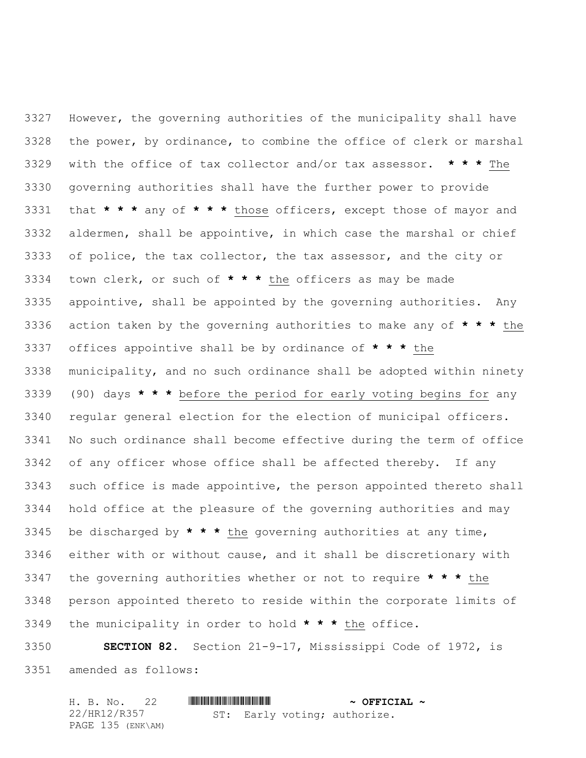However, the governing authorities of the municipality shall have the power, by ordinance, to combine the office of clerk or marshal with the office of tax collector and/or tax assessor. **\* \* \*** The governing authorities shall have the further power to provide that **\* \* \*** any of **\* \* \*** those officers, except those of mayor and aldermen, shall be appointive, in which case the marshal or chief of police, the tax collector, the tax assessor, and the city or town clerk, or such of **\* \* \*** the officers as may be made appointive, shall be appointed by the governing authorities. Any action taken by the governing authorities to make any of **\* \* \*** the offices appointive shall be by ordinance of **\* \* \*** the municipality, and no such ordinance shall be adopted within ninety (90) days **\* \* \*** before the period for early voting begins for any regular general election for the election of municipal officers. No such ordinance shall become effective during the term of office of any officer whose office shall be affected thereby. If any such office is made appointive, the person appointed thereto shall hold office at the pleasure of the governing authorities and may be discharged by **\* \* \*** the governing authorities at any time, either with or without cause, and it shall be discretionary with the governing authorities whether or not to require **\* \* \*** the person appointed thereto to reside within the corporate limits of the municipality in order to hold **\* \* \*** the office.

**SECTION 82.** Section 21-9-17, Mississippi Code of 1972, is amended as follows: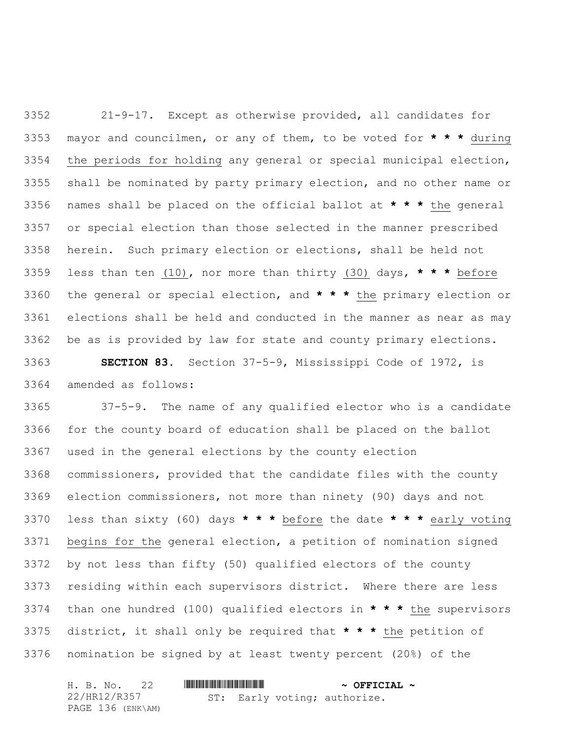21-9-17. Except as otherwise provided, all candidates for mayor and councilmen, or any of them, to be voted for * * * during the periods for holding any general or special municipal election, shall be nominated by party primary election, and no other name or names shall be placed on the official ballot at * * * the general or special election than those selected in the manner prescribed herein. Such primary election or elections, shall be held not less than ten (10), nor more than thirty (30) days, * * * before the general or special election, and * * * the primary election or elections shall be held and conducted in the manner as near as may be as is provided by law for state and county primary elections.

**SECTION 83.** Section 37-5-9, Mississippi Code of 1972, is amended as follows:

37-5-9. The name of any qualified elector who is a candidate for the county board of education shall be placed on the ballot used in the general elections by the county election commissioners, provided that the candidate files with the county election commissioners, not more than ninety (90) days and not less than sixty (60) days * * * before the date * * * early voting begins for the general election, a petition of nomination signed by not less than fifty (50) qualified electors of the county residing within each supervisors district. Where there are less than one hundred (100) qualified electors in * * * the supervisors district, it shall only be required that * * * the petition of nomination be signed by at least twenty percent (20%) of the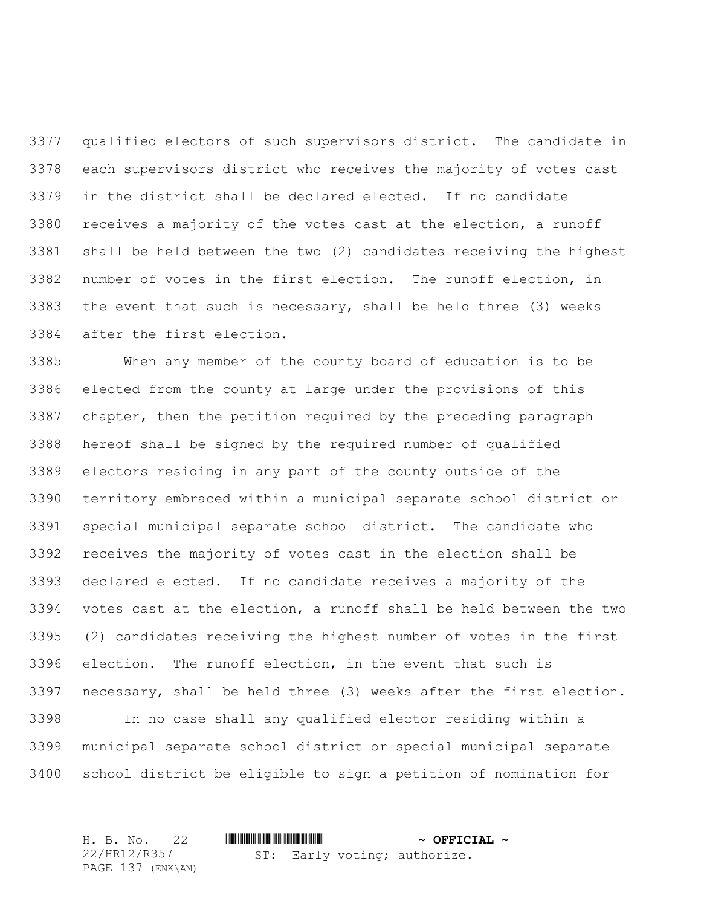qualified electors of such supervisors district. The candidate in each supervisors district who receives the majority of votes cast in the district shall be declared elected. If no candidate receives a majority of the votes cast at the election, a runoff shall be held between the two (2) candidates receiving the highest number of votes in the first election. The runoff election, in the event that such is necessary, shall be held three (3) weeks after the first election.

When any member of the county board of education is to be elected from the county at large under the provisions of this chapter, then the petition required by the preceding paragraph hereof shall be signed by the required number of qualified electors residing in any part of the county outside of the territory embraced within a municipal separate school district or special municipal separate school district. The candidate who receives the majority of votes cast in the election shall be declared elected. If no candidate receives a majority of the votes cast at the election, a runoff shall be held between the two (2) candidates receiving the highest number of votes in the first election. The runoff election, in the event that such is necessary, shall be held three (3) weeks after the first election.

In no case shall any qualified elector residing within a municipal separate school district or special municipal separate school district be eligible to sign a petition of nomination for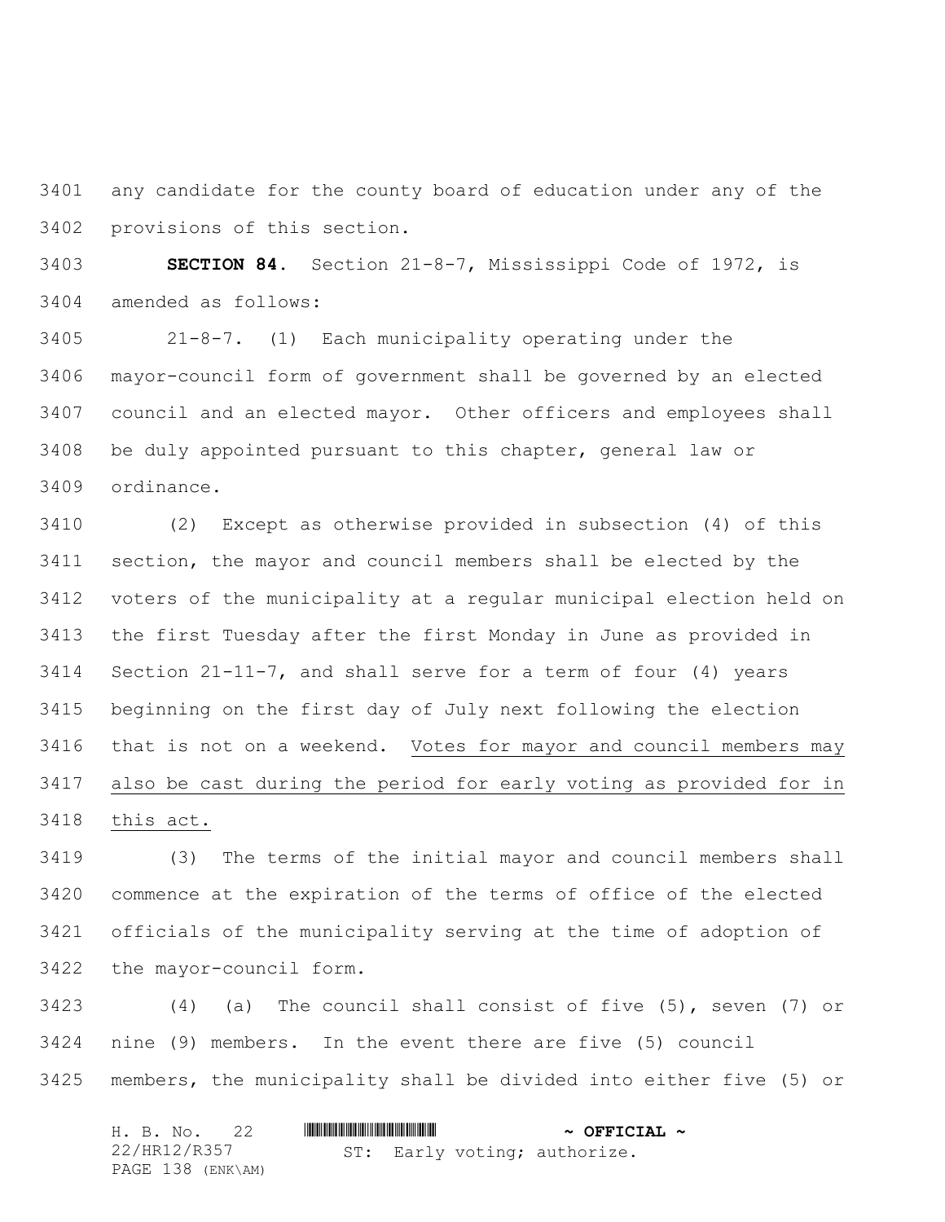any candidate for the county board of education under any of the provisions of this section.

**SECTION 84.** Section 21-8-7, Mississippi Code of 1972, is amended as follows:

21-8-7. (1) Each municipality operating under the mayor-council form of government shall be governed by an elected council and an elected mayor. Other officers and employees shall be duly appointed pursuant to this chapter, general law or ordinance.

(2) Except as otherwise provided in subsection (4) of this section, the mayor and council members shall be elected by the voters of the municipality at a regular municipal election held on the first Tuesday after the first Monday in June as provided in Section 21-11-7, and shall serve for a term of four (4) years beginning on the first day of July next following the election that is not on a weekend. <u>Votes for mayor and council members may also be cast during the period for early voting as provided for in this act.</u>

(3) The terms of the initial mayor and council members shall commence at the expiration of the terms of office of the elected officials of the municipality serving at the time of adoption of the mayor-council form.

(4) (a) The council shall consist of five (5), seven (7) or nine (9) members. In the event there are five (5) council members, the municipality shall be divided into either five (5) or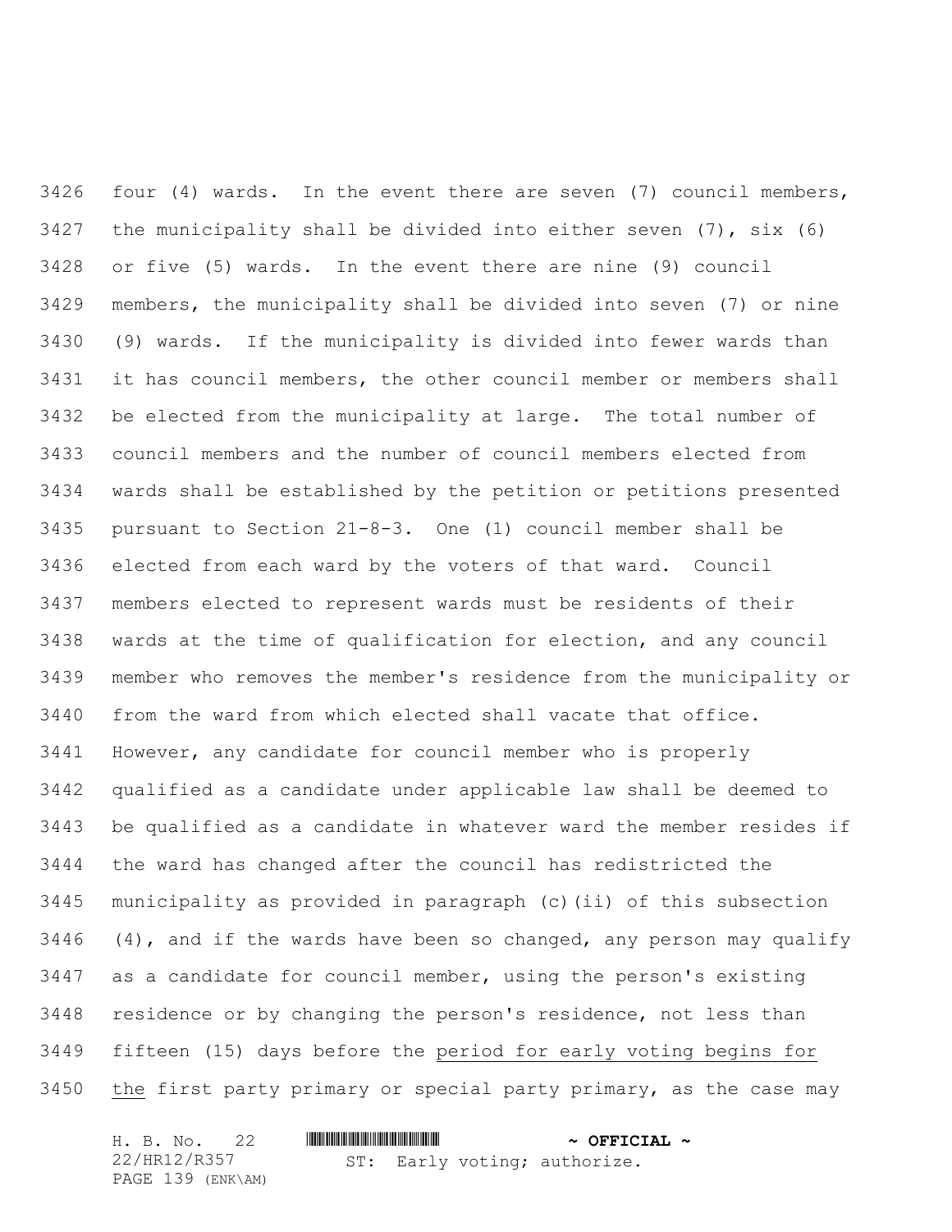four (4) wards. In the event there are seven (7) council members, the municipality shall be divided into either seven (7), six (6) or five (5) wards. In the event there are nine (9) council members, the municipality shall be divided into seven (7) or nine (9) wards. If the municipality is divided into fewer wards than it has council members, the other council member or members shall be elected from the municipality at large. The total number of council members and the number of council members elected from wards shall be established by the petition or petitions presented pursuant to Section 21-8-3. One (1) council member shall be elected from each ward by the voters of that ward. Council members elected to represent wards must be residents of their wards at the time of qualification for election, and any council member who removes the member's residence from the municipality or from the ward from which elected shall vacate that office. However, any candidate for council member who is properly qualified as a candidate under applicable law shall be deemed to be qualified as a candidate in whatever ward the member resides if the ward has changed after the council has redistricted the municipality as provided in paragraph (c)(ii) of this subsection (4), and if the wards have been so changed, any person may qualify as a candidate for council member, using the person's existing residence or by changing the person's residence, not less than fifteen (15) days before the <u>period for early voting begins for the</u> first party primary or special party primary, as the case may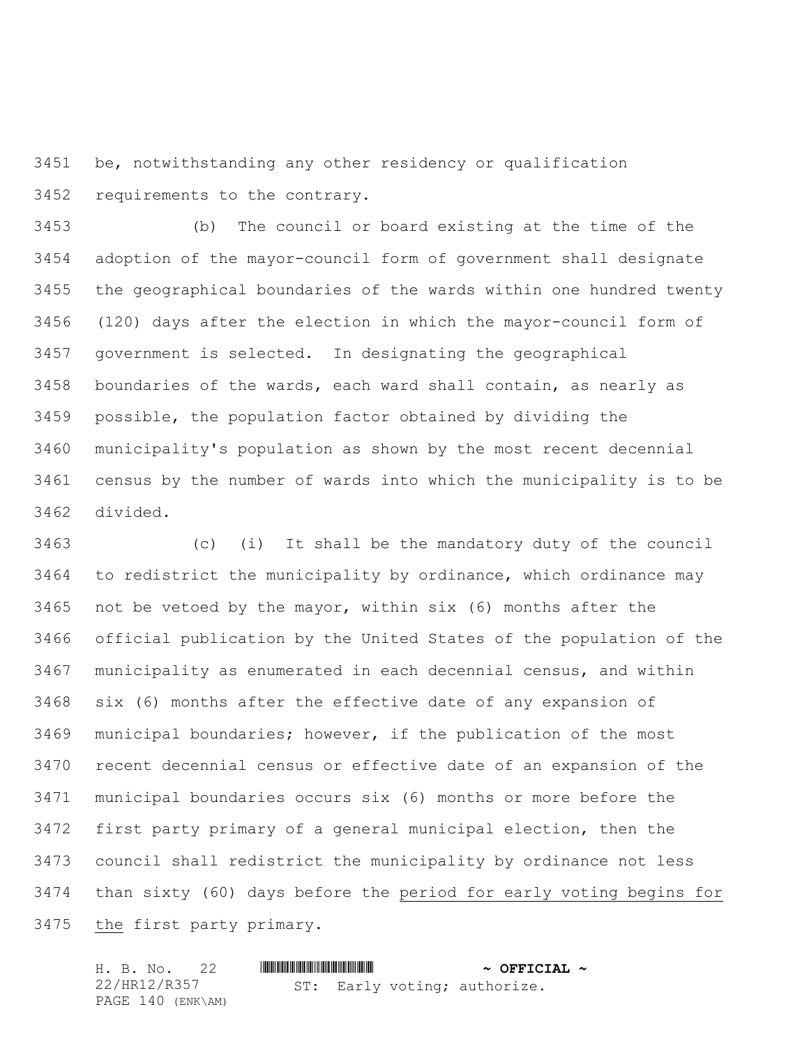be, notwithstanding any other residency or qualification requirements to the contrary.

(b) The council or board existing at the time of the adoption of the mayor-council form of government shall designate the geographical boundaries of the wards within one hundred twenty (120) days after the election in which the mayor-council form of government is selected. In designating the geographical boundaries of the wards, each ward shall contain, as nearly as possible, the population factor obtained by dividing the municipality's population as shown by the most recent decennial census by the number of wards into which the municipality is to be divided.

(c) (i) It shall be the mandatory duty of the council to redistrict the municipality by ordinance, which ordinance may not be vetoed by the mayor, within six (6) months after the official publication by the United States of the population of the municipality as enumerated in each decennial census, and within six (6) months after the effective date of any expansion of municipal boundaries; however, if the publication of the most recent decennial census or effective date of an expansion of the municipal boundaries occurs six (6) months or more before the first party primary of a general municipal election, then the council shall redistrict the municipality by ordinance not less than sixty (60) days before the <u>period for early voting begins for the</u> first party primary.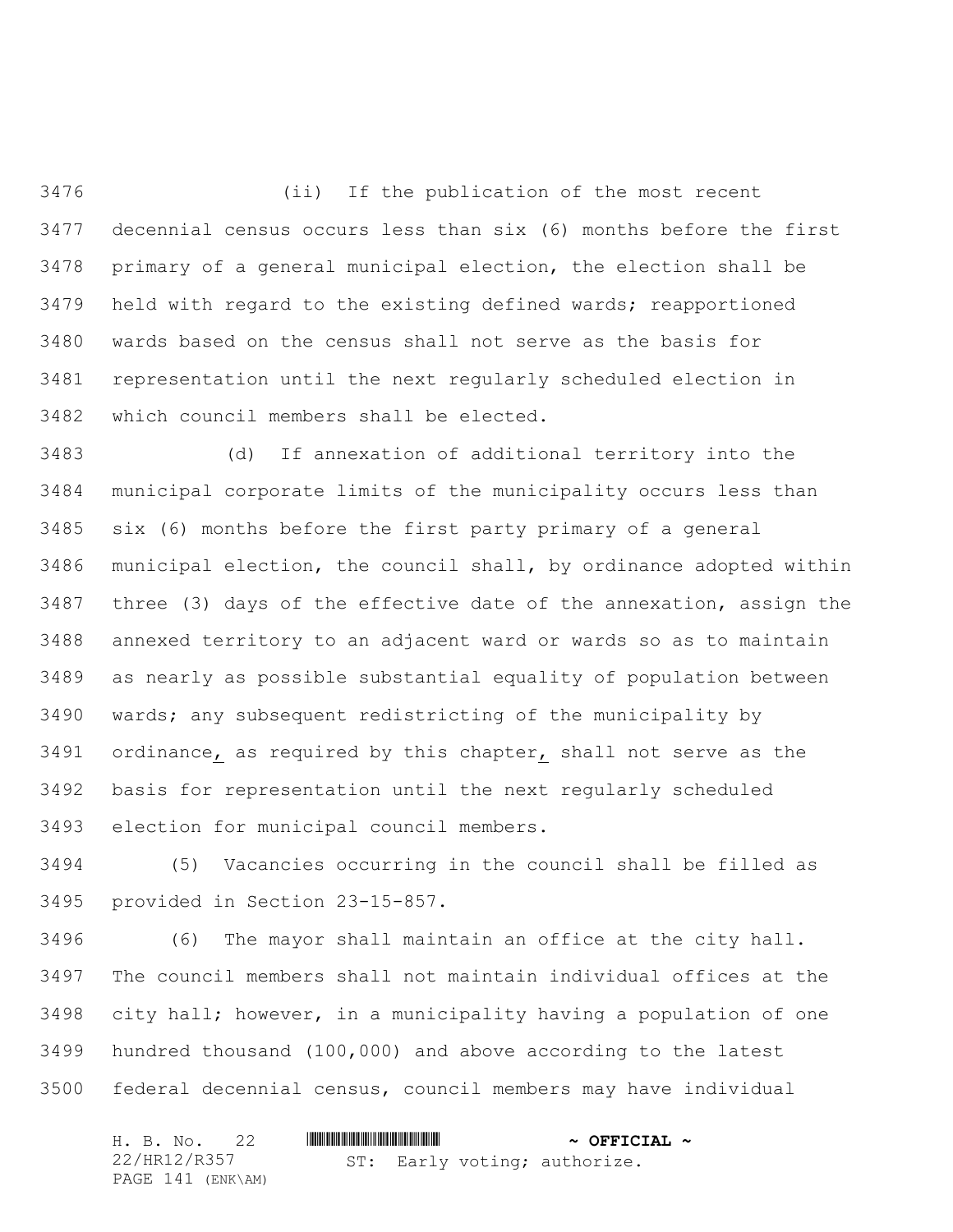(ii) If the publication of the most recent decennial census occurs less than six (6) months before the first primary of a general municipal election, the election shall be held with regard to the existing defined wards; reapportioned wards based on the census shall not serve as the basis for representation until the next regularly scheduled election in which council members shall be elected.

(d) If annexation of additional territory into the municipal corporate limits of the municipality occurs less than six (6) months before the first party primary of a general municipal election, the council shall, by ordinance adopted within three (3) days of the effective date of the annexation, assign the annexed territory to an adjacent ward or wards so as to maintain as nearly as possible substantial equality of population between wards; any subsequent redistricting of the municipality by ordinance, as required by this chapter, shall not serve as the basis for representation until the next regularly scheduled election for municipal council members.

(5) Vacancies occurring in the council shall be filled as provided in Section 23-15-857.

(6) The mayor shall maintain an office at the city hall. The council members shall not maintain individual offices at the city hall; however, in a municipality having a population of one hundred thousand (100,000) and above according to the latest federal decennial census, council members may have individual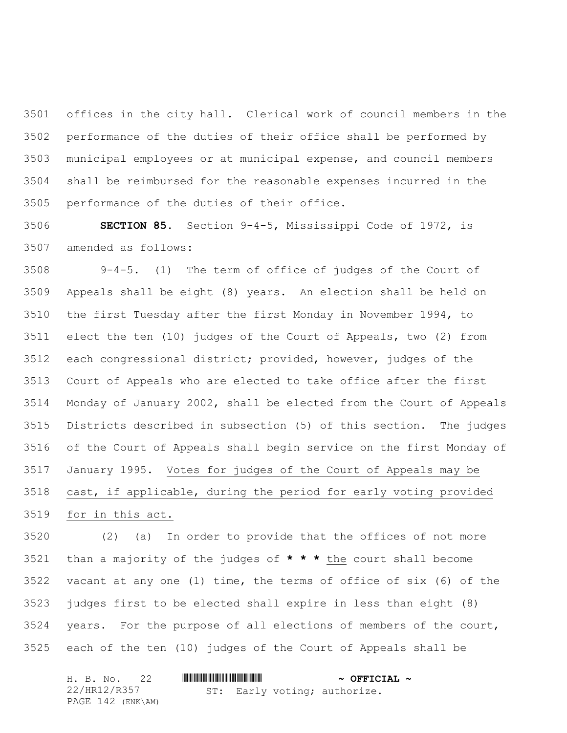offices in the city hall. Clerical work of council members in the performance of the duties of their office shall be performed by municipal employees or at municipal expense, and council members shall be reimbursed for the reasonable expenses incurred in the performance of the duties of their office.

**SECTION 85.** Section 9-4-5, Mississippi Code of 1972, is amended as follows:

9-4-5. (1) The term of office of judges of the Court of Appeals shall be eight (8) years. An election shall be held on the first Tuesday after the first Monday in November 1994, to elect the ten (10) judges of the Court of Appeals, two (2) from each congressional district; provided, however, judges of the Court of Appeals who are elected to take office after the first Monday of January 2002, shall be elected from the Court of Appeals Districts described in subsection (5) of this section. The judges of the Court of Appeals shall begin service on the first Monday of January 1995. <u>Votes for judges of the Court of Appeals may be cast, if applicable, during the period for early voting provided for in this act.</u>

(2) (a) In order to provide that the offices of not more than a majority of the judges of **\* \* \*** <u>the</u> court shall become vacant at any one (1) time, the terms of office of six (6) of the judges first to be elected shall expire in less than eight (8) years. For the purpose of all elections of members of the court, each of the ten (10) judges of the Court of Appeals shall be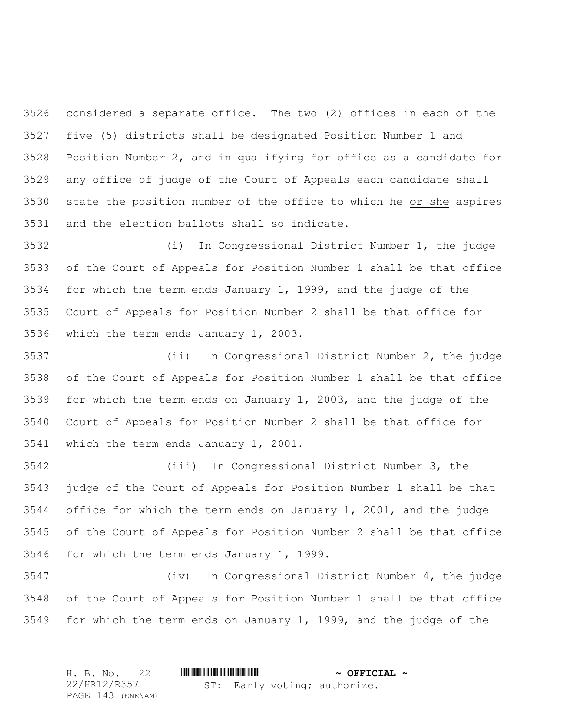considered a separate office. The two (2) offices in each of the five (5) districts shall be designated Position Number 1 and Position Number 2, and in qualifying for office as a candidate for any office of judge of the Court of Appeals each candidate shall state the position number of the office to which he <u>or she</u> aspires and the election ballots shall so indicate.

(i) In Congressional District Number 1, the judge of the Court of Appeals for Position Number 1 shall be that office for which the term ends January 1, 1999, and the judge of the Court of Appeals for Position Number 2 shall be that office for which the term ends January 1, 2003.

(ii) In Congressional District Number 2, the judge of the Court of Appeals for Position Number 1 shall be that office for which the term ends on January 1, 2003, and the judge of the Court of Appeals for Position Number 2 shall be that office for which the term ends January 1, 2001.

(iii) In Congressional District Number 3, the judge of the Court of Appeals for Position Number 1 shall be that office for which the term ends on January 1, 2001, and the judge of the Court of Appeals for Position Number 2 shall be that office for which the term ends January 1, 1999.

(iv) In Congressional District Number 4, the judge of the Court of Appeals for Position Number 1 shall be that office for which the term ends on January 1, 1999, and the judge of the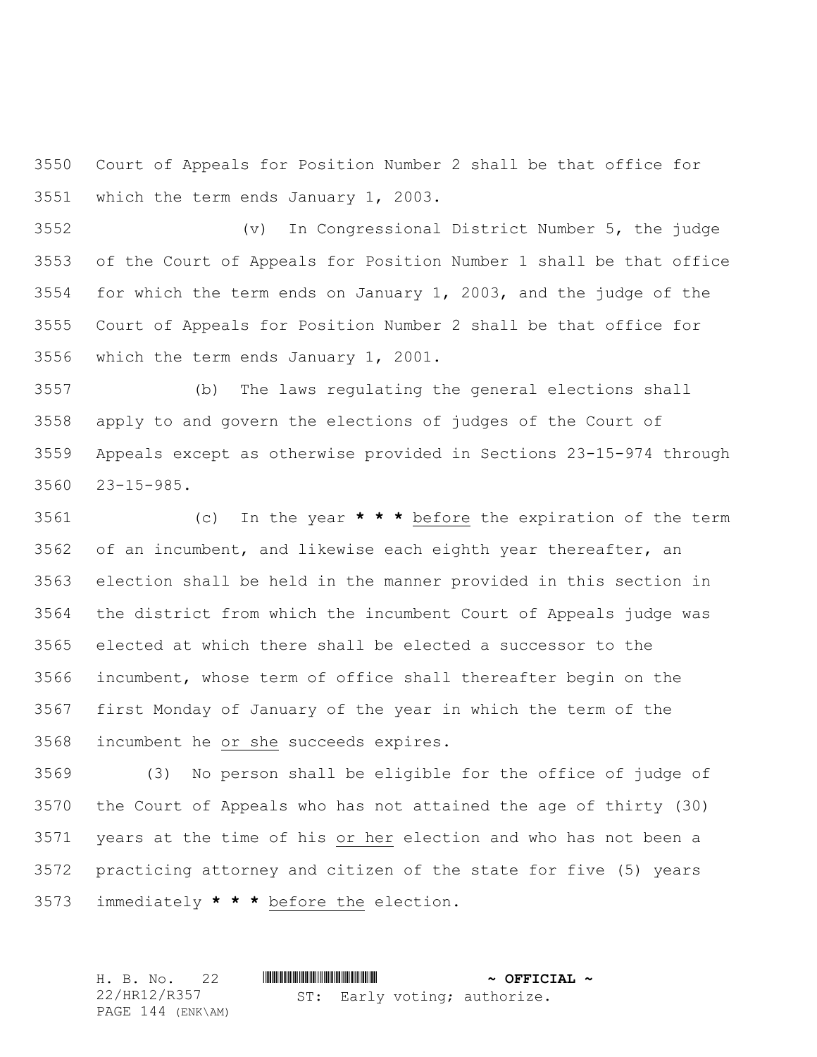3550 Court of Appeals for Position Number 2 shall be that office for
3551 which the term ends January 1, 2003.

3552 (v) In Congressional District Number 5, the judge
3553 of the Court of Appeals for Position Number 1 shall be that office
3554 for which the term ends on January 1, 2003, and the judge of the
3555 Court of Appeals for Position Number 2 shall be that office for
3556 which the term ends January 1, 2001.

3557 (b) The laws regulating the general elections shall
3558 apply to and govern the elections of judges of the Court of
3559 Appeals except as otherwise provided in Sections 23-15-974 through
3560 23-15-985.

3561 (c) In the year **\* \* \*** <u>before</u> the expiration of the term
3562 of an incumbent, and likewise each eighth year thereafter, an
3563 election shall be held in the manner provided in this section in
3564 the district from which the incumbent Court of Appeals judge was
3565 elected at which there shall be elected a successor to the
3566 incumbent, whose term of office shall thereafter begin on the
3567 first Monday of January of the year in which the term of the
3568 incumbent he <u>or she</u> succeeds expires.

3569 (3) No person shall be eligible for the office of judge of
3570 the Court of Appeals who has not attained the age of thirty (30)
3571 years at the time of his <u>or her</u> election and who has not been a
3572 practicing attorney and citizen of the state for five (5) years
3573 immediately **\* \* \*** <u>before the</u> election.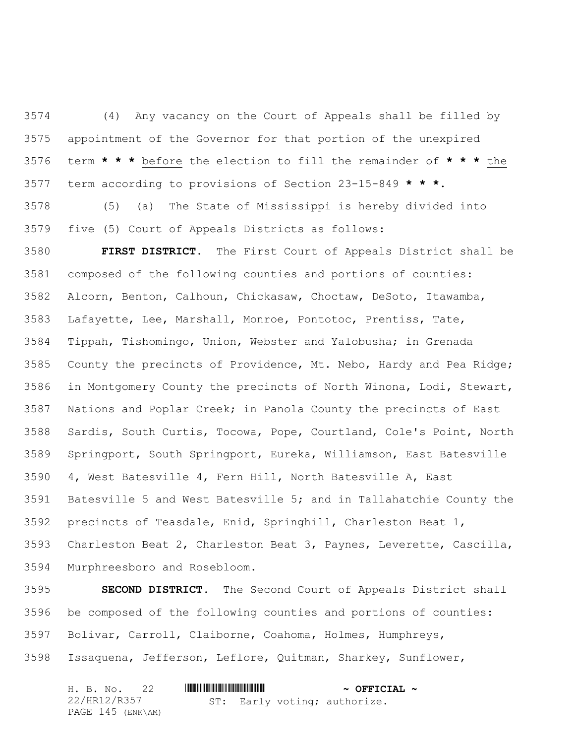(4) Any vacancy on the Court of Appeals shall be filled by appointment of the Governor for that portion of the unexpired term **\* \* \*** before the election to fill the remainder of **\* \* \*** the term according to provisions of Section 23-15-849 **\* \* \***.

(5) (a) The State of Mississippi is hereby divided into five (5) Court of Appeals Districts as follows:

**FIRST DISTRICT.** The First Court of Appeals District shall be composed of the following counties and portions of counties: Alcorn, Benton, Calhoun, Chickasaw, Choctaw, DeSoto, Itawamba, Lafayette, Lee, Marshall, Monroe, Pontotoc, Prentiss, Tate, Tippah, Tishomingo, Union, Webster and Yalobusha; in Grenada County the precincts of Providence, Mt. Nebo, Hardy and Pea Ridge; in Montgomery County the precincts of North Winona, Lodi, Stewart, Nations and Poplar Creek; in Panola County the precincts of East Sardis, South Curtis, Tocowa, Pope, Courtland, Cole's Point, North Springport, South Springport, Eureka, Williamson, East Batesville 4, West Batesville 4, Fern Hill, North Batesville A, East Batesville 5 and West Batesville 5; and in Tallahatchie County the precincts of Teasdale, Enid, Springhill, Charleston Beat 1, Charleston Beat 2, Charleston Beat 3, Paynes, Leverette, Cascilla, Murphreesboro and Rosebloom.

**SECOND DISTRICT.** The Second Court of Appeals District shall be composed of the following counties and portions of counties: Bolivar, Carroll, Claiborne, Coahoma, Holmes, Humphreys, Issaquena, Jefferson, Leflore, Quitman, Sharkey, Sunflower,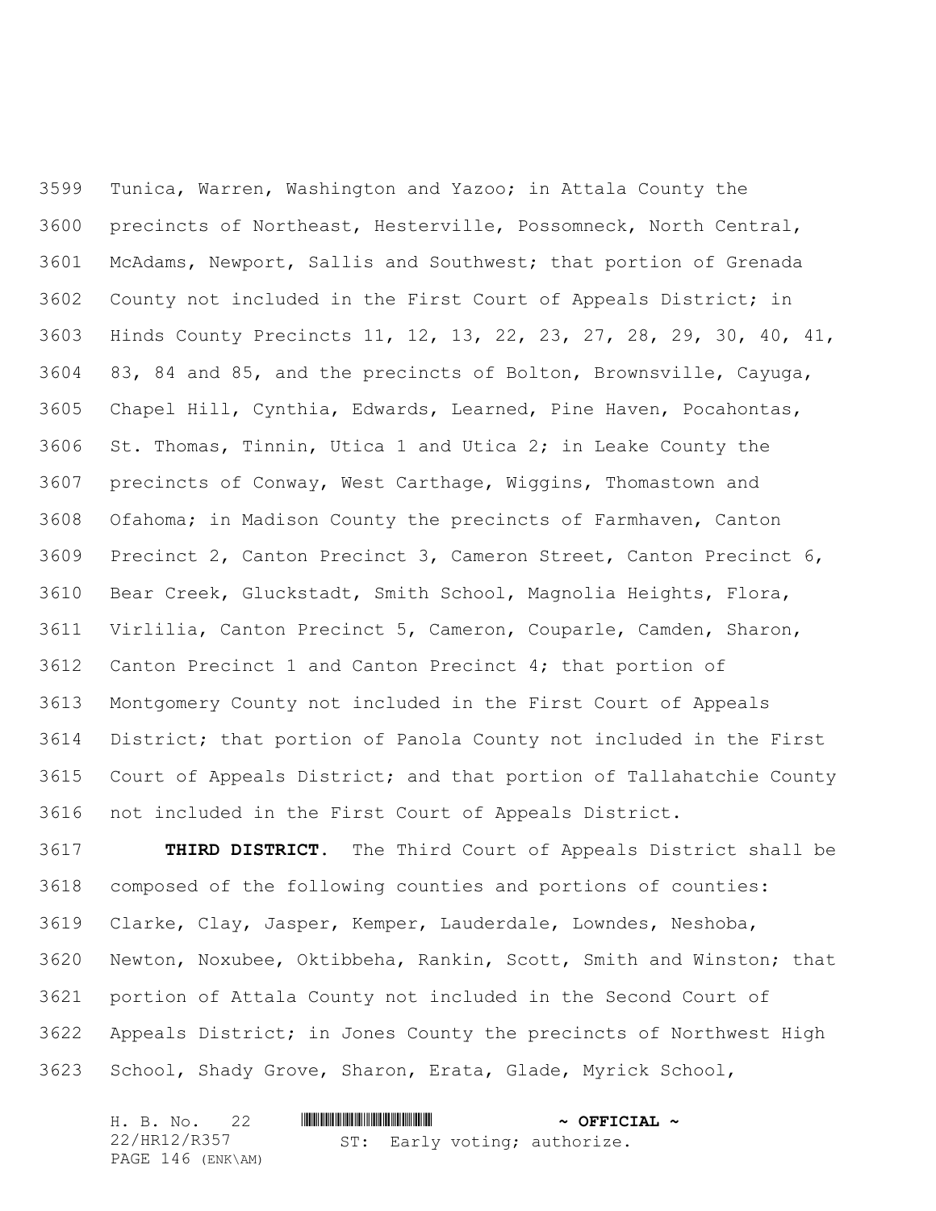Tunica, Warren, Washington and Yazoo; in Attala County the precincts of Northeast, Hesterville, Possomneck, North Central, McAdams, Newport, Sallis and Southwest; that portion of Grenada County not included in the First Court of Appeals District; in Hinds County Precincts 11, 12, 13, 22, 23, 27, 28, 29, 30, 40, 41, 83, 84 and 85, and the precincts of Bolton, Brownsville, Cayuga, Chapel Hill, Cynthia, Edwards, Learned, Pine Haven, Pocahontas, St. Thomas, Tinnin, Utica 1 and Utica 2; in Leake County the precincts of Conway, West Carthage, Wiggins, Thomastown and Ofahoma; in Madison County the precincts of Farmhaven, Canton Precinct 2, Canton Precinct 3, Cameron Street, Canton Precinct 6, Bear Creek, Gluckstadt, Smith School, Magnolia Heights, Flora, Virlilia, Canton Precinct 5, Cameron, Couparle, Camden, Sharon, Canton Precinct 1 and Canton Precinct 4; that portion of Montgomery County not included in the First Court of Appeals District; that portion of Panola County not included in the First Court of Appeals District; and that portion of Tallahatchie County not included in the First Court of Appeals District.

**THIRD DISTRICT.** The Third Court of Appeals District shall be composed of the following counties and portions of counties: Clarke, Clay, Jasper, Kemper, Lauderdale, Lowndes, Neshoba, Newton, Noxubee, Oktibbeha, Rankin, Scott, Smith and Winston; that portion of Attala County not included in the Second Court of Appeals District; in Jones County the precincts of Northwest High School, Shady Grove, Sharon, Erata, Glade, Myrick School,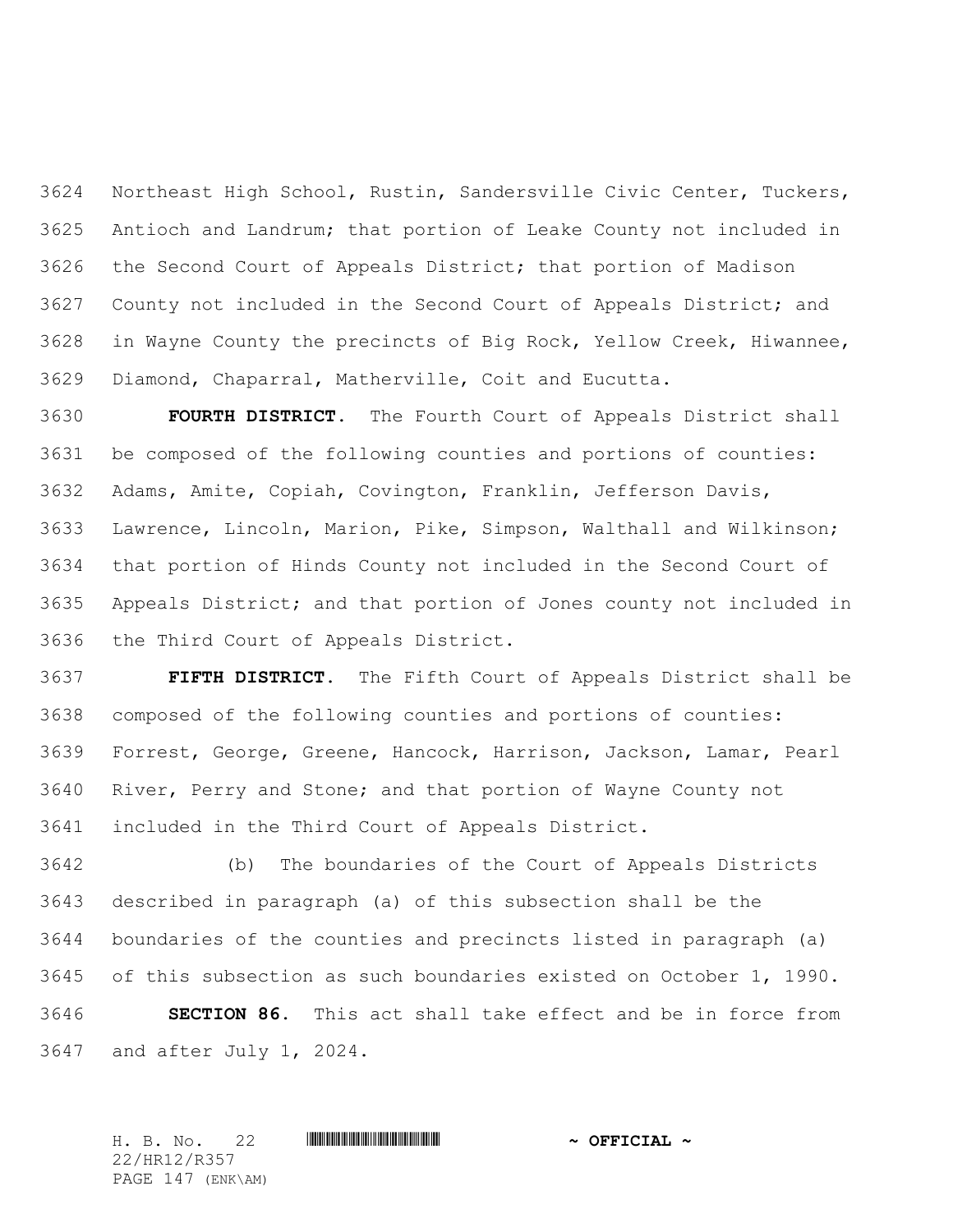Northeast High School, Rustin, Sandersville Civic Center, Tuckers, Antioch and Landrum; that portion of Leake County not included in the Second Court of Appeals District; that portion of Madison County not included in the Second Court of Appeals District; and in Wayne County the precincts of Big Rock, Yellow Creek, Hiwannee, Diamond, Chaparral, Matherville, Coit and Eucutta.

**FOURTH DISTRICT.** The Fourth Court of Appeals District shall be composed of the following counties and portions of counties: Adams, Amite, Copiah, Covington, Franklin, Jefferson Davis, Lawrence, Lincoln, Marion, Pike, Simpson, Walthall and Wilkinson; that portion of Hinds County not included in the Second Court of Appeals District; and that portion of Jones county not included in the Third Court of Appeals District.

**FIFTH DISTRICT.** The Fifth Court of Appeals District shall be composed of the following counties and portions of counties: Forrest, George, Greene, Hancock, Harrison, Jackson, Lamar, Pearl River, Perry and Stone; and that portion of Wayne County not included in the Third Court of Appeals District.

(b) The boundaries of the Court of Appeals Districts described in paragraph (a) of this subsection shall be the boundaries of the counties and precincts listed in paragraph (a) of this subsection as such boundaries existed on October 1, 1990.

**SECTION 86.** This act shall take effect and be in force from and after July 1, 2024.